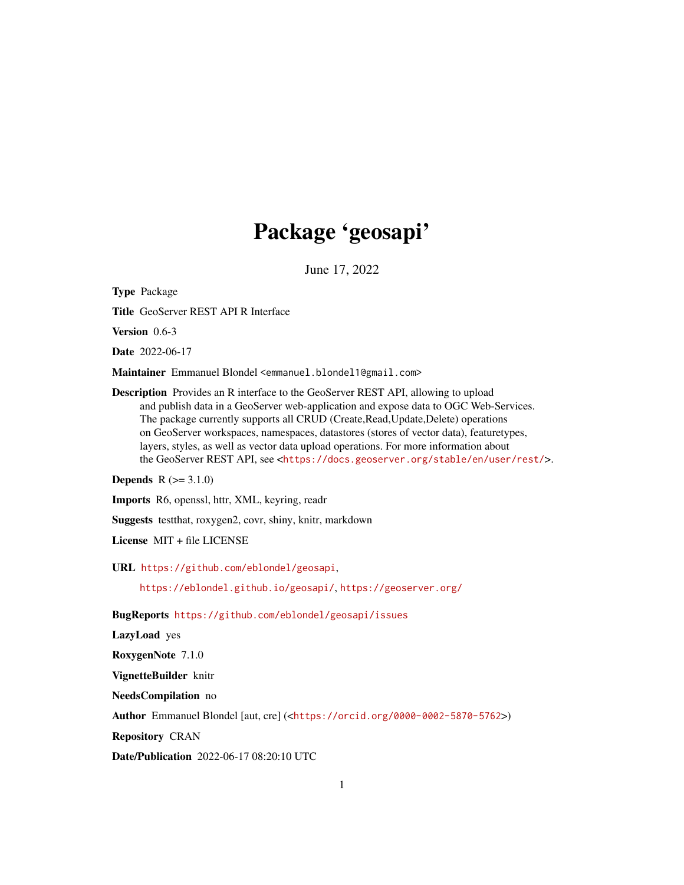# Package 'geosapi'

June 17, 2022

**Type** Package

**Title** GeoServer REST API R Interface

**Version** 0.6-3

**Date** 2022-06-17

**Maintainer** Emmanuel Blondel <emmanuel.blondel1@gmail.com>

**Description** Provides an R interface to the GeoServer REST API, allowing to upload and publish data in a GeoServer web-application and expose data to OGC Web-Services. The package currently supports all CRUD (Create,Read,Update,Delete) operations on GeoServer workspaces, namespaces, datastores (stores of vector data), featuretypes, layers, styles, as well as vector data upload operations. For more information about the GeoServer REST API, see <https://docs.geoserver.org/stable/en/user/rest/>.

**Depends** R (>= 3.1.0)

**Imports** R6, openssl, httr, XML, keyring, readr

**Suggests** testthat, roxygen2, covr, shiny, knitr, markdown

**License** MIT + file LICENSE

**URL** https://github.com/eblondel/geosapi,
https://eblondel.github.io/geosapi/, https://geoserver.org/

**BugReports** https://github.com/eblondel/geosapi/issues

**LazyLoad** yes

**RoxygenNote** 7.1.0

**VignetteBuilder** knitr

**NeedsCompilation** no

**Author** Emmanuel Blondel [aut, cre] (<https://orcid.org/0000-0002-5870-5762>)

**Repository** CRAN

**Date/Publication** 2022-06-17 08:20:10 UTC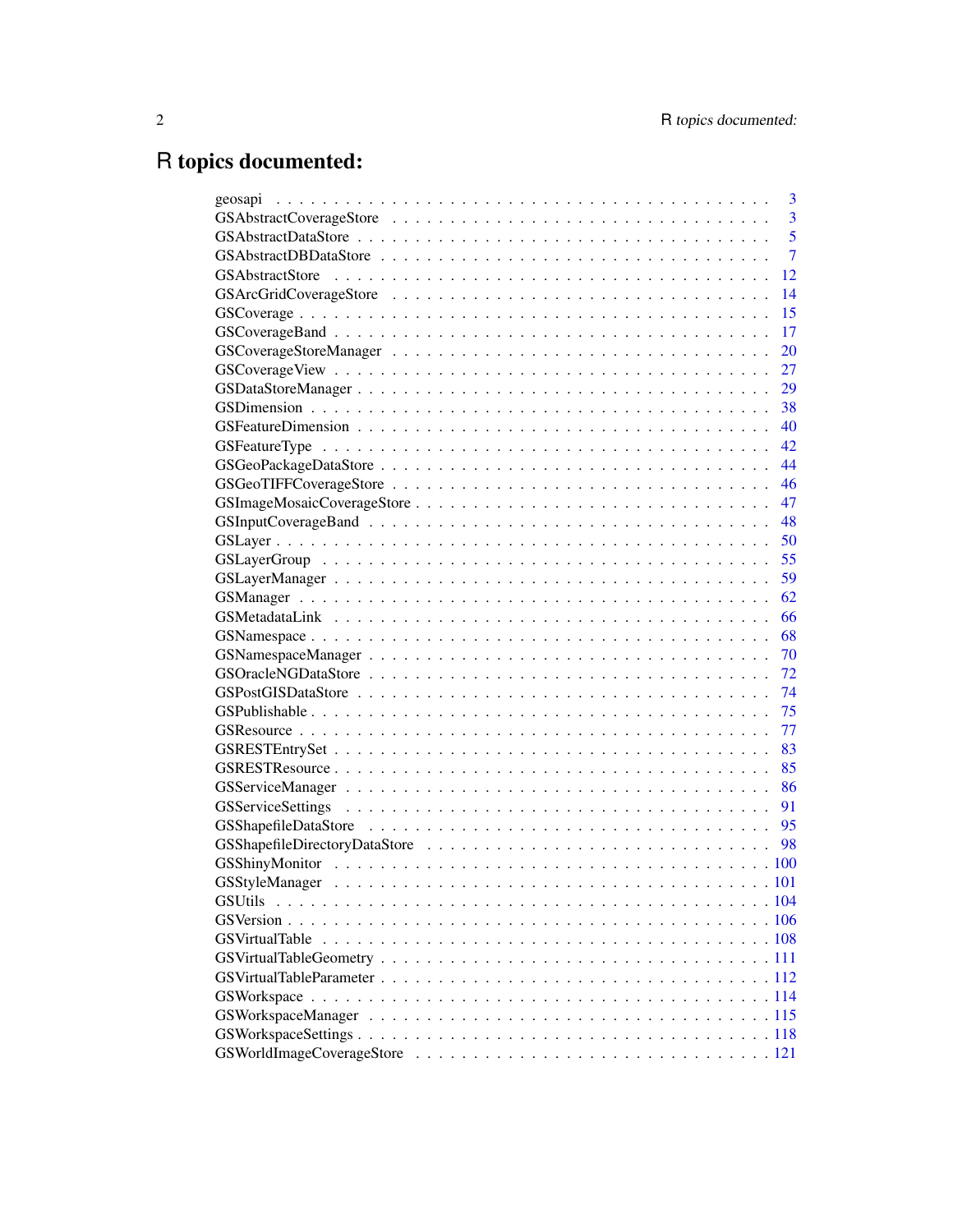# R topics documented:

| | |
|---|---|
| geosapi | 3 |
| GSAbstractCoverageStore | 3 |
| GSAbstractDataStore | 5 |
| GSAbstractDBDataStore | 7 |
| GSAbstractStore | 12 |
| GSArcGridCoverageStore | 14 |
| GSCoverage | 15 |
| GSCoverageBand | 17 |
| GSCoverageStoreManager | 20 |
| GSCoverageView | 27 |
| GSDataStoreManager | 29 |
| GSDimension | 38 |
| GSFeatureDimension | 40 |
| GSFeatureType | 42 |
| GSGeoPackageDataStore | 44 |
| GSGeoTIFFCoverageStore | 46 |
| GSImageMosaicCoverageStore | 47 |
| GSInputCoverageBand | 48 |
| GSLayer | 50 |
| GSLayerGroup | 55 |
| GSLayerManager | 59 |
| GSManager | 62 |
| GSMetadataLink | 66 |
| GSNamespace | 68 |
| GSNamespaceManager | 70 |
| GSOracleNGDataStore | 72 |
| GSPostGISDataStore | 74 |
| GSPublishable | 75 |
| GSResource | 77 |
| GSRESTEntrySet | 83 |
| GSRESTResource | 85 |
| GSServiceManager | 86 |
| GSServiceSettings | 91 |
| GSShapefileDataStore | 95 |
| GSShapefileDirectoryDataStore | 98 |
| GSShinyMonitor | 100 |
| GSStyleManager | 101 |
| GSUtils | 104 |
| GSVersion | 106 |
| GSVirtualTable | 108 |
| GSVirtualTableGeometry | 111 |
| GSVirtualTableParameter | 112 |
| GSWorkspace | 114 |
| GSWorkspaceManager | 115 |
| GSWorkspaceSettings | 118 |
| GSWorldImageCoverageStore | 121 |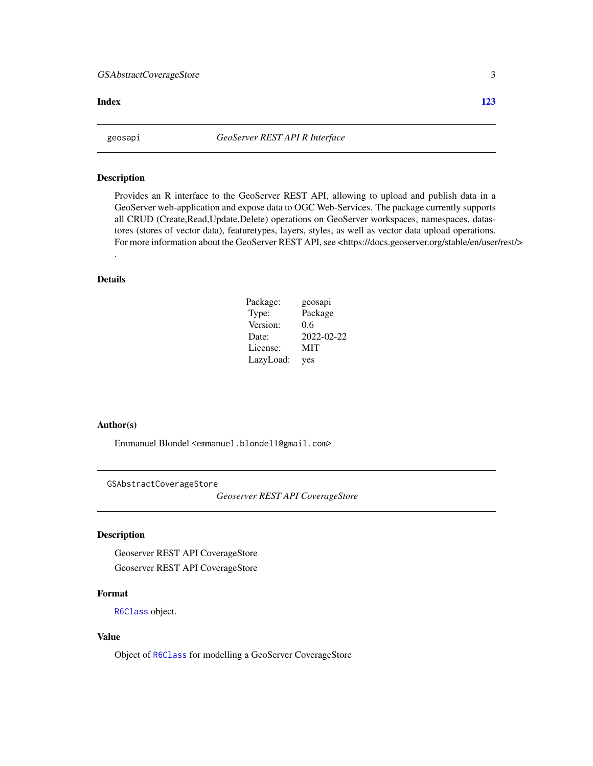Index 123

---

`geosapi` *GeoServer REST API R Interface*

---

## Description

Provides an R interface to the GeoServer REST API, allowing to upload and publish data in a GeoServer web-application and expose data to OGC Web-Services. The package currently supports all CRUD (Create,Read,Update,Delete) operations on GeoServer workspaces, namespaces, datastores (stores of vector data), featuretypes, layers, styles, as well as vector data upload operations. For more information about the GeoServer REST API, see <https://docs.geoserver.org/stable/en/user/rest/> .

## Details

| | |
|---|---|
| Package: | geosapi |
| Type: | Package |
| Version: | 0.6 |
| Date: | 2022-02-22 |
| License: | MIT |
| LazyLoad: | yes |

## Author(s)

Emmanuel Blondel <emmanuel.blondel1@gmail.com>

---

`GSAbstractCoverageStore` *Geoserver REST API CoverageStore*

---

## Description

Geoserver REST API CoverageStore

Geoserver REST API CoverageStore

## Format

`R6Class` object.

## Value

Object of `R6Class` for modelling a GeoServer CoverageStore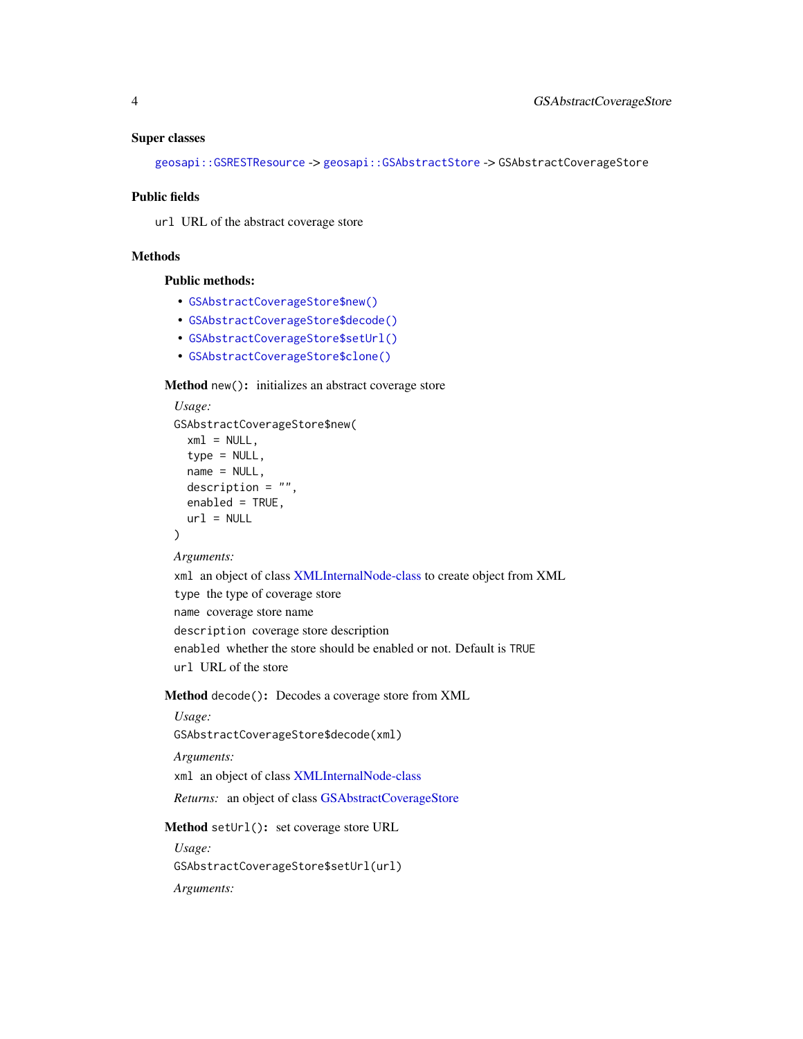### Super classes

`geosapi::GSRESTResource` -> `geosapi::GSAbstractStore` -> `GSAbstractCoverageStore`

### Public fields

`url` URL of the abstract coverage store

### Methods

#### Public methods:

- `GSAbstractCoverageStore$new()`
- `GSAbstractCoverageStore$decode()`
- `GSAbstractCoverageStore$setUrl()`
- `GSAbstractCoverageStore$clone()`

**Method** `new()`**:** initializes an abstract coverage store

*Usage:*

```
GSAbstractCoverageStore$new(
  xml = NULL,
  type = NULL,
  name = NULL,
  description = "",
  enabled = TRUE,
  url = NULL
)
```

*Arguments:*

`xml` an object of class XMLInternalNode-class to create object from XML

`type` the type of coverage store

`name` coverage store name

`description` coverage store description

`enabled` whether the store should be enabled or not. Default is `TRUE`

`url` URL of the store

**Method** `decode()`**:** Decodes a coverage store from XML

*Usage:*

```
GSAbstractCoverageStore$decode(xml)
```

*Arguments:*

`xml` an object of class XMLInternalNode-class

*Returns:* an object of class GSAbstractCoverageStore

**Method** `setUrl()`**:** set coverage store URL

*Usage:*

```
GSAbstractCoverageStore$setUrl(url)
```

*Arguments:*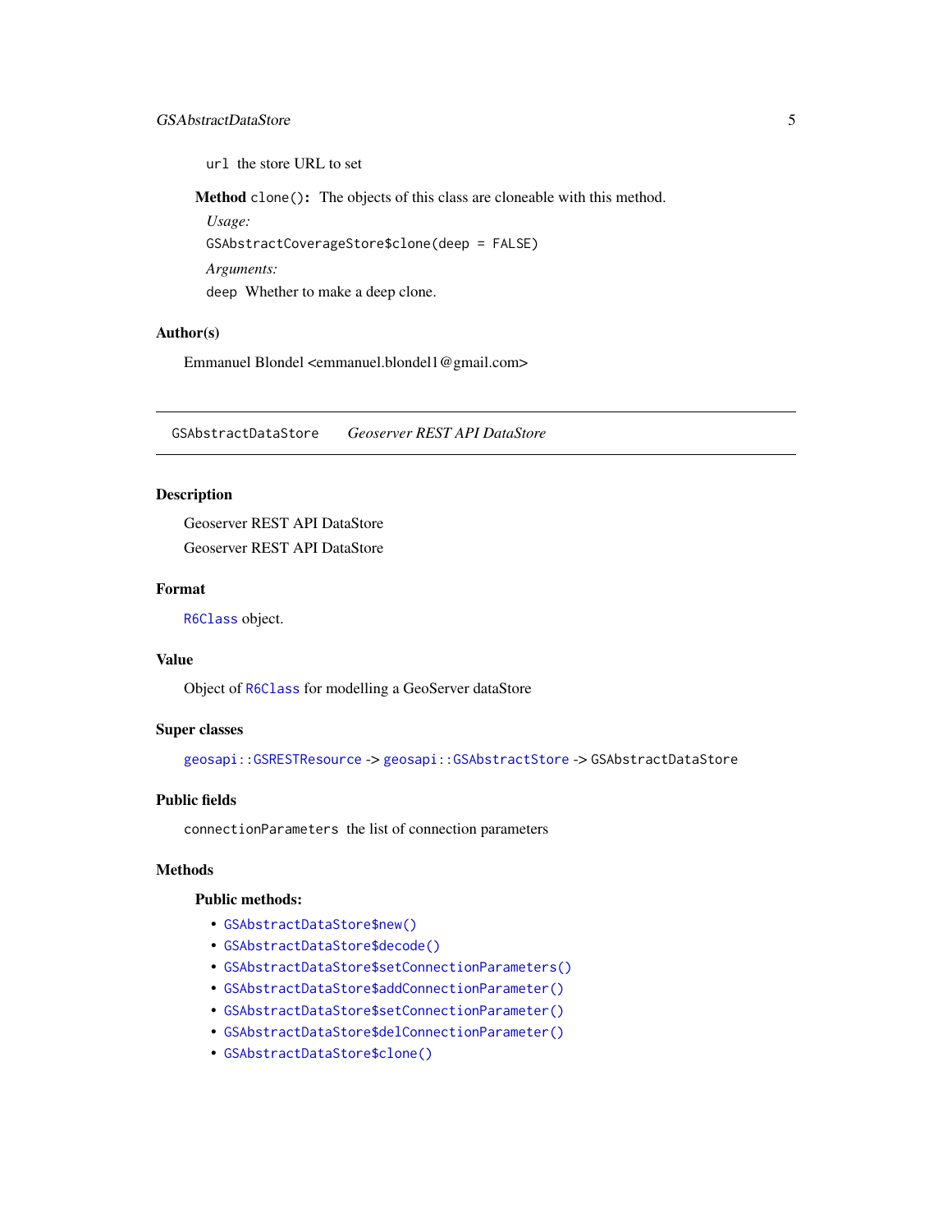`url` the store URL to set

**Method** `clone()`: The objects of this class are cloneable with this method.

*Usage:*

```
GSAbstractCoverageStore$clone(deep = FALSE)
```

*Arguments:*

`deep` Whether to make a deep clone.

## Author(s)

Emmanuel Blondel <emmanuel.blondel1@gmail.com>

---

# GSAbstractDataStore *Geoserver REST API DataStore*

## Description

Geoserver REST API DataStore

Geoserver REST API DataStore

## Format

`R6Class` object.

## Value

Object of `R6Class` for modelling a GeoServer dataStore

## Super classes

`geosapi::GSRESTResource` -> `geosapi::GSAbstractStore` -> `GSAbstractDataStore`

## Public fields

`connectionParameters` the list of connection parameters

## Methods

### Public methods:

- `GSAbstractDataStore$new()`
- `GSAbstractDataStore$decode()`
- `GSAbstractDataStore$setConnectionParameters()`
- `GSAbstractDataStore$addConnectionParameter()`
- `GSAbstractDataStore$setConnectionParameter()`
- `GSAbstractDataStore$delConnectionParameter()`
- `GSAbstractDataStore$clone()`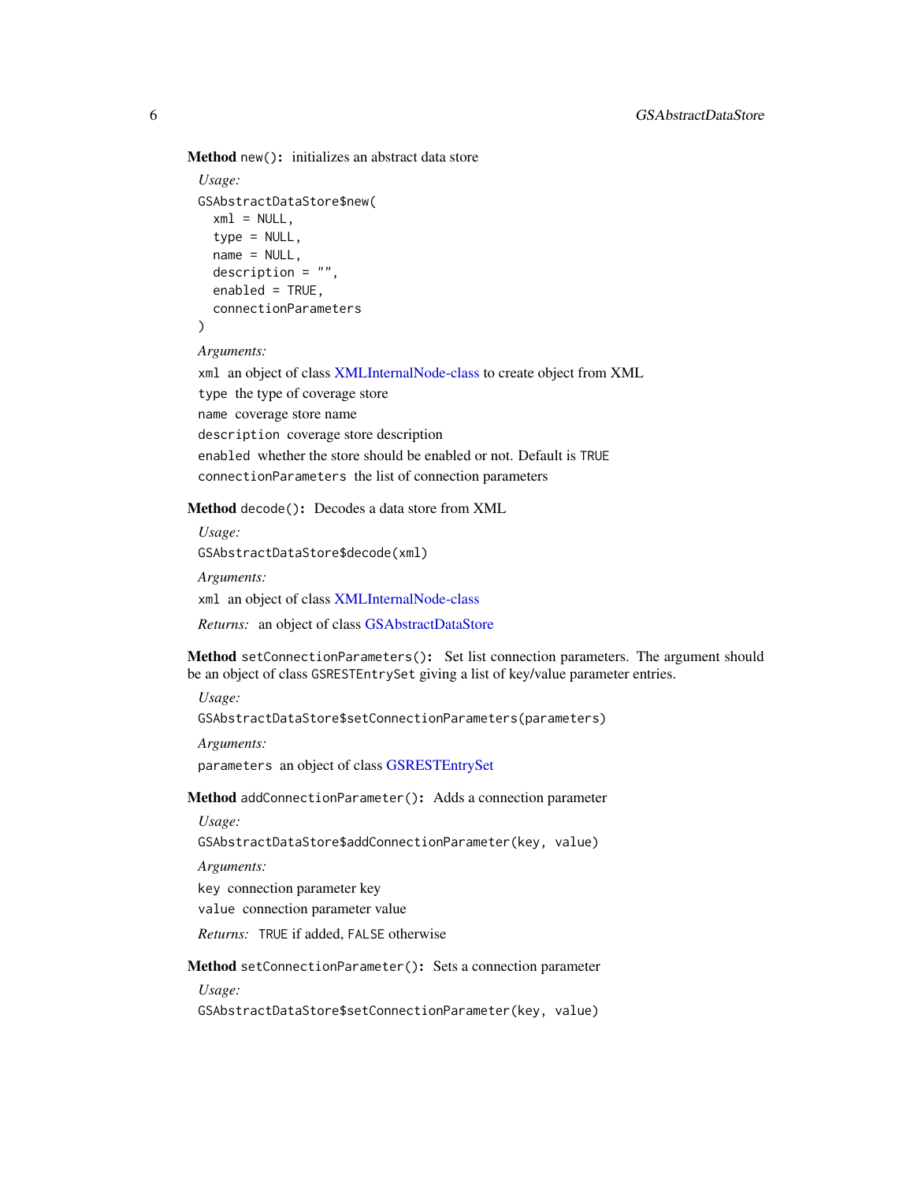**Method** `new()`: initializes an abstract data store

*Usage:*

```
GSAbstractDataStore$new(
  xml = NULL,
  type = NULL,
  name = NULL,
  description = "",
  enabled = TRUE,
  connectionParameters
)
```

*Arguments:*

`xml` an object of class XMLInternalNode-class to create object from XML

`type` the type of coverage store

`name` coverage store name

`description` coverage store description

`enabled` whether the store should be enabled or not. Default is `TRUE`

`connectionParameters` the list of connection parameters

**Method** `decode()`: Decodes a data store from XML

*Usage:*

```
GSAbstractDataStore$decode(xml)
```

*Arguments:*

`xml` an object of class XMLInternalNode-class

*Returns:* an object of class GSAbstractDataStore

**Method** `setConnectionParameters()`: Set list connection parameters. The argument should be an object of class `GSRESTEntrySet` giving a list of key/value parameter entries.

*Usage:*

```
GSAbstractDataStore$setConnectionParameters(parameters)
```

*Arguments:*

`parameters` an object of class GSRESTEntrySet

**Method** `addConnectionParameter()`: Adds a connection parameter

*Usage:*

```
GSAbstractDataStore$addConnectionParameter(key, value)
```

*Arguments:*

`key` connection parameter key

`value` connection parameter value

*Returns:* `TRUE` if added, `FALSE` otherwise

**Method** `setConnectionParameter()`: Sets a connection parameter

*Usage:*

```
GSAbstractDataStore$setConnectionParameter(key, value)
```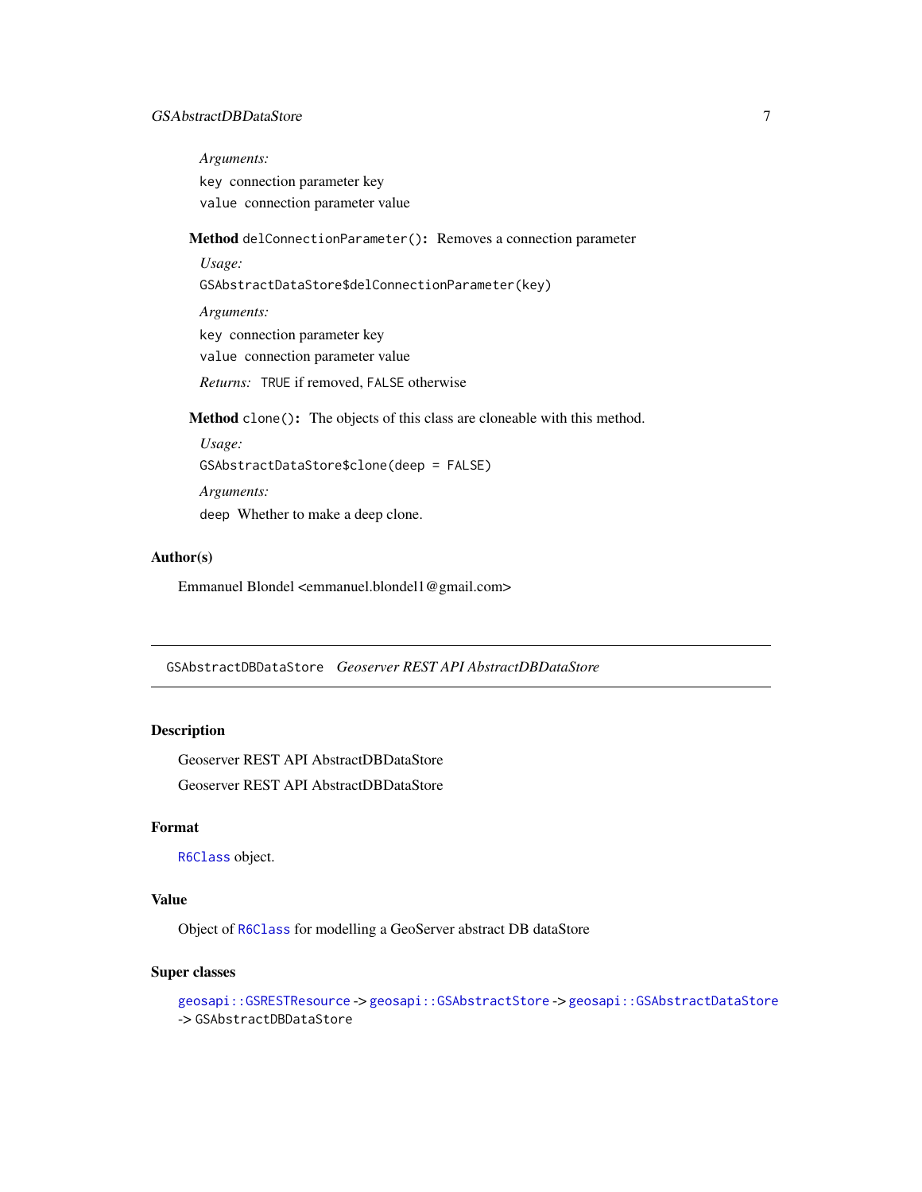*Arguments:*

`key` connection parameter key

`value` connection parameter value

**Method** `delConnectionParameter()`**:** Removes a connection parameter

*Usage:*

```
GSAbstractDataStore$delConnectionParameter(key)
```

*Arguments:*

`key` connection parameter key

`value` connection parameter value

*Returns:* `TRUE` if removed, `FALSE` otherwise

**Method** `clone()`**:** The objects of this class are cloneable with this method.

*Usage:*

```
GSAbstractDataStore$clone(deep = FALSE)
```

*Arguments:*

`deep` Whether to make a deep clone.

## Author(s)

Emmanuel Blondel <emmanuel.blondel1@gmail.com>

---

# `GSAbstractDBDataStore` *Geoserver REST API AbstractDBDataStore*

---

## Description

Geoserver REST API AbstractDBDataStore

Geoserver REST API AbstractDBDataStore

## Format

`R6Class` object.

## Value

Object of `R6Class` for modelling a GeoServer abstract DB dataStore

## Super classes

`geosapi::GSRESTResource` -> `geosapi::GSAbstractStore` -> `geosapi::GSAbstractDataStore` -> `GSAbstractDBDataStore`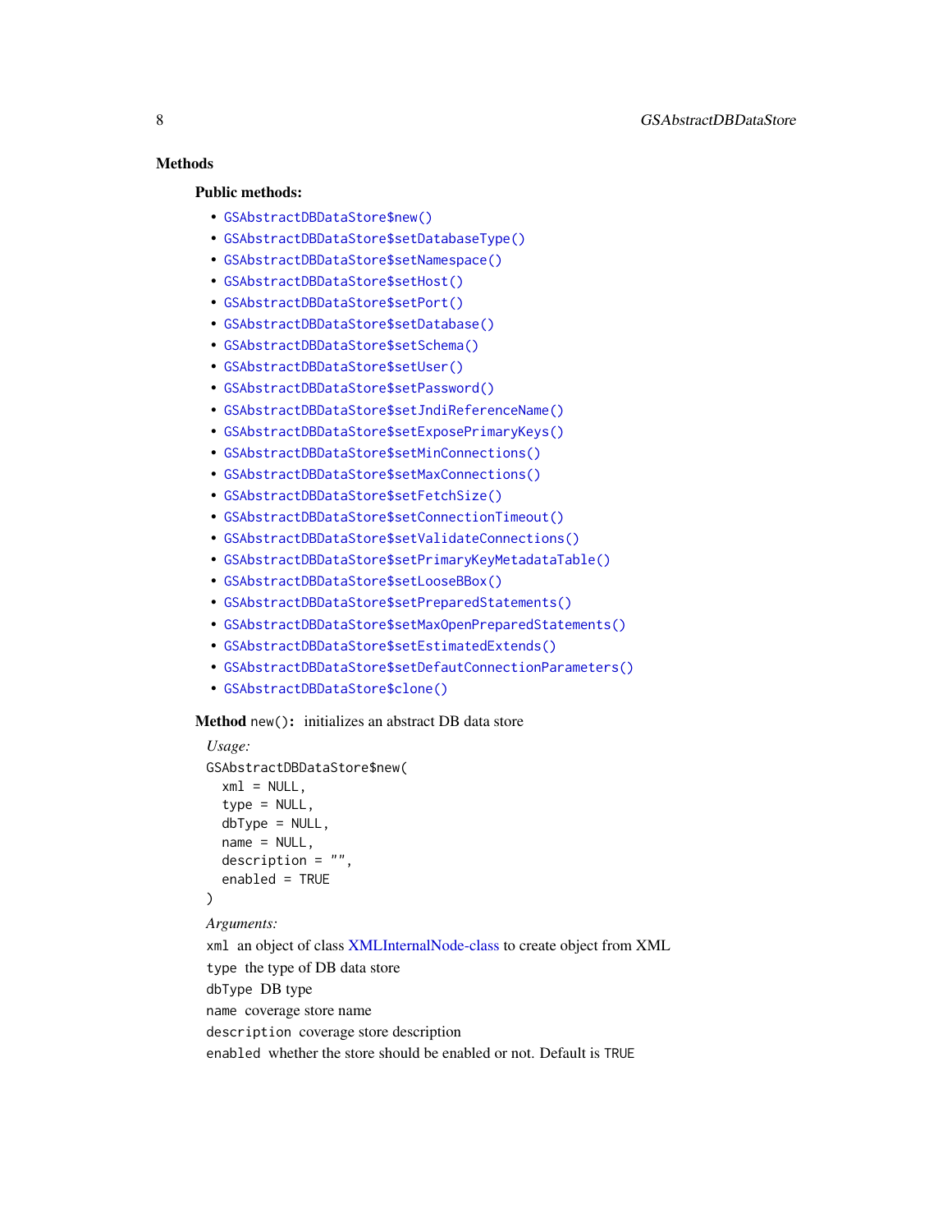## Methods

### Public methods:

- `GSAbstractDBDataStore$new()`
- `GSAbstractDBDataStore$setDatabaseType()`
- `GSAbstractDBDataStore$setNamespace()`
- `GSAbstractDBDataStore$setHost()`
- `GSAbstractDBDataStore$setPort()`
- `GSAbstractDBDataStore$setDatabase()`
- `GSAbstractDBDataStore$setSchema()`
- `GSAbstractDBDataStore$setUser()`
- `GSAbstractDBDataStore$setPassword()`
- `GSAbstractDBDataStore$setJndiReferenceName()`
- `GSAbstractDBDataStore$setExposePrimaryKeys()`
- `GSAbstractDBDataStore$setMinConnections()`
- `GSAbstractDBDataStore$setMaxConnections()`
- `GSAbstractDBDataStore$setFetchSize()`
- `GSAbstractDBDataStore$setConnectionTimeout()`
- `GSAbstractDBDataStore$setValidateConnections()`
- `GSAbstractDBDataStore$setPrimaryKeyMetadataTable()`
- `GSAbstractDBDataStore$setLooseBBox()`
- `GSAbstractDBDataStore$setPreparedStatements()`
- `GSAbstractDBDataStore$setMaxOpenPreparedStatements()`
- `GSAbstractDBDataStore$setEstimatedExtends()`
- `GSAbstractDBDataStore$setDefautConnectionParameters()`
- `GSAbstractDBDataStore$clone()`

**Method** `new()`**:** initializes an abstract DB data store

*Usage:*

```
GSAbstractDBDataStore$new(
  xml = NULL,
  type = NULL,
  dbType = NULL,
  name = NULL,
  description = "",
  enabled = TRUE
)
```

*Arguments:*

`xml` an object of class XMLInternalNode-class to create object from XML

`type` the type of DB data store

`dbType` DB type

`name` coverage store name

`description` coverage store description

`enabled` whether the store should be enabled or not. Default is `TRUE`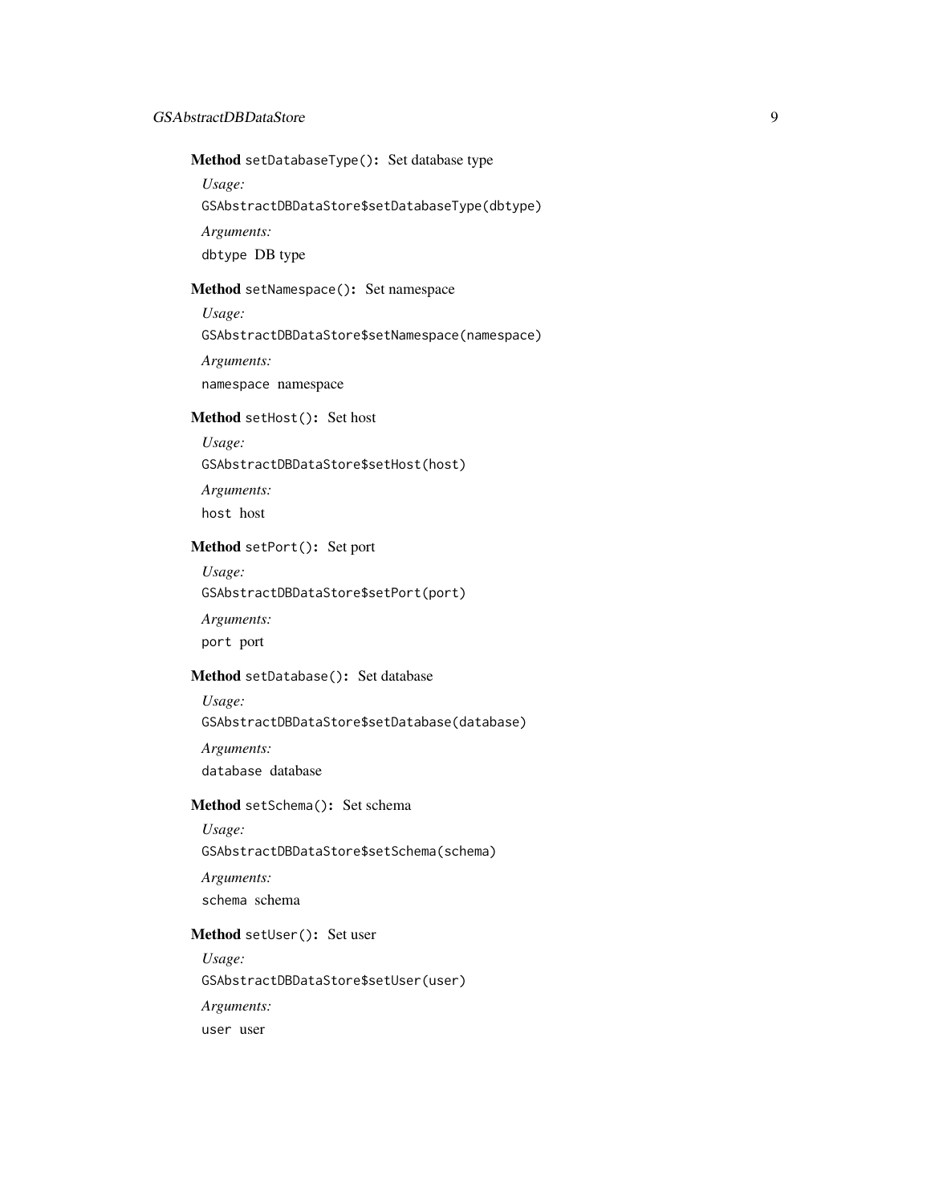**Method** `setDatabaseType()`: Set database type

*Usage:*

```
GSAbstractDBDataStore$setDatabaseType(dbtype)
```

*Arguments:*

`dbtype` DB type

**Method** `setNamespace()`: Set namespace

*Usage:*

```
GSAbstractDBDataStore$setNamespace(namespace)
```

*Arguments:*

`namespace` namespace

**Method** `setHost()`: Set host

*Usage:*

```
GSAbstractDBDataStore$setHost(host)
```

*Arguments:*

`host` host

**Method** `setPort()`: Set port

*Usage:*

```
GSAbstractDBDataStore$setPort(port)
```

*Arguments:*

`port` port

**Method** `setDatabase()`: Set database

*Usage:*

```
GSAbstractDBDataStore$setDatabase(database)
```

*Arguments:*

`database` database

**Method** `setSchema()`: Set schema

*Usage:*

```
GSAbstractDBDataStore$setSchema(schema)
```

*Arguments:*

`schema` schema

**Method** `setUser()`: Set user

*Usage:*

```
GSAbstractDBDataStore$setUser(user)
```

*Arguments:*

`user` user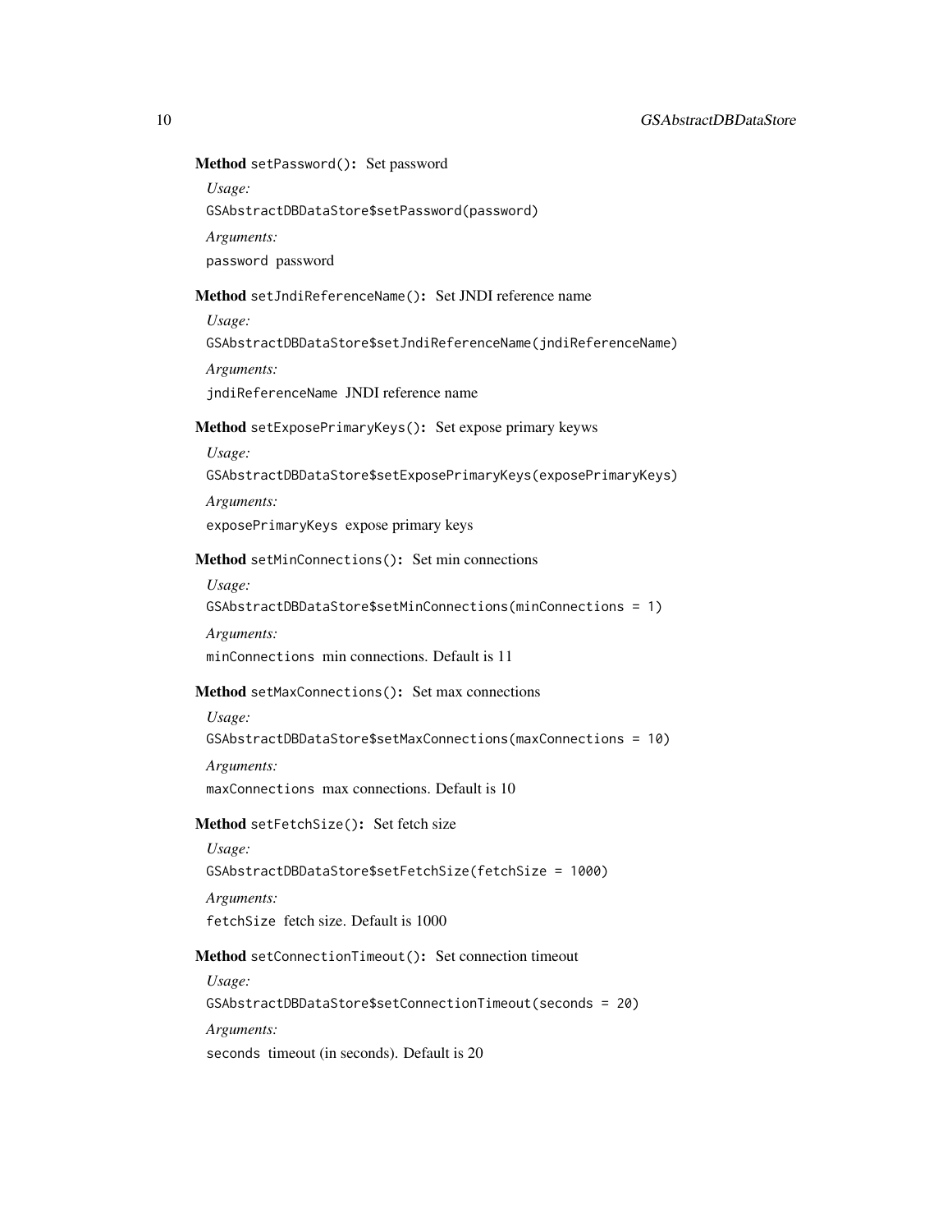**Method** `setPassword()`: Set password

*Usage:*

```
GSAbstractDBDataStore$setPassword(password)
```

*Arguments:*

`password` password

**Method** `setJndiReferenceName()`: Set JNDI reference name

*Usage:*

```
GSAbstractDBDataStore$setJndiReferenceName(jndiReferenceName)
```

*Arguments:*

`jndiReferenceName` JNDI reference name

**Method** `setExposePrimaryKeys()`: Set expose primary keyws

*Usage:*

```
GSAbstractDBDataStore$setExposePrimaryKeys(exposePrimaryKeys)
```

*Arguments:*

`exposePrimaryKeys` expose primary keys

**Method** `setMinConnections()`: Set min connections

*Usage:*

```
GSAbstractDBDataStore$setMinConnections(minConnections = 1)
```

*Arguments:*

`minConnections` min connections. Default is 11

**Method** `setMaxConnections()`: Set max connections

*Usage:*

```
GSAbstractDBDataStore$setMaxConnections(maxConnections = 10)
```

*Arguments:*

`maxConnections` max connections. Default is 10

**Method** `setFetchSize()`: Set fetch size

*Usage:*

```
GSAbstractDBDataStore$setFetchSize(fetchSize = 1000)
```

*Arguments:*

`fetchSize` fetch size. Default is 1000

**Method** `setConnectionTimeout()`: Set connection timeout

*Usage:*

```
GSAbstractDBDataStore$setConnectionTimeout(seconds = 20)
```

*Arguments:*

`seconds` timeout (in seconds). Default is 20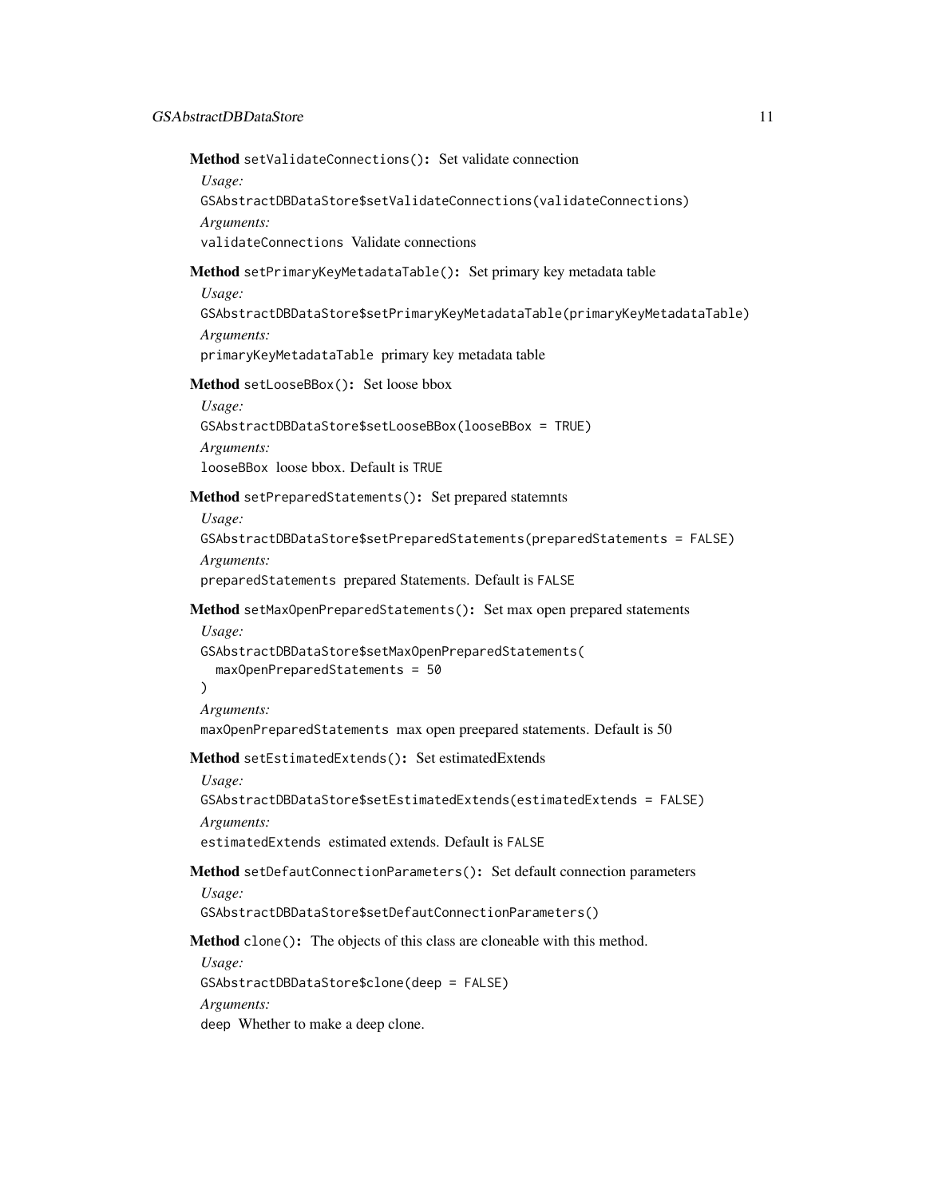**Method** `setValidateConnections()`: Set validate connection

*Usage:*

```
GSAbstractDBDataStore$setValidateConnections(validateConnections)
```

*Arguments:*

`validateConnections` Validate connections

**Method** `setPrimaryKeyMetadataTable()`: Set primary key metadata table

*Usage:*

```
GSAbstractDBDataStore$setPrimaryKeyMetadataTable(primaryKeyMetadataTable)
```

*Arguments:*

`primaryKeyMetadataTable` primary key metadata table

**Method** `setLooseBBox()`: Set loose bbox

*Usage:*

```
GSAbstractDBDataStore$setLooseBBox(looseBBox = TRUE)
```

*Arguments:*

`looseBBox` loose bbox. Default is `TRUE`

**Method** `setPreparedStatements()`: Set prepared statemnts

*Usage:*

```
GSAbstractDBDataStore$setPreparedStatements(preparedStatements = FALSE)
```

*Arguments:*

`preparedStatements` prepared Statements. Default is `FALSE`

**Method** `setMaxOpenPreparedStatements()`: Set max open prepared statements

*Usage:*

```
GSAbstractDBDataStore$setMaxOpenPreparedStatements(
  maxOpenPreparedStatements = 50
)
```

*Arguments:*

`maxOpenPreparedStatements` max open preepared statements. Default is 50

**Method** `setEstimatedExtends()`: Set estimatedExtends

*Usage:*

```
GSAbstractDBDataStore$setEstimatedExtends(estimatedExtends = FALSE)
```

*Arguments:*

`estimatedExtends` estimated extends. Default is `FALSE`

**Method** `setDefautConnectionParameters()`: Set default connection parameters

*Usage:*

```
GSAbstractDBDataStore$setDefautConnectionParameters()
```

**Method** `clone()`: The objects of this class are cloneable with this method.

*Usage:*

```
GSAbstractDBDataStore$clone(deep = FALSE)
```

*Arguments:*

`deep` Whether to make a deep clone.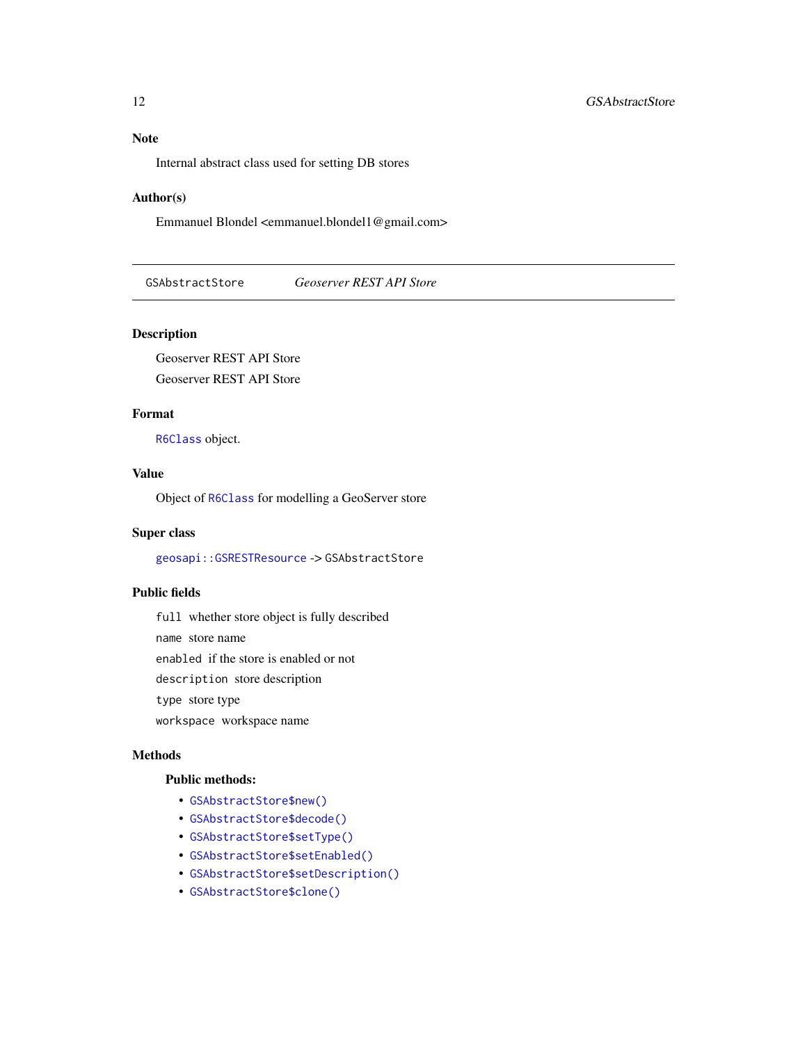## Note

Internal abstract class used for setting DB stores

## Author(s)

Emmanuel Blondel <emmanuel.blondel1@gmail.com>

---

# GSAbstractStore *Geoserver REST API Store*

---

## Description

Geoserver REST API Store

Geoserver REST API Store

## Format

`R6Class` object.

## Value

Object of `R6Class` for modelling a GeoServer store

## Super class

`geosapi::GSRESTResource` -> `GSAbstractStore`

## Public fields

`full` whether store object is fully described

`name` store name

`enabled` if the store is enabled or not

`description` store description

`type` store type

`workspace` workspace name

## Methods

### Public methods:

- `GSAbstractStore$new()`
- `GSAbstractStore$decode()`
- `GSAbstractStore$setType()`
- `GSAbstractStore$setEnabled()`
- `GSAbstractStore$setDescription()`
- `GSAbstractStore$clone()`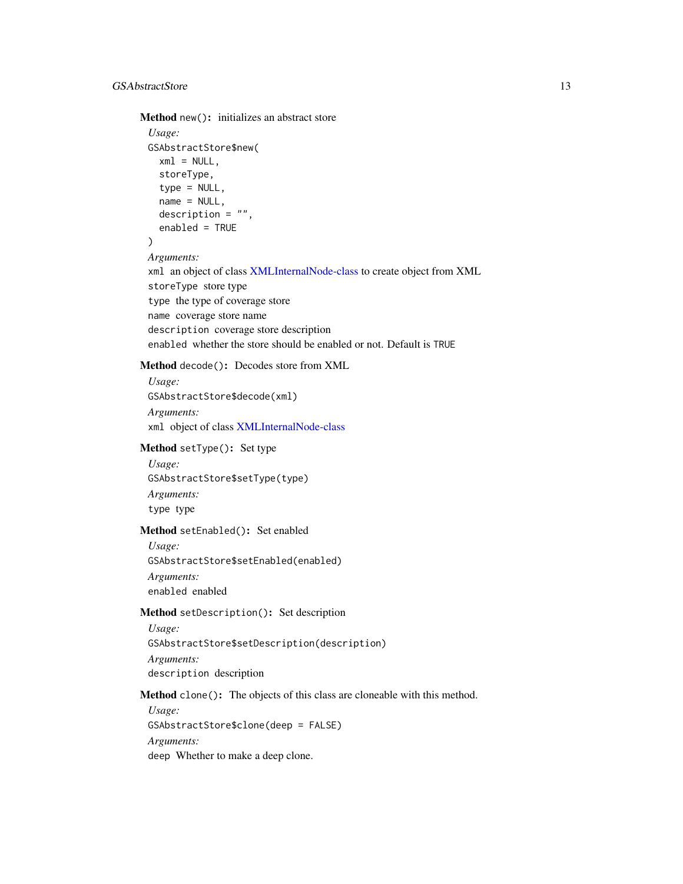**Method** `new()`: initializes an abstract store

*Usage:*

```
GSAbstractStore$new(
  xml = NULL,
  storeType,
  type = NULL,
  name = NULL,
  description = "",
  enabled = TRUE
)
```

*Arguments:*

`xml` an object of class XMLInternalNode-class to create object from XML

`storeType` store type

`type` the type of coverage store

`name` coverage store name

`description` coverage store description

`enabled` whether the store should be enabled or not. Default is `TRUE`

**Method** `decode()`: Decodes store from XML

*Usage:*

```
GSAbstractStore$decode(xml)
```

*Arguments:*

`xml` object of class XMLInternalNode-class

**Method** `setType()`: Set type

*Usage:*

```
GSAbstractStore$setType(type)
```

*Arguments:*

`type` type

**Method** `setEnabled()`: Set enabled

*Usage:*

```
GSAbstractStore$setEnabled(enabled)
```

*Arguments:*

`enabled` enabled

**Method** `setDescription()`: Set description

*Usage:*

```
GSAbstractStore$setDescription(description)
```

*Arguments:*

`description` description

**Method** `clone()`: The objects of this class are cloneable with this method.

*Usage:*

```
GSAbstractStore$clone(deep = FALSE)
```

*Arguments:*

`deep` Whether to make a deep clone.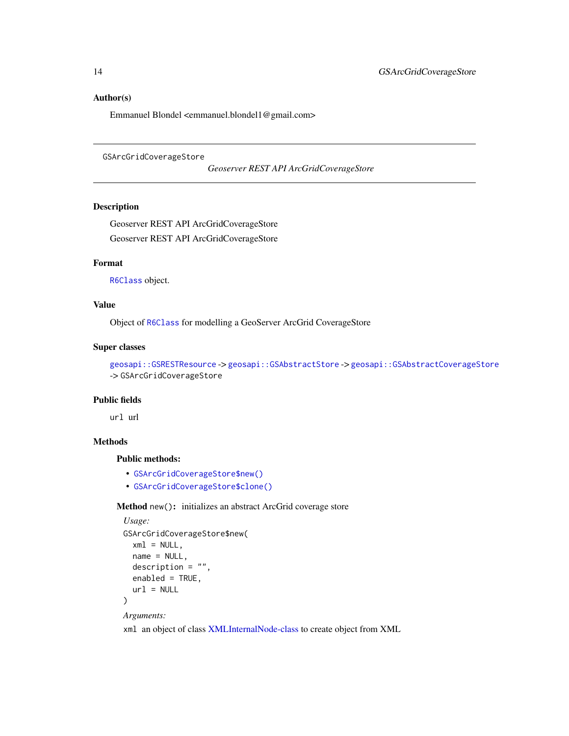### Author(s)

Emmanuel Blondel <emmanuel.blondel1@gmail.com>

---

GSArcGridCoverageStore &nbsp;&nbsp;&nbsp;&nbsp;&nbsp;&nbsp; *Geoserver REST API ArcGridCoverageStore*

---

### Description

Geoserver REST API ArcGridCoverageStore

Geoserver REST API ArcGridCoverageStore

### Format

`R6Class` object.

### Value

Object of `R6Class` for modelling a GeoServer ArcGrid CoverageStore

### Super classes

`geosapi::GSRESTResource` -> `geosapi::GSAbstractStore` -> `geosapi::GSAbstractCoverageStore` -> `GSArcGridCoverageStore`

### Public fields

`url` url

### Methods

#### Public methods:

- `GSArcGridCoverageStore$new()`
- `GSArcGridCoverageStore$clone()`

**Method** `new()`**:** initializes an abstract ArcGrid coverage store

*Usage:*

```
GSArcGridCoverageStore$new(
  xml = NULL,
  name = NULL,
  description = "",
  enabled = TRUE,
  url = NULL
)
```

*Arguments:*

`xml` an object of class XMLInternalNode-class to create object from XML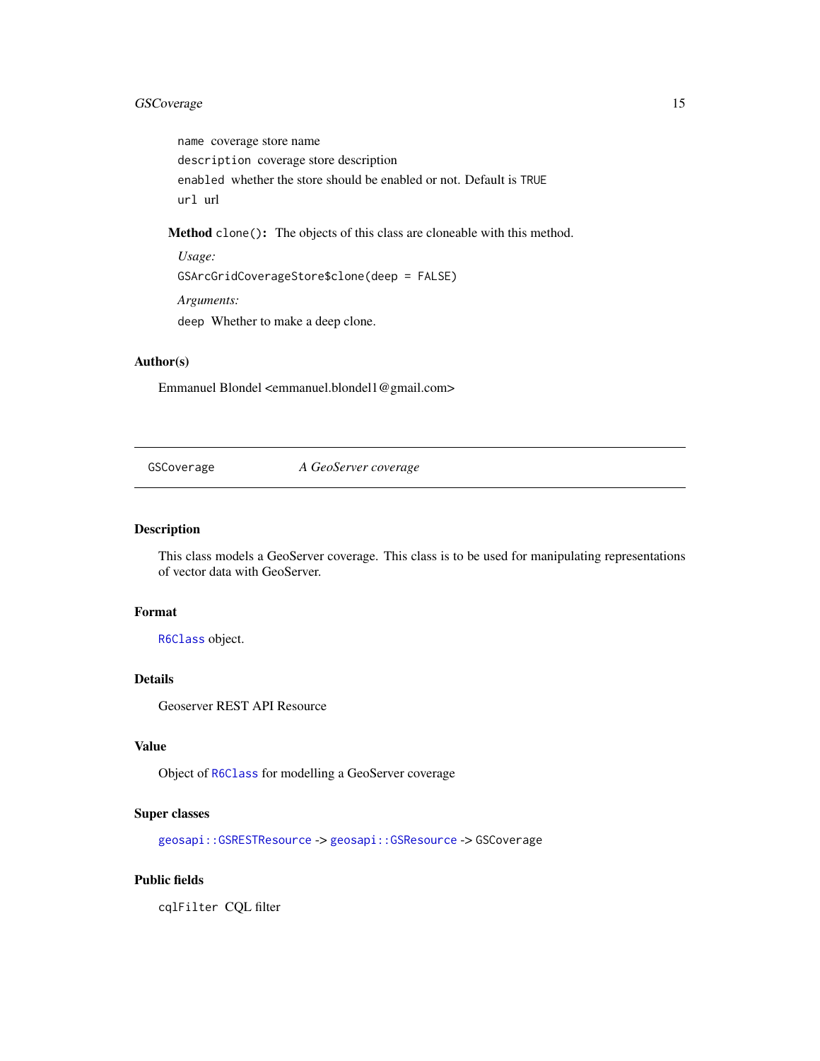`name` coverage store name

`description` coverage store description

`enabled` whether the store should be enabled or not. Default is `TRUE`

`url` url

**Method** `clone()`: The objects of this class are cloneable with this method.

*Usage:*

```
GSArcGridCoverageStore$clone(deep = FALSE)
```

*Arguments:*

`deep` Whether to make a deep clone.

### Author(s)

Emmanuel Blondel <emmanuel.blondel1@gmail.com>

---

## GSCoverage — *A GeoServer coverage*

---

### Description

This class models a GeoServer coverage. This class is to be used for manipulating representations of vector data with GeoServer.

### Format

`R6Class` object.

### Details

Geoserver REST API Resource

### Value

Object of `R6Class` for modelling a GeoServer coverage

### Super classes

`geosapi::GSRESTResource` -> `geosapi::GSResource` -> `GSCoverage`

### Public fields

`cqlFilter` CQL filter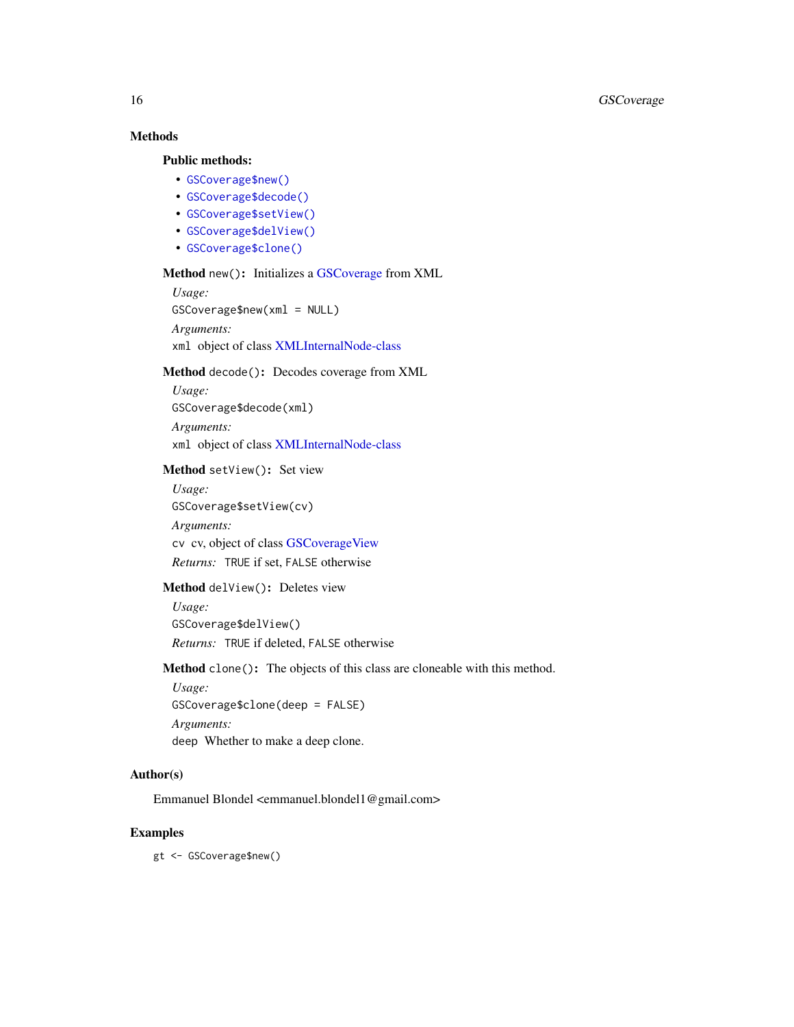## Methods

### Public methods:

- `GSCoverage$new()`
- `GSCoverage$decode()`
- `GSCoverage$setView()`
- `GSCoverage$delView()`
- `GSCoverage$clone()`

**Method** `new()`: Initializes a GSCoverage from XML

*Usage:*

```
GSCoverage$new(xml = NULL)
```

*Arguments:*

`xml` object of class XMLInternalNode-class

**Method** `decode()`: Decodes coverage from XML

*Usage:*

```
GSCoverage$decode(xml)
```

*Arguments:*

`xml` object of class XMLInternalNode-class

**Method** `setView()`: Set view

*Usage:*

```
GSCoverage$setView(cv)
```

*Arguments:*

`cv` cv, object of class GSCoverageView

*Returns:* `TRUE` if set, `FALSE` otherwise

**Method** `delView()`: Deletes view

*Usage:*

```
GSCoverage$delView()
```

*Returns:* `TRUE` if deleted, `FALSE` otherwise

**Method** `clone()`: The objects of this class are cloneable with this method.

*Usage:*

```
GSCoverage$clone(deep = FALSE)
```

*Arguments:*

`deep` Whether to make a deep clone.

## Author(s)

Emmanuel Blondel <emmanuel.blondel1@gmail.com>

## Examples

```
gt <- GSCoverage$new()
```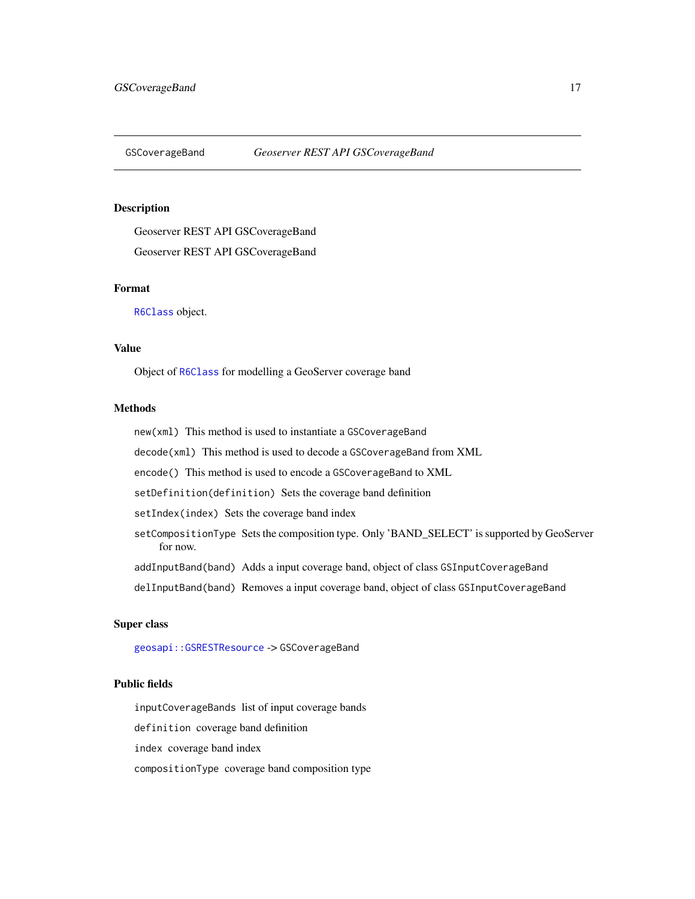GSCoverageBand *Geoserver REST API GSCoverageBand*

## Description

Geoserver REST API GSCoverageBand

Geoserver REST API GSCoverageBand

## Format

`R6Class` object.

## Value

Object of `R6Class` for modelling a GeoServer coverage band

## Methods

`new(xml)` This method is used to instantiate a `GSCoverageBand`

`decode(xml)` This method is used to decode a `GSCoverageBand` from XML

`encode()` This method is used to encode a `GSCoverageBand` to XML

`setDefinition(definition)` Sets the coverage band definition

`setIndex(index)` Sets the coverage band index

`setCompositionType` Sets the composition type. Only 'BAND_SELECT' is supported by GeoServer for now.

`addInputBand(band)` Adds a input coverage band, object of class `GSInputCoverageBand`

`delInputBand(band)` Removes a input coverage band, object of class `GSInputCoverageBand`

## Super class

`geosapi::GSRESTResource` -> `GSCoverageBand`

## Public fields

`inputCoverageBands` list of input coverage bands

`definition` coverage band definition

`index` coverage band index

`compositionType` coverage band composition type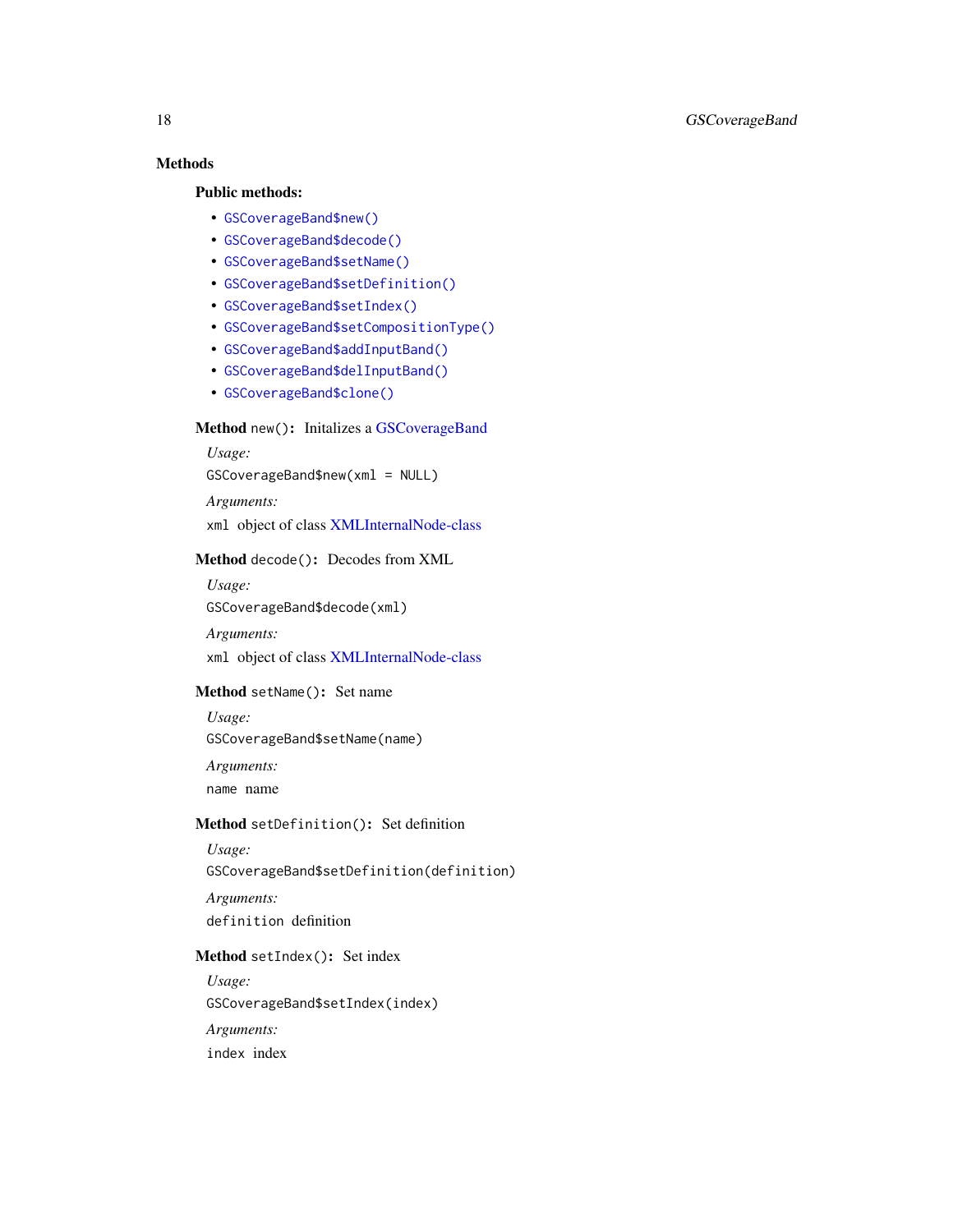## Methods

### Public methods:

- `GSCoverageBand$new()`
- `GSCoverageBand$decode()`
- `GSCoverageBand$setName()`
- `GSCoverageBand$setDefinition()`
- `GSCoverageBand$setIndex()`
- `GSCoverageBand$setCompositionType()`
- `GSCoverageBand$addInputBand()`
- `GSCoverageBand$delInputBand()`
- `GSCoverageBand$clone()`

**Method** `new()`**:** Initalizes a GSCoverageBand

*Usage:*

```
GSCoverageBand$new(xml = NULL)
```

*Arguments:*

`xml` object of class XMLInternalNode-class

**Method** `decode()`**:** Decodes from XML

*Usage:*

```
GSCoverageBand$decode(xml)
```

*Arguments:*

`xml` object of class XMLInternalNode-class

**Method** `setName()`**:** Set name

*Usage:*

```
GSCoverageBand$setName(name)
```

*Arguments:*

`name` name

**Method** `setDefinition()`**:** Set definition

*Usage:*

```
GSCoverageBand$setDefinition(definition)
```

*Arguments:*

`definition` definition

**Method** `setIndex()`**:** Set index

*Usage:*

```
GSCoverageBand$setIndex(index)
```

*Arguments:*

`index` index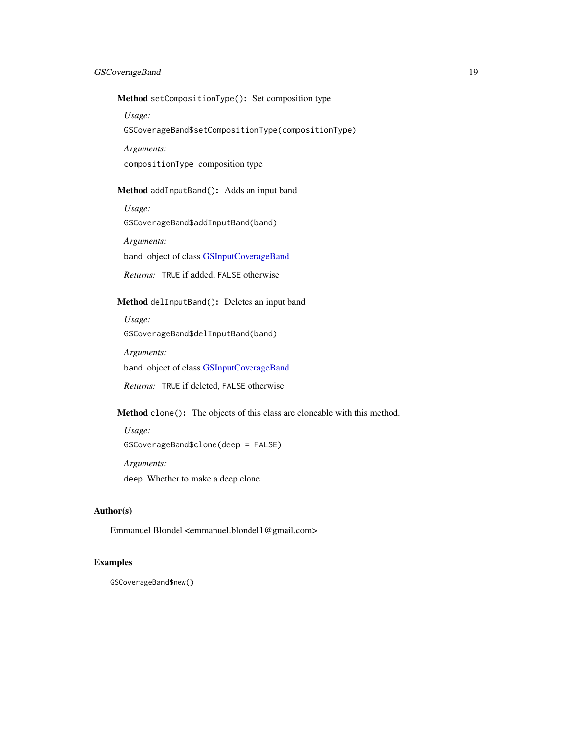**Method** `setCompositionType()`**:** Set composition type

*Usage:*

```
GSCoverageBand$setCompositionType(compositionType)
```

*Arguments:*

`compositionType` composition type

**Method** `addInputBand()`**:** Adds an input band

*Usage:*

```
GSCoverageBand$addInputBand(band)
```

*Arguments:*

`band` object of class GSInputCoverageBand

*Returns:* `TRUE` if added, `FALSE` otherwise

**Method** `delInputBand()`**:** Deletes an input band

*Usage:*

```
GSCoverageBand$delInputBand(band)
```

*Arguments:*

`band` object of class GSInputCoverageBand

*Returns:* `TRUE` if deleted, `FALSE` otherwise

**Method** `clone()`**:** The objects of this class are cloneable with this method.

*Usage:*

```
GSCoverageBand$clone(deep = FALSE)
```

*Arguments:*

`deep` Whether to make a deep clone.

## Author(s)

Emmanuel Blondel <emmanuel.blondel1@gmail.com>

## Examples

```
GSCoverageBand$new()
```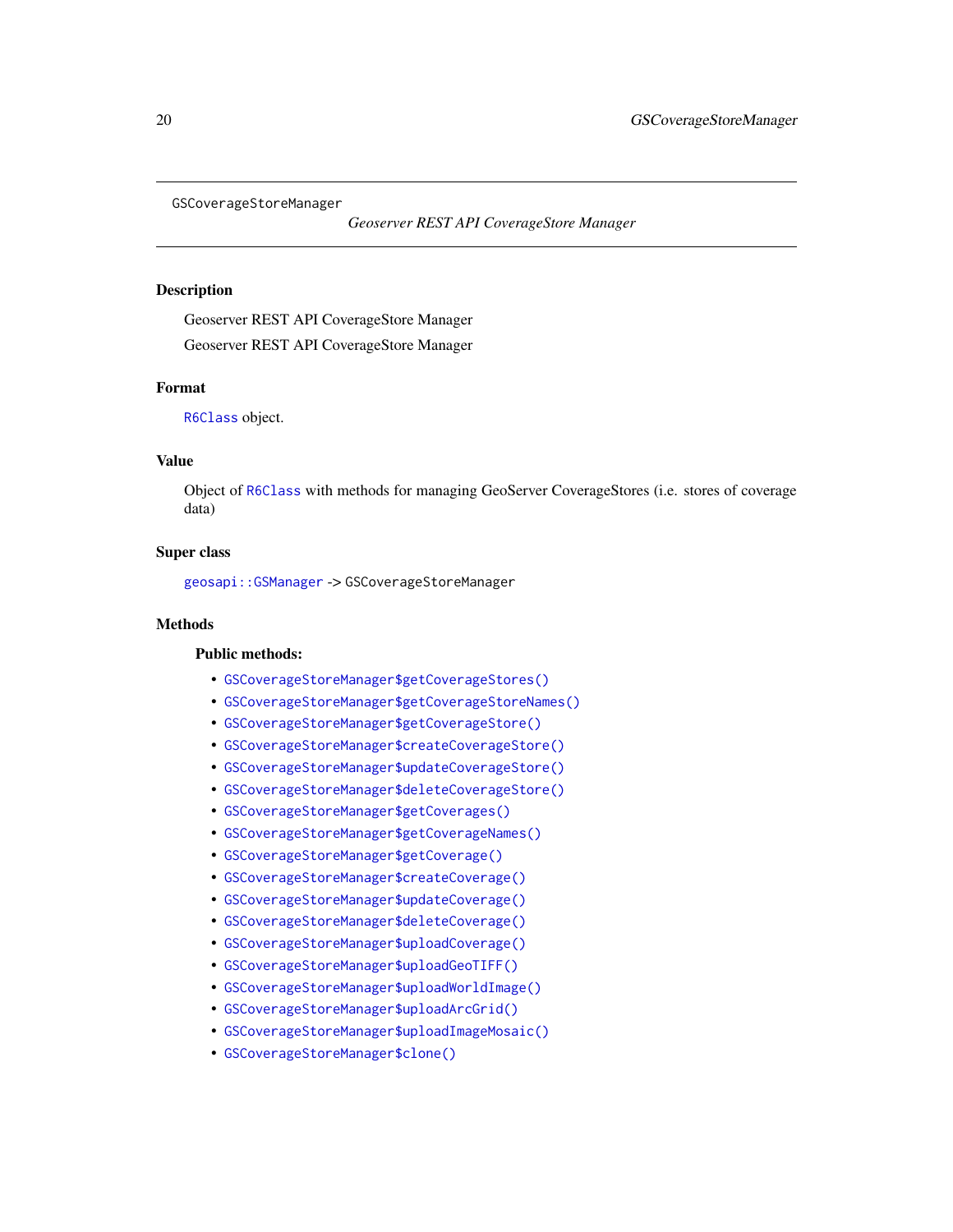GSCoverageStoreManager

*Geoserver REST API CoverageStore Manager*

## Description

Geoserver REST API CoverageStore Manager

Geoserver REST API CoverageStore Manager

## Format

`R6Class` object.

## Value

Object of `R6Class` with methods for managing GeoServer CoverageStores (i.e. stores of coverage data)

## Super class

`geosapi::GSManager` -> `GSCoverageStoreManager`

## Methods

### Public methods:

- `GSCoverageStoreManager$getCoverageStores()`
- `GSCoverageStoreManager$getCoverageStoreNames()`
- `GSCoverageStoreManager$getCoverageStore()`
- `GSCoverageStoreManager$createCoverageStore()`
- `GSCoverageStoreManager$updateCoverageStore()`
- `GSCoverageStoreManager$deleteCoverageStore()`
- `GSCoverageStoreManager$getCoverages()`
- `GSCoverageStoreManager$getCoverageNames()`
- `GSCoverageStoreManager$getCoverage()`
- `GSCoverageStoreManager$createCoverage()`
- `GSCoverageStoreManager$updateCoverage()`
- `GSCoverageStoreManager$deleteCoverage()`
- `GSCoverageStoreManager$uploadCoverage()`
- `GSCoverageStoreManager$uploadGeoTIFF()`
- `GSCoverageStoreManager$uploadWorldImage()`
- `GSCoverageStoreManager$uploadArcGrid()`
- `GSCoverageStoreManager$uploadImageMosaic()`
- `GSCoverageStoreManager$clone()`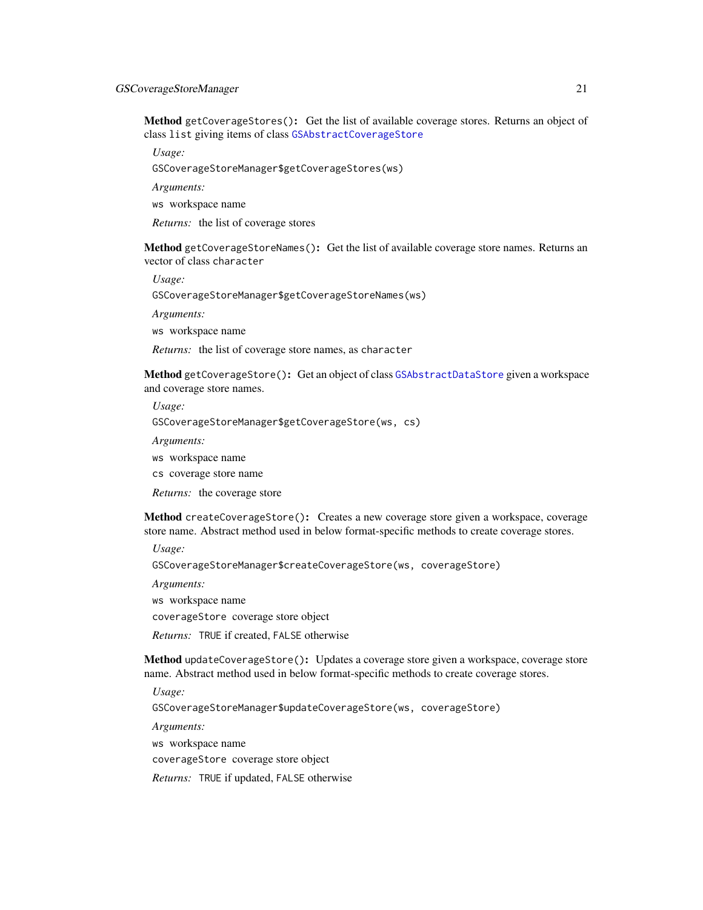**Method** `getCoverageStores()`**:** Get the list of available coverage stores. Returns an object of class `list` giving items of class `GSAbstractCoverageStore`

*Usage:*

```
GSCoverageStoreManager$getCoverageStores(ws)
```

*Arguments:*

`ws` workspace name

*Returns:* the list of coverage stores

**Method** `getCoverageStoreNames()`**:** Get the list of available coverage store names. Returns an vector of class `character`

*Usage:*

```
GSCoverageStoreManager$getCoverageStoreNames(ws)
```

*Arguments:*

`ws` workspace name

*Returns:* the list of coverage store names, as `character`

**Method** `getCoverageStore()`**:** Get an object of class `GSAbstractDataStore` given a workspace and coverage store names.

*Usage:*

```
GSCoverageStoreManager$getCoverageStore(ws, cs)
```

*Arguments:*

`ws` workspace name

`cs` coverage store name

*Returns:* the coverage store

**Method** `createCoverageStore()`**:** Creates a new coverage store given a workspace, coverage store name. Abstract method used in below format-specific methods to create coverage stores.

*Usage:*

```
GSCoverageStoreManager$createCoverageStore(ws, coverageStore)
```

*Arguments:*

`ws` workspace name

`coverageStore` coverage store object

*Returns:* `TRUE` if created, `FALSE` otherwise

**Method** `updateCoverageStore()`**:** Updates a coverage store given a workspace, coverage store name. Abstract method used in below format-specific methods to create coverage stores.

*Usage:*

```
GSCoverageStoreManager$updateCoverageStore(ws, coverageStore)
```

*Arguments:*

`ws` workspace name

`coverageStore` coverage store object

*Returns:* `TRUE` if updated, `FALSE` otherwise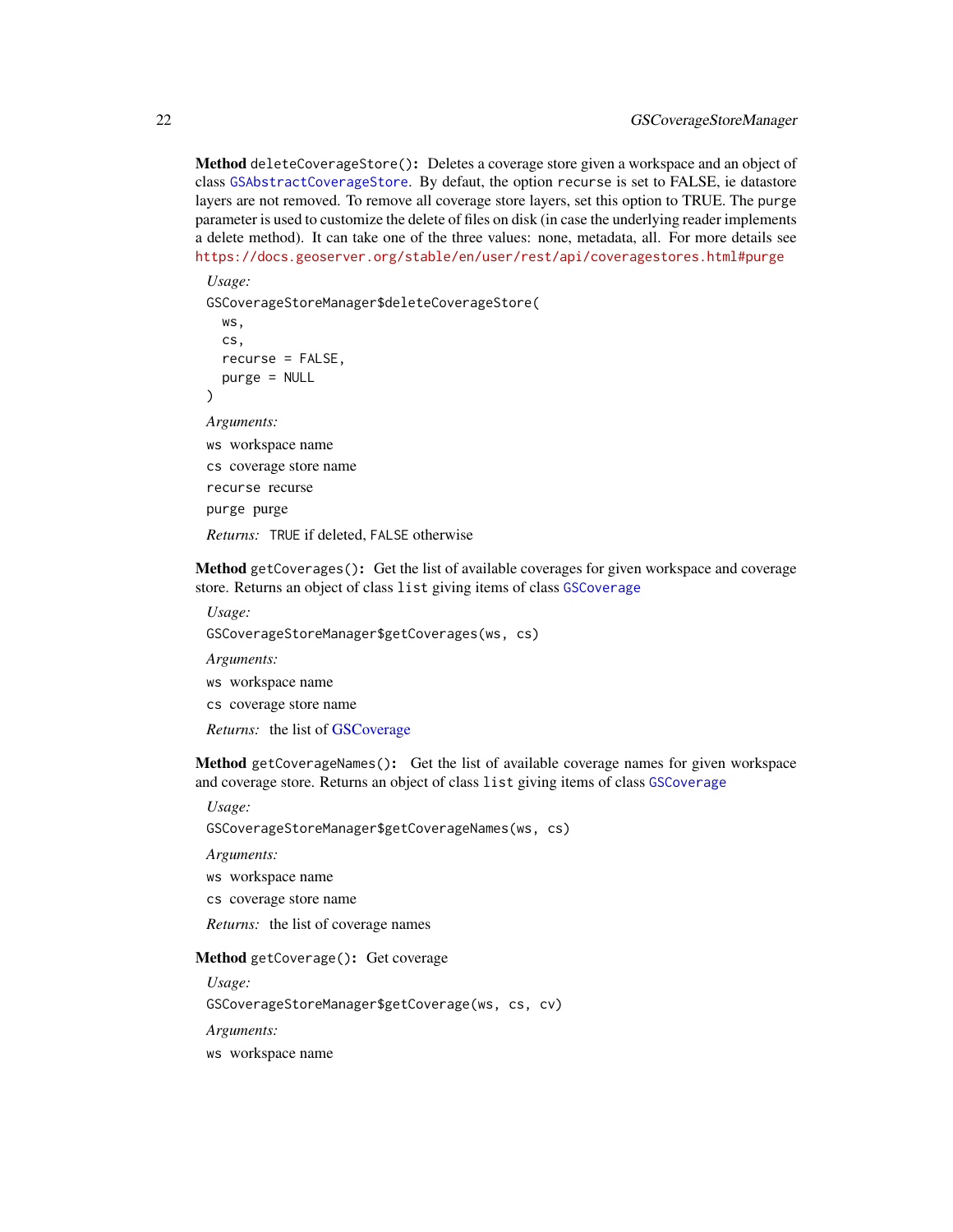**Method** `deleteCoverageStore()`: Deletes a coverage store given a workspace and an object of class `GSAbstractCoverageStore`. By defaut, the option `recurse` is set to FALSE, ie datastore layers are not removed. To remove all coverage store layers, set this option to TRUE. The `purge` parameter is used to customize the delete of files on disk (in case the underlying reader implements a delete method). It can take one of the three values: none, metadata, all. For more details see https://docs.geoserver.org/stable/en/user/rest/api/coveragestores.html#purge

*Usage:*

```
GSCoverageStoreManager$deleteCoverageStore(
  ws,
  cs,
  recurse = FALSE,
  purge = NULL
)
```

*Arguments:*

`ws` workspace name

`cs` coverage store name

`recurse` recurse

`purge` purge

*Returns:* `TRUE` if deleted, `FALSE` otherwise

**Method** `getCoverages()`: Get the list of available coverages for given workspace and coverage store. Returns an object of class `list` giving items of class `GSCoverage`

*Usage:*

```
GSCoverageStoreManager$getCoverages(ws, cs)
```

*Arguments:*

`ws` workspace name

`cs` coverage store name

*Returns:* the list of GSCoverage

**Method** `getCoverageNames()`: Get the list of available coverage names for given workspace and coverage store. Returns an object of class `list` giving items of class `GSCoverage`

*Usage:*

```
GSCoverageStoreManager$getCoverageNames(ws, cs)
```

*Arguments:*

`ws` workspace name

`cs` coverage store name

*Returns:* the list of coverage names

**Method** `getCoverage()`: Get coverage

*Usage:*

```
GSCoverageStoreManager$getCoverage(ws, cs, cv)
```

*Arguments:*

`ws` workspace name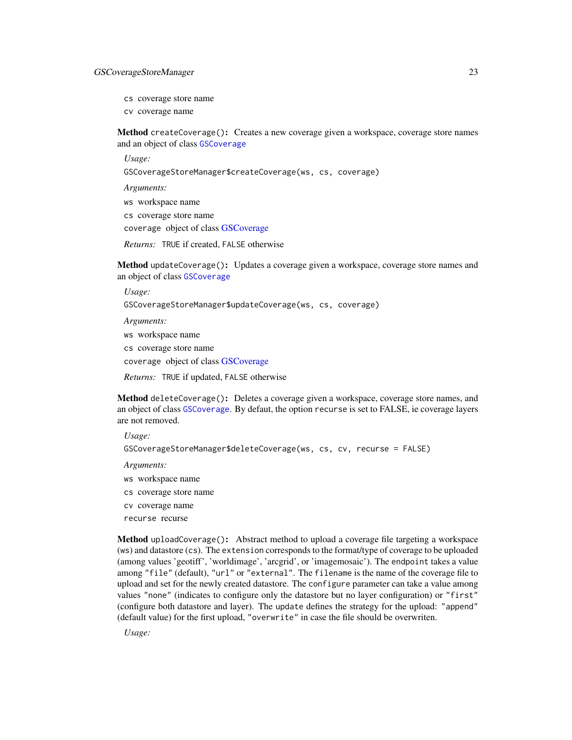cs coverage store name

cv coverage name

**Method** `createCoverage()`: Creates a new coverage given a workspace, coverage store names and an object of class `GSCoverage`

*Usage:*

```
GSCoverageStoreManager$createCoverage(ws, cs, coverage)
```

*Arguments:*

`ws` workspace name

`cs` coverage store name

`coverage` object of class GSCoverage

*Returns:* `TRUE` if created, `FALSE` otherwise

**Method** `updateCoverage()`: Updates a coverage given a workspace, coverage store names and an object of class `GSCoverage`

*Usage:*

```
GSCoverageStoreManager$updateCoverage(ws, cs, coverage)
```

*Arguments:*

`ws` workspace name

`cs` coverage store name

`coverage` object of class GSCoverage

*Returns:* `TRUE` if updated, `FALSE` otherwise

**Method** `deleteCoverage()`: Deletes a coverage given a workspace, coverage store names, and an object of class `GSCoverage`. By defaut, the option `recurse` is set to FALSE, ie coverage layers are not removed.

*Usage:*

```
GSCoverageStoreManager$deleteCoverage(ws, cs, cv, recurse = FALSE)
```

*Arguments:*

`ws` workspace name

`cs` coverage store name

`cv` coverage name

`recurse` recurse

**Method** `uploadCoverage()`: Abstract method to upload a coverage file targeting a workspace (`ws`) and datastore (`cs`). The `extension` corresponds to the format/type of coverage to be uploaded (among values 'geotiff', 'worldimage', 'arcgrid', or 'imagemosaic'). The `endpoint` takes a value among `"file"` (default), `"url"` or `"external"`. The `filename` is the name of the coverage file to upload and set for the newly created datastore. The `configure` parameter can take a value among values `"none"` (indicates to configure only the datastore but no layer configuration) or `"first"` (configure both datastore and layer). The `update` defines the strategy for the upload: `"append"` (default value) for the first upload, `"overwrite"` in case the file should be overwriten.

*Usage:*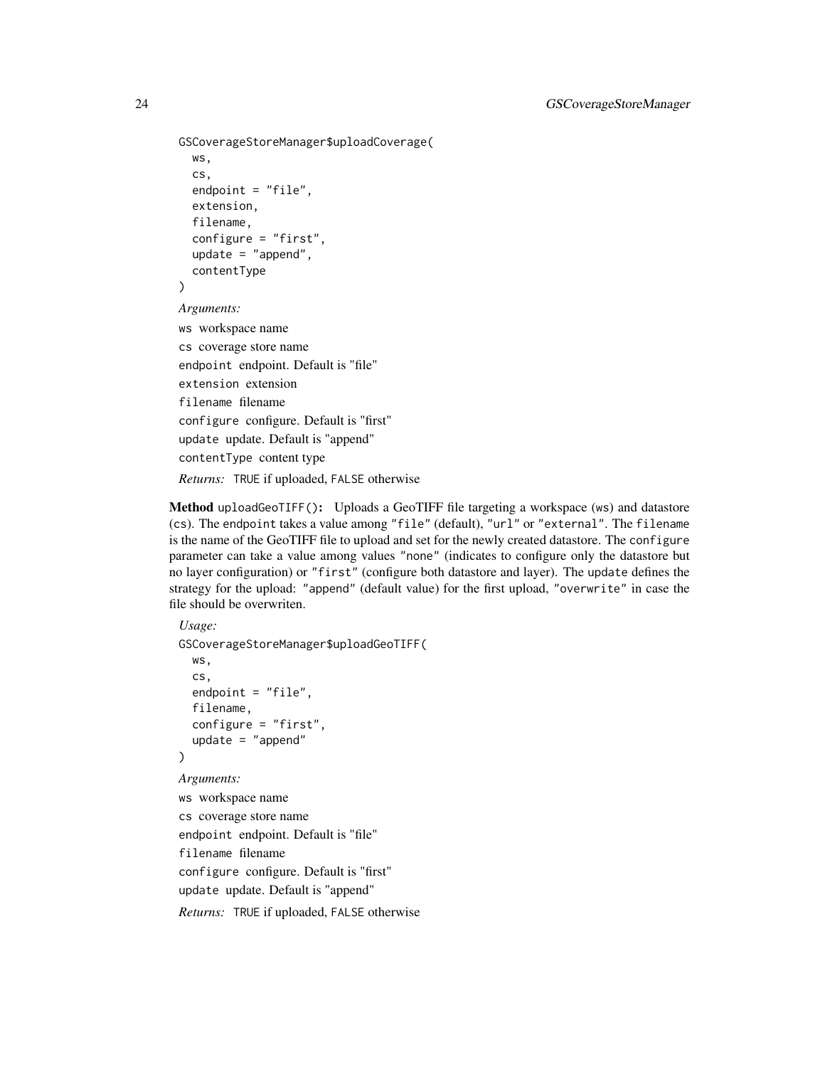```
GSCoverageStoreManager$uploadCoverage(
  ws,
  cs,
  endpoint = "file",
  extension,
  filename,
  configure = "first",
  update = "append",
  contentType
)
```

*Arguments:*

`ws` workspace name

`cs` coverage store name

`endpoint` endpoint. Default is "file"

`extension` extension

`filename` filename

`configure` configure. Default is "first"

`update` update. Default is "append"

`contentType` content type

*Returns:* `TRUE` if uploaded, `FALSE` otherwise

**Method** `uploadGeoTIFF()`**:** Uploads a GeoTIFF file targeting a workspace (`ws`) and datastore (`cs`). The `endpoint` takes a value among `"file"` (default), `"url"` or `"external"`. The `filename` is the name of the GeoTIFF file to upload and set for the newly created datastore. The `configure` parameter can take a value among values `"none"` (indicates to configure only the datastore but no layer configuration) or `"first"` (configure both datastore and layer). The `update` defines the strategy for the upload: `"append"` (default value) for the first upload, `"overwrite"` in case the file should be overwriten.

*Usage:*

```
GSCoverageStoreManager$uploadGeoTIFF(
  ws,
  cs,
  endpoint = "file",
  filename,
  configure = "first",
  update = "append"
)
```

*Arguments:*

`ws` workspace name

`cs` coverage store name

`endpoint` endpoint. Default is "file"

`filename` filename

`configure` configure. Default is "first"

`update` update. Default is "append"

*Returns:* `TRUE` if uploaded, `FALSE` otherwise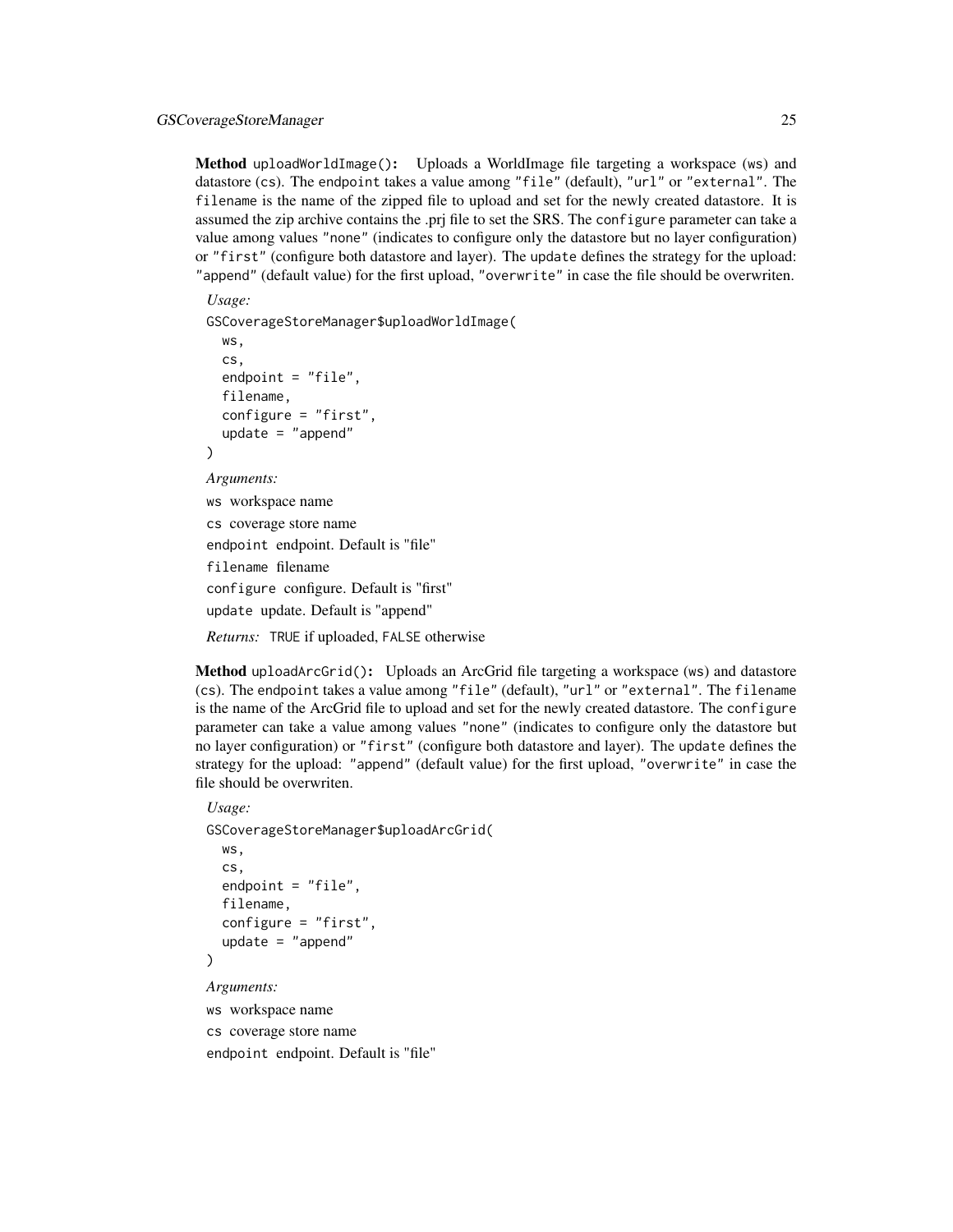**Method** `uploadWorldImage()`**:** Uploads a WorldImage file targeting a workspace (`ws`) and datastore (`cs`). The `endpoint` takes a value among `"file"` (default), `"url"` or `"external"`. The `filename` is the name of the zipped file to upload and set for the newly created datastore. It is assumed the zip archive contains the .prj file to set the SRS. The `configure` parameter can take a value among values `"none"` (indicates to configure only the datastore but no layer configuration) or `"first"` (configure both datastore and layer). The `update` defines the strategy for the upload: `"append"` (default value) for the first upload, `"overwrite"` in case the file should be overwriten.

*Usage:*

```
GSCoverageStoreManager$uploadWorldImage(
  ws,
  cs,
  endpoint = "file",
  filename,
  configure = "first",
  update = "append"
)
```

*Arguments:*

`ws` workspace name

`cs` coverage store name

`endpoint` endpoint. Default is "file"

`filename` filename

`configure` configure. Default is "first"

`update` update. Default is "append"

*Returns:* `TRUE` if uploaded, `FALSE` otherwise

**Method** `uploadArcGrid()`**:** Uploads an ArcGrid file targeting a workspace (`ws`) and datastore (`cs`). The `endpoint` takes a value among `"file"` (default), `"url"` or `"external"`. The `filename` is the name of the ArcGrid file to upload and set for the newly created datastore. The `configure` parameter can take a value among values `"none"` (indicates to configure only the datastore but no layer configuration) or `"first"` (configure both datastore and layer). The `update` defines the strategy for the upload: `"append"` (default value) for the first upload, `"overwrite"` in case the file should be overwriten.

*Usage:*

```
GSCoverageStoreManager$uploadArcGrid(
  ws,
  cs,
  endpoint = "file",
  filename,
  configure = "first",
  update = "append"
)
```

*Arguments:*

`ws` workspace name

`cs` coverage store name

`endpoint` endpoint. Default is "file"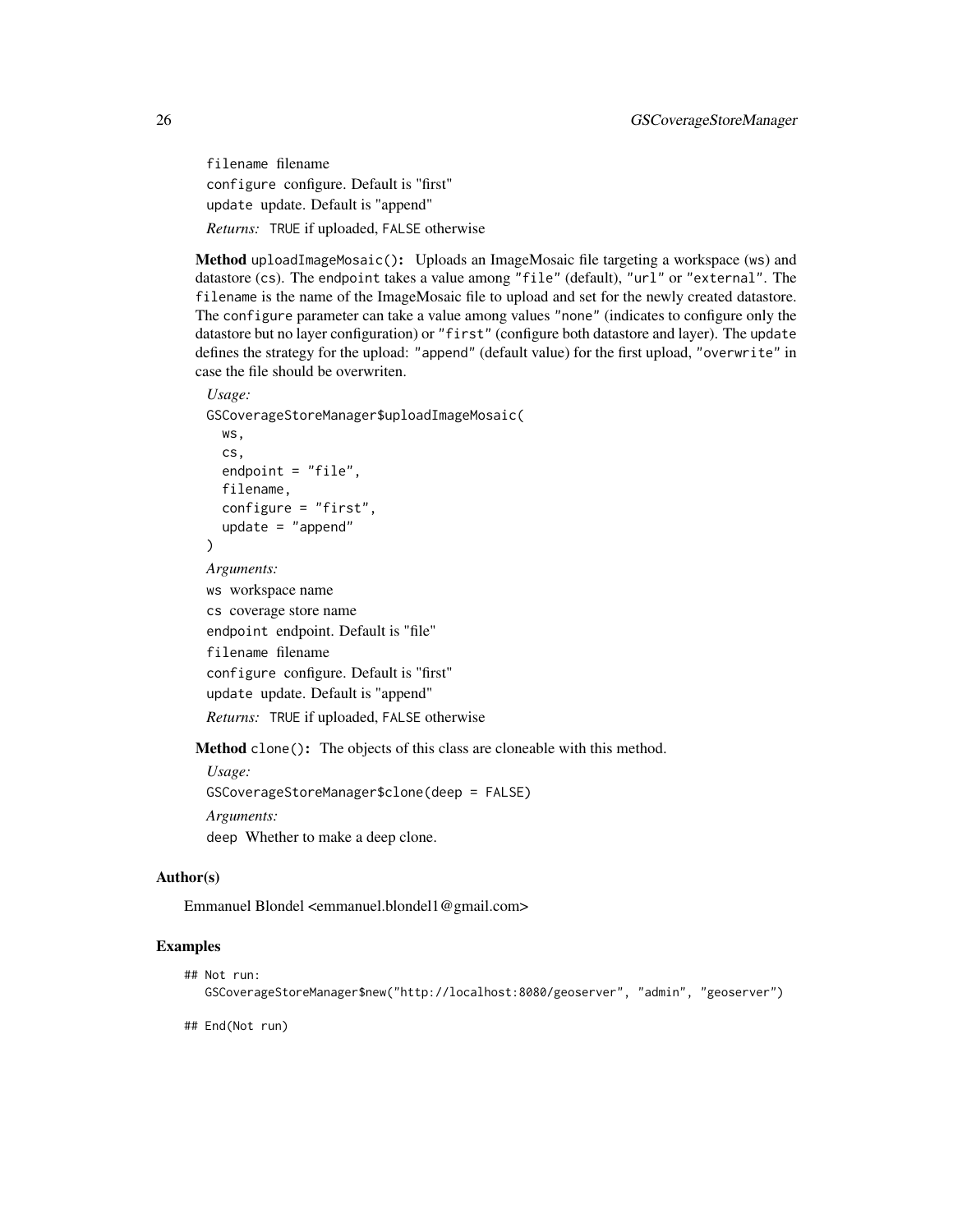filename filename

configure configure. Default is "first"

update update. Default is "append"

*Returns:* TRUE if uploaded, FALSE otherwise

**Method** `uploadImageMosaic()`**:** Uploads an ImageMosaic file targeting a workspace (ws) and datastore (cs). The endpoint takes a value among "file" (default), "url" or "external". The filename is the name of the ImageMosaic file to upload and set for the newly created datastore. The configure parameter can take a value among values "none" (indicates to configure only the datastore but no layer configuration) or "first" (configure both datastore and layer). The update defines the strategy for the upload: "append" (default value) for the first upload, "overwrite" in case the file should be overwriten.

*Usage:*

```
GSCoverageStoreManager$uploadImageMosaic(
  ws,
  cs,
  endpoint = "file",
  filename,
  configure = "first",
  update = "append"
)
```

*Arguments:*

ws workspace name

cs coverage store name

endpoint endpoint. Default is "file"

filename filename

configure configure. Default is "first"

update update. Default is "append"

*Returns:* TRUE if uploaded, FALSE otherwise

**Method** `clone()`**:** The objects of this class are cloneable with this method.

*Usage:*

```
GSCoverageStoreManager$clone(deep = FALSE)
```

*Arguments:*

deep Whether to make a deep clone.

## Author(s)

Emmanuel Blondel <emmanuel.blondel1@gmail.com>

## Examples

```
## Not run:
   GSCoverageStoreManager$new("http://localhost:8080/geoserver", "admin", "geoserver")

## End(Not run)
```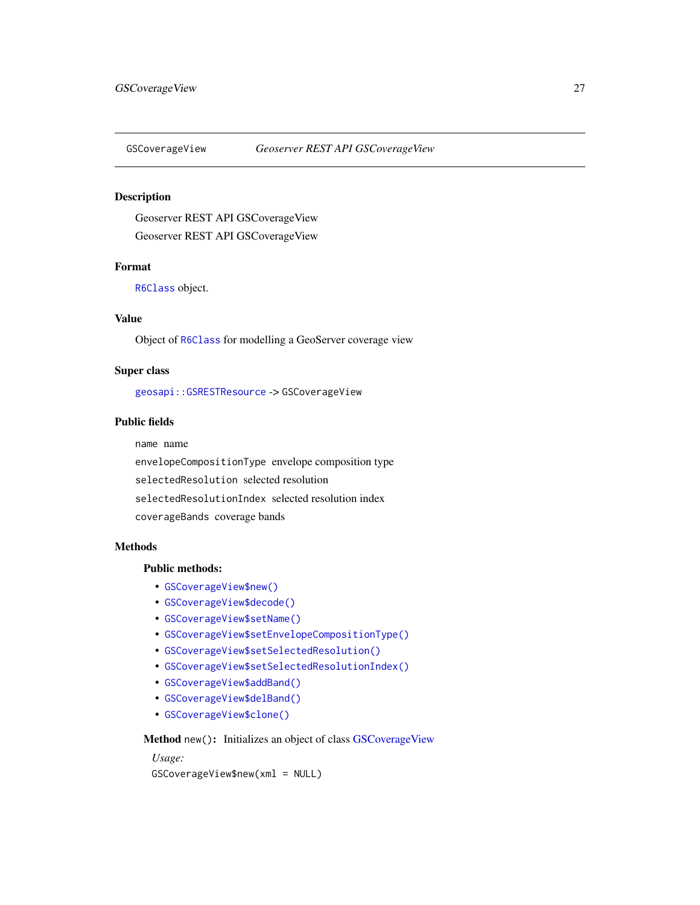GSCoverageView    *Geoserver REST API GSCoverageView*

## Description

Geoserver REST API GSCoverageView

Geoserver REST API GSCoverageView

## Format

`R6Class` object.

## Value

Object of `R6Class` for modelling a GeoServer coverage view

## Super class

`geosapi::GSRESTResource` -> `GSCoverageView`

## Public fields

`name` name

`envelopeCompositionType` envelope composition type

`selectedResolution` selected resolution

`selectedResolutionIndex` selected resolution index

`coverageBands` coverage bands

## Methods

### Public methods:

- `GSCoverageView$new()`
- `GSCoverageView$decode()`
- `GSCoverageView$setName()`
- `GSCoverageView$setEnvelopeCompositionType()`
- `GSCoverageView$setSelectedResolution()`
- `GSCoverageView$setSelectedResolutionIndex()`
- `GSCoverageView$addBand()`
- `GSCoverageView$delBand()`
- `GSCoverageView$clone()`

**Method** `new()`**:** Initializes an object of class GSCoverageView

*Usage:*

```
GSCoverageView$new(xml = NULL)
```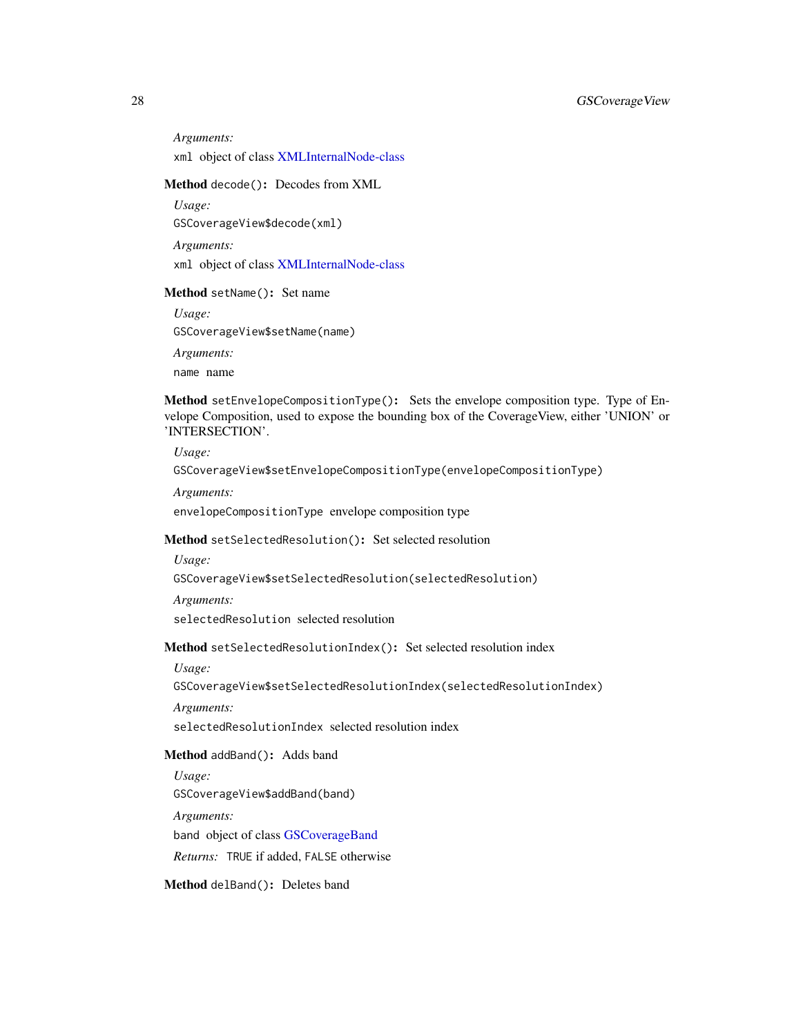*Arguments:*

`xml` object of class XMLInternalNode-class

**Method** `decode()`**:** Decodes from XML

*Usage:*

```
GSCoverageView$decode(xml)
```

*Arguments:*

`xml` object of class XMLInternalNode-class

**Method** `setName()`**:** Set name

*Usage:*

```
GSCoverageView$setName(name)
```

*Arguments:*

`name` name

**Method** `setEnvelopeCompositionType()`**:** Sets the envelope composition type. Type of Envelope Composition, used to expose the bounding box of the CoverageView, either 'UNION' or 'INTERSECTION'.

*Usage:*

```
GSCoverageView$setEnvelopeCompositionType(envelopeCompositionType)
```

*Arguments:*

`envelopeCompositionType` envelope composition type

**Method** `setSelectedResolution()`**:** Set selected resolution

*Usage:*

```
GSCoverageView$setSelectedResolution(selectedResolution)
```

*Arguments:*

`selectedResolution` selected resolution

**Method** `setSelectedResolutionIndex()`**:** Set selected resolution index

*Usage:*

```
GSCoverageView$setSelectedResolutionIndex(selectedResolutionIndex)
```

*Arguments:*

`selectedResolutionIndex` selected resolution index

**Method** `addBand()`**:** Adds band

*Usage:*

```
GSCoverageView$addBand(band)
```

*Arguments:*

`band` object of class GSCoverageBand

*Returns:* `TRUE` if added, `FALSE` otherwise

**Method** `delBand()`**:** Deletes band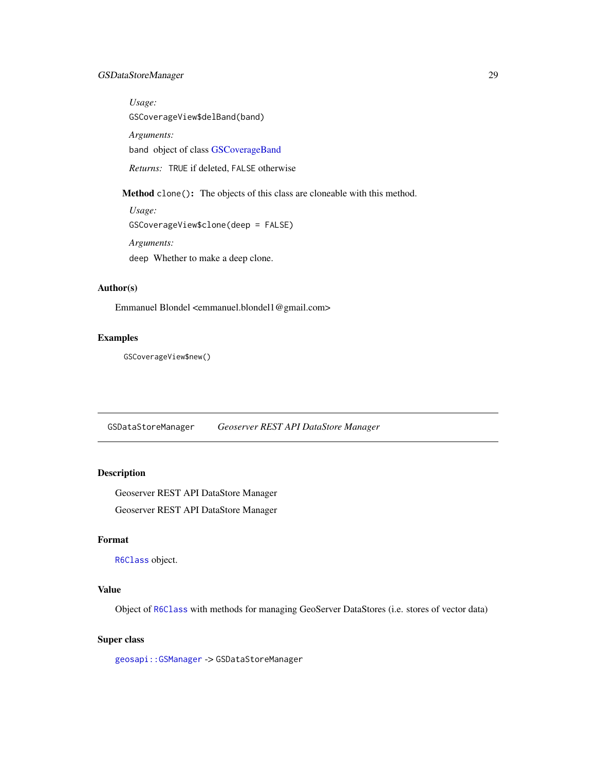*Usage:*

```
GSCoverageView$delBand(band)
```

*Arguments:*

`band` object of class GSCoverageBand

*Returns:* `TRUE` if deleted, `FALSE` otherwise

**Method** `clone()`: The objects of this class are cloneable with this method.

*Usage:*

```
GSCoverageView$clone(deep = FALSE)
```

*Arguments:*

`deep` Whether to make a deep clone.

## Author(s)

Emmanuel Blondel <emmanuel.blondel1@gmail.com>

## Examples

```
GSCoverageView$new()
```

---

# GSDataStoreManager *Geoserver REST API DataStore Manager*

---

## Description

Geoserver REST API DataStore Manager

Geoserver REST API DataStore Manager

## Format

`R6Class` object.

## Value

Object of `R6Class` with methods for managing GeoServer DataStores (i.e. stores of vector data)

## Super class

`geosapi::GSManager` -> `GSDataStoreManager`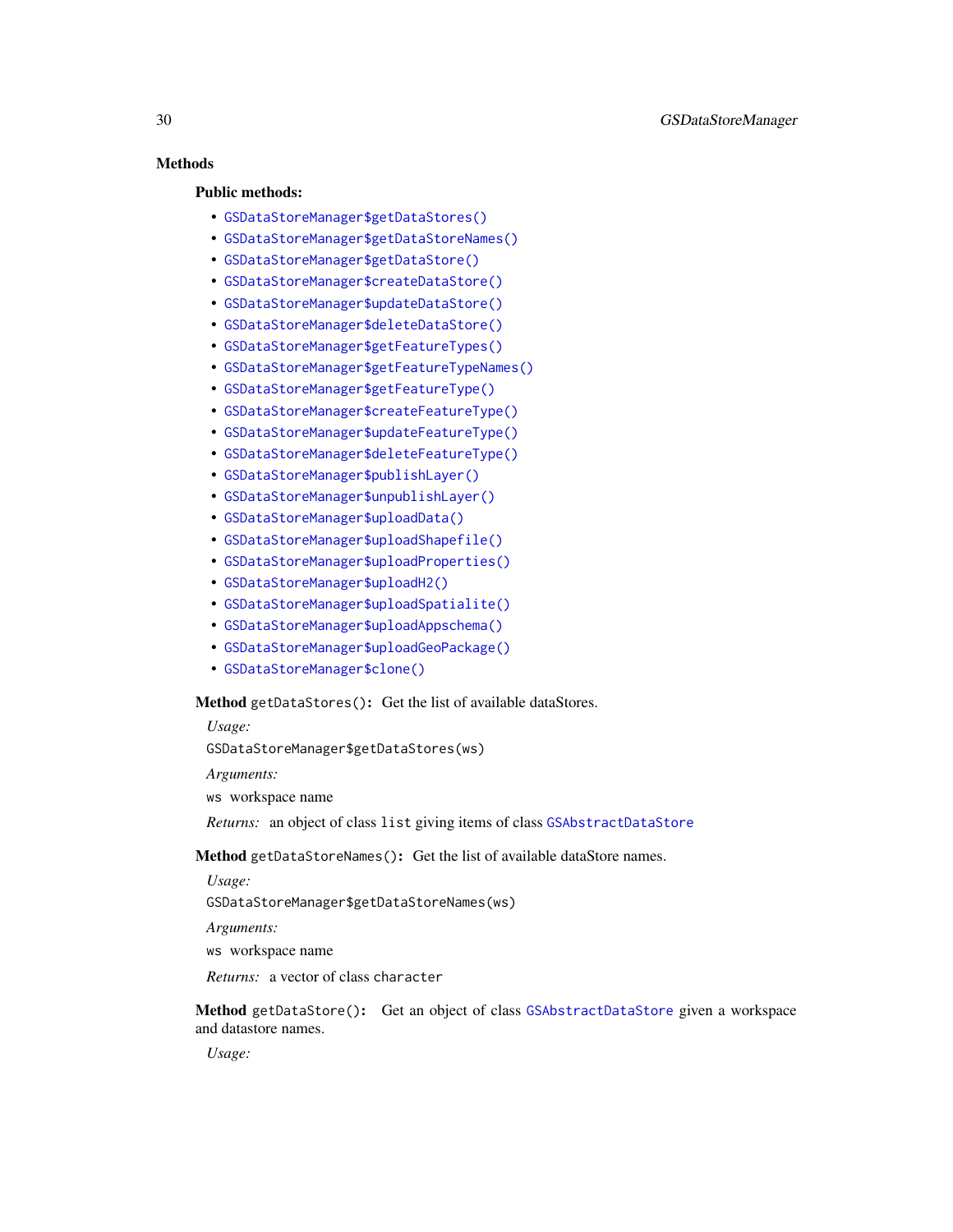## Methods

### Public methods:

- `GSDataStoreManager$getDataStores()`
- `GSDataStoreManager$getDataStoreNames()`
- `GSDataStoreManager$getDataStore()`
- `GSDataStoreManager$createDataStore()`
- `GSDataStoreManager$updateDataStore()`
- `GSDataStoreManager$deleteDataStore()`
- `GSDataStoreManager$getFeatureTypes()`
- `GSDataStoreManager$getFeatureTypeNames()`
- `GSDataStoreManager$getFeatureType()`
- `GSDataStoreManager$createFeatureType()`
- `GSDataStoreManager$updateFeatureType()`
- `GSDataStoreManager$deleteFeatureType()`
- `GSDataStoreManager$publishLayer()`
- `GSDataStoreManager$unpublishLayer()`
- `GSDataStoreManager$uploadData()`
- `GSDataStoreManager$uploadShapefile()`
- `GSDataStoreManager$uploadProperties()`
- `GSDataStoreManager$uploadH2()`
- `GSDataStoreManager$uploadSpatialite()`
- `GSDataStoreManager$uploadAppschema()`
- `GSDataStoreManager$uploadGeoPackage()`
- `GSDataStoreManager$clone()`

**Method** `getDataStores()`**:** Get the list of available dataStores.

*Usage:*

```
GSDataStoreManager$getDataStores(ws)
```

*Arguments:*

`ws` workspace name

*Returns:* an object of class `list` giving items of class `GSAbstractDataStore`

**Method** `getDataStoreNames()`**:** Get the list of available dataStore names.

*Usage:*

```
GSDataStoreManager$getDataStoreNames(ws)
```

*Arguments:*

`ws` workspace name

*Returns:* a vector of class `character`

**Method** `getDataStore()`**:** Get an object of class `GSAbstractDataStore` given a workspace and datastore names.

*Usage:*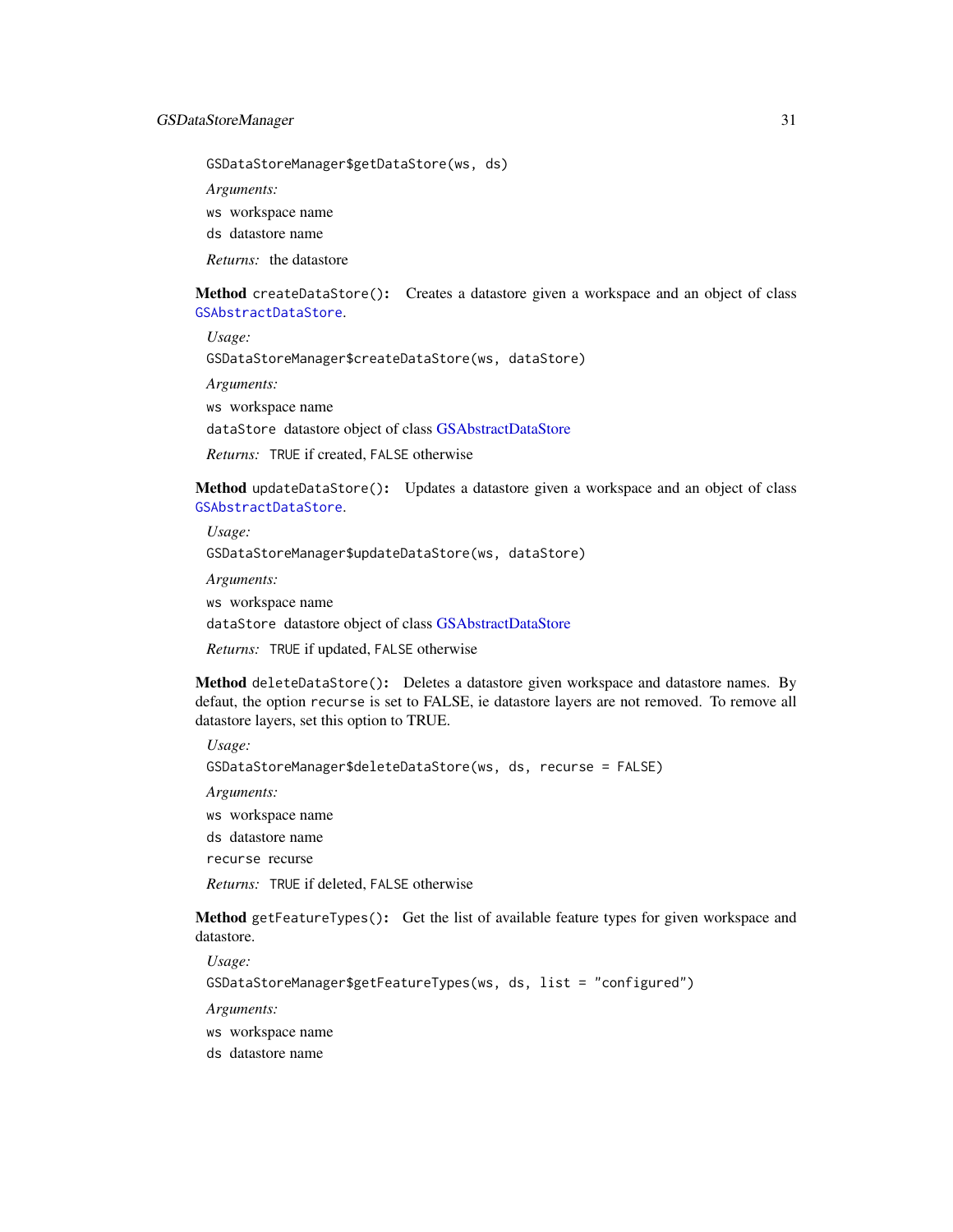```
GSDataStoreManager$getDataStore(ws, ds)
```

*Arguments:*

`ws` workspace name

`ds` datastore name

*Returns:* the datastore

**Method** `createDataStore()`: Creates a datastore given a workspace and an object of class `GSAbstractDataStore`.

*Usage:*

```
GSDataStoreManager$createDataStore(ws, dataStore)
```

*Arguments:*

`ws` workspace name

`dataStore` datastore object of class GSAbstractDataStore

*Returns:* `TRUE` if created, `FALSE` otherwise

**Method** `updateDataStore()`: Updates a datastore given a workspace and an object of class `GSAbstractDataStore`.

*Usage:*

```
GSDataStoreManager$updateDataStore(ws, dataStore)
```

*Arguments:*

`ws` workspace name

`dataStore` datastore object of class GSAbstractDataStore

*Returns:* `TRUE` if updated, `FALSE` otherwise

**Method** `deleteDataStore()`: Deletes a datastore given workspace and datastore names. By defaut, the option `recurse` is set to FALSE, ie datastore layers are not removed. To remove all datastore layers, set this option to TRUE.

*Usage:*

```
GSDataStoreManager$deleteDataStore(ws, ds, recurse = FALSE)
```

*Arguments:*

`ws` workspace name

`ds` datastore name

`recurse` recurse

*Returns:* `TRUE` if deleted, `FALSE` otherwise

**Method** `getFeatureTypes()`: Get the list of available feature types for given workspace and datastore.

*Usage:*

```
GSDataStoreManager$getFeatureTypes(ws, ds, list = "configured")
```

*Arguments:*

`ws` workspace name

`ds` datastore name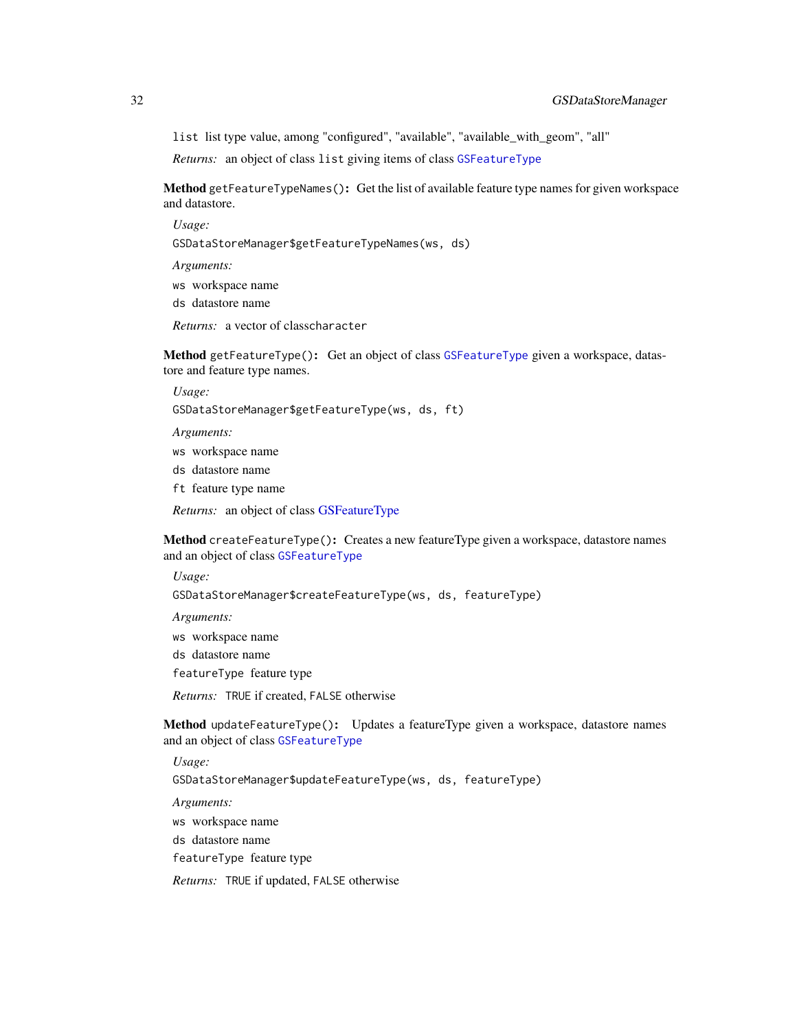`list` list type value, among "configured", "available", "available_with_geom", "all"

*Returns:* an object of class `list` giving items of class `GSFeatureType`

**Method** `getFeatureTypeNames()`**:** Get the list of available feature type names for given workspace and datastore.

*Usage:*

```
GSDataStoreManager$getFeatureTypeNames(ws, ds)
```

*Arguments:*

`ws` workspace name

`ds` datastore name

*Returns:* a vector of classcharacter

**Method** `getFeatureType()`**:** Get an object of class `GSFeatureType` given a workspace, datastore and feature type names.

*Usage:*

```
GSDataStoreManager$getFeatureType(ws, ds, ft)
```

*Arguments:*

`ws` workspace name

`ds` datastore name

`ft` feature type name

*Returns:* an object of class GSFeatureType

**Method** `createFeatureType()`**:** Creates a new featureType given a workspace, datastore names and an object of class `GSFeatureType`

*Usage:*

```
GSDataStoreManager$createFeatureType(ws, ds, featureType)
```

*Arguments:*

`ws` workspace name

`ds` datastore name

`featureType` feature type

*Returns:* `TRUE` if created, `FALSE` otherwise

**Method** `updateFeatureType()`**:** Updates a featureType given a workspace, datastore names and an object of class `GSFeatureType`

*Usage:*

```
GSDataStoreManager$updateFeatureType(ws, ds, featureType)
```

*Arguments:*

`ws` workspace name

`ds` datastore name

`featureType` feature type

*Returns:* `TRUE` if updated, `FALSE` otherwise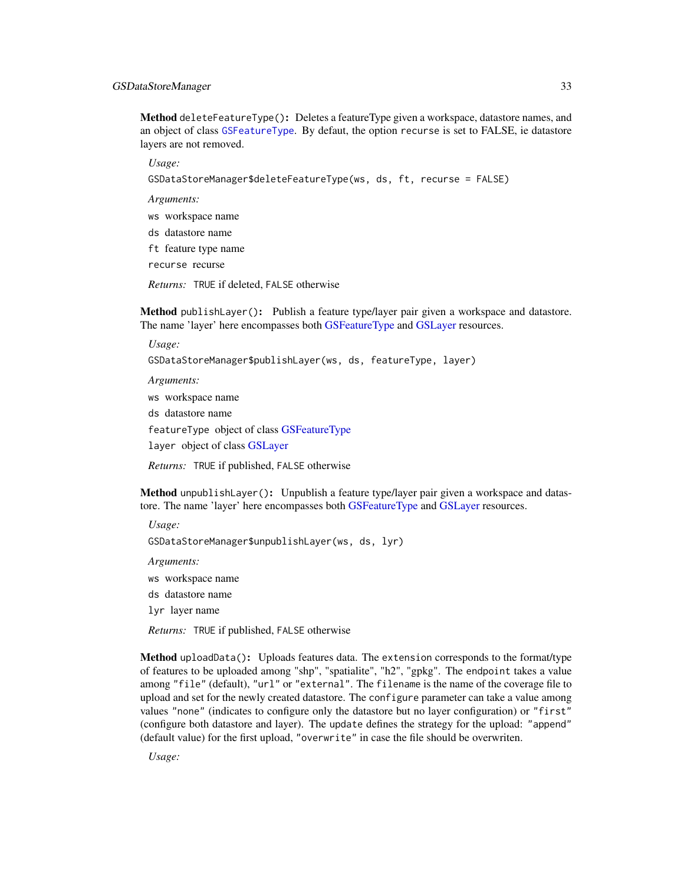**Method** `deleteFeatureType()`: Deletes a featureType given a workspace, datastore names, and an object of class `GSFeatureType`. By defaut, the option `recurse` is set to FALSE, ie datastore layers are not removed.

*Usage:*

```
GSDataStoreManager$deleteFeatureType(ws, ds, ft, recurse = FALSE)
```

*Arguments:*

`ws` workspace name

`ds` datastore name

`ft` feature type name

`recurse` recurse

*Returns:* `TRUE` if deleted, `FALSE` otherwise

**Method** `publishLayer()`: Publish a feature type/layer pair given a workspace and datastore. The name 'layer' here encompasses both GSFeatureType and GSLayer resources.

*Usage:*

```
GSDataStoreManager$publishLayer(ws, ds, featureType, layer)
```

*Arguments:*

`ws` workspace name

`ds` datastore name

`featureType` object of class GSFeatureType

`layer` object of class GSLayer

*Returns:* `TRUE` if published, `FALSE` otherwise

**Method** `unpublishLayer()`: Unpublish a feature type/layer pair given a workspace and datastore. The name 'layer' here encompasses both GSFeatureType and GSLayer resources.

*Usage:*

```
GSDataStoreManager$unpublishLayer(ws, ds, lyr)
```

*Arguments:*

`ws` workspace name

`ds` datastore name

`lyr` layer name

*Returns:* `TRUE` if published, `FALSE` otherwise

**Method** `uploadData()`: Uploads features data. The `extension` corresponds to the format/type of features to be uploaded among "shp", "spatialite", "h2", "gpkg". The `endpoint` takes a value among `"file"` (default), `"url"` or `"external"`. The `filename` is the name of the coverage file to upload and set for the newly created datastore. The `configure` parameter can take a value among values `"none"` (indicates to configure only the datastore but no layer configuration) or `"first"` (configure both datastore and layer). The `update` defines the strategy for the upload: `"append"` (default value) for the first upload, `"overwrite"` in case the file should be overwriten.

*Usage:*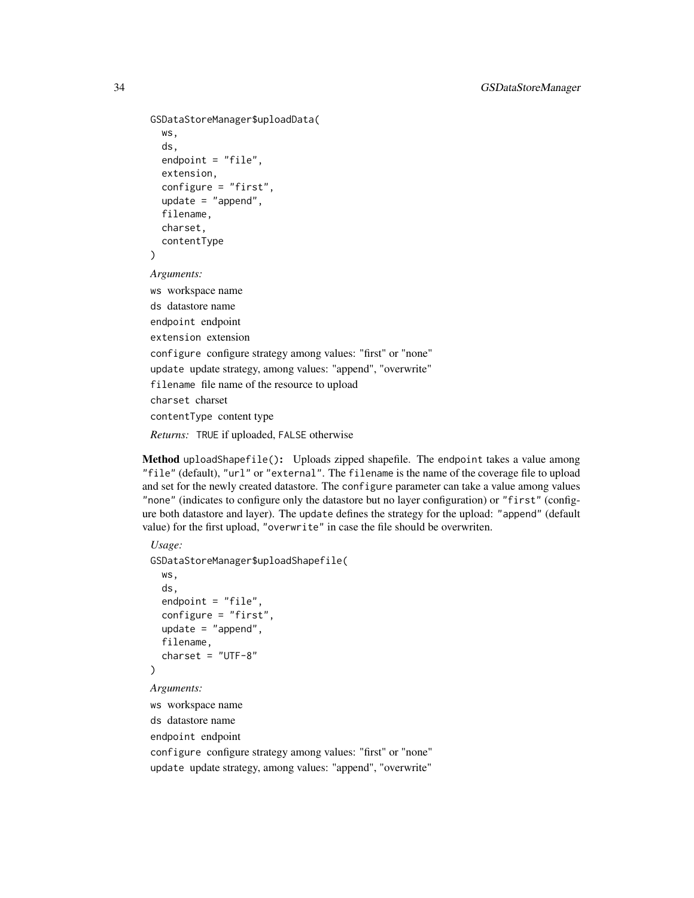```
GSDataStoreManager$uploadData(
  ws,
  ds,
  endpoint = "file",
  extension,
  configure = "first",
  update = "append",
  filename,
  charset,
  contentType
)
```

*Arguments:*

`ws` workspace name

`ds` datastore name

`endpoint` endpoint

`extension` extension

`configure` configure strategy among values: "first" or "none"

`update` update strategy, among values: "append", "overwrite"

`filename` file name of the resource to upload

`charset` charset

`contentType` content type

*Returns:* `TRUE` if uploaded, `FALSE` otherwise

**Method** `uploadShapefile()`**:** Uploads zipped shapefile. The `endpoint` takes a value among `"file"` (default), `"url"` or `"external"`. The `filename` is the name of the coverage file to upload and set for the newly created datastore. The `configure` parameter can take a value among values `"none"` (indicates to configure only the datastore but no layer configuration) or `"first"` (configure both datastore and layer). The `update` defines the strategy for the upload: `"append"` (default value) for the first upload, `"overwrite"` in case the file should be overwriten.

*Usage:*

```
GSDataStoreManager$uploadShapefile(
  ws,
  ds,
  endpoint = "file",
  configure = "first",
  update = "append",
  filename,
  charset = "UTF-8"
)
```

*Arguments:*

`ws` workspace name

`ds` datastore name

`endpoint` endpoint

`configure` configure strategy among values: "first" or "none"

`update` update strategy, among values: "append", "overwrite"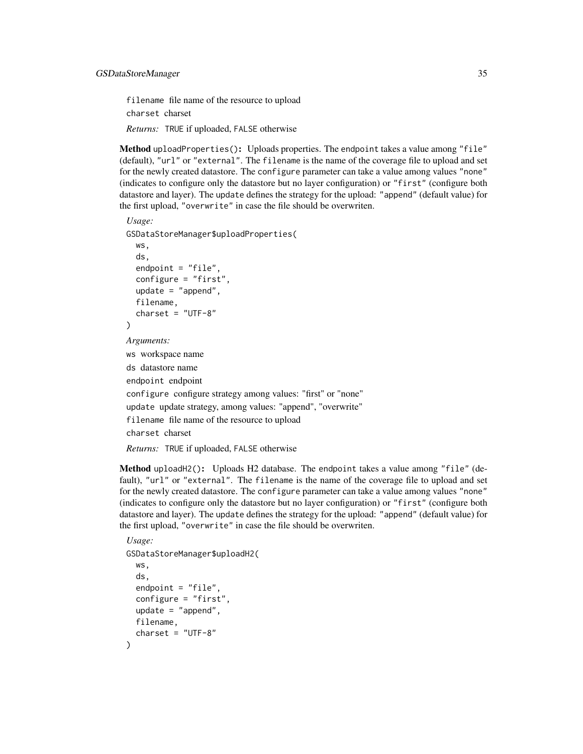`filename` file name of the resource to upload

`charset` charset

*Returns:* `TRUE` if uploaded, `FALSE` otherwise

**Method** `uploadProperties()`**:** Uploads properties. The `endpoint` takes a value among `"file"` (default), `"url"` or `"external"`. The `filename` is the name of the coverage file to upload and set for the newly created datastore. The `configure` parameter can take a value among values `"none"` (indicates to configure only the datastore but no layer configuration) or `"first"` (configure both datastore and layer). The `update` defines the strategy for the upload: `"append"` (default value) for the first upload, `"overwrite"` in case the file should be overwriten.

*Usage:*

```
GSDataStoreManager$uploadProperties(
  ws,
  ds,
  endpoint = "file",
  configure = "first",
  update = "append",
  filename,
  charset = "UTF-8"
)
```

*Arguments:*

`ws` workspace name

`ds` datastore name

`endpoint` endpoint

`configure` configure strategy among values: "first" or "none"

`update` update strategy, among values: "append", "overwrite"

`filename` file name of the resource to upload

`charset` charset

*Returns:* `TRUE` if uploaded, `FALSE` otherwise

**Method** `uploadH2()`**:** Uploads H2 database. The `endpoint` takes a value among `"file"` (default), `"url"` or `"external"`. The `filename` is the name of the coverage file to upload and set for the newly created datastore. The `configure` parameter can take a value among values `"none"` (indicates to configure only the datastore but no layer configuration) or `"first"` (configure both datastore and layer). The `update` defines the strategy for the upload: `"append"` (default value) for the first upload, `"overwrite"` in case the file should be overwriten.

*Usage:*

```
GSDataStoreManager$uploadH2(
  ws,
  ds,
  endpoint = "file",
  configure = "first",
  update = "append",
  filename,
  charset = "UTF-8"
)
```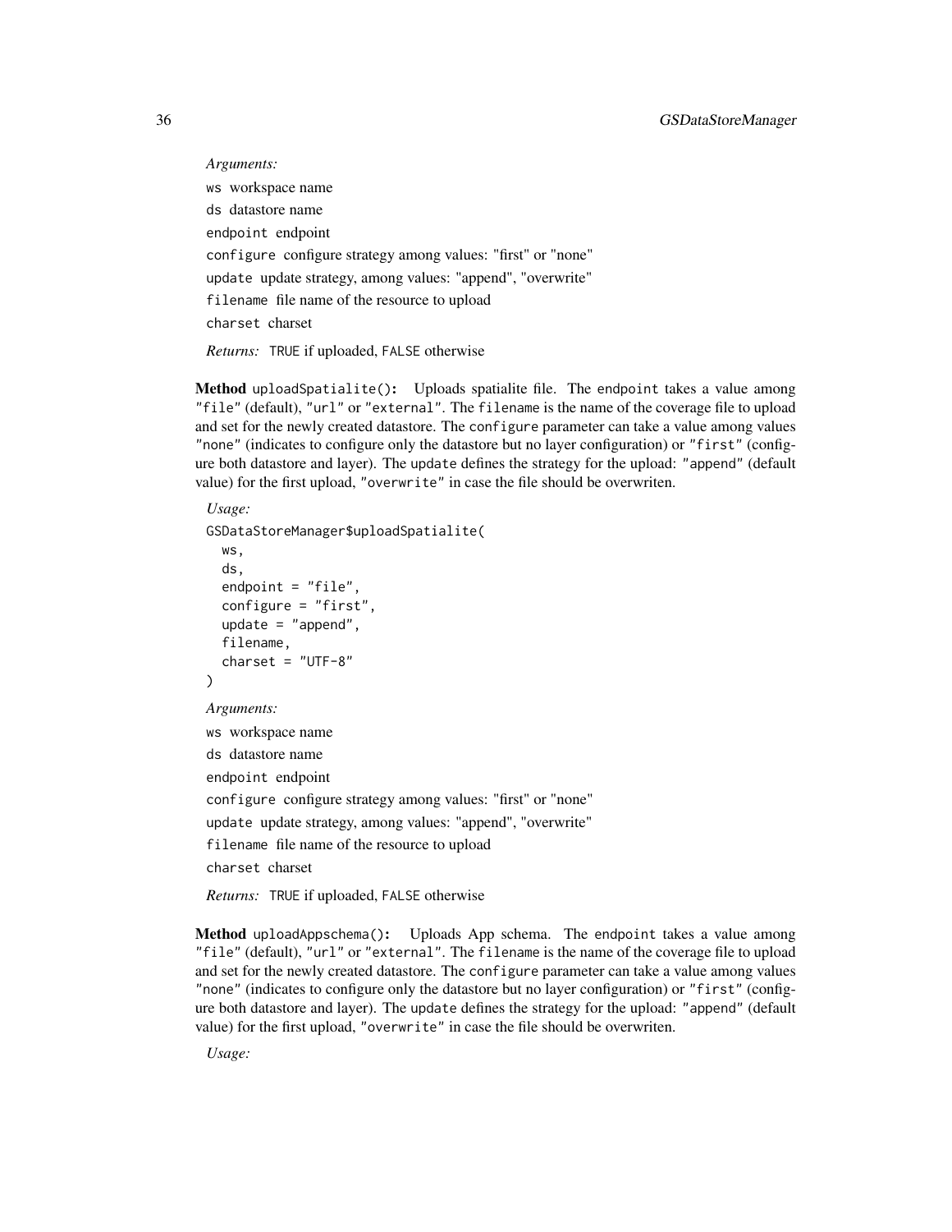*Arguments:*

`ws` workspace name

`ds` datastore name

`endpoint` endpoint

`configure` configure strategy among values: "first" or "none"

`update` update strategy, among values: "append", "overwrite"

`filename` file name of the resource to upload

`charset` charset

*Returns:* `TRUE` if uploaded, `FALSE` otherwise

**Method** `uploadSpatialite()`**:** Uploads spatialite file. The `endpoint` takes a value among `"file"` (default), `"url"` or `"external"`. The `filename` is the name of the coverage file to upload and set for the newly created datastore. The `configure` parameter can take a value among values `"none"` (indicates to configure only the datastore but no layer configuration) or `"first"` (configure both datastore and layer). The `update` defines the strategy for the upload: `"append"` (default value) for the first upload, `"overwrite"` in case the file should be overwriten.

*Usage:*

```
GSDataStoreManager$uploadSpatialite(
  ws,
  ds,
  endpoint = "file",
  configure = "first",
  update = "append",
  filename,
  charset = "UTF-8"
)
```

*Arguments:*

`ws` workspace name

`ds` datastore name

`endpoint` endpoint

`configure` configure strategy among values: "first" or "none"

`update` update strategy, among values: "append", "overwrite"

`filename` file name of the resource to upload

`charset` charset

*Returns:* `TRUE` if uploaded, `FALSE` otherwise

**Method** `uploadAppschema()`**:** Uploads App schema. The `endpoint` takes a value among `"file"` (default), `"url"` or `"external"`. The `filename` is the name of the coverage file to upload and set for the newly created datastore. The `configure` parameter can take a value among values `"none"` (indicates to configure only the datastore but no layer configuration) or `"first"` (configure both datastore and layer). The `update` defines the strategy for the upload: `"append"` (default value) for the first upload, `"overwrite"` in case the file should be overwriten.

*Usage:*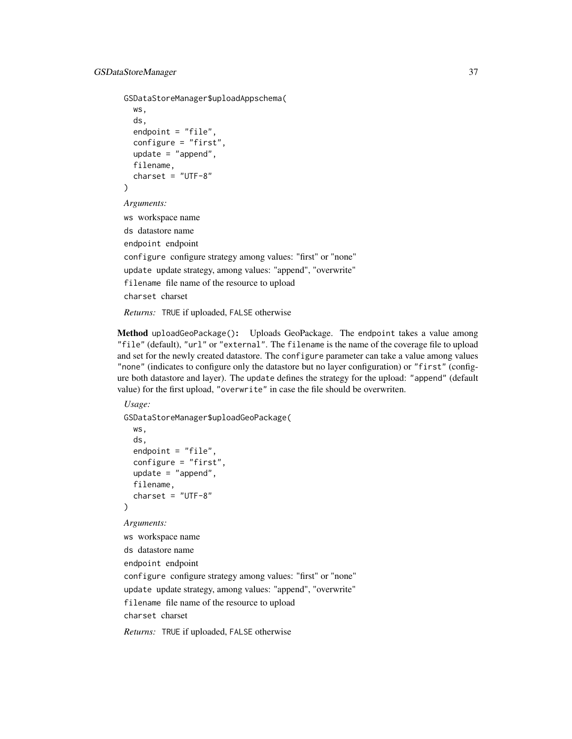```
GSDataStoreManager$uploadAppschema(
  ws,
  ds,
  endpoint = "file",
  configure = "first",
  update = "append",
  filename,
  charset = "UTF-8"
)
```

*Arguments:*

`ws` workspace name

`ds` datastore name

`endpoint` endpoint

`configure` configure strategy among values: "first" or "none"

`update` update strategy, among values: "append", "overwrite"

`filename` file name of the resource to upload

`charset` charset

*Returns:* `TRUE` if uploaded, `FALSE` otherwise

**Method** `uploadGeoPackage()`**:** Uploads GeoPackage. The `endpoint` takes a value among `"file"` (default), `"url"` or `"external"`. The `filename` is the name of the coverage file to upload and set for the newly created datastore. The `configure` parameter can take a value among values `"none"` (indicates to configure only the datastore but no layer configuration) or `"first"` (configure both datastore and layer). The `update` defines the strategy for the upload: `"append"` (default value) for the first upload, `"overwrite"` in case the file should be overwriten.

*Usage:*

```
GSDataStoreManager$uploadGeoPackage(
  ws,
  ds,
  endpoint = "file",
  configure = "first",
  update = "append",
  filename,
  charset = "UTF-8"
)
```

*Arguments:*

`ws` workspace name

`ds` datastore name

`endpoint` endpoint

`configure` configure strategy among values: "first" or "none"

`update` update strategy, among values: "append", "overwrite"

`filename` file name of the resource to upload

`charset` charset

*Returns:* `TRUE` if uploaded, `FALSE` otherwise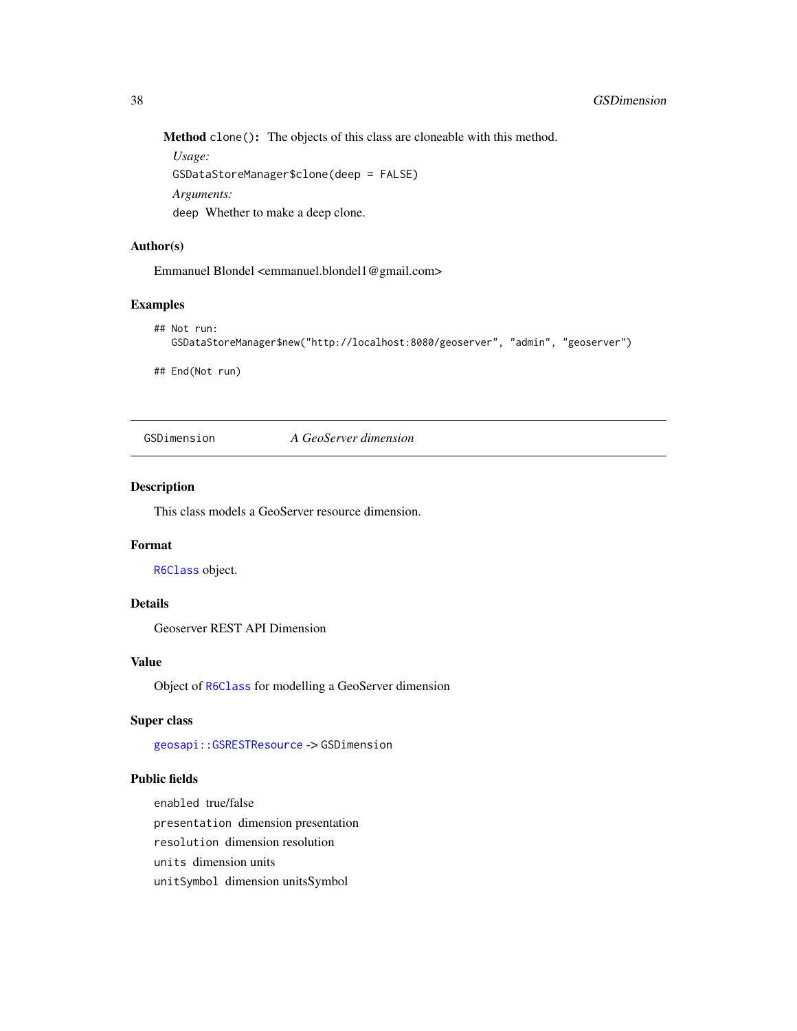**Method** `clone()`: The objects of this class are cloneable with this method.

*Usage:*

```
GSDataStoreManager$clone(deep = FALSE)
```

*Arguments:*

`deep` Whether to make a deep clone.

## Author(s)

Emmanuel Blondel <emmanuel.blondel1@gmail.com>

## Examples

```
## Not run:
   GSDataStoreManager$new("http://localhost:8080/geoserver", "admin", "geoserver")

## End(Not run)
```

---

`GSDimension` *A GeoServer dimension*

---

## Description

This class models a GeoServer resource dimension.

## Format

`R6Class` object.

## Details

Geoserver REST API Dimension

## Value

Object of `R6Class` for modelling a GeoServer dimension

## Super class

`geosapi::GSRESTResource` -> `GSDimension`

## Public fields

`enabled` true/false

`presentation` dimension presentation

`resolution` dimension resolution

`units` dimension units

`unitSymbol` dimension unitsSymbol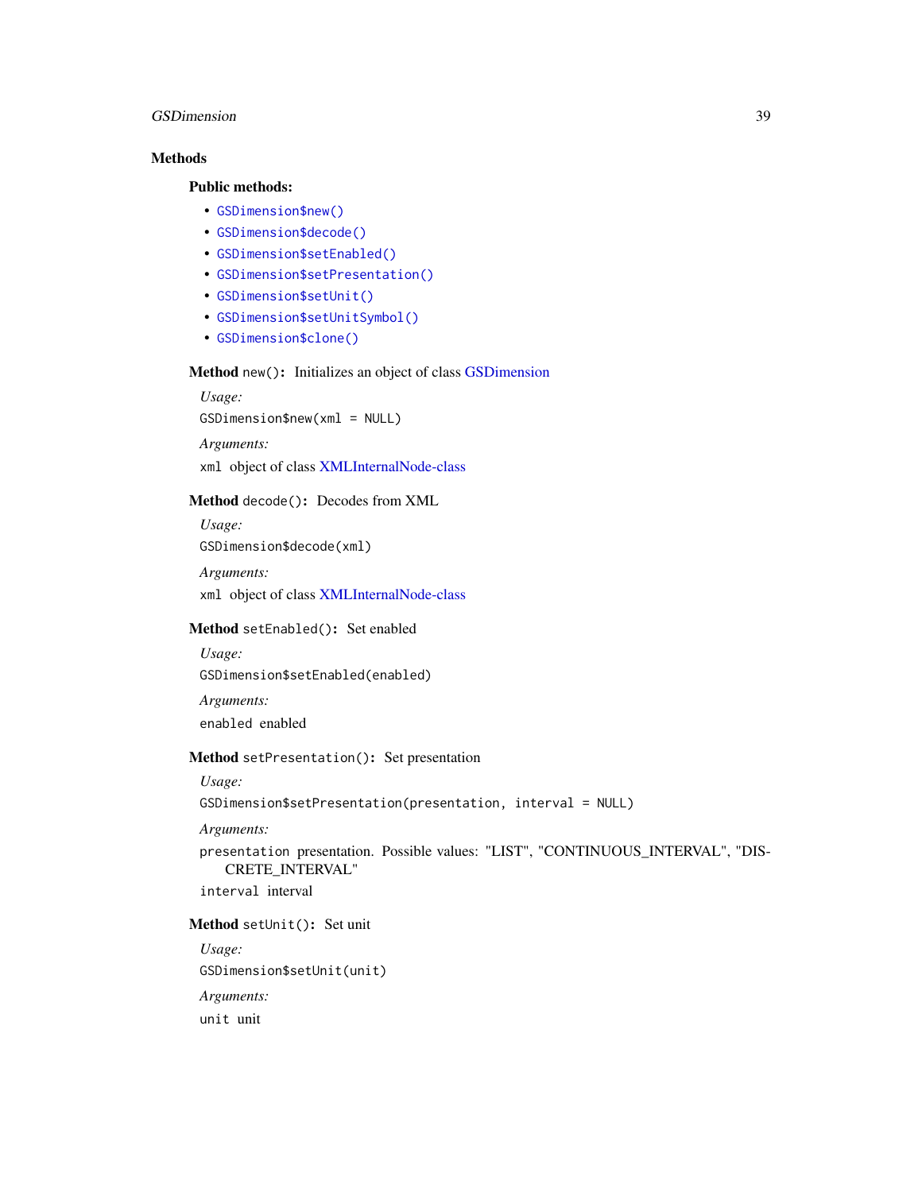## Methods

### Public methods:

- `GSDimension$new()`
- `GSDimension$decode()`
- `GSDimension$setEnabled()`
- `GSDimension$setPresentation()`
- `GSDimension$setUnit()`
- `GSDimension$setUnitSymbol()`
- `GSDimension$clone()`

**Method** `new()`: Initializes an object of class GSDimension

*Usage:*

```
GSDimension$new(xml = NULL)
```

*Arguments:*

`xml` object of class XMLInternalNode-class

**Method** `decode()`: Decodes from XML

*Usage:*

```
GSDimension$decode(xml)
```

*Arguments:*

`xml` object of class XMLInternalNode-class

**Method** `setEnabled()`: Set enabled

*Usage:*

```
GSDimension$setEnabled(enabled)
```

*Arguments:*

`enabled` enabled

**Method** `setPresentation()`: Set presentation

*Usage:*

```
GSDimension$setPresentation(presentation, interval = NULL)
```

*Arguments:*

`presentation` presentation. Possible values: "LIST", "CONTINUOUS_INTERVAL", "DISCRETE_INTERVAL"

`interval` interval

**Method** `setUnit()`: Set unit

*Usage:*

```
GSDimension$setUnit(unit)
```

*Arguments:*

`unit` unit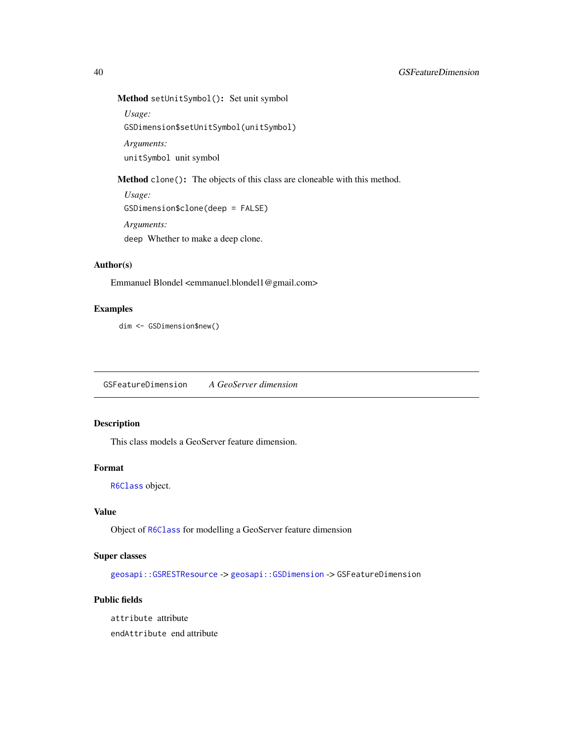**Method** `setUnitSymbol()`: Set unit symbol

*Usage:*

```
GSDimension$setUnitSymbol(unitSymbol)
```

*Arguments:*

`unitSymbol` unit symbol

**Method** `clone()`: The objects of this class are cloneable with this method.

*Usage:*

```
GSDimension$clone(deep = FALSE)
```

*Arguments:*

`deep` Whether to make a deep clone.

## Author(s)

Emmanuel Blondel <emmanuel.blondel1@gmail.com>

## Examples

```
dim <- GSDimension$new()
```

---

# GSFeatureDimension *A GeoServer dimension*

---

## Description

This class models a GeoServer feature dimension.

## Format

`R6Class` object.

## Value

Object of `R6Class` for modelling a GeoServer feature dimension

## Super classes

`geosapi::GSRESTResource` -> `geosapi::GSDimension` -> `GSFeatureDimension`

## Public fields

`attribute` attribute

`endAttribute` end attribute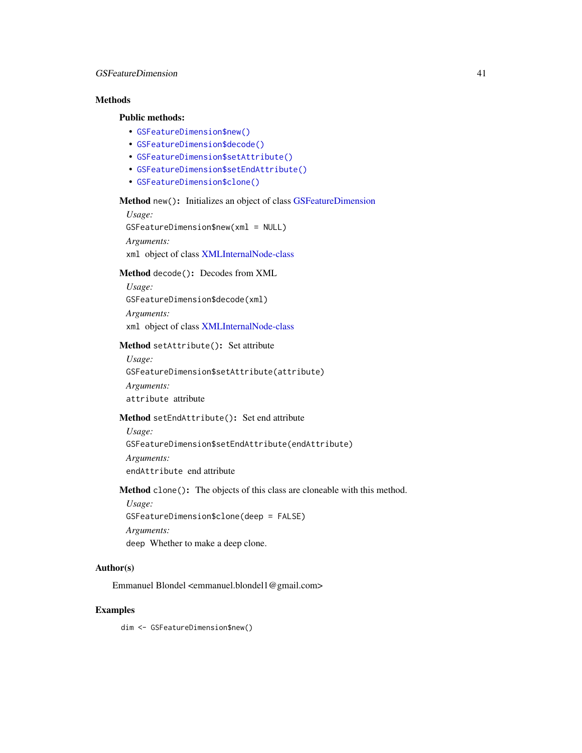## Methods

### Public methods:

- `GSFeatureDimension$new()`
- `GSFeatureDimension$decode()`
- `GSFeatureDimension$setAttribute()`
- `GSFeatureDimension$setEndAttribute()`
- `GSFeatureDimension$clone()`

**Method** `new()`**:** Initializes an object of class GSFeatureDimension

*Usage:*

```
GSFeatureDimension$new(xml = NULL)
```

*Arguments:*

`xml` object of class XMLInternalNode-class

**Method** `decode()`**:** Decodes from XML

*Usage:*

```
GSFeatureDimension$decode(xml)
```

*Arguments:*

`xml` object of class XMLInternalNode-class

**Method** `setAttribute()`**:** Set attribute

*Usage:*

```
GSFeatureDimension$setAttribute(attribute)
```

*Arguments:*

`attribute` attribute

**Method** `setEndAttribute()`**:** Set end attribute

*Usage:*

```
GSFeatureDimension$setEndAttribute(endAttribute)
```

*Arguments:*

`endAttribute` end attribute

**Method** `clone()`**:** The objects of this class are cloneable with this method.

*Usage:*

```
GSFeatureDimension$clone(deep = FALSE)
```

*Arguments:*

`deep` Whether to make a deep clone.

## Author(s)

Emmanuel Blondel <emmanuel.blondel1@gmail.com>

## Examples

```
dim <- GSFeatureDimension$new()
```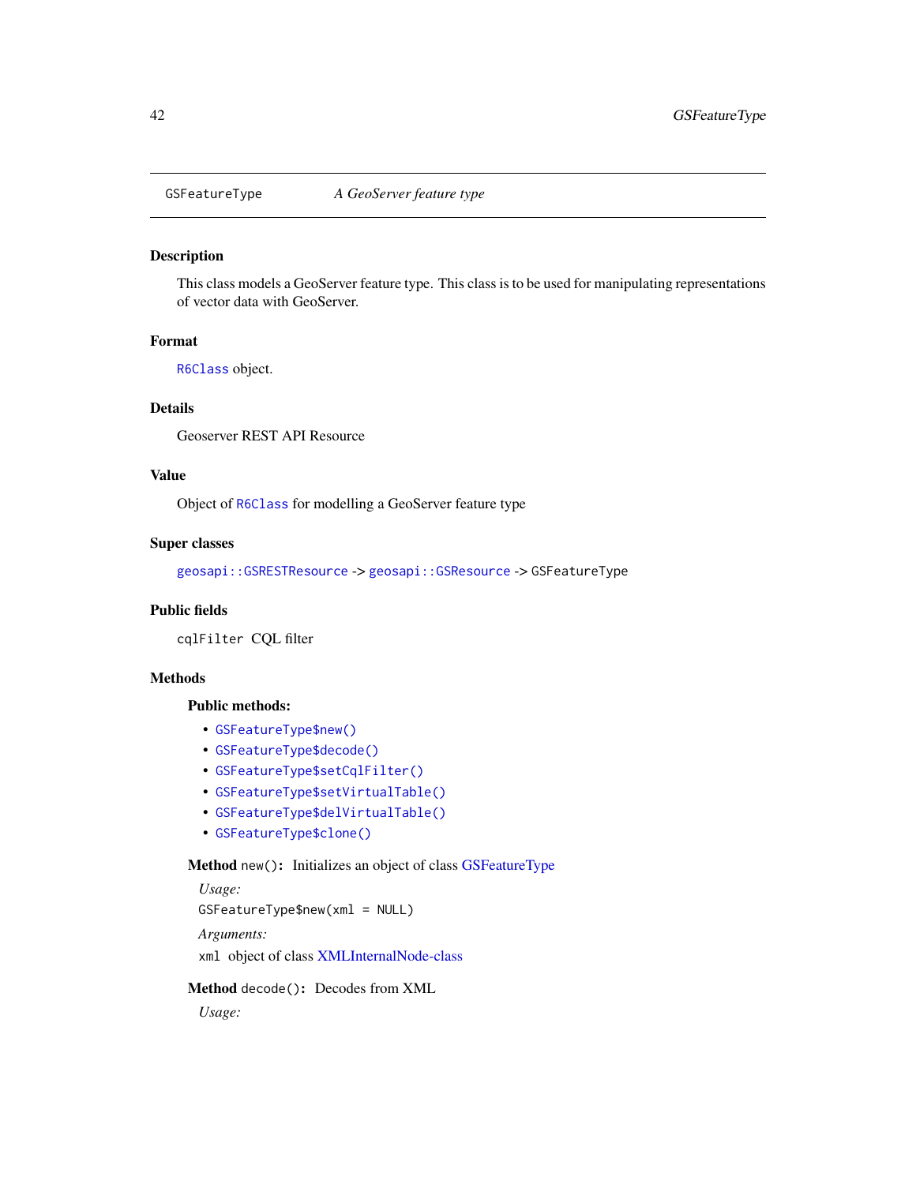# GSFeatureType — *A GeoServer feature type*

## Description

This class models a GeoServer feature type. This class is to be used for manipulating representations of vector data with GeoServer.

## Format

`R6Class` object.

## Details

Geoserver REST API Resource

## Value

Object of `R6Class` for modelling a GeoServer feature type

## Super classes

`geosapi::GSRESTResource` -> `geosapi::GSResource` -> `GSFeatureType`

## Public fields

`cqlFilter` CQL filter

## Methods

### Public methods:

- `GSFeatureType$new()`
- `GSFeatureType$decode()`
- `GSFeatureType$setCqlFilter()`
- `GSFeatureType$setVirtualTable()`
- `GSFeatureType$delVirtualTable()`
- `GSFeatureType$clone()`

**Method** `new()`**:** Initializes an object of class GSFeatureType

*Usage:*

```
GSFeatureType$new(xml = NULL)
```

*Arguments:*

`xml` object of class XMLInternalNode-class

**Method** `decode()`**:** Decodes from XML

*Usage:*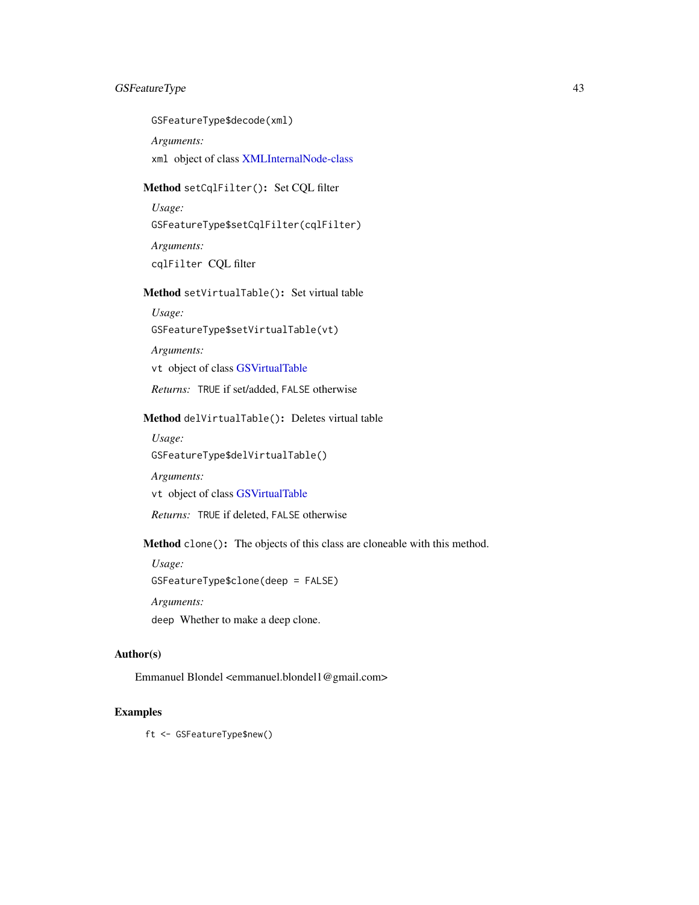```
GSFeatureType$decode(xml)
```

*Arguments:*

`xml` object of class XMLInternalNode-class

**Method** `setCqlFilter()`**:** Set CQL filter

*Usage:*

```
GSFeatureType$setCqlFilter(cqlFilter)
```

*Arguments:*

`cqlFilter` CQL filter

**Method** `setVirtualTable()`**:** Set virtual table

*Usage:*

```
GSFeatureType$setVirtualTable(vt)
```

*Arguments:*

`vt` object of class GSVirtualTable

*Returns:* `TRUE` if set/added, `FALSE` otherwise

**Method** `delVirtualTable()`**:** Deletes virtual table

*Usage:*

```
GSFeatureType$delVirtualTable()
```

*Arguments:*

`vt` object of class GSVirtualTable

*Returns:* `TRUE` if deleted, `FALSE` otherwise

**Method** `clone()`**:** The objects of this class are cloneable with this method.

*Usage:*

```
GSFeatureType$clone(deep = FALSE)
```

*Arguments:*

`deep` Whether to make a deep clone.

## Author(s)

Emmanuel Blondel <emmanuel.blondel1@gmail.com>

## Examples

```
ft <- GSFeatureType$new()
```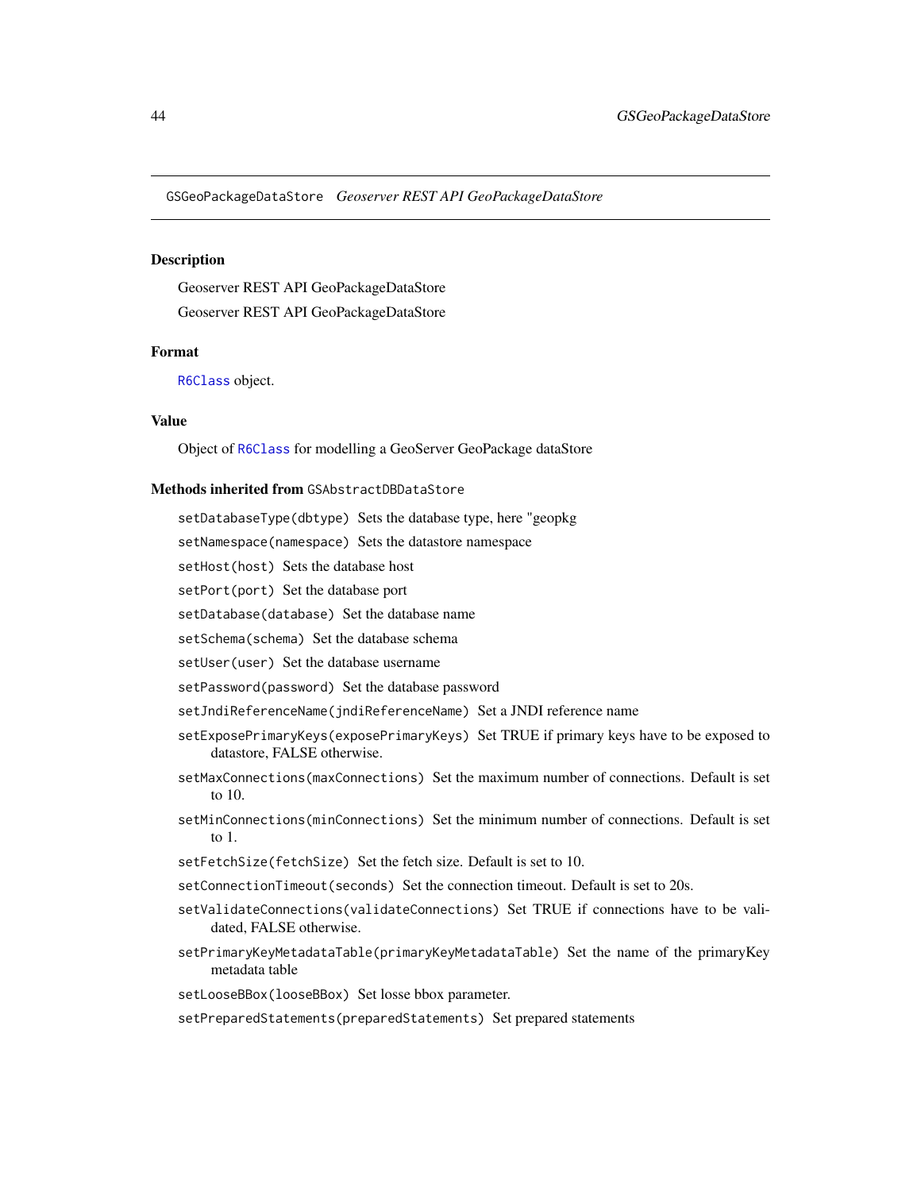`GSGeoPackageDataStore` *Geoserver REST API GeoPackageDataStore*

### Description

Geoserver REST API GeoPackageDataStore

Geoserver REST API GeoPackageDataStore

### Format

`R6Class` object.

### Value

Object of `R6Class` for modelling a GeoServer GeoPackage dataStore

### Methods inherited from `GSAbstractDBDataStore`

`setDatabaseType(dbtype)` Sets the database type, here "geopkg

`setNamespace(namespace)` Sets the datastore namespace

`setHost(host)` Sets the database host

`setPort(port)` Set the database port

`setDatabase(database)` Set the database name

`setSchema(schema)` Set the database schema

`setUser(user)` Set the database username

`setPassword(password)` Set the database password

`setJndiReferenceName(jndiReferenceName)` Set a JNDI reference name

`setExposePrimaryKeys(exposePrimaryKeys)` Set TRUE if primary keys have to be exposed to datastore, FALSE otherwise.

`setMaxConnections(maxConnections)` Set the maximum number of connections. Default is set to 10.

`setMinConnections(minConnections)` Set the minimum number of connections. Default is set to 1.

`setFetchSize(fetchSize)` Set the fetch size. Default is set to 10.

`setConnectionTimeout(seconds)` Set the connection timeout. Default is set to 20s.

`setValidateConnections(validateConnections)` Set TRUE if connections have to be validated, FALSE otherwise.

`setPrimaryKeyMetadataTable(primaryKeyMetadataTable)` Set the name of the primaryKey metadata table

`setLooseBBox(looseBBox)` Set losse bbox parameter.

`setPreparedStatements(preparedStatements)` Set prepared statements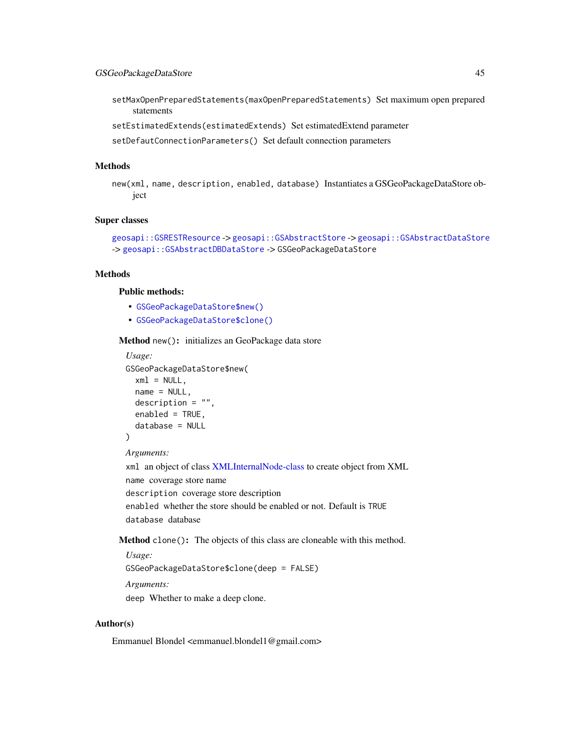`setMaxOpenPreparedStatements(maxOpenPreparedStatements)` Set maximum open prepared statements

`setEstimatedExtends(estimatedExtends)` Set estimatedExtend parameter

`setDefautConnectionParameters()` Set default connection parameters

### Methods

`new(xml, name, description, enabled, database)` Instantiates a GSGeoPackageDataStore object

### Super classes

`geosapi::GSRESTResource` -> `geosapi::GSAbstractStore` -> `geosapi::GSAbstractDataStore` -> `geosapi::GSAbstractDBDataStore` -> `GSGeoPackageDataStore`

### Methods

#### Public methods:

- `GSGeoPackageDataStore$new()`
- `GSGeoPackageDataStore$clone()`

**Method** `new()`**:** initializes an GeoPackage data store

*Usage:*

```
GSGeoPackageDataStore$new(
  xml = NULL,
  name = NULL,
  description = "",
  enabled = TRUE,
  database = NULL
)
```

*Arguments:*

`xml` an object of class XMLInternalNode-class to create object from XML

`name` coverage store name

`description` coverage store description

`enabled` whether the store should be enabled or not. Default is `TRUE`

`database` database

**Method** `clone()`**:** The objects of this class are cloneable with this method.

*Usage:*

```
GSGeoPackageDataStore$clone(deep = FALSE)
```

*Arguments:*

`deep` Whether to make a deep clone.

### Author(s)

Emmanuel Blondel <emmanuel.blondel1@gmail.com>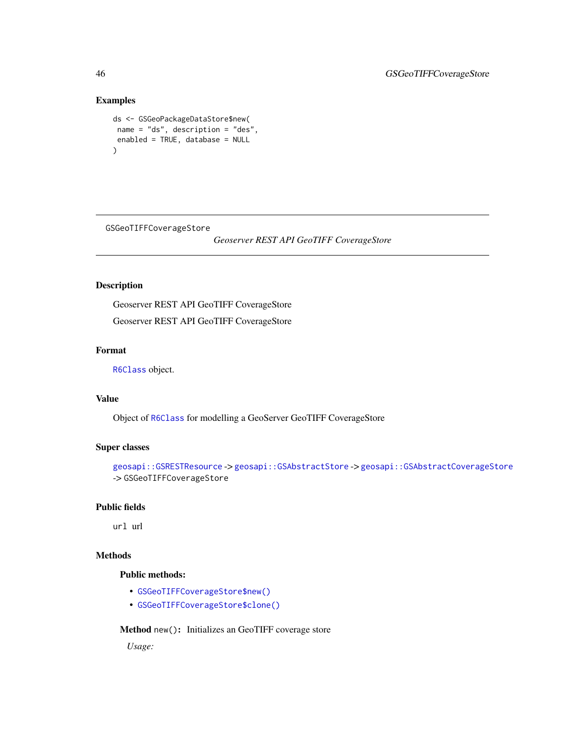## Examples

```
ds <- GSGeoPackageDataStore$new(
 name = "ds", description = "des",
 enabled = TRUE, database = NULL
)
```

---

# GSGeoTIFFCoverageStore

*Geoserver REST API GeoTIFF CoverageStore*

---

## Description

Geoserver REST API GeoTIFF CoverageStore

Geoserver REST API GeoTIFF CoverageStore

## Format

`R6Class` object.

## Value

Object of `R6Class` for modelling a GeoServer GeoTIFF CoverageStore

## Super classes

`geosapi::GSRESTResource` -> `geosapi::GSAbstractStore` -> `geosapi::GSAbstractCoverageStore` -> `GSGeoTIFFCoverageStore`

## Public fields

`url` url

## Methods

### Public methods:

- `GSGeoTIFFCoverageStore$new()`
- `GSGeoTIFFCoverageStore$clone()`

**Method** `new()`: Initializes an GeoTIFF coverage store

*Usage:*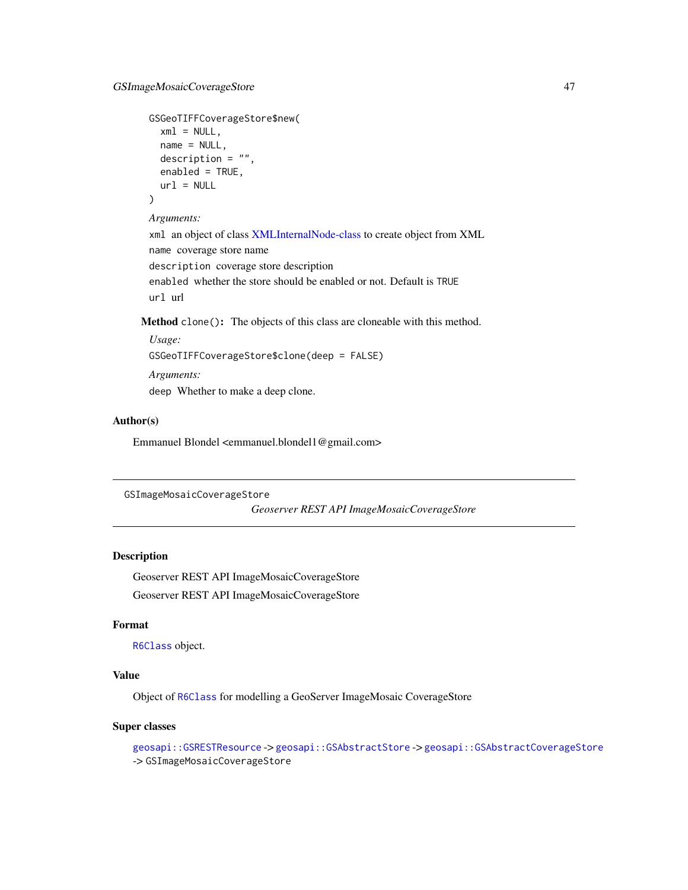```
GSGeoTIFFCoverageStore$new(
  xml = NULL,
  name = NULL,
  description = "",
  enabled = TRUE,
  url = NULL
)
```

*Arguments:*

`xml` an object of class XMLInternalNode-class to create object from XML

`name` coverage store name

`description` coverage store description

`enabled` whether the store should be enabled or not. Default is `TRUE`

`url` url

**Method** `clone()`: The objects of this class are cloneable with this method.

*Usage:*

```
GSGeoTIFFCoverageStore$clone(deep = FALSE)
```

*Arguments:*

`deep` Whether to make a deep clone.

## Author(s)

Emmanuel Blondel <emmanuel.blondel1@gmail.com>

---

GSImageMosaicCoverageStore *Geoserver REST API ImageMosaicCoverageStore*

---

## Description

Geoserver REST API ImageMosaicCoverageStore

Geoserver REST API ImageMosaicCoverageStore

## Format

`R6Class` object.

## Value

Object of `R6Class` for modelling a GeoServer ImageMosaic CoverageStore

## Super classes

`geosapi::GSRESTResource` -> `geosapi::GSAbstractStore` -> `geosapi::GSAbstractCoverageStore` -> `GSImageMosaicCoverageStore`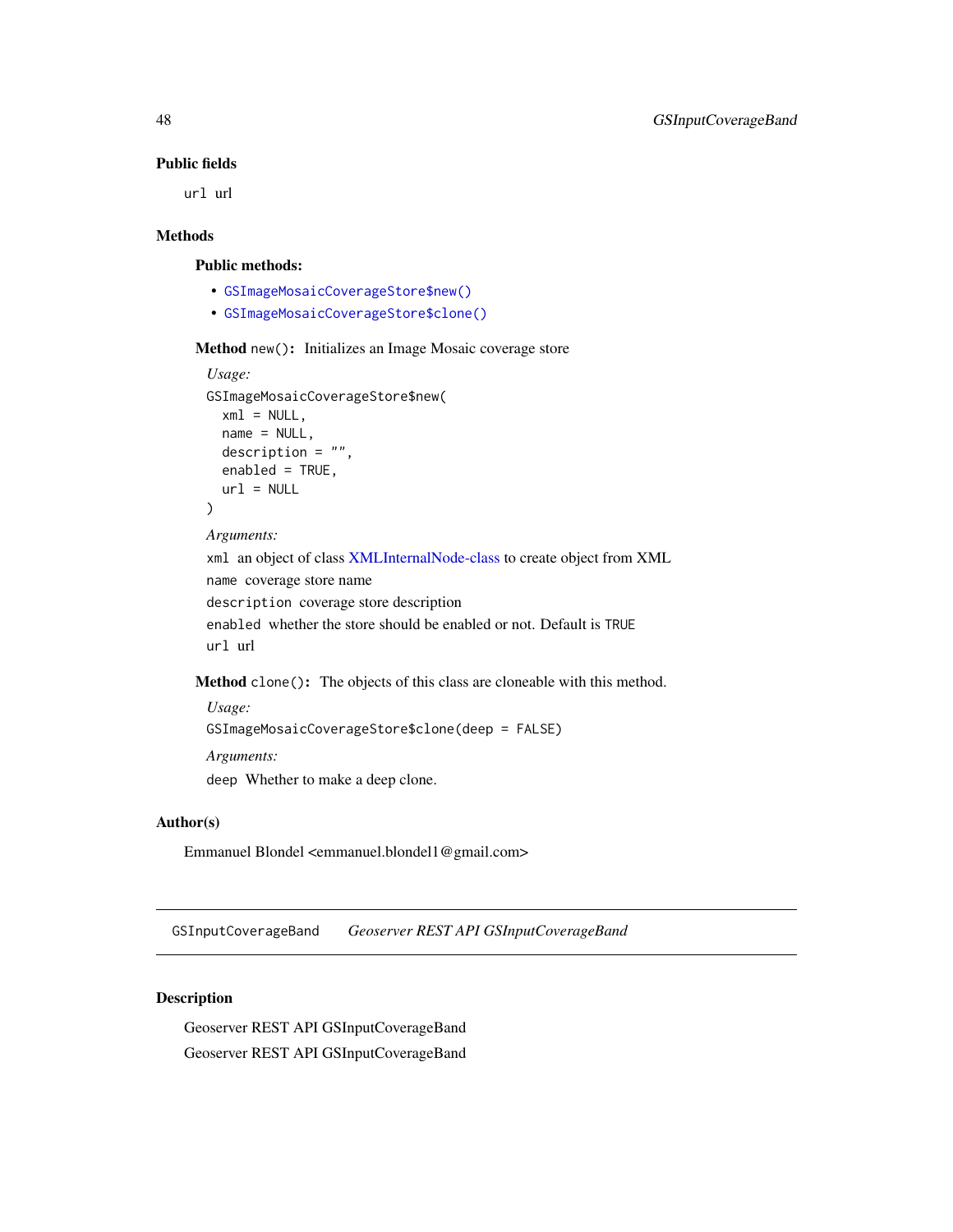### Public fields

`url` url

### Methods

#### Public methods:

- `GSImageMosaicCoverageStore$new()`
- `GSImageMosaicCoverageStore$clone()`

**Method** `new()`: Initializes an Image Mosaic coverage store

*Usage:*

```
GSImageMosaicCoverageStore$new(
  xml = NULL,
  name = NULL,
  description = "",
  enabled = TRUE,
  url = NULL
)
```

*Arguments:*

`xml` an object of class XMLInternalNode-class to create object from XML

`name` coverage store name

`description` coverage store description

`enabled` whether the store should be enabled or not. Default is `TRUE`

`url` url

**Method** `clone()`: The objects of this class are cloneable with this method.

*Usage:*

```
GSImageMosaicCoverageStore$clone(deep = FALSE)
```

*Arguments:*

`deep` Whether to make a deep clone.

### Author(s)

Emmanuel Blondel <emmanuel.blondel1@gmail.com>

---

## GSInputCoverageBand    *Geoserver REST API GSInputCoverageBand*

---

### Description

Geoserver REST API GSInputCoverageBand

Geoserver REST API GSInputCoverageBand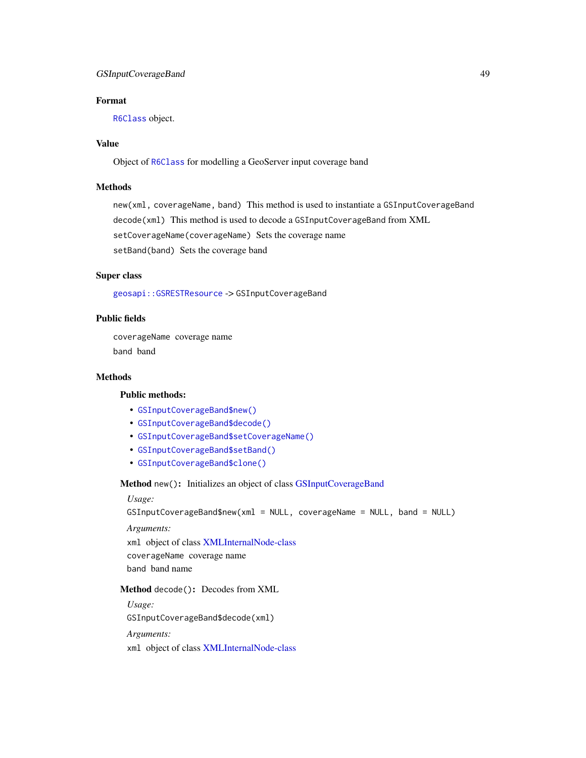### Format

`R6Class` object.

### Value

Object of `R6Class` for modelling a GeoServer input coverage band

### Methods

`new(xml, coverageName, band)` This method is used to instantiate a `GSInputCoverageBand`

`decode(xml)` This method is used to decode a `GSInputCoverageBand` from XML

`setCoverageName(coverageName)` Sets the coverage name

`setBand(band)` Sets the coverage band

### Super class

`geosapi::GSRESTResource` -> `GSInputCoverageBand`

### Public fields

`coverageName` coverage name

`band` band

### Methods

#### Public methods:

- `GSInputCoverageBand$new()`
- `GSInputCoverageBand$decode()`
- `GSInputCoverageBand$setCoverageName()`
- `GSInputCoverageBand$setBand()`
- `GSInputCoverageBand$clone()`

**Method** `new()`**:** Initializes an object of class GSInputCoverageBand

*Usage:*

```
GSInputCoverageBand$new(xml = NULL, coverageName = NULL, band = NULL)
```

*Arguments:*

`xml` object of class XMLInternalNode-class

`coverageName` coverage name

`band` band name

**Method** `decode()`**:** Decodes from XML

*Usage:*

```
GSInputCoverageBand$decode(xml)
```

*Arguments:*

`xml` object of class XMLInternalNode-class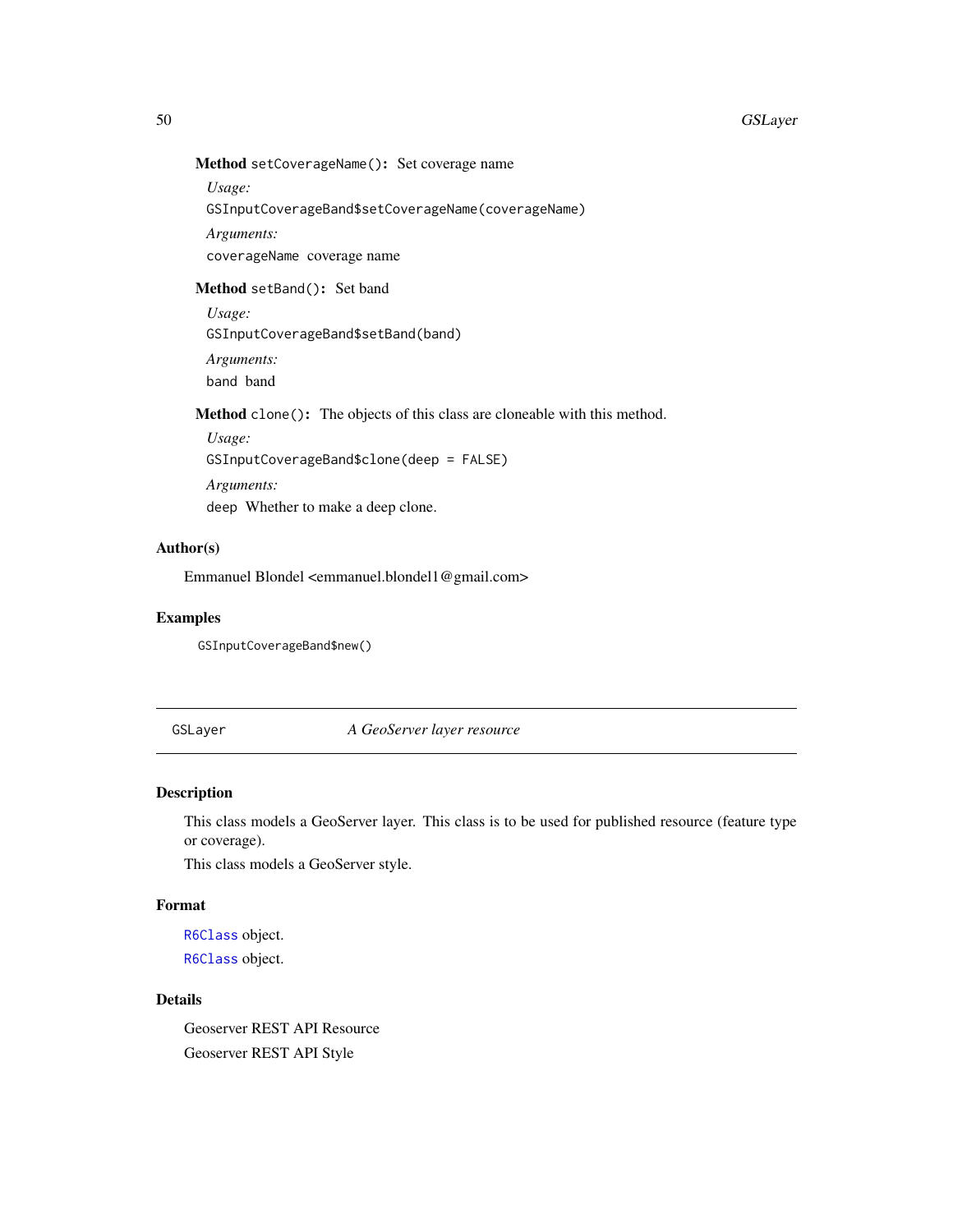**Method** `setCoverageName()`**:** Set coverage name

*Usage:*

```
GSInputCoverageBand$setCoverageName(coverageName)
```

*Arguments:*

`coverageName` coverage name

**Method** `setBand()`**:** Set band

*Usage:*

```
GSInputCoverageBand$setBand(band)
```

*Arguments:*

`band` band

**Method** `clone()`**:** The objects of this class are cloneable with this method.

*Usage:*

```
GSInputCoverageBand$clone(deep = FALSE)
```

*Arguments:*

`deep` Whether to make a deep clone.

### Author(s)

Emmanuel Blondel <emmanuel.blondel1@gmail.com>

### Examples

```
GSInputCoverageBand$new()
```

---

## GSLayer — *A GeoServer layer resource*

---

### Description

This class models a GeoServer layer. This class is to be used for published resource (feature type or coverage).

This class models a GeoServer style.

### Format

R6Class object.

R6Class object.

### Details

Geoserver REST API Resource

Geoserver REST API Style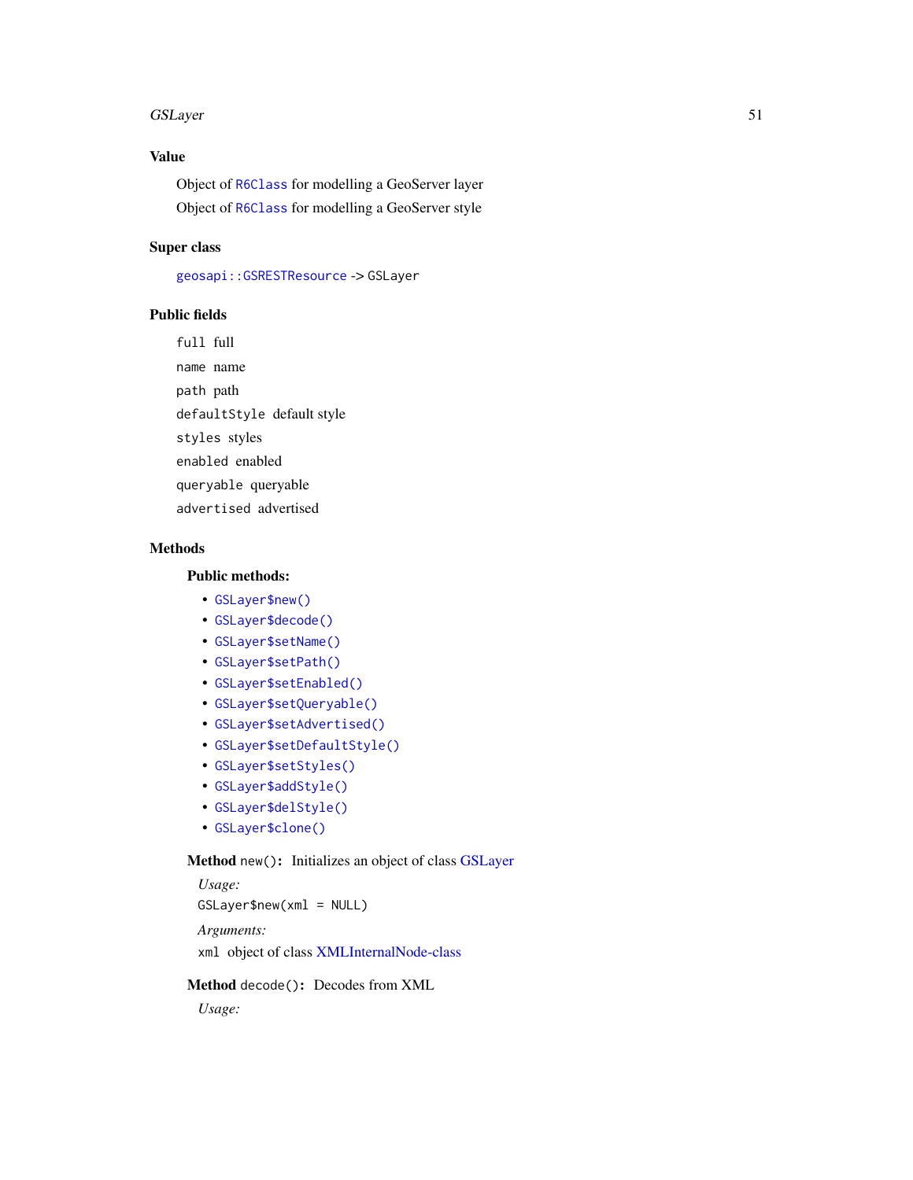### Value

Object of `R6Class` for modelling a GeoServer layer

Object of `R6Class` for modelling a GeoServer style

### Super class

`geosapi::GSRESTResource` -> `GSLayer`

### Public fields

`full` full

`name` name

`path` path

`defaultStyle` default style

`styles` styles

`enabled` enabled

`queryable` queryable

`advertised` advertised

### Methods

#### Public methods:

- `GSLayer$new()`
- `GSLayer$decode()`
- `GSLayer$setName()`
- `GSLayer$setPath()`
- `GSLayer$setEnabled()`
- `GSLayer$setQueryable()`
- `GSLayer$setAdvertised()`
- `GSLayer$setDefaultStyle()`
- `GSLayer$setStyles()`
- `GSLayer$addStyle()`
- `GSLayer$delStyle()`
- `GSLayer$clone()`

**Method** `new()`**:** Initializes an object of class GSLayer

*Usage:*

```
GSLayer$new(xml = NULL)
```

*Arguments:*

`xml` object of class XMLInternalNode-class

**Method** `decode()`**:** Decodes from XML

*Usage:*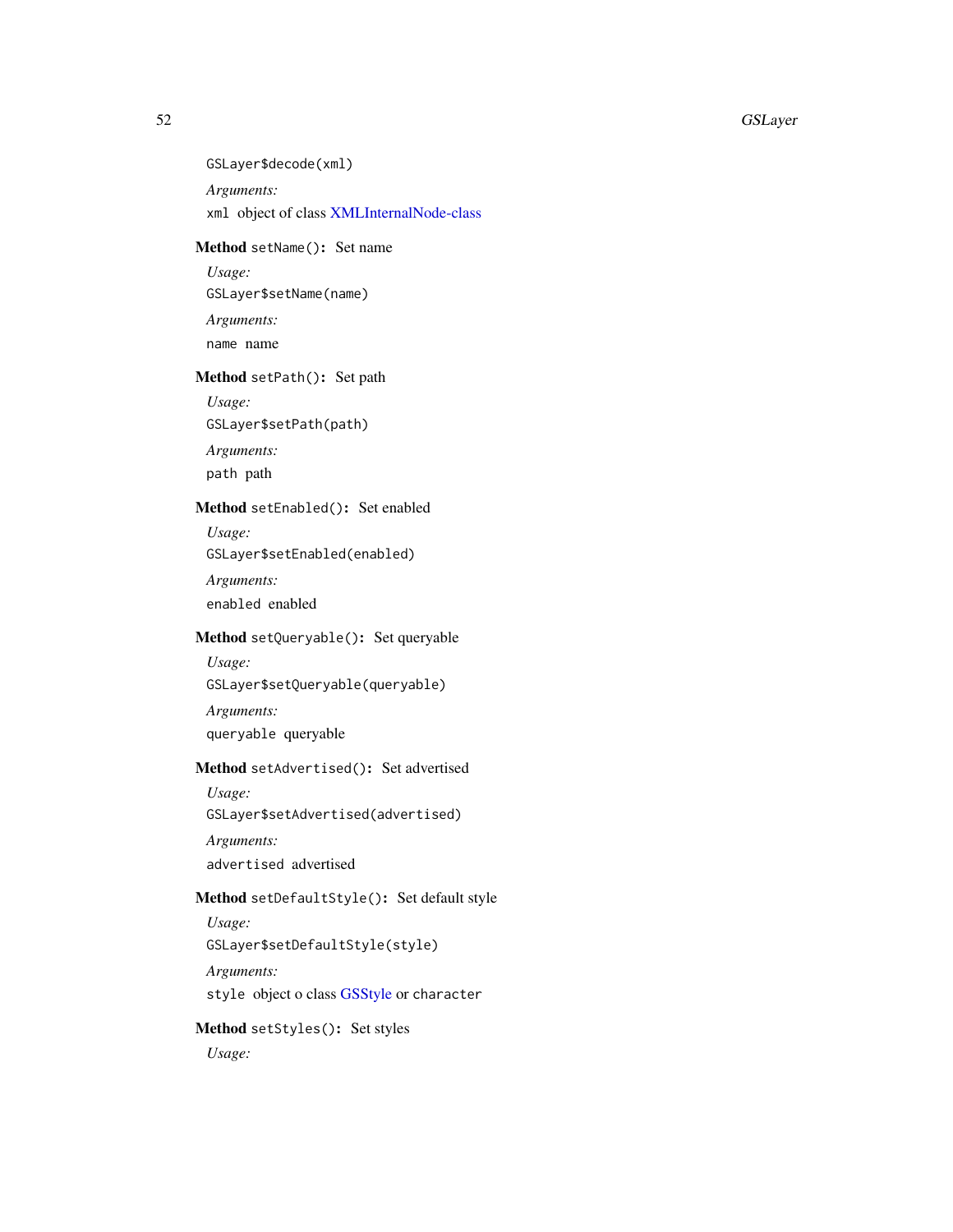```
GSLayer$decode(xml)
```

*Arguments:*

`xml` object of class XMLInternalNode-class

**Method** `setName()`**:** Set name

*Usage:*

```
GSLayer$setName(name)
```

*Arguments:*

`name` name

**Method** `setPath()`**:** Set path

*Usage:*

```
GSLayer$setPath(path)
```

*Arguments:*

`path` path

**Method** `setEnabled()`**:** Set enabled

*Usage:*

```
GSLayer$setEnabled(enabled)
```

*Arguments:*

`enabled` enabled

**Method** `setQueryable()`**:** Set queryable

*Usage:*

```
GSLayer$setQueryable(queryable)
```

*Arguments:*

`queryable` queryable

**Method** `setAdvertised()`**:** Set advertised

*Usage:*

```
GSLayer$setAdvertised(advertised)
```

*Arguments:*

`advertised` advertised

**Method** `setDefaultStyle()`**:** Set default style

*Usage:*

```
GSLayer$setDefaultStyle(style)
```

*Arguments:*

`style` object o class GSStyle or `character`

**Method** `setStyles()`**:** Set styles

*Usage:*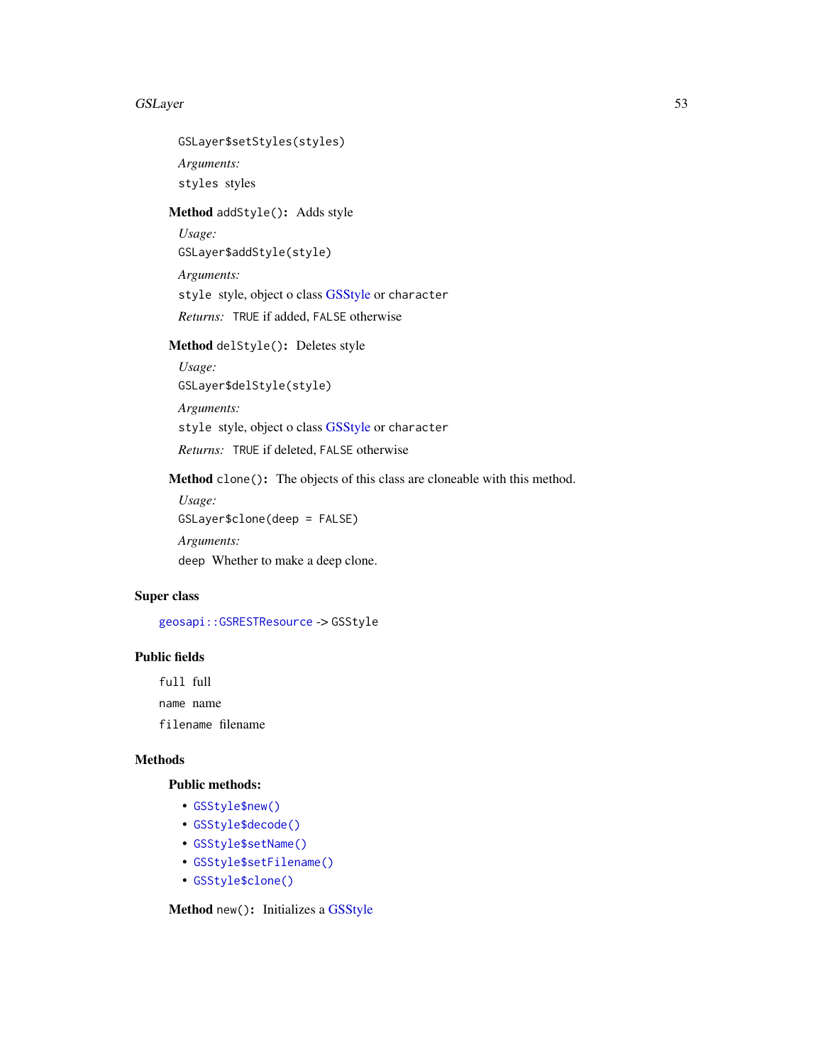```
GSLayer$setStyles(styles)
```

*Arguments:*

`styles` styles

**Method** `addStyle()`: Adds style

*Usage:*

```
GSLayer$addStyle(style)
```

*Arguments:*

`style` style, object o class GSStyle or `character`

*Returns:* `TRUE` if added, `FALSE` otherwise

**Method** `delStyle()`: Deletes style

*Usage:*

```
GSLayer$delStyle(style)
```

*Arguments:*

`style` style, object o class GSStyle or `character`

*Returns:* `TRUE` if deleted, `FALSE` otherwise

**Method** `clone()`: The objects of this class are cloneable with this method.

*Usage:*

```
GSLayer$clone(deep = FALSE)
```

*Arguments:*

`deep` Whether to make a deep clone.

### Super class

`geosapi::GSRESTResource` -> `GSStyle`

### Public fields

`full` full

`name` name

`filename` filename

### Methods

#### Public methods:

- `GSStyle$new()`
- `GSStyle$decode()`
- `GSStyle$setName()`
- `GSStyle$setFilename()`
- `GSStyle$clone()`

**Method** `new()`: Initializes a GSStyle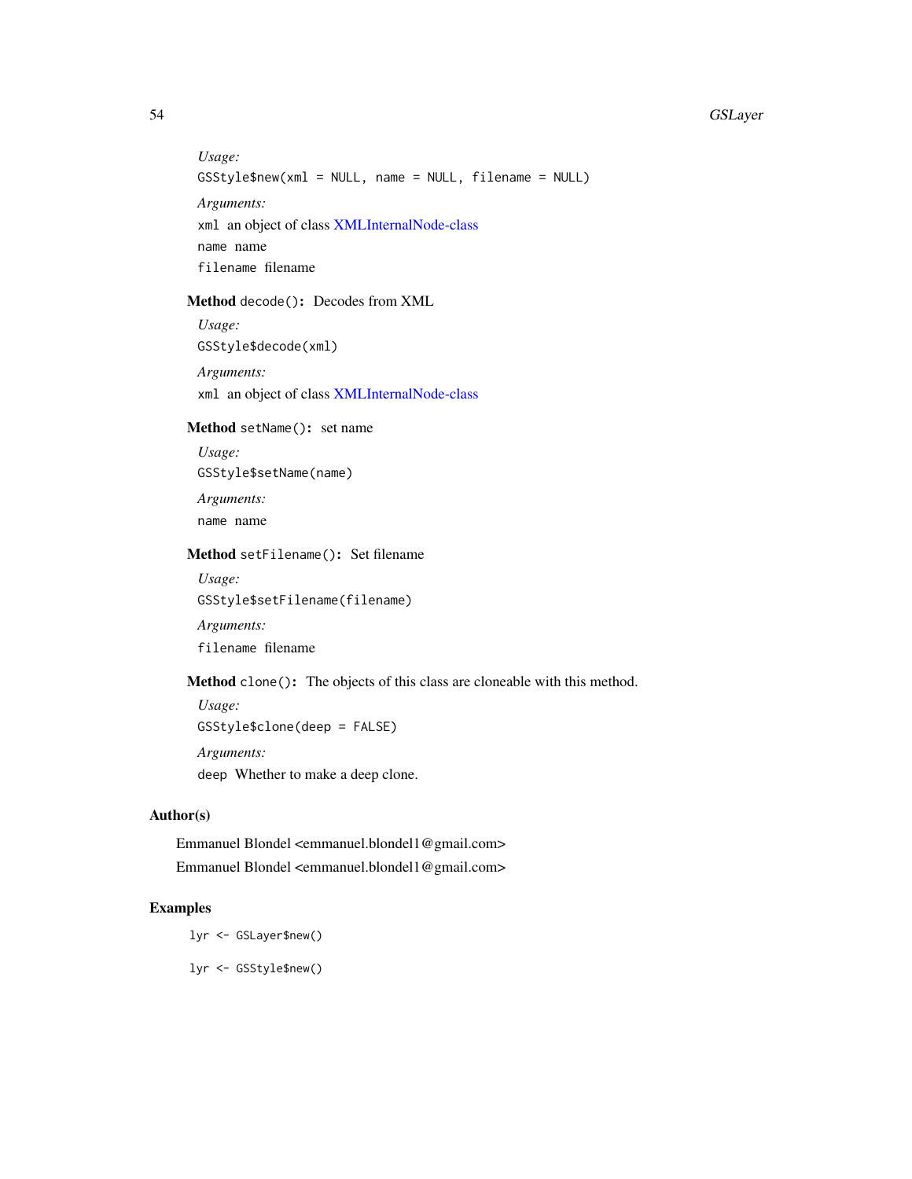*Usage:*

```
GSStyle$new(xml = NULL, name = NULL, filename = NULL)
```

*Arguments:*

`xml` an object of class XMLInternalNode-class

`name` name

`filename` filename

**Method** `decode()`**:** Decodes from XML

*Usage:*

```
GSStyle$decode(xml)
```

*Arguments:*

`xml` an object of class XMLInternalNode-class

**Method** `setName()`**:** set name

*Usage:*

```
GSStyle$setName(name)
```

*Arguments:*

`name` name

**Method** `setFilename()`**:** Set filename

*Usage:*

```
GSStyle$setFilename(filename)
```

*Arguments:*

`filename` filename

**Method** `clone()`**:** The objects of this class are cloneable with this method.

*Usage:*

```
GSStyle$clone(deep = FALSE)
```

*Arguments:*

`deep` Whether to make a deep clone.

## Author(s)

Emmanuel Blondel <emmanuel.blondel1@gmail.com>

Emmanuel Blondel <emmanuel.blondel1@gmail.com>

## Examples

```
lyr <- GSLayer$new()

lyr <- GSStyle$new()
```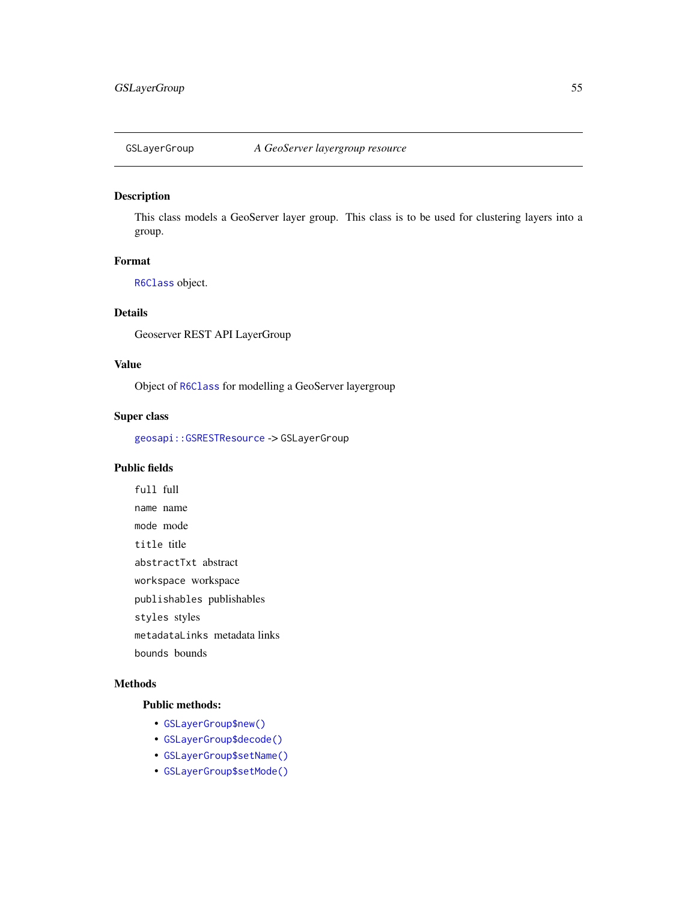# GSLayerGroup — *A GeoServer layergroup resource*

## Description

This class models a GeoServer layer group. This class is to be used for clustering layers into a group.

## Format

`R6Class` object.

## Details

Geoserver REST API LayerGroup

## Value

Object of `R6Class` for modelling a GeoServer layergroup

## Super class

`geosapi::GSRESTResource` -> `GSLayerGroup`

## Public fields

`full` full

`name` name

`mode` mode

`title` title

`abstractTxt` abstract

`workspace` workspace

`publishables` publishables

`styles` styles

`metadataLinks` metadata links

`bounds` bounds

## Methods

### Public methods:

- `GSLayerGroup$new()`
- `GSLayerGroup$decode()`
- `GSLayerGroup$setName()`
- `GSLayerGroup$setMode()`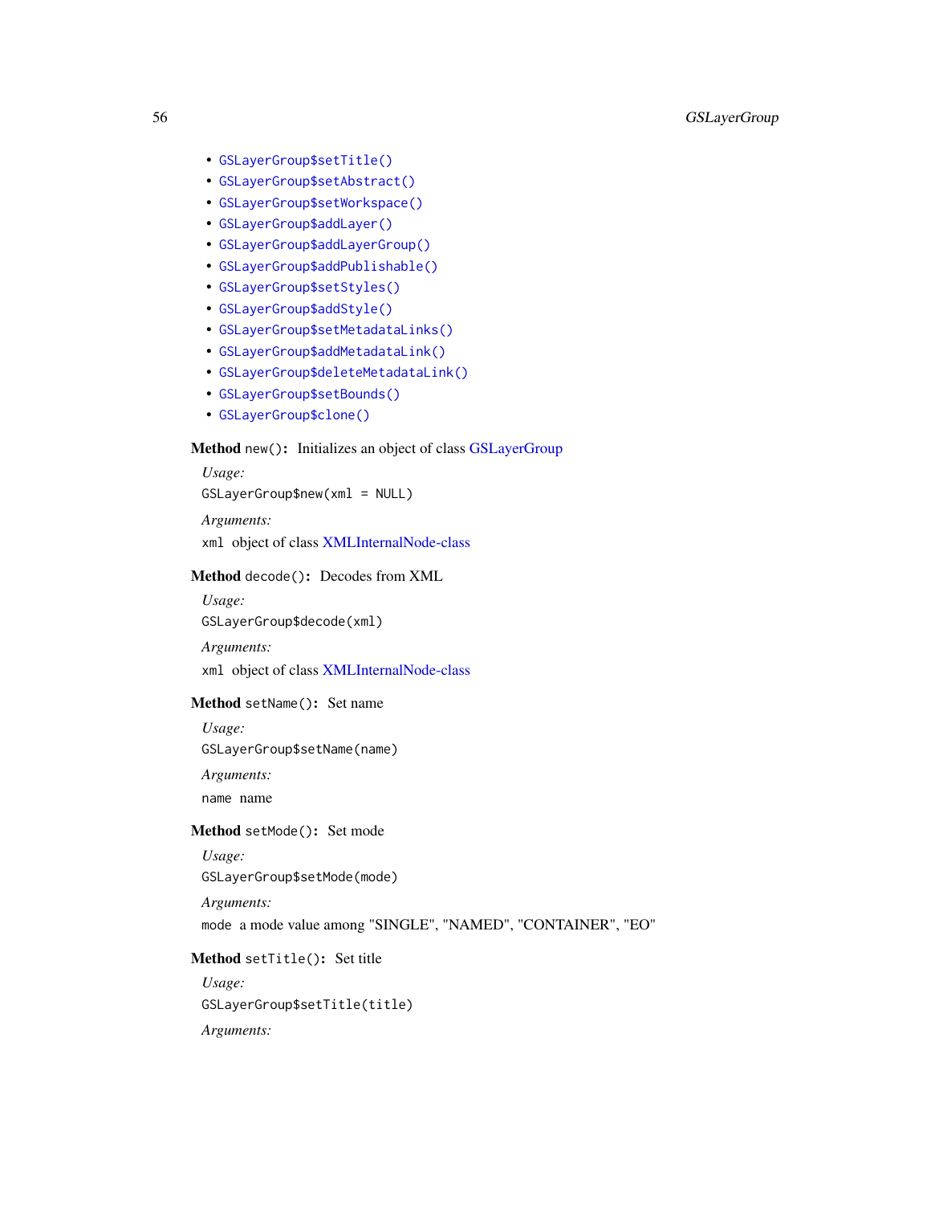- `GSLayerGroup$setTitle()`
- `GSLayerGroup$setAbstract()`
- `GSLayerGroup$setWorkspace()`
- `GSLayerGroup$addLayer()`
- `GSLayerGroup$addLayerGroup()`
- `GSLayerGroup$addPublishable()`
- `GSLayerGroup$setStyles()`
- `GSLayerGroup$addStyle()`
- `GSLayerGroup$setMetadataLinks()`
- `GSLayerGroup$addMetadataLink()`
- `GSLayerGroup$deleteMetadataLink()`
- `GSLayerGroup$setBounds()`
- `GSLayerGroup$clone()`

**Method** `new()`**:** Initializes an object of class GSLayerGroup

*Usage:*

```
GSLayerGroup$new(xml = NULL)
```

*Arguments:*

`xml` object of class XMLInternalNode-class

**Method** `decode()`**:** Decodes from XML

*Usage:*

```
GSLayerGroup$decode(xml)
```

*Arguments:*

`xml` object of class XMLInternalNode-class

**Method** `setName()`**:** Set name

*Usage:*

```
GSLayerGroup$setName(name)
```

*Arguments:*

`name` name

**Method** `setMode()`**:** Set mode

*Usage:*

```
GSLayerGroup$setMode(mode)
```

*Arguments:*

`mode` a mode value among "SINGLE", "NAMED", "CONTAINER", "EO"

**Method** `setTitle()`**:** Set title

*Usage:*

```
GSLayerGroup$setTitle(title)
```

*Arguments:*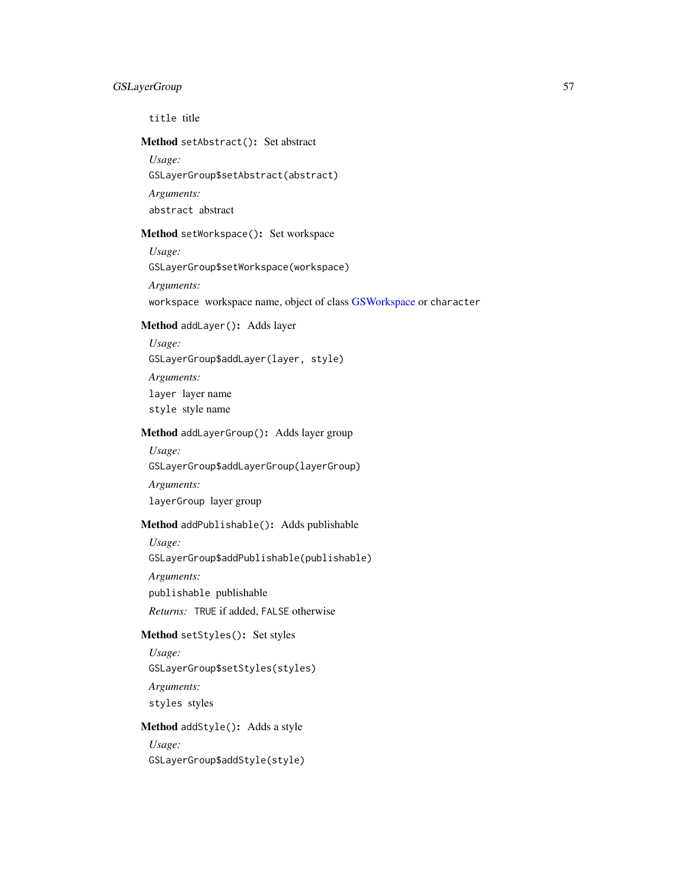`title` title

**Method** `setAbstract():` Set abstract

*Usage:*

```
GSLayerGroup$setAbstract(abstract)
```

*Arguments:*

`abstract` abstract

**Method** `setWorkspace():` Set workspace

*Usage:*

```
GSLayerGroup$setWorkspace(workspace)
```

*Arguments:*

`workspace` workspace name, object of class GSWorkspace or `character`

**Method** `addLayer():` Adds layer

*Usage:*

```
GSLayerGroup$addLayer(layer, style)
```

*Arguments:*

`layer` layer name

`style` style name

**Method** `addLayerGroup():` Adds layer group

*Usage:*

```
GSLayerGroup$addLayerGroup(layerGroup)
```

*Arguments:*

`layerGroup` layer group

**Method** `addPublishable():` Adds publishable

*Usage:*

```
GSLayerGroup$addPublishable(publishable)
```

*Arguments:*

`publishable` publishable

*Returns:* `TRUE` if added, `FALSE` otherwise

**Method** `setStyles():` Set styles

*Usage:*

```
GSLayerGroup$setStyles(styles)
```

*Arguments:*

`styles` styles

**Method** `addStyle():` Adds a style

*Usage:*

```
GSLayerGroup$addStyle(style)
```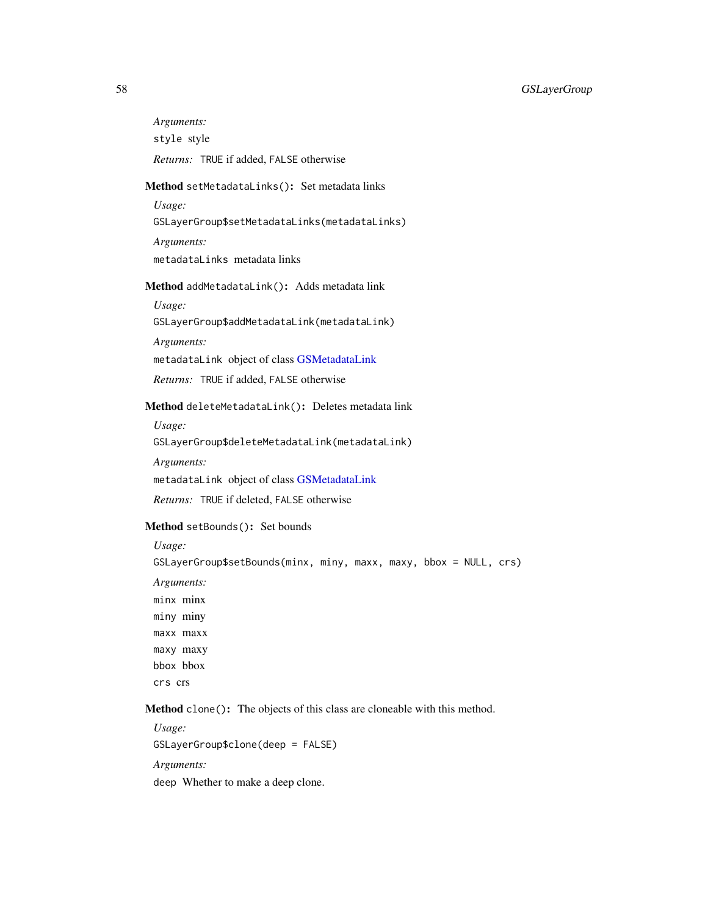*Arguments:*

`style` style

*Returns:* `TRUE` if added, `FALSE` otherwise

**Method** `setMetadataLinks()`**:** Set metadata links

*Usage:*

```
GSLayerGroup$setMetadataLinks(metadataLinks)
```

*Arguments:*

`metadataLinks` metadata links

**Method** `addMetadataLink()`**:** Adds metadata link

*Usage:*

```
GSLayerGroup$addMetadataLink(metadataLink)
```

*Arguments:*

`metadataLink` object of class GSMetadataLink

*Returns:* `TRUE` if added, `FALSE` otherwise

**Method** `deleteMetadataLink()`**:** Deletes metadata link

*Usage:*

```
GSLayerGroup$deleteMetadataLink(metadataLink)
```

*Arguments:*

`metadataLink` object of class GSMetadataLink

*Returns:* `TRUE` if deleted, `FALSE` otherwise

**Method** `setBounds()`**:** Set bounds

*Usage:*

```
GSLayerGroup$setBounds(minx, miny, maxx, maxy, bbox = NULL, crs)
```

*Arguments:*

`minx` minx

`miny` miny

`maxx` maxx

`maxy` maxy

`bbox` bbox

`crs` crs

**Method** `clone()`**:** The objects of this class are cloneable with this method.

*Usage:*

```
GSLayerGroup$clone(deep = FALSE)
```

*Arguments:*

`deep` Whether to make a deep clone.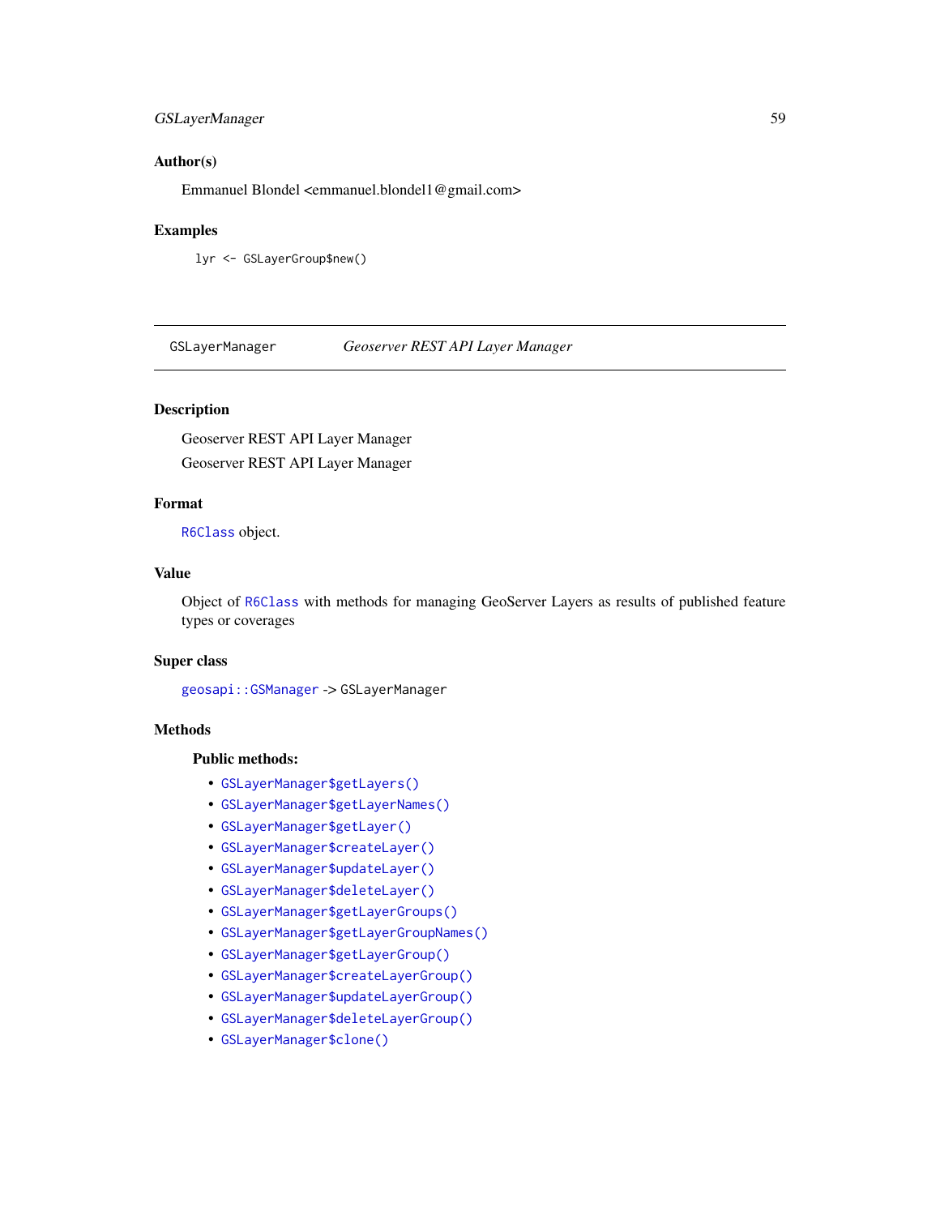### Author(s)

Emmanuel Blondel <emmanuel.blondel1@gmail.com>

### Examples

```
lyr <- GSLayerGroup$new()
```

---

## GSLayerManager — *Geoserver REST API Layer Manager*

---

### Description

Geoserver REST API Layer Manager

Geoserver REST API Layer Manager

### Format

`R6Class` object.

### Value

Object of `R6Class` with methods for managing GeoServer Layers as results of published feature types or coverages

### Super class

`geosapi::GSManager` -> `GSLayerManager`

### Methods

#### Public methods:

- `GSLayerManager$getLayers()`
- `GSLayerManager$getLayerNames()`
- `GSLayerManager$getLayer()`
- `GSLayerManager$createLayer()`
- `GSLayerManager$updateLayer()`
- `GSLayerManager$deleteLayer()`
- `GSLayerManager$getLayerGroups()`
- `GSLayerManager$getLayerGroupNames()`
- `GSLayerManager$getLayerGroup()`
- `GSLayerManager$createLayerGroup()`
- `GSLayerManager$updateLayerGroup()`
- `GSLayerManager$deleteLayerGroup()`
- `GSLayerManager$clone()`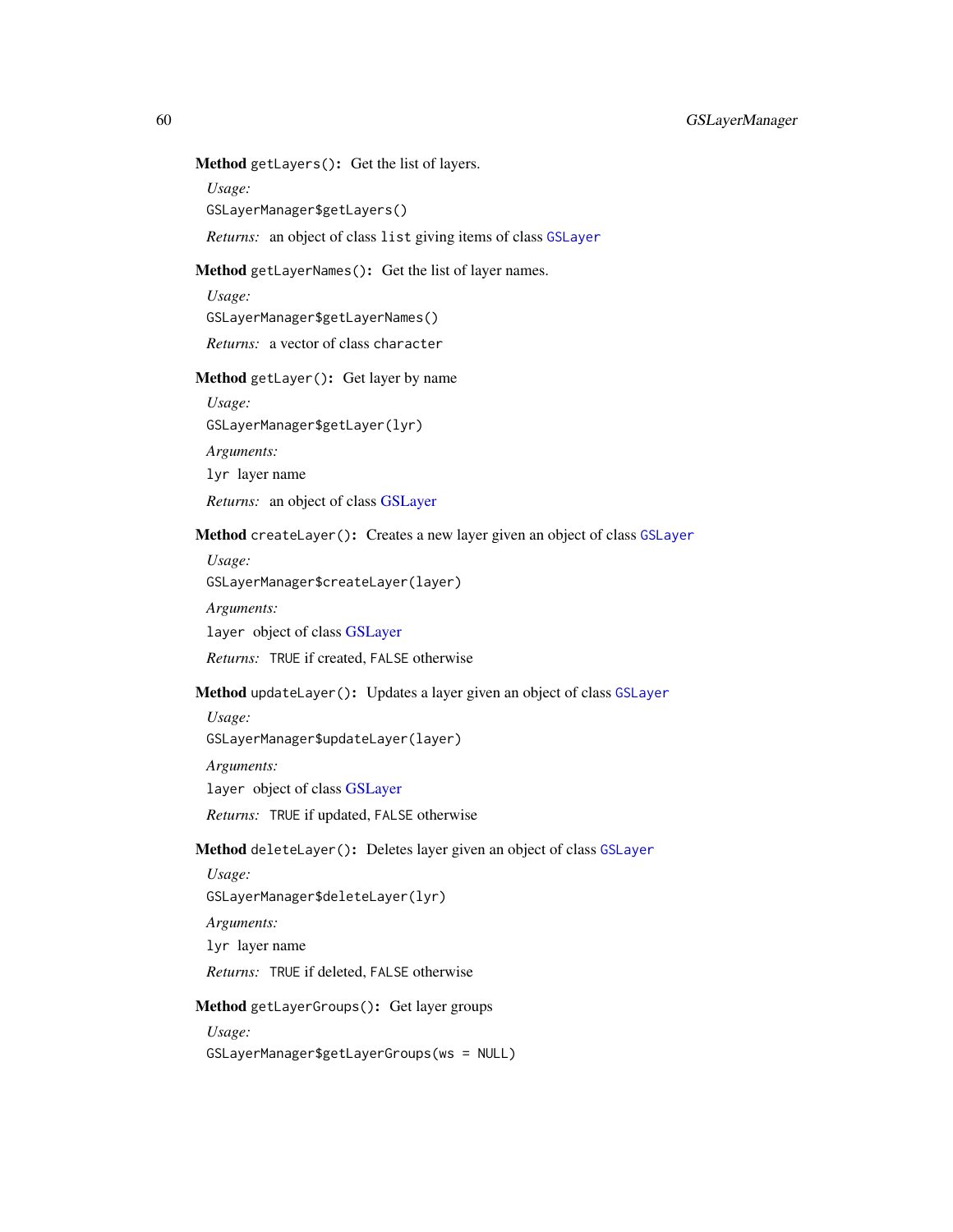**Method** `getLayers()`**:** Get the list of layers.

*Usage:*

```
GSLayerManager$getLayers()
```

*Returns:* an object of class `list` giving items of class `GSLayer`

**Method** `getLayerNames()`**:** Get the list of layer names.

*Usage:*

```
GSLayerManager$getLayerNames()
```

*Returns:* a vector of class `character`

**Method** `getLayer()`**:** Get layer by name

*Usage:*

```
GSLayerManager$getLayer(lyr)
```

*Arguments:*

`lyr` layer name

*Returns:* an object of class GSLayer

**Method** `createLayer()`**:** Creates a new layer given an object of class `GSLayer`

*Usage:*

```
GSLayerManager$createLayer(layer)
```

*Arguments:*

`layer` object of class GSLayer

*Returns:* `TRUE` if created, `FALSE` otherwise

**Method** `updateLayer()`**:** Updates a layer given an object of class `GSLayer`

*Usage:*

```
GSLayerManager$updateLayer(layer)
```

*Arguments:*

`layer` object of class GSLayer

*Returns:* `TRUE` if updated, `FALSE` otherwise

**Method** `deleteLayer()`**:** Deletes layer given an object of class `GSLayer`

*Usage:*

```
GSLayerManager$deleteLayer(lyr)
```

*Arguments:*

`lyr` layer name

*Returns:* `TRUE` if deleted, `FALSE` otherwise

**Method** `getLayerGroups()`**:** Get layer groups

*Usage:*

```
GSLayerManager$getLayerGroups(ws = NULL)
```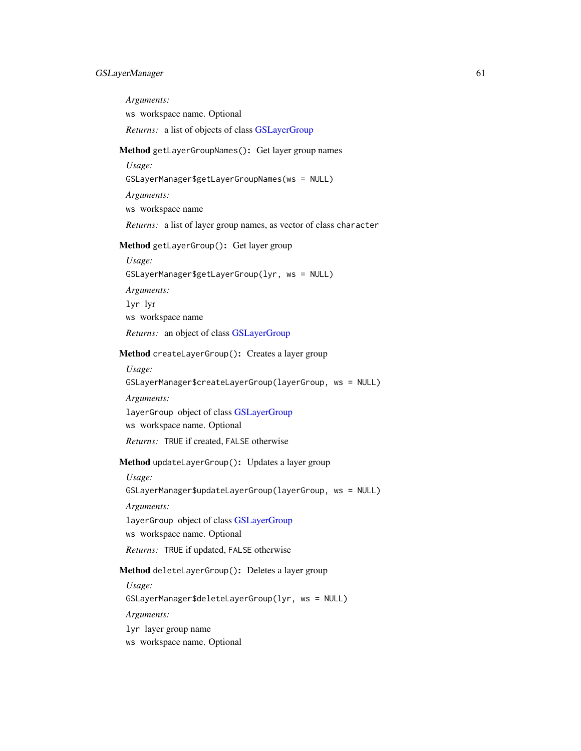*Arguments:*

`ws` workspace name. Optional

*Returns:* a list of objects of class GSLayerGroup

**Method** `getLayerGroupNames()`**:** Get layer group names

*Usage:*

```
GSLayerManager$getLayerGroupNames(ws = NULL)
```

*Arguments:*

`ws` workspace name

*Returns:* a list of layer group names, as vector of class `character`

**Method** `getLayerGroup()`**:** Get layer group

*Usage:*

```
GSLayerManager$getLayerGroup(lyr, ws = NULL)
```

*Arguments:*

`lyr` lyr

`ws` workspace name

*Returns:* an object of class GSLayerGroup

**Method** `createLayerGroup()`**:** Creates a layer group

*Usage:*

```
GSLayerManager$createLayerGroup(layerGroup, ws = NULL)
```

*Arguments:*

`layerGroup` object of class GSLayerGroup

`ws` workspace name. Optional

*Returns:* `TRUE` if created, `FALSE` otherwise

**Method** `updateLayerGroup()`**:** Updates a layer group

*Usage:*

```
GSLayerManager$updateLayerGroup(layerGroup, ws = NULL)
```

*Arguments:*

`layerGroup` object of class GSLayerGroup

`ws` workspace name. Optional

*Returns:* `TRUE` if updated, `FALSE` otherwise

**Method** `deleteLayerGroup()`**:** Deletes a layer group

*Usage:*

```
GSLayerManager$deleteLayerGroup(lyr, ws = NULL)
```

*Arguments:*

`lyr` layer group name

`ws` workspace name. Optional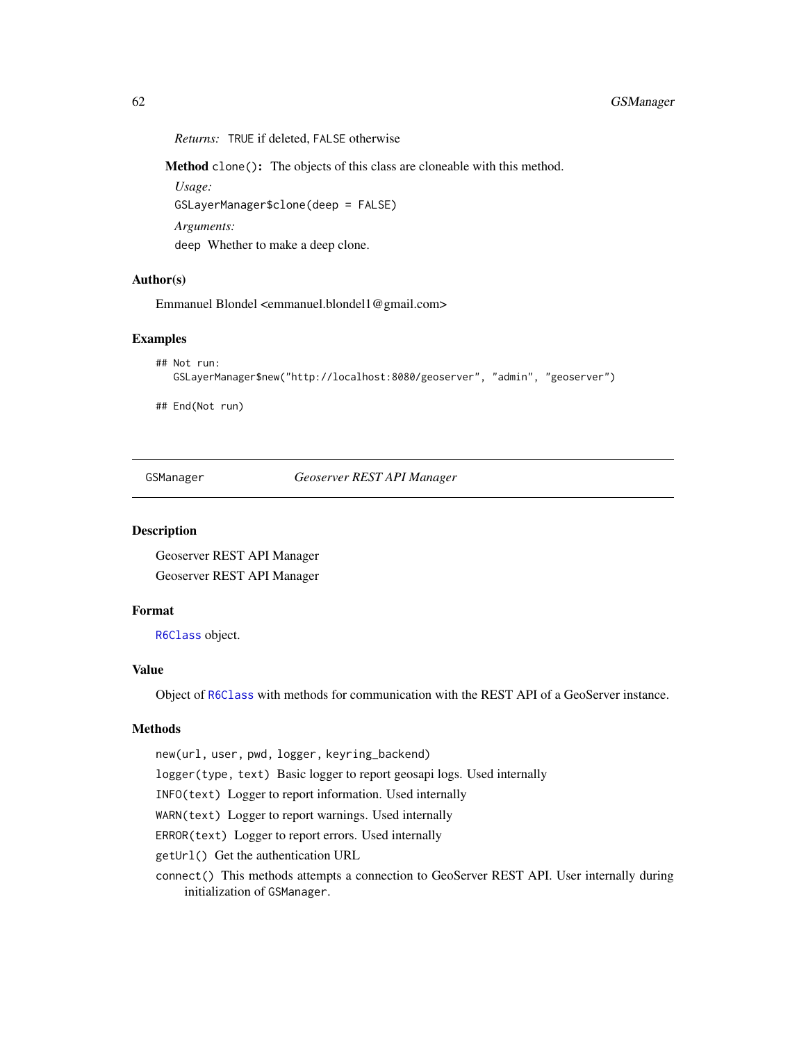*Returns:* TRUE if deleted, FALSE otherwise

**Method** `clone()`: The objects of this class are cloneable with this method.

*Usage:*

```
GSLayerManager$clone(deep = FALSE)
```

*Arguments:*

`deep` Whether to make a deep clone.

## Author(s)

Emmanuel Blondel <emmanuel.blondel1@gmail.com>

## Examples

```
## Not run:
   GSLayerManager$new("http://localhost:8080/geoserver", "admin", "geoserver")

## End(Not run)
```

---

`GSManager` *Geoserver REST API Manager*

---

## Description

Geoserver REST API Manager

Geoserver REST API Manager

## Format

`R6Class` object.

## Value

Object of `R6Class` with methods for communication with the REST API of a GeoServer instance.

## Methods

`new(url, user, pwd, logger, keyring_backend)`

`logger(type, text)` Basic logger to report geosapi logs. Used internally

`INFO(text)` Logger to report information. Used internally

`WARN(text)` Logger to report warnings. Used internally

`ERROR(text)` Logger to report errors. Used internally

`getUrl()` Get the authentication URL

`connect()` This methods attempts a connection to GeoServer REST API. User internally during initialization of `GSManager`.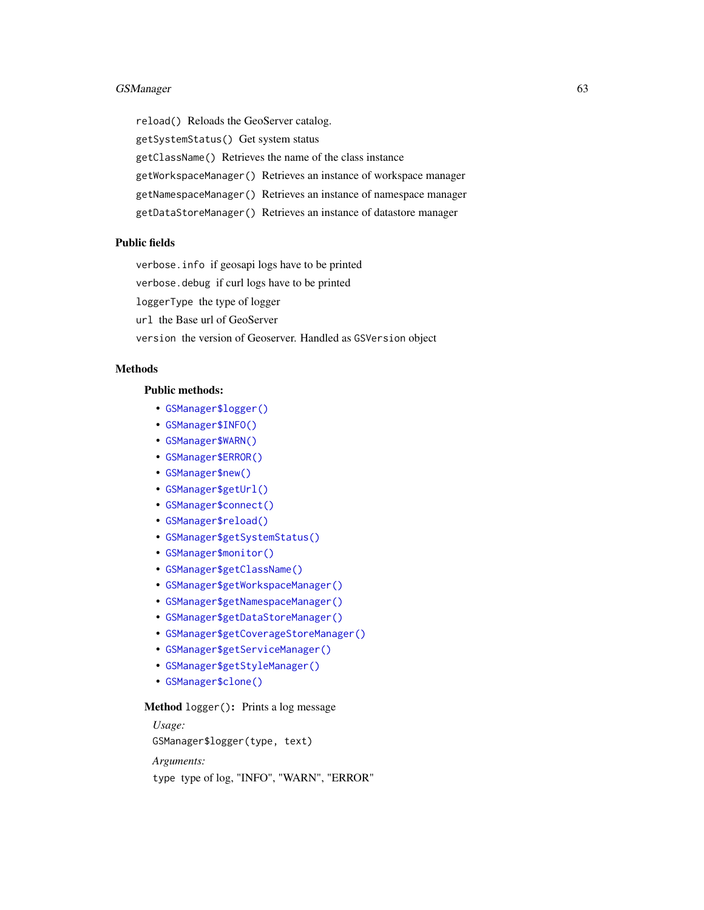`reload()` Reloads the GeoServer catalog.

`getSystemStatus()` Get system status

`getClassName()` Retrieves the name of the class instance

`getWorkspaceManager()` Retrieves an instance of workspace manager

`getNamespaceManager()` Retrieves an instance of namespace manager

`getDataStoreManager()` Retrieves an instance of datastore manager

### Public fields

`verbose.info` if geosapi logs have to be printed

`verbose.debug` if curl logs have to be printed

`loggerType` the type of logger

`url` the Base url of GeoServer

`version` the version of Geoserver. Handled as `GSVersion` object

### Methods

**Public methods:**

- `GSManager$logger()`
- `GSManager$INFO()`
- `GSManager$WARN()`
- `GSManager$ERROR()`
- `GSManager$new()`
- `GSManager$getUrl()`
- `GSManager$connect()`
- `GSManager$reload()`
- `GSManager$getSystemStatus()`
- `GSManager$monitor()`
- `GSManager$getClassName()`
- `GSManager$getWorkspaceManager()`
- `GSManager$getNamespaceManager()`
- `GSManager$getDataStoreManager()`
- `GSManager$getCoverageStoreManager()`
- `GSManager$getServiceManager()`
- `GSManager$getStyleManager()`
- `GSManager$clone()`

**Method** `logger()`**:** Prints a log message

*Usage:*

```
GSManager$logger(type, text)
```

*Arguments:*

`type` type of log, "INFO", "WARN", "ERROR"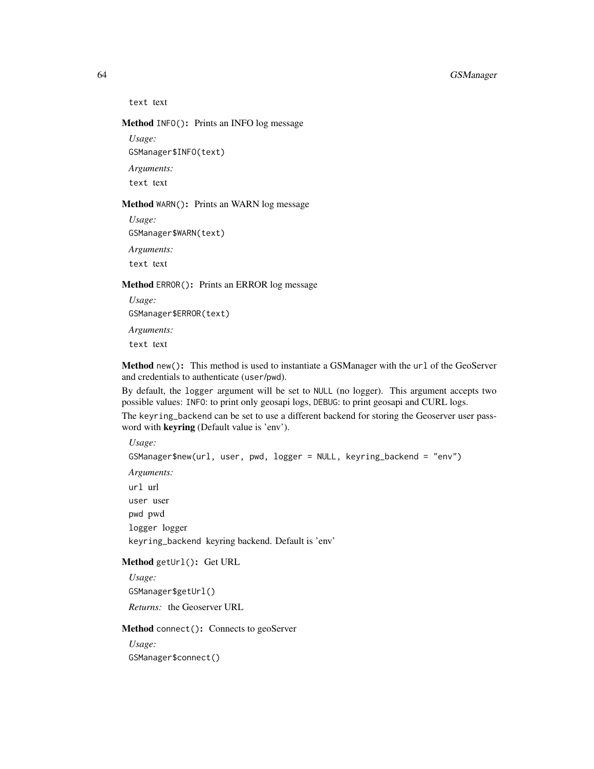text text

**Method** `INFO()`**:** Prints an INFO log message

*Usage:*

```
GSManager$INFO(text)
```

*Arguments:*

`text` text

**Method** `WARN()`**:** Prints an WARN log message

*Usage:*

```
GSManager$WARN(text)
```

*Arguments:*

`text` text

**Method** `ERROR()`**:** Prints an ERROR log message

*Usage:*

```
GSManager$ERROR(text)
```

*Arguments:*

`text` text

**Method** `new()`**:** This method is used to instantiate a GSManager with the `url` of the GeoServer and credentials to authenticate (`user`/`pwd`).

By default, the `logger` argument will be set to `NULL` (no logger). This argument accepts two possible values: `INFO`: to print only geosapi logs, `DEBUG`: to print geosapi and CURL logs.

The `keyring_backend` can be set to use a different backend for storing the Geoserver user password with **keyring** (Default value is 'env').

*Usage:*

```
GSManager$new(url, user, pwd, logger = NULL, keyring_backend = "env")
```

*Arguments:*

`url` url

`user` user

`pwd` pwd

`logger` logger

`keyring_backend` keyring backend. Default is 'env'

**Method** `getUrl()`**:** Get URL

*Usage:*

```
GSManager$getUrl()
```

*Returns:* the Geoserver URL

**Method** `connect()`**:** Connects to geoServer

*Usage:*

```
GSManager$connect()
```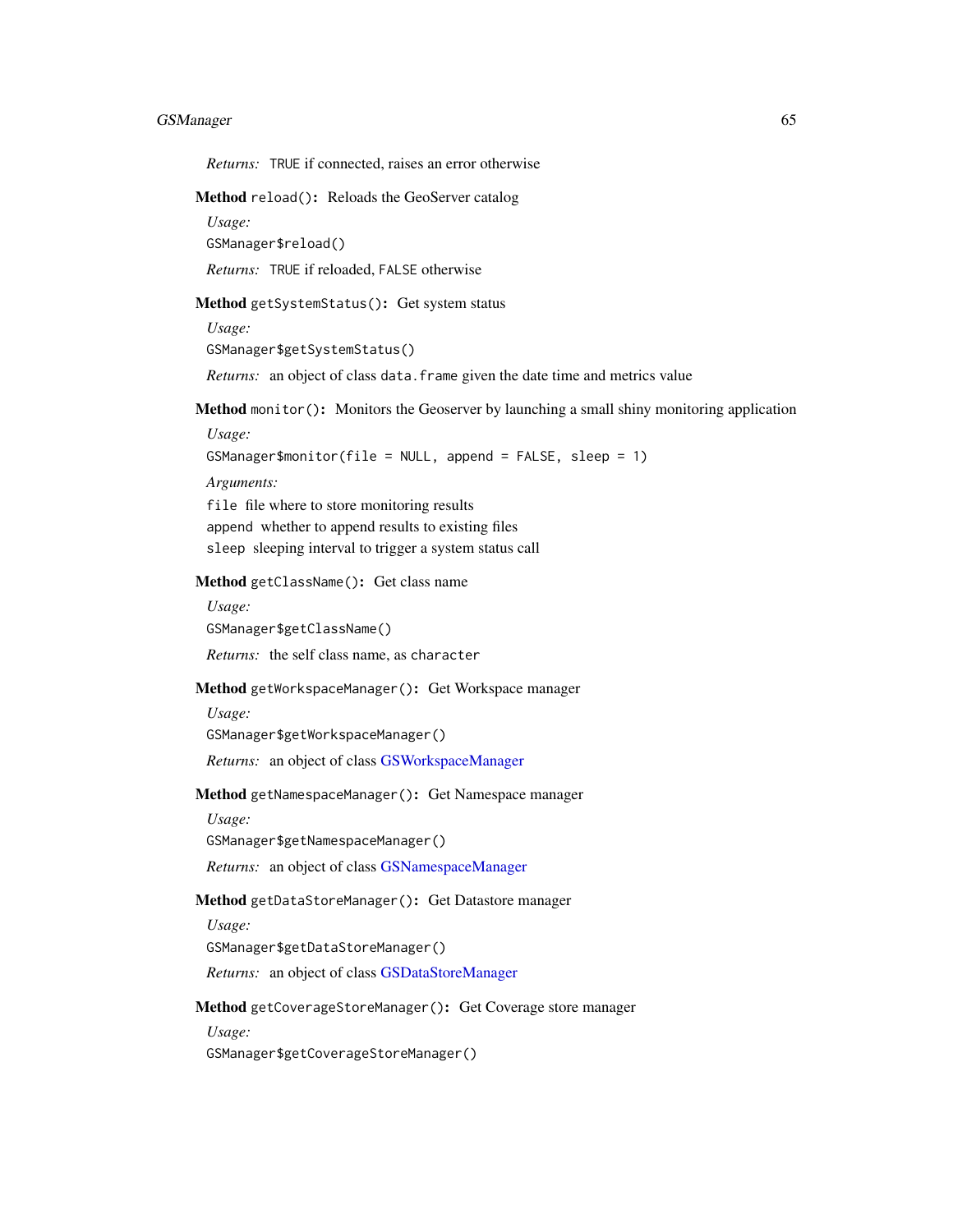*Returns:* TRUE if connected, raises an error otherwise

**Method** `reload()`**:** Reloads the GeoServer catalog

*Usage:*

```
GSManager$reload()
```

*Returns:* TRUE if reloaded, FALSE otherwise

**Method** `getSystemStatus()`**:** Get system status

*Usage:*

```
GSManager$getSystemStatus()
```

*Returns:* an object of class `data.frame` given the date time and metrics value

**Method** `monitor()`**:** Monitors the Geoserver by launching a small shiny monitoring application

*Usage:*

```
GSManager$monitor(file = NULL, append = FALSE, sleep = 1)
```

*Arguments:*

`file` file where to store monitoring results

`append` whether to append results to existing files

`sleep` sleeping interval to trigger a system status call

**Method** `getClassName()`**:** Get class name

*Usage:*

```
GSManager$getClassName()
```

*Returns:* the self class name, as `character`

**Method** `getWorkspaceManager()`**:** Get Workspace manager

*Usage:*

```
GSManager$getWorkspaceManager()
```

*Returns:* an object of class GSWorkspaceManager

**Method** `getNamespaceManager()`**:** Get Namespace manager

*Usage:*

```
GSManager$getNamespaceManager()
```

*Returns:* an object of class GSNamespaceManager

**Method** `getDataStoreManager()`**:** Get Datastore manager

*Usage:*

```
GSManager$getDataStoreManager()
```

*Returns:* an object of class GSDataStoreManager

**Method** `getCoverageStoreManager()`**:** Get Coverage store manager

*Usage:*

```
GSManager$getCoverageStoreManager()
```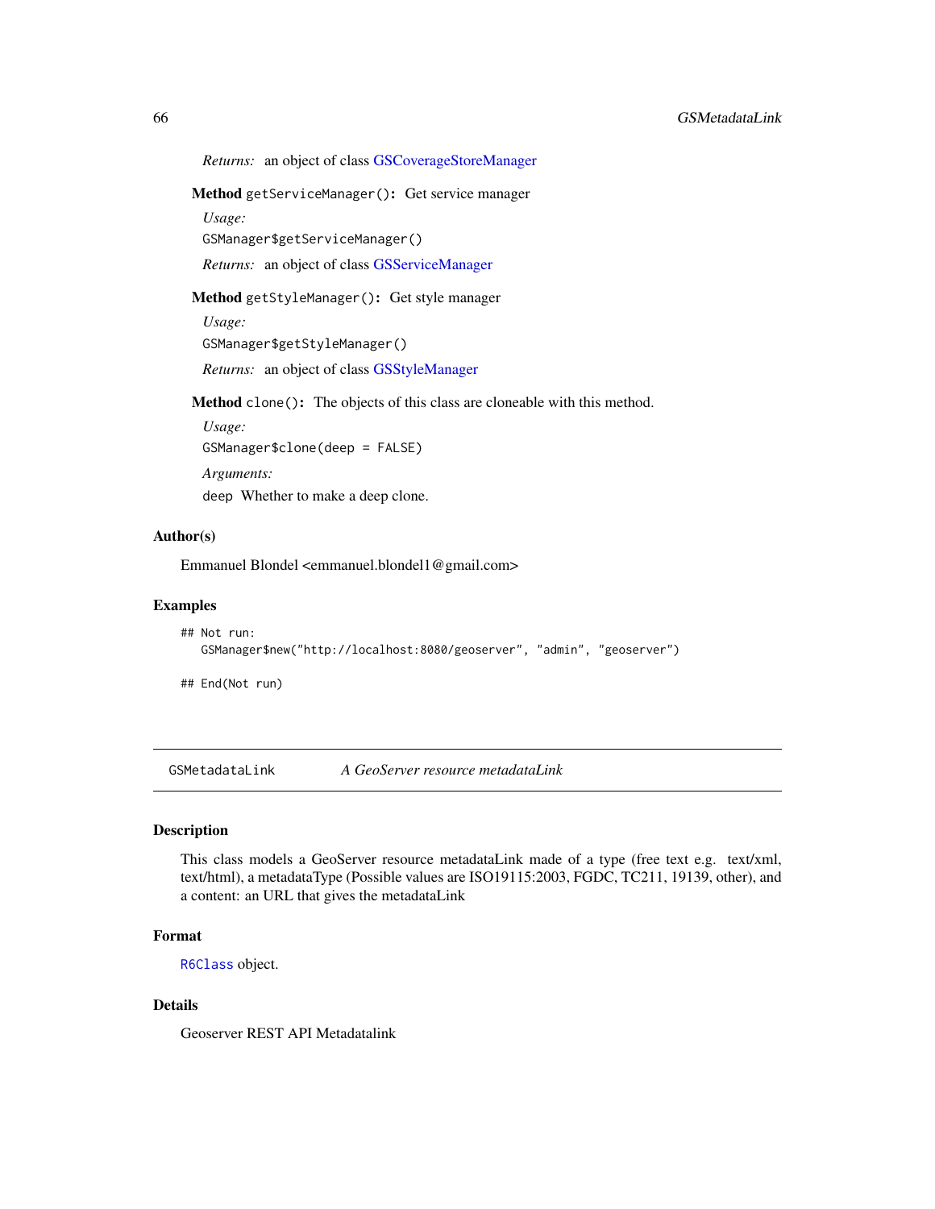*Returns:* an object of class GSCoverageStoreManager

**Method** `getServiceManager()`**:** Get service manager

*Usage:*

```
GSManager$getServiceManager()
```

*Returns:* an object of class GSServiceManager

**Method** `getStyleManager()`**:** Get style manager

*Usage:*

```
GSManager$getStyleManager()
```

*Returns:* an object of class GSStyleManager

**Method** `clone()`**:** The objects of this class are cloneable with this method.

*Usage:*

```
GSManager$clone(deep = FALSE)
```

*Arguments:*

`deep` Whether to make a deep clone.

### Author(s)

Emmanuel Blondel <emmanuel.blondel1@gmail.com>

### Examples

```
## Not run:
   GSManager$new("http://localhost:8080/geoserver", "admin", "geoserver")

## End(Not run)
```

---

## GSMetadataLink *A GeoServer resource metadataLink*

### Description

This class models a GeoServer resource metadataLink made of a type (free text e.g. text/xml, text/html), a metadataType (Possible values are ISO19115:2003, FGDC, TC211, 19139, other), and a content: an URL that gives the metadataLink

### Format

`R6Class` object.

### Details

Geoserver REST API Metadatalink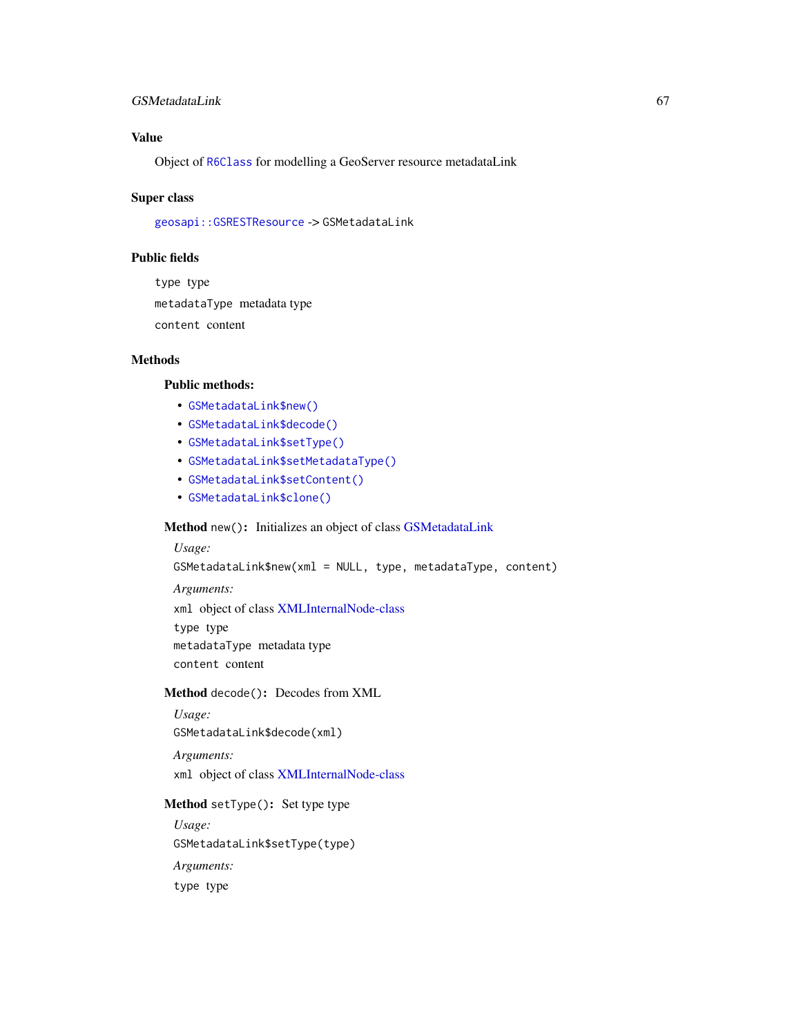### Value

Object of R6Class for modelling a GeoServer resource metadataLink

### Super class

geosapi::GSRESTResource -> GSMetadataLink

### Public fields

`type` type

`metadataType` metadata type

`content` content

### Methods

#### Public methods:

- GSMetadataLink$new()
- GSMetadataLink$decode()
- GSMetadataLink$setType()
- GSMetadataLink$setMetadataType()
- GSMetadataLink$setContent()
- GSMetadataLink$clone()

**Method** `new()`: Initializes an object of class GSMetadataLink

*Usage:*

```
GSMetadataLink$new(xml = NULL, type, metadataType, content)
```

*Arguments:*

`xml` object of class XMLInternalNode-class

`type` type

`metadataType` metadata type

`content` content

**Method** `decode()`: Decodes from XML

*Usage:*

```
GSMetadataLink$decode(xml)
```

*Arguments:*

`xml` object of class XMLInternalNode-class

**Method** `setType()`: Set type type

*Usage:*

```
GSMetadataLink$setType(type)
```

*Arguments:*

`type` type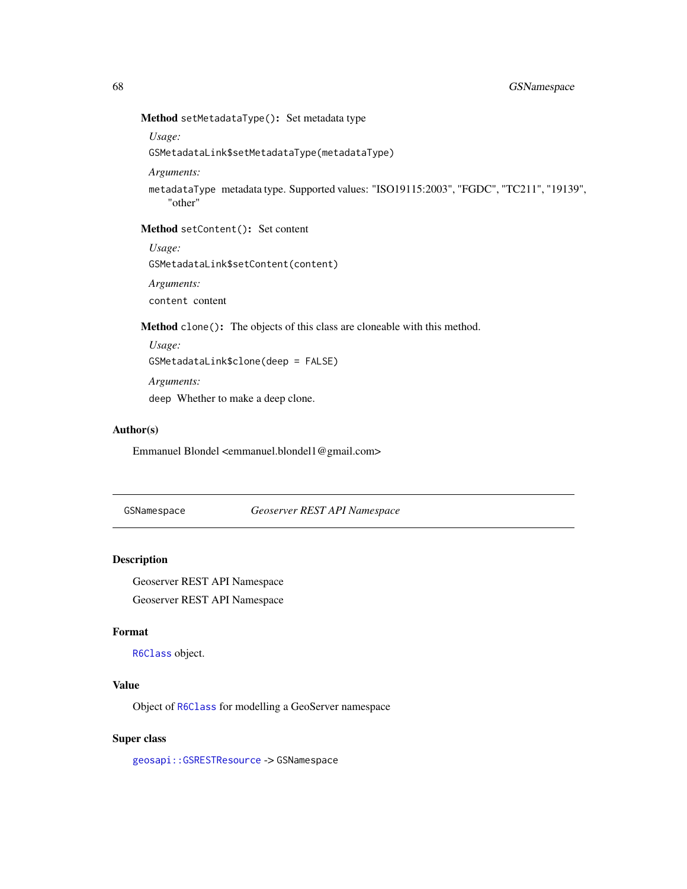**Method** `setMetadataType()`: Set metadata type

*Usage:*

```
GSMetadataLink$setMetadataType(metadataType)
```

*Arguments:*

`metadataType` metadata type. Supported values: "ISO19115:2003", "FGDC", "TC211", "19139", "other"

**Method** `setContent()`: Set content

*Usage:*

```
GSMetadataLink$setContent(content)
```

*Arguments:*

`content` content

**Method** `clone()`: The objects of this class are cloneable with this method.

*Usage:*

```
GSMetadataLink$clone(deep = FALSE)
```

*Arguments:*

`deep` Whether to make a deep clone.

## Author(s)

Emmanuel Blondel <emmanuel.blondel1@gmail.com>

---

`GSNamespace` *Geoserver REST API Namespace*

---

## Description

Geoserver REST API Namespace

Geoserver REST API Namespace

## Format

`R6Class` object.

## Value

Object of `R6Class` for modelling a GeoServer namespace

## Super class

`geosapi::GSRESTResource` -> `GSNamespace`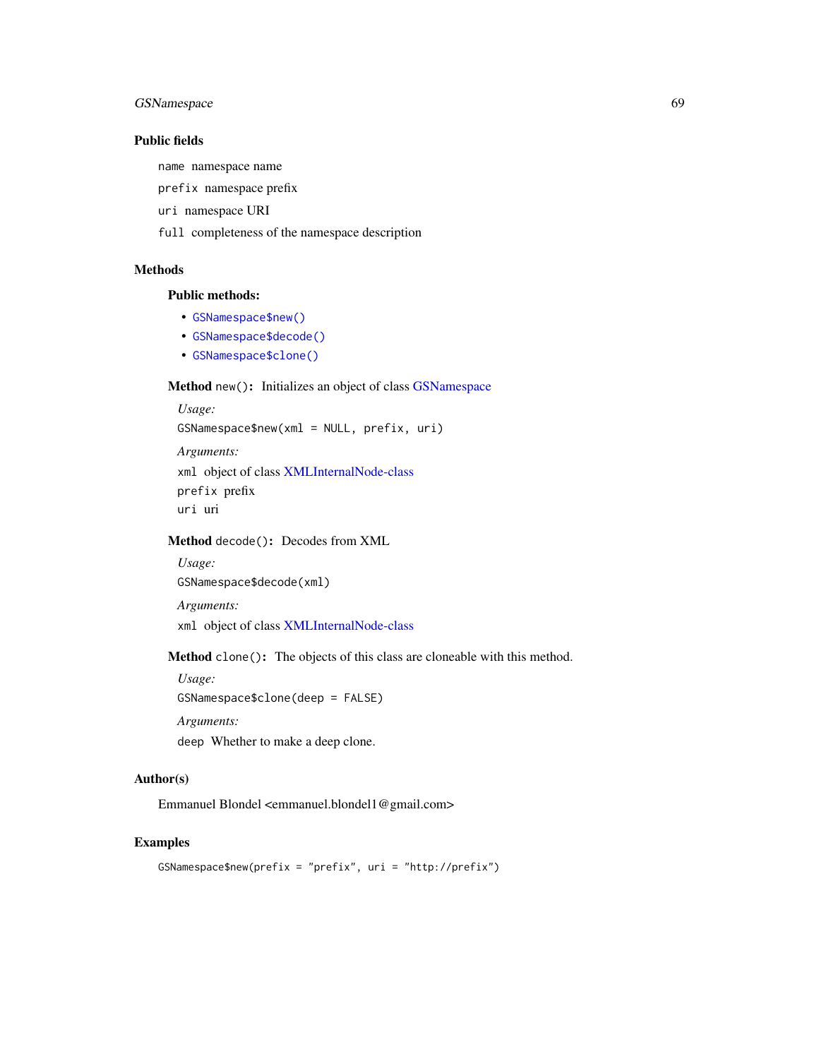### Public fields

`name` namespace name

`prefix` namespace prefix

`uri` namespace URI

`full` completeness of the namespace description

### Methods

#### Public methods:

- `GSNamespace$new()`
- `GSNamespace$decode()`
- `GSNamespace$clone()`

**Method** `new()`**:** Initializes an object of class GSNamespace

*Usage:*

```
GSNamespace$new(xml = NULL, prefix, uri)
```

*Arguments:*

`xml` object of class XMLInternalNode-class

`prefix` prefix

`uri` uri

**Method** `decode()`**:** Decodes from XML

*Usage:*

```
GSNamespace$decode(xml)
```

*Arguments:*

`xml` object of class XMLInternalNode-class

**Method** `clone()`**:** The objects of this class are cloneable with this method.

*Usage:*

```
GSNamespace$clone(deep = FALSE)
```

*Arguments:*

`deep` Whether to make a deep clone.

### Author(s)

Emmanuel Blondel <emmanuel.blondel1@gmail.com>

### Examples

```
GSNamespace$new(prefix = "prefix", uri = "http://prefix")
```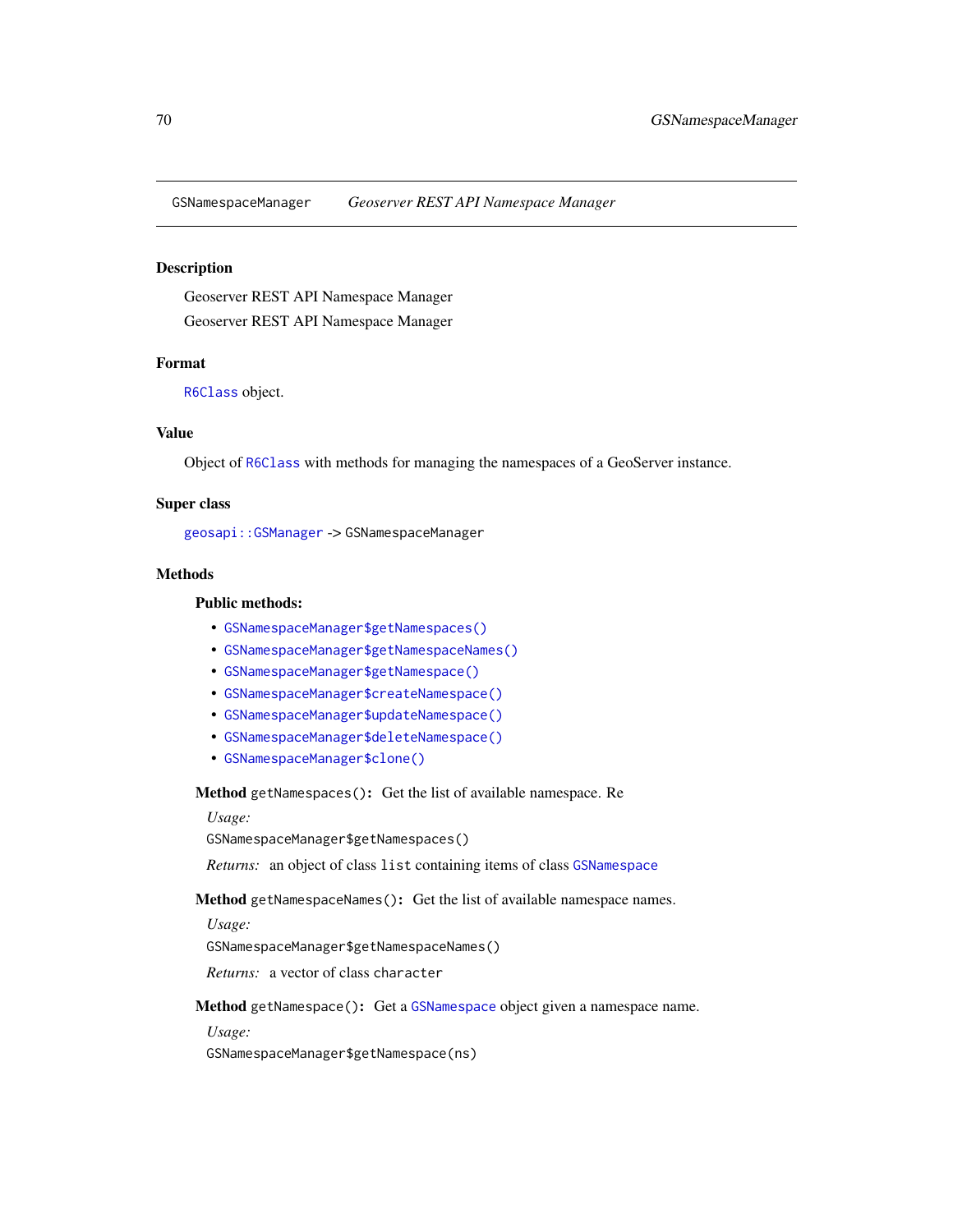# GSNamespaceManager — *Geoserver REST API Namespace Manager*

## Description

Geoserver REST API Namespace Manager

Geoserver REST API Namespace Manager

## Format

`R6Class` object.

## Value

Object of `R6Class` with methods for managing the namespaces of a GeoServer instance.

## Super class

`geosapi::GSManager` -> `GSNamespaceManager`

## Methods

### Public methods:

- `GSNamespaceManager$getNamespaces()`
- `GSNamespaceManager$getNamespaceNames()`
- `GSNamespaceManager$getNamespace()`
- `GSNamespaceManager$createNamespace()`
- `GSNamespaceManager$updateNamespace()`
- `GSNamespaceManager$deleteNamespace()`
- `GSNamespaceManager$clone()`

**Method** `getNamespaces()`**:** Get the list of available namespace. Re

*Usage:*

```
GSNamespaceManager$getNamespaces()
```

*Returns:* an object of class `list` containing items of class `GSNamespace`

**Method** `getNamespaceNames()`**:** Get the list of available namespace names.

*Usage:*

```
GSNamespaceManager$getNamespaceNames()
```

*Returns:* a vector of class `character`

**Method** `getNamespace()`**:** Get a `GSNamespace` object given a namespace name.

*Usage:*

```
GSNamespaceManager$getNamespace(ns)
```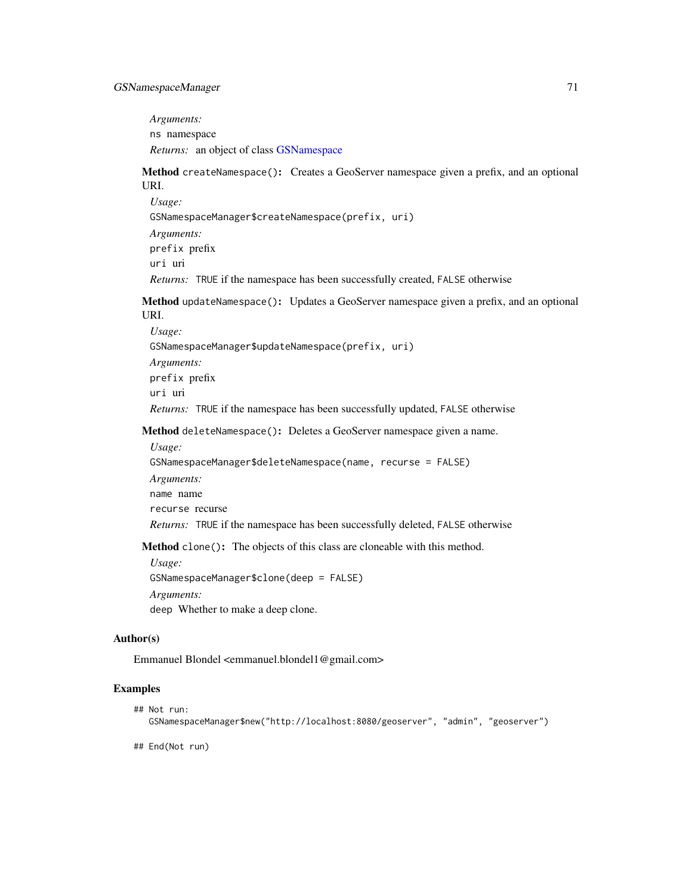*Arguments:*

`ns` namespace

*Returns:* an object of class GSNamespace

**Method** `createNamespace()`**:** Creates a GeoServer namespace given a prefix, and an optional URI.

*Usage:*

```
GSNamespaceManager$createNamespace(prefix, uri)
```

*Arguments:*

`prefix` prefix

`uri` uri

*Returns:* `TRUE` if the namespace has been successfully created, `FALSE` otherwise

**Method** `updateNamespace()`**:** Updates a GeoServer namespace given a prefix, and an optional URI.

*Usage:*

```
GSNamespaceManager$updateNamespace(prefix, uri)
```

*Arguments:*

`prefix` prefix

`uri` uri

*Returns:* `TRUE` if the namespace has been successfully updated, `FALSE` otherwise

**Method** `deleteNamespace()`**:** Deletes a GeoServer namespace given a name.

*Usage:*

```
GSNamespaceManager$deleteNamespace(name, recurse = FALSE)
```

*Arguments:*

`name` name

`recurse` recurse

*Returns:* `TRUE` if the namespace has been successfully deleted, `FALSE` otherwise

**Method** `clone()`**:** The objects of this class are cloneable with this method.

*Usage:*

```
GSNamespaceManager$clone(deep = FALSE)
```

*Arguments:*

`deep` Whether to make a deep clone.

## Author(s)

Emmanuel Blondel <emmanuel.blondel1@gmail.com>

## Examples

```
## Not run:
   GSNamespaceManager$new("http://localhost:8080/geoserver", "admin", "geoserver")

## End(Not run)
```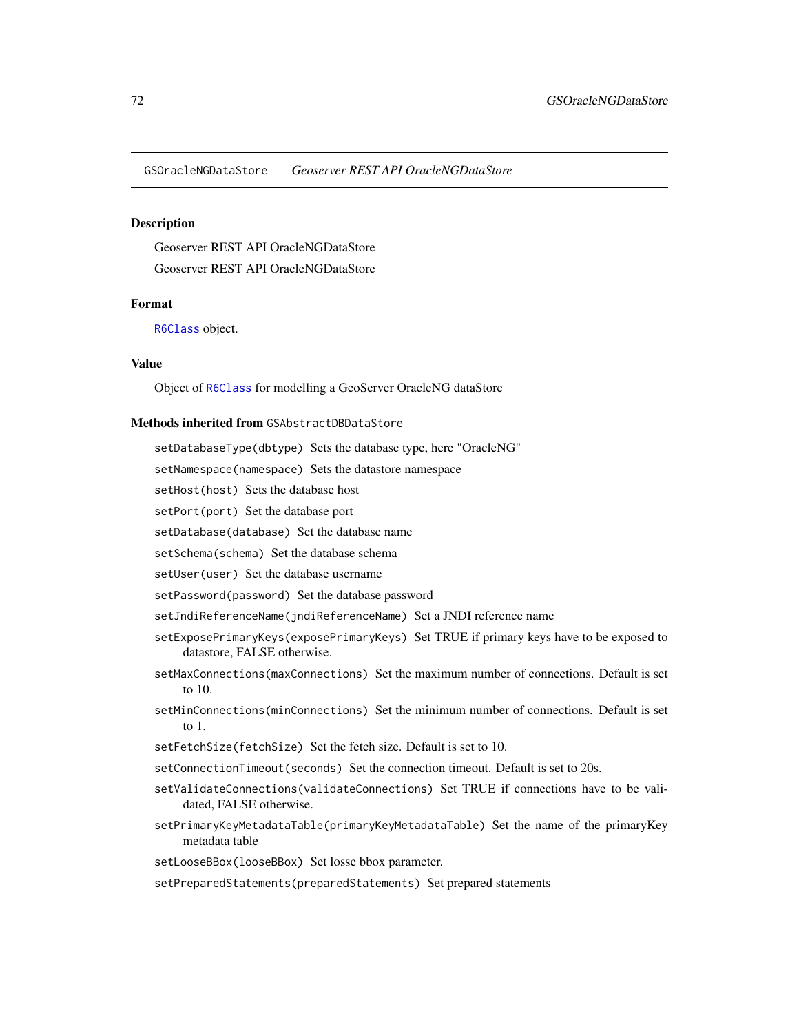GSOracleNGDataStore *Geoserver REST API OracleNGDataStore*

## Description

Geoserver REST API OracleNGDataStore

Geoserver REST API OracleNGDataStore

## Format

`R6Class` object.

## Value

Object of `R6Class` for modelling a GeoServer OracleNG dataStore

## Methods inherited from `GSAbstractDBDataStore`

`setDatabaseType(dbtype)` Sets the database type, here "OracleNG"

`setNamespace(namespace)` Sets the datastore namespace

`setHost(host)` Sets the database host

`setPort(port)` Set the database port

`setDatabase(database)` Set the database name

`setSchema(schema)` Set the database schema

`setUser(user)` Set the database username

`setPassword(password)` Set the database password

`setJndiReferenceName(jndiReferenceName)` Set a JNDI reference name

`setExposePrimaryKeys(exposePrimaryKeys)` Set TRUE if primary keys have to be exposed to datastore, FALSE otherwise.

`setMaxConnections(maxConnections)` Set the maximum number of connections. Default is set to 10.

`setMinConnections(minConnections)` Set the minimum number of connections. Default is set to 1.

`setFetchSize(fetchSize)` Set the fetch size. Default is set to 10.

`setConnectionTimeout(seconds)` Set the connection timeout. Default is set to 20s.

`setValidateConnections(validateConnections)` Set TRUE if connections have to be validated, FALSE otherwise.

`setPrimaryKeyMetadataTable(primaryKeyMetadataTable)` Set the name of the primaryKey metadata table

`setLooseBBox(looseBBox)` Set losse bbox parameter.

`setPreparedStatements(preparedStatements)` Set prepared statements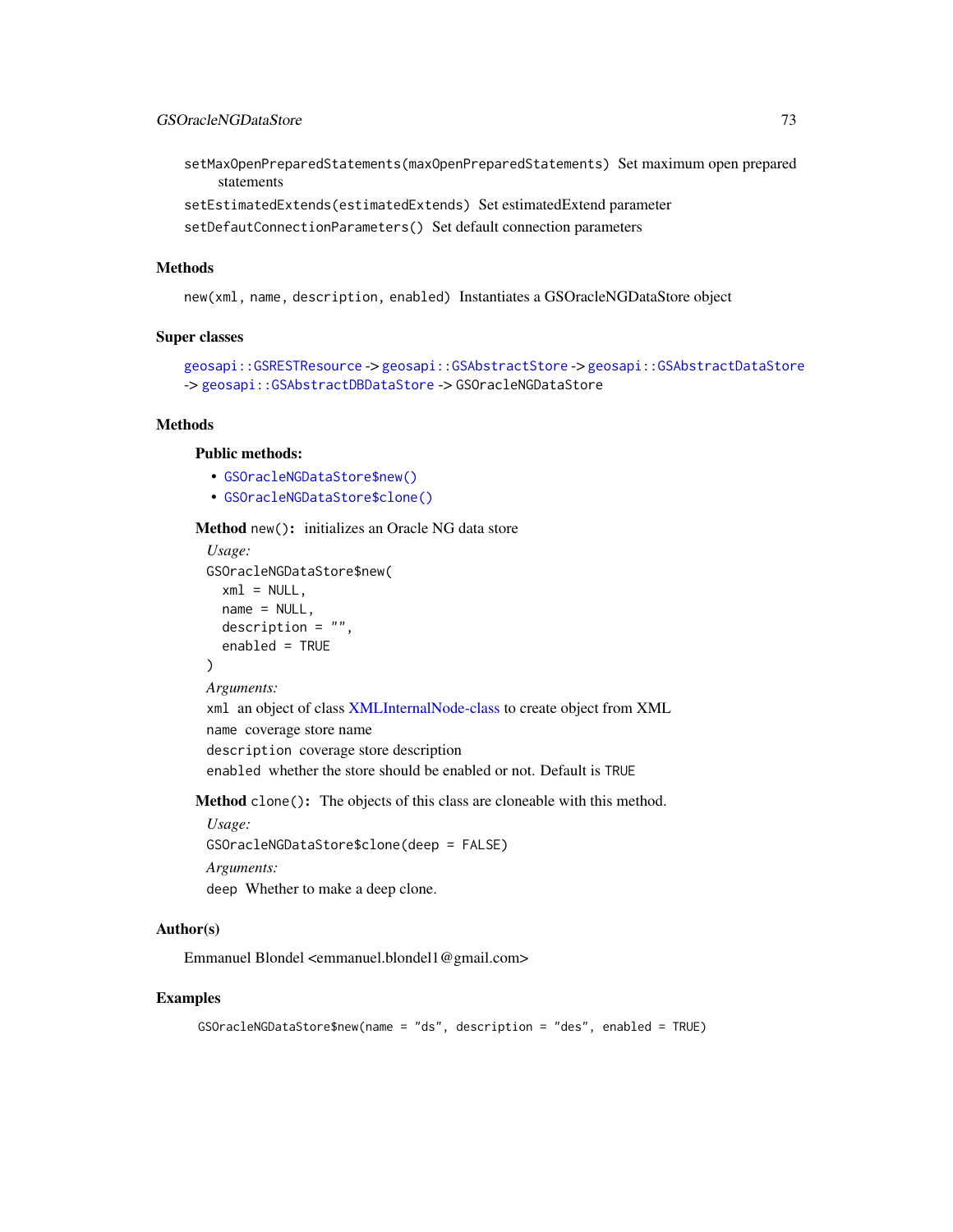`setMaxOpenPreparedStatements(maxOpenPreparedStatements)` Set maximum open prepared statements

`setEstimatedExtends(estimatedExtends)` Set estimatedExtend parameter

`setDefautConnectionParameters()` Set default connection parameters

## Methods

`new(xml, name, description, enabled)` Instantiates a GSOracleNGDataStore object

## Super classes

`geosapi::GSRESTResource` -> `geosapi::GSAbstractStore` -> `geosapi::GSAbstractDataStore` -> `geosapi::GSAbstractDBDataStore` -> `GSOracleNGDataStore`

## Methods

### Public methods:

- `GSOracleNGDataStore$new()`
- `GSOracleNGDataStore$clone()`

**Method** `new()`**:** initializes an Oracle NG data store

*Usage:*

```
GSOracleNGDataStore$new(
  xml = NULL,
  name = NULL,
  description = "",
  enabled = TRUE
)
```

*Arguments:*

`xml` an object of class XMLInternalNode-class to create object from XML

`name` coverage store name

`description` coverage store description

`enabled` whether the store should be enabled or not. Default is `TRUE`

**Method** `clone()`**:** The objects of this class are cloneable with this method.

*Usage:*

```
GSOracleNGDataStore$clone(deep = FALSE)
```

*Arguments:*

`deep` Whether to make a deep clone.

## Author(s)

Emmanuel Blondel <emmanuel.blondel1@gmail.com>

## Examples

```
GSOracleNGDataStore$new(name = "ds", description = "des", enabled = TRUE)
```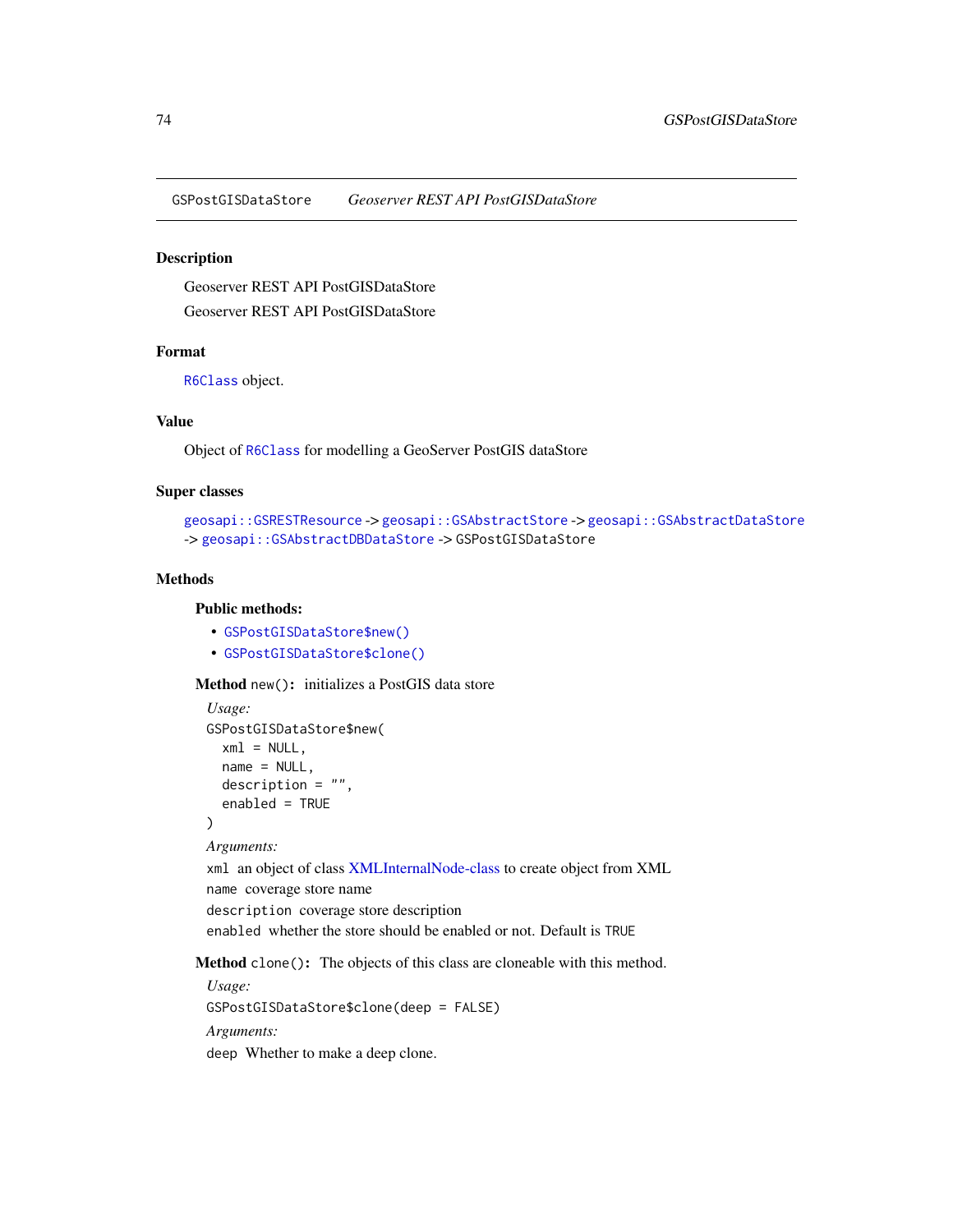GSPostGISDataStore    *Geoserver REST API PostGISDataStore*

## Description

Geoserver REST API PostGISDataStore

Geoserver REST API PostGISDataStore

## Format

R6Class object.

## Value

Object of R6Class for modelling a GeoServer PostGIS dataStore

## Super classes

geosapi::GSRESTResource -> geosapi::GSAbstractStore -> geosapi::GSAbstractDataStore -> geosapi::GSAbstractDBDataStore -> GSPostGISDataStore

## Methods

### Public methods:

- GSPostGISDataStore$new()
- GSPostGISDataStore$clone()

**Method** `new()`: initializes a PostGIS data store

*Usage:*

```
GSPostGISDataStore$new(
  xml = NULL,
  name = NULL,
  description = "",
  enabled = TRUE
)
```

*Arguments:*

`xml` an object of class XMLInternalNode-class to create object from XML

`name` coverage store name

`description` coverage store description

`enabled` whether the store should be enabled or not. Default is `TRUE`

**Method** `clone()`: The objects of this class are cloneable with this method.

*Usage:*

```
GSPostGISDataStore$clone(deep = FALSE)
```

*Arguments:*

`deep` Whether to make a deep clone.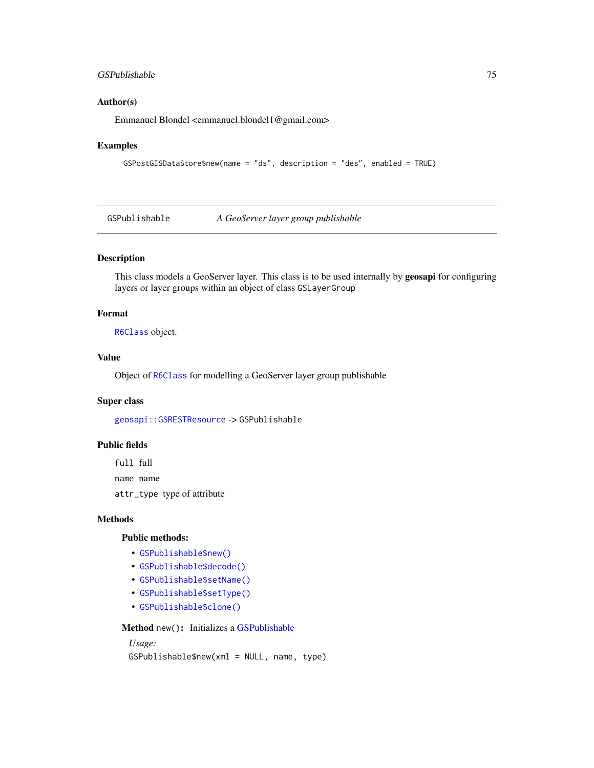### Author(s)

Emmanuel Blondel <emmanuel.blondel1@gmail.com>

### Examples

```
GSPostGISDataStore$new(name = "ds", description = "des", enabled = TRUE)
```

---

## GSPublishable — *A GeoServer layer group publishable*

---

### Description

This class models a GeoServer layer. This class is to be used internally by **geosapi** for configuring layers or layer groups within an object of class `GSLayerGroup`

### Format

`R6Class` object.

### Value

Object of `R6Class` for modelling a GeoServer layer group publishable

### Super class

`geosapi::GSRESTResource` -> `GSPublishable`

### Public fields

`full` full

`name` name

`attr_type` type of attribute

### Methods

#### Public methods:

- `GSPublishable$new()`
- `GSPublishable$decode()`
- `GSPublishable$setName()`
- `GSPublishable$setType()`
- `GSPublishable$clone()`

**Method** `new()`**:** Initializes a GSPublishable

*Usage:*

```
GSPublishable$new(xml = NULL, name, type)
```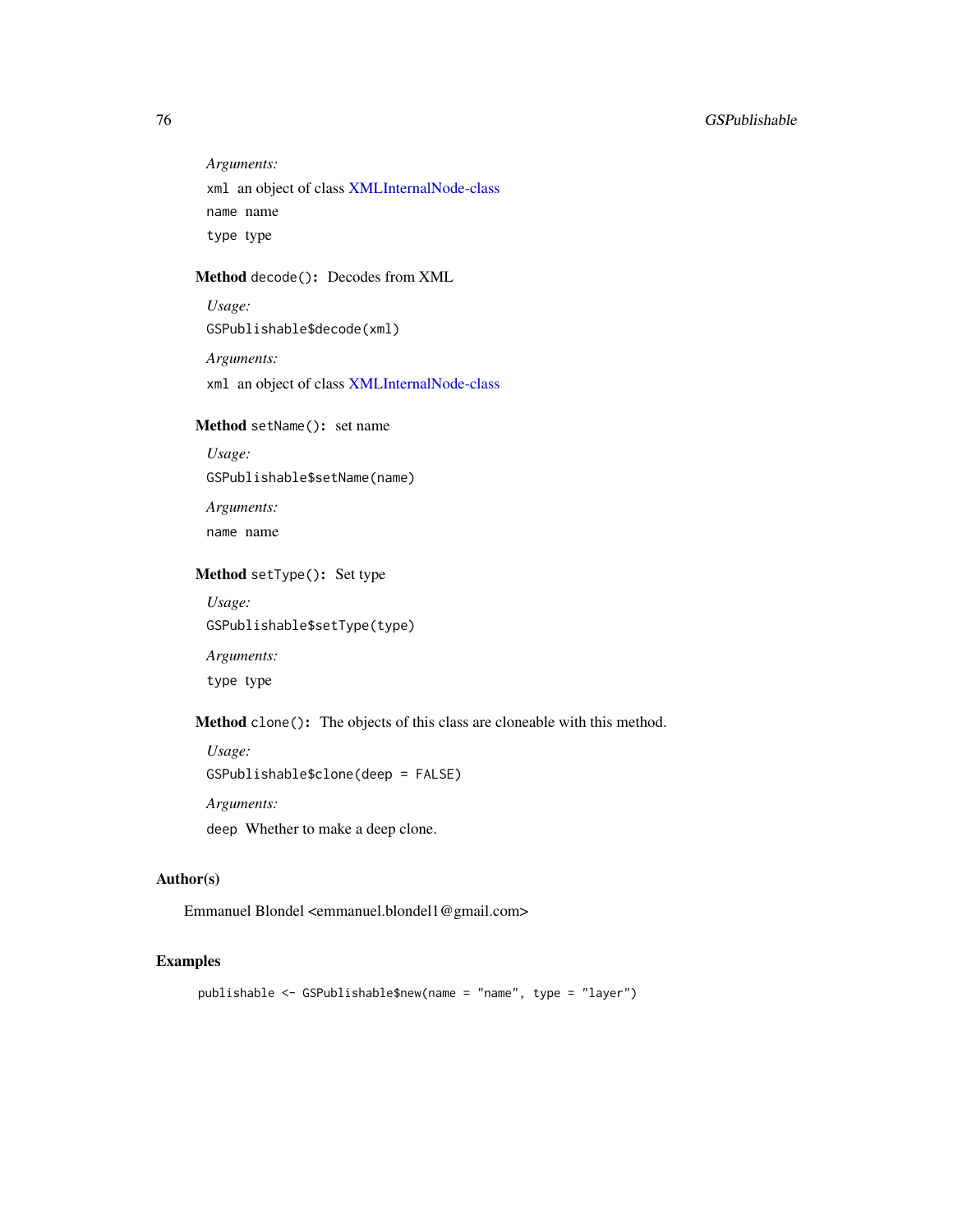*Arguments:*

`xml` an object of class XMLInternalNode-class

`name` name

`type` type

**Method** `decode()`**:** Decodes from XML

*Usage:*

```
GSPublishable$decode(xml)
```

*Arguments:*

`xml` an object of class XMLInternalNode-class

**Method** `setName()`**:** set name

*Usage:*

```
GSPublishable$setName(name)
```

*Arguments:*

`name` name

**Method** `setType()`**:** Set type

*Usage:*

```
GSPublishable$setType(type)
```

*Arguments:*

`type` type

**Method** `clone()`**:** The objects of this class are cloneable with this method.

*Usage:*

```
GSPublishable$clone(deep = FALSE)
```

*Arguments:*

`deep` Whether to make a deep clone.

## Author(s)

Emmanuel Blondel <emmanuel.blondel1@gmail.com>

## Examples

```
publishable <- GSPublishable$new(name = "name", type = "layer")
```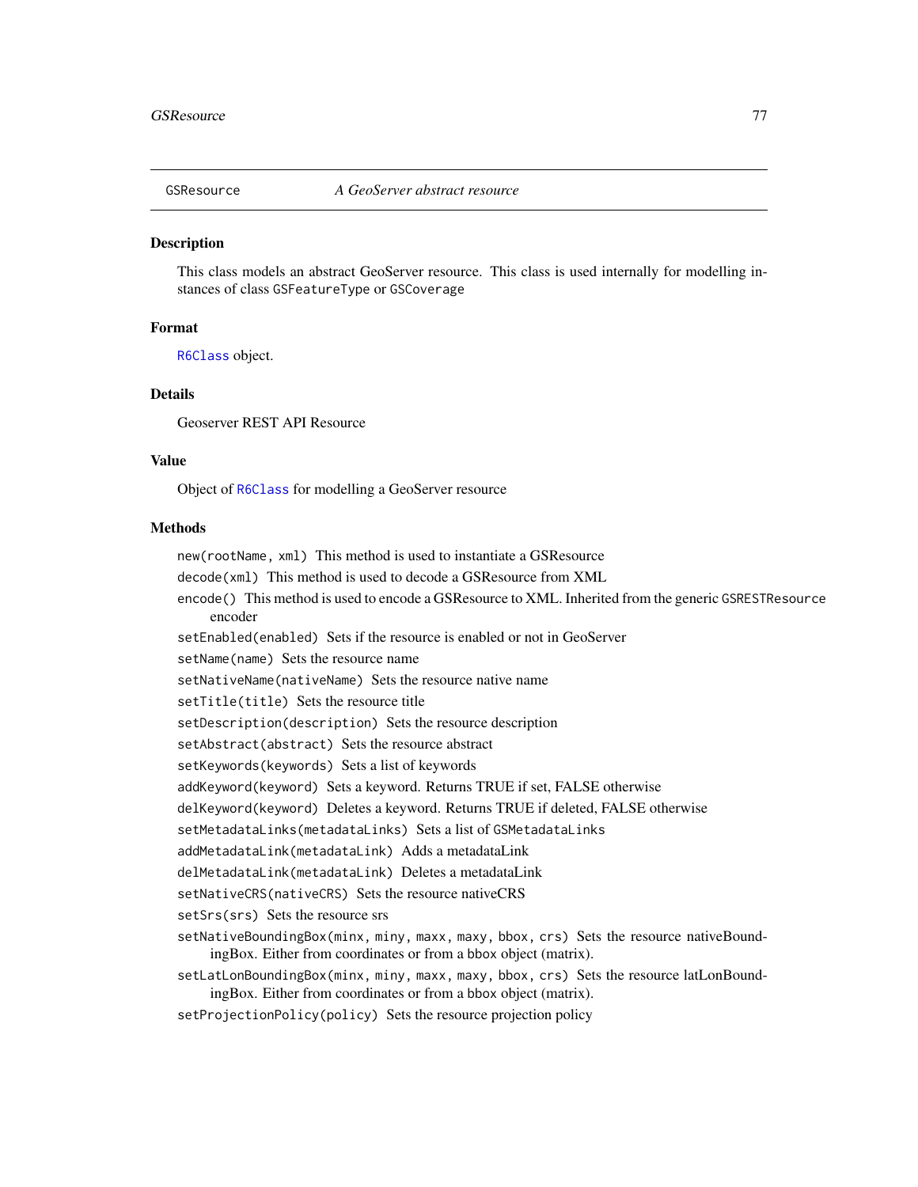## GSResource *A GeoServer abstract resource*

### Description

This class models an abstract GeoServer resource. This class is used internally for modelling instances of class `GSFeatureType` or `GSCoverage`

### Format

`R6Class` object.

### Details

Geoserver REST API Resource

### Value

Object of `R6Class` for modelling a GeoServer resource

### Methods

- `new(rootName, xml)` This method is used to instantiate a GSResource
- `decode(xml)` This method is used to decode a GSResource from XML
- `encode()` This method is used to encode a GSResource to XML. Inherited from the generic `GSRESTResource` encoder
- `setEnabled(enabled)` Sets if the resource is enabled or not in GeoServer
- `setName(name)` Sets the resource name
- `setNativeName(nativeName)` Sets the resource native name
- `setTitle(title)` Sets the resource title
- `setDescription(description)` Sets the resource description
- `setAbstract(abstract)` Sets the resource abstract
- `setKeywords(keywords)` Sets a list of keywords
- `addKeyword(keyword)` Sets a keyword. Returns TRUE if set, FALSE otherwise
- `delKeyword(keyword)` Deletes a keyword. Returns TRUE if deleted, FALSE otherwise
- `setMetadataLinks(metadataLinks)` Sets a list of `GSMetadataLinks`
- `addMetadataLink(metadataLink)` Adds a metadataLink
- `delMetadataLink(metadataLink)` Deletes a metadataLink
- `setNativeCRS(nativeCRS)` Sets the resource nativeCRS
- `setSrs(srs)` Sets the resource srs
- `setNativeBoundingBox(minx, miny, maxx, maxy, bbox, crs)` Sets the resource nativeBoundingBox. Either from coordinates or from a bbox object (matrix).
- `setLatLonBoundingBox(minx, miny, maxx, maxy, bbox, crs)` Sets the resource latLonBoundingBox. Either from coordinates or from a bbox object (matrix).
- `setProjectionPolicy(policy)` Sets the resource projection policy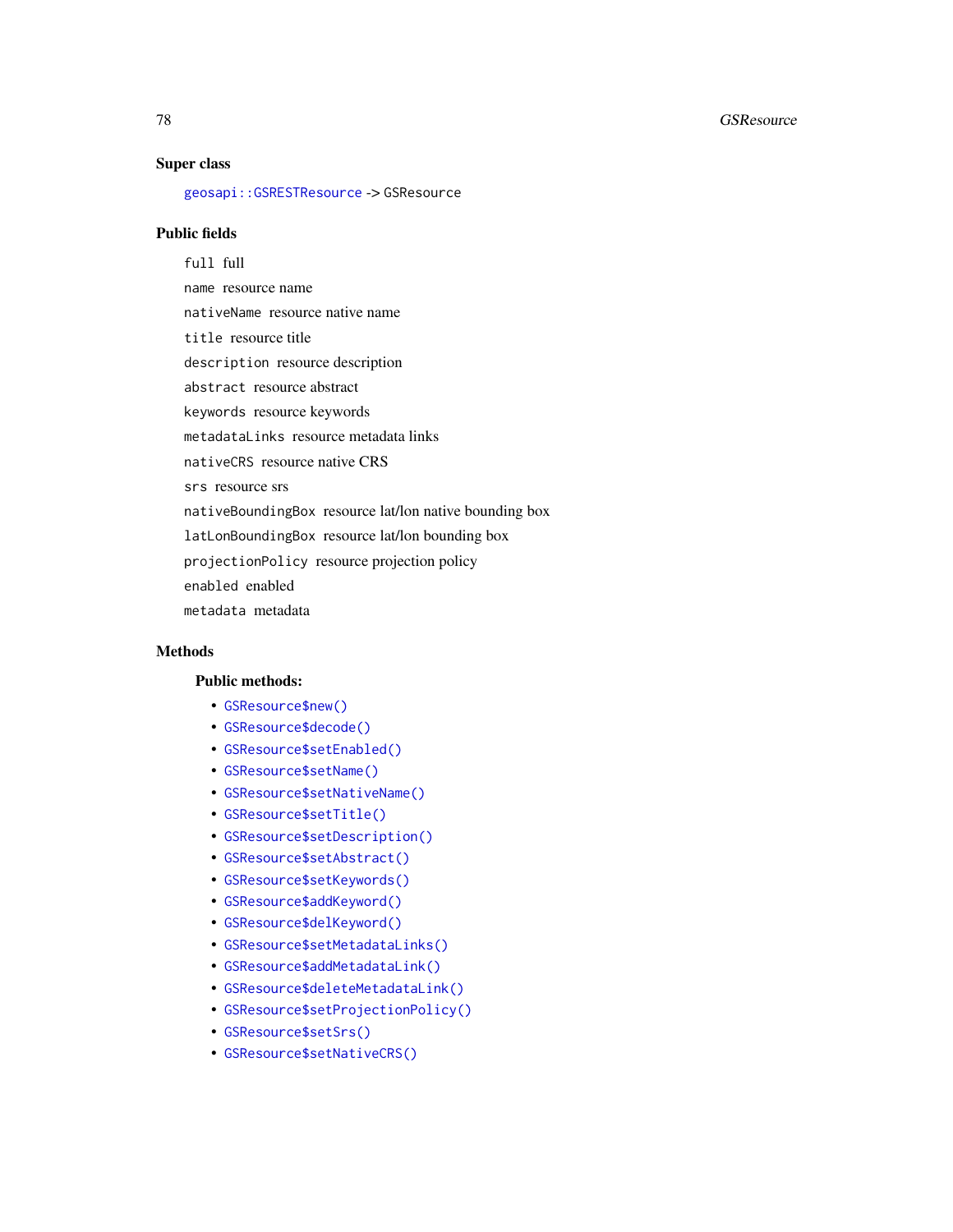### Super class

`geosapi::GSRESTResource` -> GSResource

### Public fields

`full` full

`name` resource name

`nativeName` resource native name

`title` resource title

`description` resource description

`abstract` resource abstract

`keywords` resource keywords

`metadataLinks` resource metadata links

`nativeCRS` resource native CRS

`srs` resource srs

`nativeBoundingBox` resource lat/lon native bounding box

`latLonBoundingBox` resource lat/lon bounding box

`projectionPolicy` resource projection policy

`enabled` enabled

`metadata` metadata

### Methods

#### Public methods:

- `GSResource$new()`
- `GSResource$decode()`
- `GSResource$setEnabled()`
- `GSResource$setName()`
- `GSResource$setNativeName()`
- `GSResource$setTitle()`
- `GSResource$setDescription()`
- `GSResource$setAbstract()`
- `GSResource$setKeywords()`
- `GSResource$addKeyword()`
- `GSResource$delKeyword()`
- `GSResource$setMetadataLinks()`
- `GSResource$addMetadataLink()`
- `GSResource$deleteMetadataLink()`
- `GSResource$setProjectionPolicy()`
- `GSResource$setSrs()`
- `GSResource$setNativeCRS()`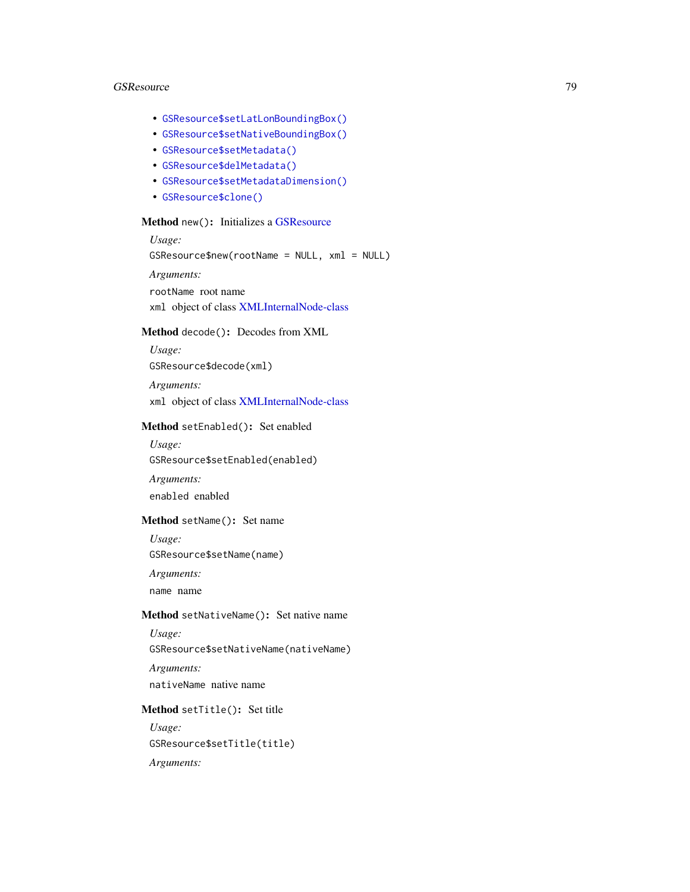- `GSResource$setLatLonBoundingBox()`
- `GSResource$setNativeBoundingBox()`
- `GSResource$setMetadata()`
- `GSResource$delMetadata()`
- `GSResource$setMetadataDimension()`
- `GSResource$clone()`

**Method** `new()`**:** Initializes a GSResource

*Usage:*

```
GSResource$new(rootName = NULL, xml = NULL)
```

*Arguments:*

`rootName` root name

`xml` object of class XMLInternalNode-class

**Method** `decode()`**:** Decodes from XML

*Usage:*

```
GSResource$decode(xml)
```

*Arguments:*

`xml` object of class XMLInternalNode-class

**Method** `setEnabled()`**:** Set enabled

*Usage:*

```
GSResource$setEnabled(enabled)
```

*Arguments:*

`enabled` enabled

**Method** `setName()`**:** Set name

*Usage:*

```
GSResource$setName(name)
```

*Arguments:*

`name` name

**Method** `setNativeName()`**:** Set native name

*Usage:*

```
GSResource$setNativeName(nativeName)
```

*Arguments:*

`nativeName` native name

**Method** `setTitle()`**:** Set title

*Usage:*

```
GSResource$setTitle(title)
```

*Arguments:*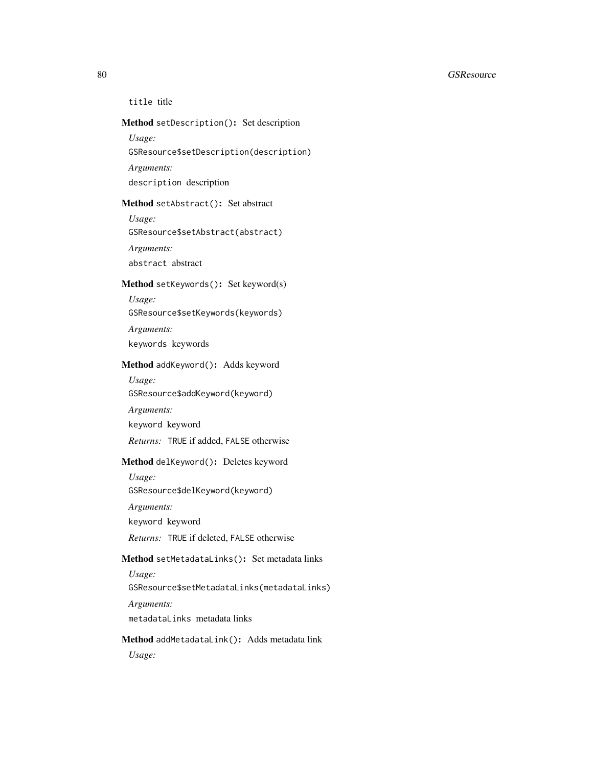title title

**Method** `setDescription()`: Set description

*Usage:*

`GSResource$setDescription(description)`

*Arguments:*

`description` description

**Method** `setAbstract()`: Set abstract

*Usage:*

`GSResource$setAbstract(abstract)`

*Arguments:*

`abstract` abstract

**Method** `setKeywords()`: Set keyword(s)

*Usage:*

`GSResource$setKeywords(keywords)`

*Arguments:*

`keywords` keywords

**Method** `addKeyword()`: Adds keyword

*Usage:*

`GSResource$addKeyword(keyword)`

*Arguments:*

`keyword` keyword

*Returns:* `TRUE` if added, `FALSE` otherwise

**Method** `delKeyword()`: Deletes keyword

*Usage:*

`GSResource$delKeyword(keyword)`

*Arguments:*

`keyword` keyword

*Returns:* `TRUE` if deleted, `FALSE` otherwise

**Method** `setMetadataLinks()`: Set metadata links

*Usage:*

`GSResource$setMetadataLinks(metadataLinks)`

*Arguments:*

`metadataLinks` metadata links

**Method** `addMetadataLink()`: Adds metadata link

*Usage:*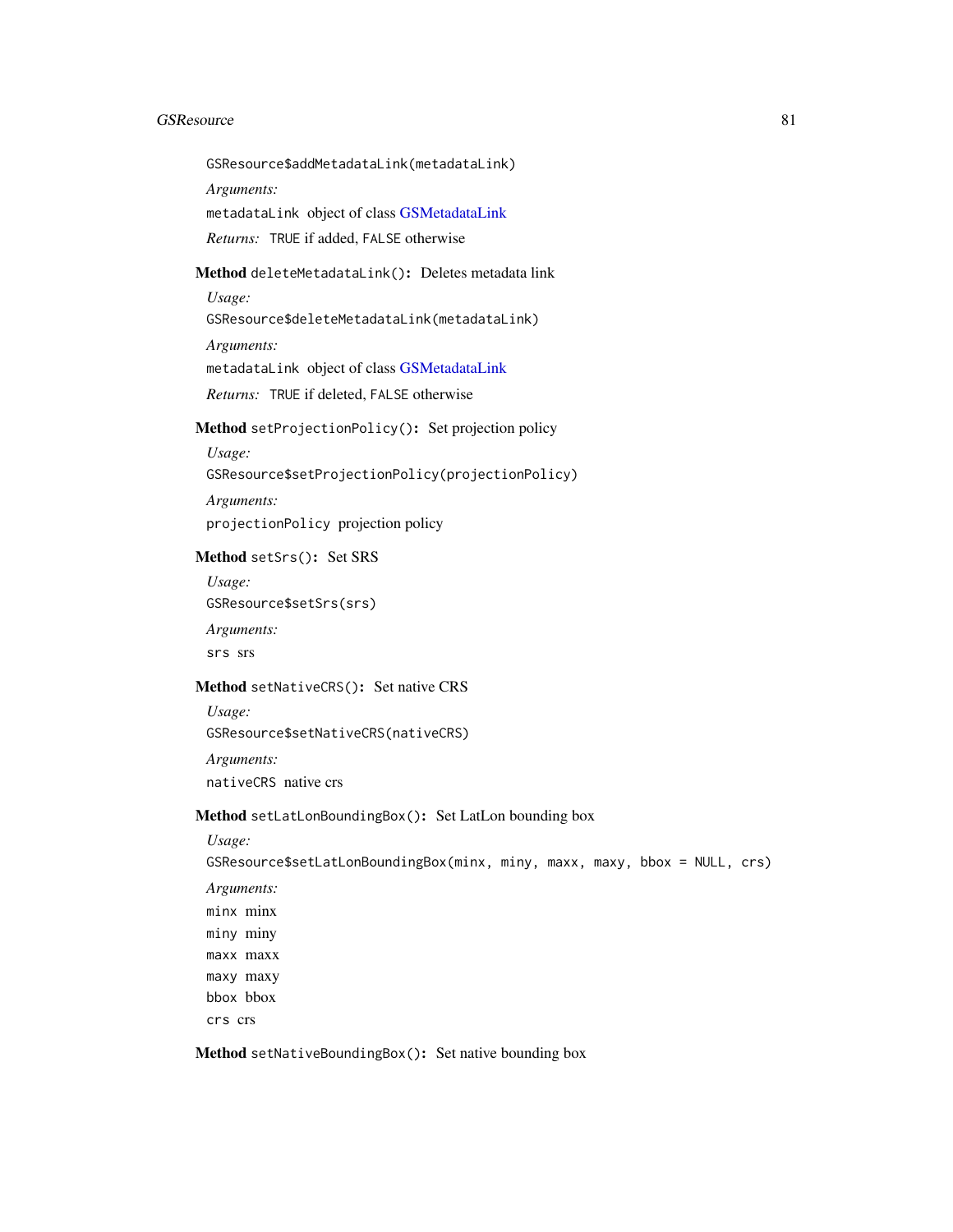```
GSResource$addMetadataLink(metadataLink)
```

*Arguments:*

`metadataLink` object of class GSMetadataLink

*Returns:* `TRUE` if added, `FALSE` otherwise

**Method** `deleteMetadataLink()`: Deletes metadata link

*Usage:*

```
GSResource$deleteMetadataLink(metadataLink)
```

*Arguments:*

`metadataLink` object of class GSMetadataLink

*Returns:* `TRUE` if deleted, `FALSE` otherwise

**Method** `setProjectionPolicy()`: Set projection policy

*Usage:*

```
GSResource$setProjectionPolicy(projectionPolicy)
```

*Arguments:*

`projectionPolicy` projection policy

**Method** `setSrs()`: Set SRS

*Usage:*

```
GSResource$setSrs(srs)
```

*Arguments:*

`srs` srs

**Method** `setNativeCRS()`: Set native CRS

*Usage:*

```
GSResource$setNativeCRS(nativeCRS)
```

*Arguments:*

`nativeCRS` native crs

**Method** `setLatLonBoundingBox()`: Set LatLon bounding box

*Usage:*

```
GSResource$setLatLonBoundingBox(minx, miny, maxx, maxy, bbox = NULL, crs)
```

*Arguments:*

`minx` minx

`miny` miny

`maxx` maxx

`maxy` maxy

`bbox` bbox

`crs` crs

**Method** `setNativeBoundingBox()`: Set native bounding box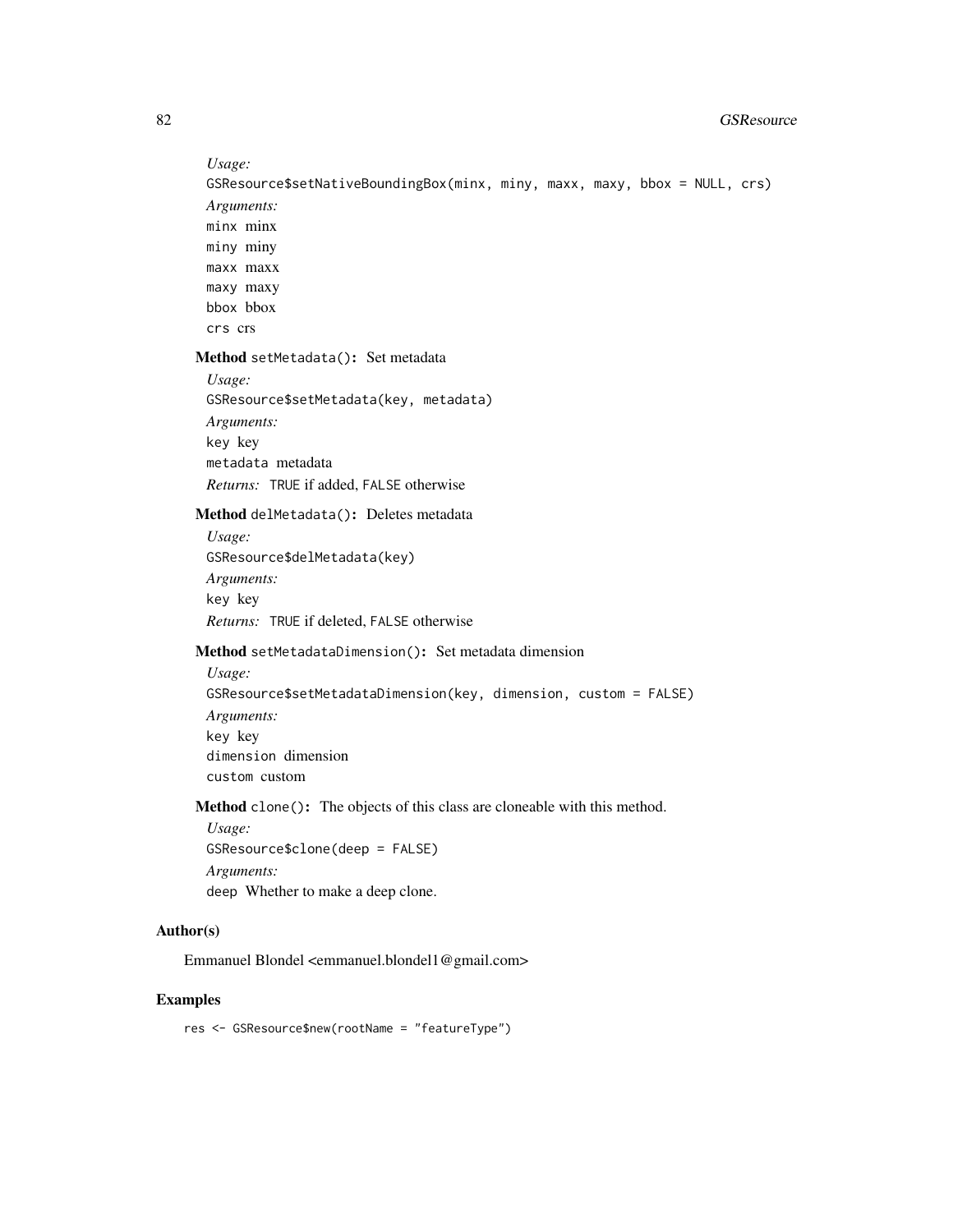*Usage:*

```
GSResource$setNativeBoundingBox(minx, miny, maxx, maxy, bbox = NULL, crs)
```

*Arguments:*

`minx` minx

`miny` miny

`maxx` maxx

`maxy` maxy

`bbox` bbox

`crs` crs

**Method** `setMetadata()`**:** Set metadata

*Usage:*

```
GSResource$setMetadata(key, metadata)
```

*Arguments:*

`key` key

`metadata` metadata

*Returns:* `TRUE` if added, `FALSE` otherwise

**Method** `delMetadata()`**:** Deletes metadata

*Usage:*

```
GSResource$delMetadata(key)
```

*Arguments:*

`key` key

*Returns:* `TRUE` if deleted, `FALSE` otherwise

**Method** `setMetadataDimension()`**:** Set metadata dimension

*Usage:*

```
GSResource$setMetadataDimension(key, dimension, custom = FALSE)
```

*Arguments:*

`key` key

`dimension` dimension

`custom` custom

**Method** `clone()`**:** The objects of this class are cloneable with this method.

*Usage:*

```
GSResource$clone(deep = FALSE)
```

*Arguments:*

`deep` Whether to make a deep clone.

## Author(s)

Emmanuel Blondel <emmanuel.blondel1@gmail.com>

## Examples

```
res <- GSResource$new(rootName = "featureType")
```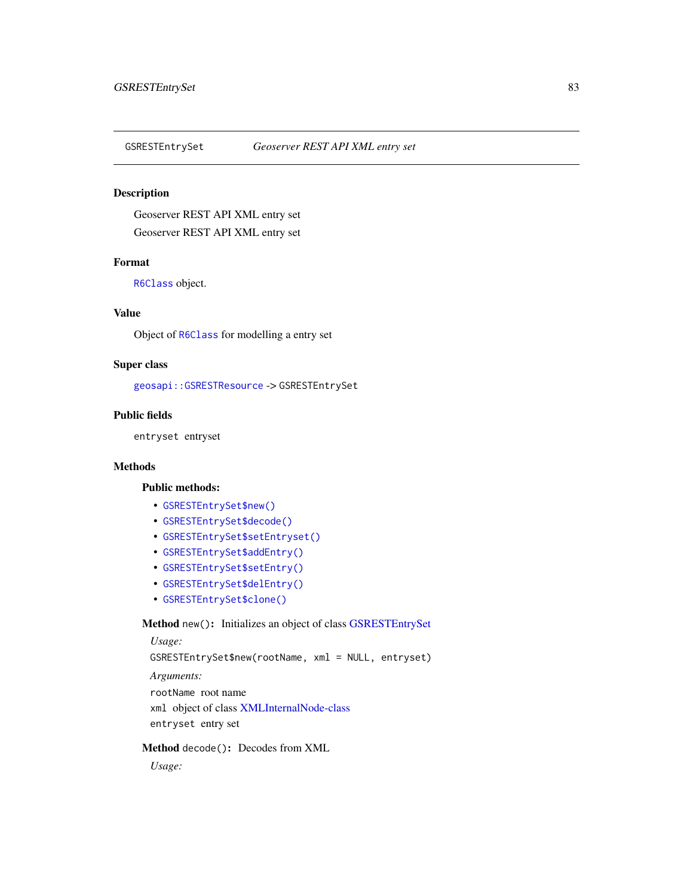GSRESTEntrySet    *Geoserver REST API XML entry set*

## Description

Geoserver REST API XML entry set

Geoserver REST API XML entry set

## Format

`R6Class` object.

## Value

Object of `R6Class` for modelling a entry set

## Super class

`geosapi::GSRESTResource` -> `GSRESTEntrySet`

## Public fields

`entryset` entryset

## Methods

### Public methods:

- `GSRESTEntrySet$new()`
- `GSRESTEntrySet$decode()`
- `GSRESTEntrySet$setEntryset()`
- `GSRESTEntrySet$addEntry()`
- `GSRESTEntrySet$setEntry()`
- `GSRESTEntrySet$delEntry()`
- `GSRESTEntrySet$clone()`

**Method** `new()`**:** Initializes an object of class GSRESTEntrySet

*Usage:*

```
GSRESTEntrySet$new(rootName, xml = NULL, entryset)
```

*Arguments:*

`rootName` root name

`xml` object of class XMLInternalNode-class

`entryset` entry set

**Method** `decode()`**:** Decodes from XML

*Usage:*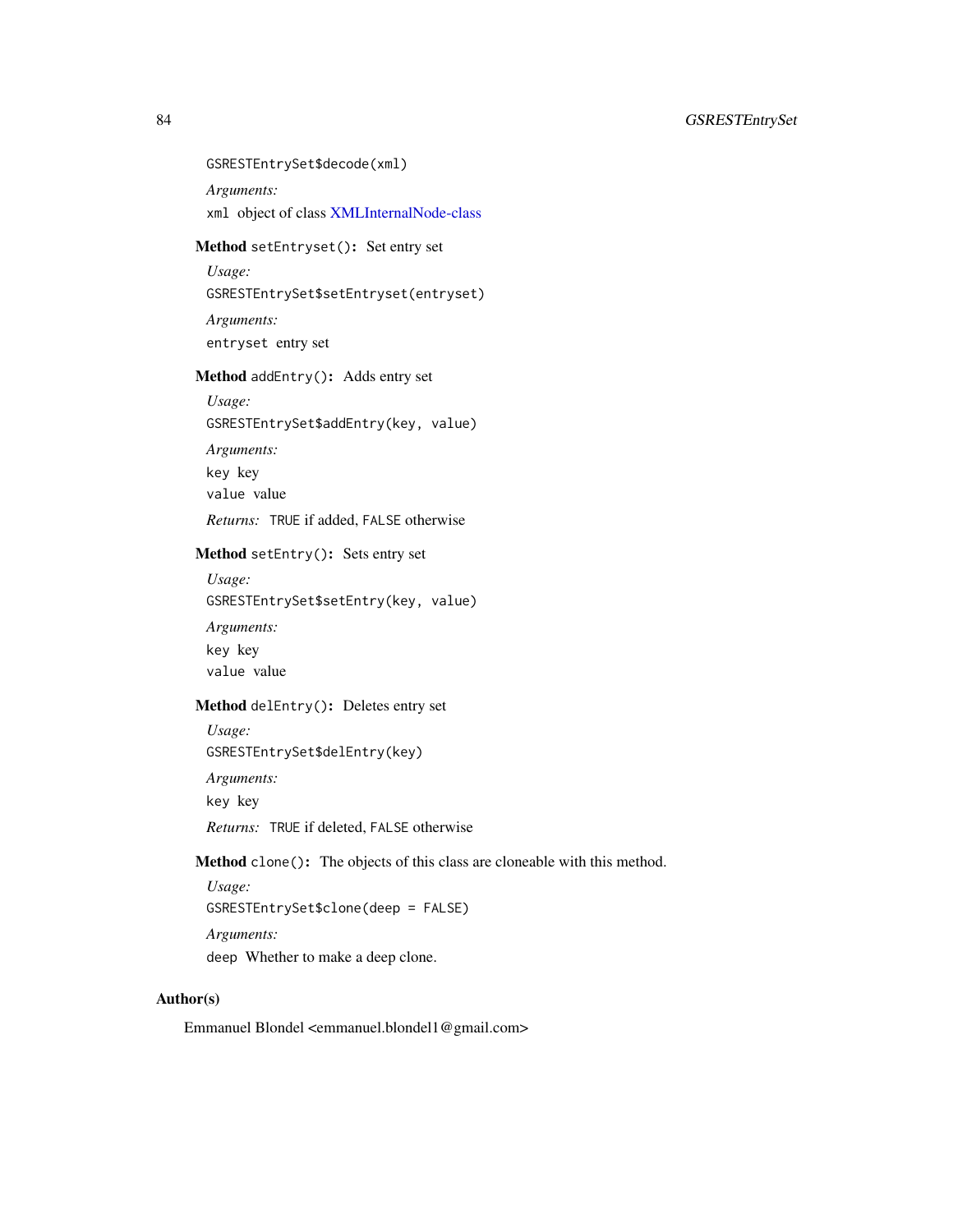```
GSRESTEntrySet$decode(xml)
```

*Arguments:*

`xml` object of class XMLInternalNode-class

**Method** `setEntryset()`: Set entry set

*Usage:*

```
GSRESTEntrySet$setEntryset(entryset)
```

*Arguments:*

`entryset` entry set

**Method** `addEntry()`: Adds entry set

*Usage:*

```
GSRESTEntrySet$addEntry(key, value)
```

*Arguments:*

`key` key

`value` value

*Returns:* `TRUE` if added, `FALSE` otherwise

**Method** `setEntry()`: Sets entry set

*Usage:*

```
GSRESTEntrySet$setEntry(key, value)
```

*Arguments:*

`key` key

`value` value

**Method** `delEntry()`: Deletes entry set

*Usage:*

```
GSRESTEntrySet$delEntry(key)
```

*Arguments:*

`key` key

*Returns:* `TRUE` if deleted, `FALSE` otherwise

**Method** `clone()`: The objects of this class are cloneable with this method.

*Usage:*

```
GSRESTEntrySet$clone(deep = FALSE)
```

*Arguments:*

`deep` Whether to make a deep clone.

## Author(s)

Emmanuel Blondel <emmanuel.blondel1@gmail.com>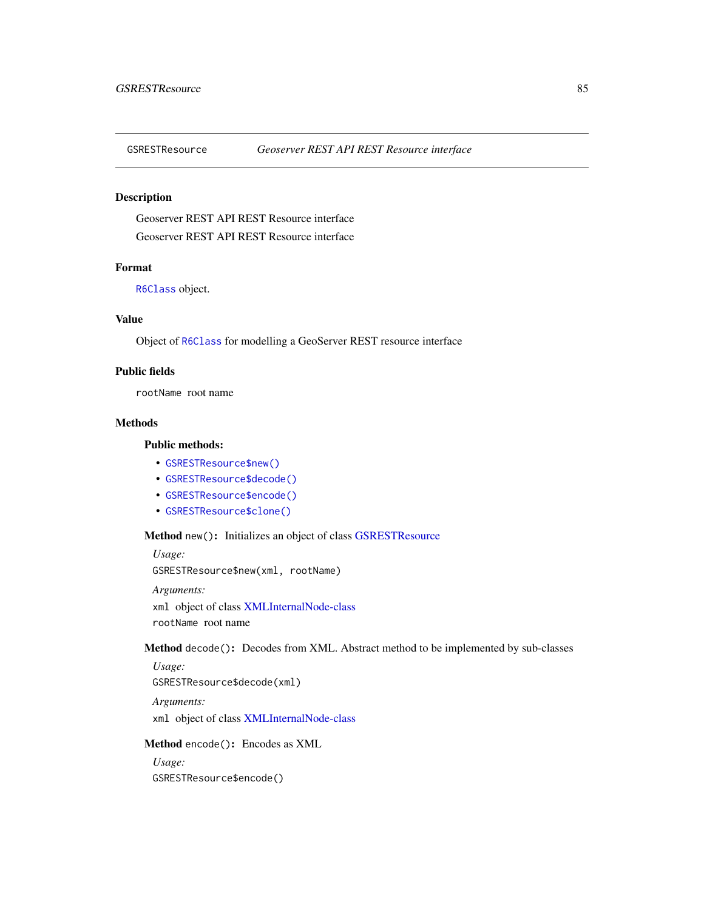GSRESTResource    *Geoserver REST API REST Resource interface*

## Description

Geoserver REST API REST Resource interface

Geoserver REST API REST Resource interface

## Format

`R6Class` object.

## Value

Object of `R6Class` for modelling a GeoServer REST resource interface

## Public fields

`rootName` root name

## Methods

### Public methods:

- `GSRESTResource$new()`
- `GSRESTResource$decode()`
- `GSRESTResource$encode()`
- `GSRESTResource$clone()`

**Method** `new()`**:** Initializes an object of class GSRESTResource

*Usage:*

```
GSRESTResource$new(xml, rootName)
```

*Arguments:*

`xml` object of class XMLInternalNode-class

`rootName` root name

**Method** `decode()`**:** Decodes from XML. Abstract method to be implemented by sub-classes

*Usage:*

```
GSRESTResource$decode(xml)
```

*Arguments:*

`xml` object of class XMLInternalNode-class

**Method** `encode()`**:** Encodes as XML

*Usage:*

```
GSRESTResource$encode()
```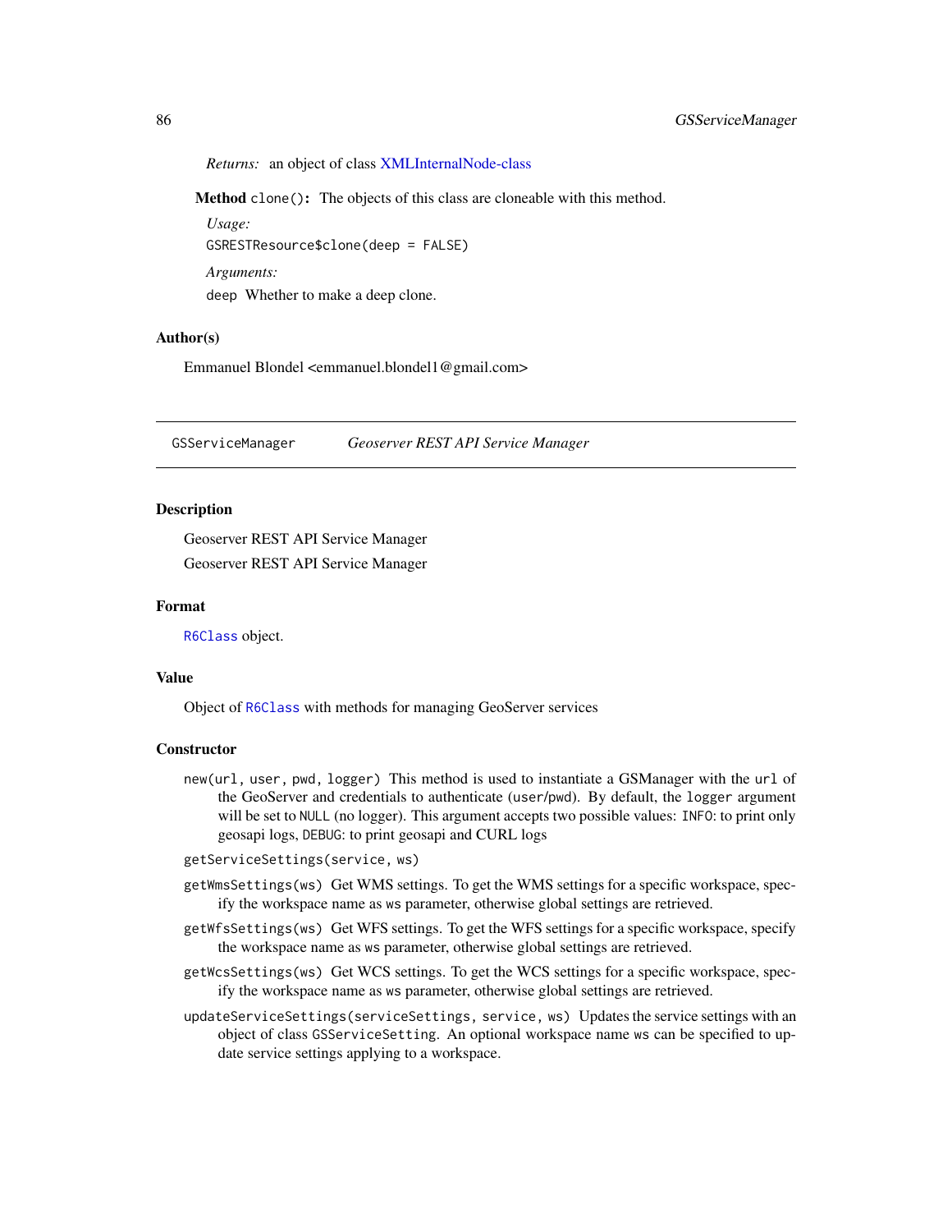*Returns:* an object of class XMLInternalNode-class

**Method** `clone()`: The objects of this class are cloneable with this method.

*Usage:*

```
GSRESTResource$clone(deep = FALSE)
```

*Arguments:*

`deep` Whether to make a deep clone.

## Author(s)

Emmanuel Blondel <emmanuel.blondel1@gmail.com>

---

# GSServiceManager — *Geoserver REST API Service Manager*

## Description

Geoserver REST API Service Manager

Geoserver REST API Service Manager

## Format

`R6Class` object.

## Value

Object of `R6Class` with methods for managing GeoServer services

## Constructor

`new(url, user, pwd, logger)` This method is used to instantiate a GSManager with the `url` of the GeoServer and credentials to authenticate (`user`/`pwd`). By default, the `logger` argument will be set to `NULL` (no logger). This argument accepts two possible values: `INFO`: to print only geosapi logs, `DEBUG`: to print geosapi and CURL logs

`getServiceSettings(service, ws)`

`getWmsSettings(ws)` Get WMS settings. To get the WMS settings for a specific workspace, specify the workspace name as `ws` parameter, otherwise global settings are retrieved.

`getWfsSettings(ws)` Get WFS settings. To get the WFS settings for a specific workspace, specify the workspace name as `ws` parameter, otherwise global settings are retrieved.

`getWcsSettings(ws)` Get WCS settings. To get the WCS settings for a specific workspace, specify the workspace name as `ws` parameter, otherwise global settings are retrieved.

`updateServiceSettings(serviceSettings, service, ws)` Updates the service settings with an object of class `GSServiceSetting`. An optional workspace name `ws` can be specified to update service settings applying to a workspace.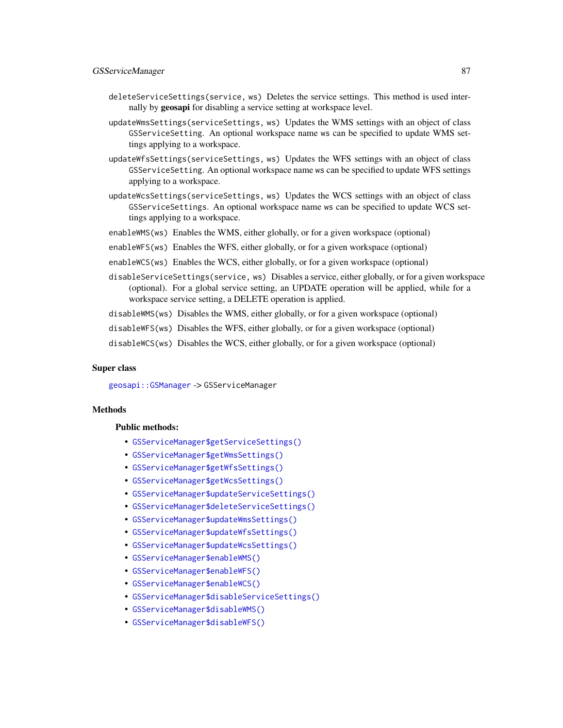`deleteServiceSettings(service, ws)` Deletes the service settings. This method is used internally by **geosapi** for disabling a service setting at workspace level.

`updateWmsSettings(serviceSettings, ws)` Updates the WMS settings with an object of class `GSServiceSetting`. An optional workspace name `ws` can be specified to update WMS settings applying to a workspace.

`updateWfsSettings(serviceSettings, ws)` Updates the WFS settings with an object of class `GSServiceSetting`. An optional workspace name `ws` can be specified to update WFS settings applying to a workspace.

`updateWcsSettings(serviceSettings, ws)` Updates the WCS settings with an object of class `GSServiceSettings`. An optional workspace name `ws` can be specified to update WCS settings applying to a workspace.

`enableWMS(ws)` Enables the WMS, either globally, or for a given workspace (optional)

`enableWFS(ws)` Enables the WFS, either globally, or for a given workspace (optional)

`enableWCS(ws)` Enables the WCS, either globally, or for a given workspace (optional)

`disableServiceSettings(service, ws)` Disables a service, either globally, or for a given workspace (optional). For a global service setting, an UPDATE operation will be applied, while for a workspace service setting, a DELETE operation is applied.

`disableWMS(ws)` Disables the WMS, either globally, or for a given workspace (optional)

`disableWFS(ws)` Disables the WFS, either globally, or for a given workspace (optional)

`disableWCS(ws)` Disables the WCS, either globally, or for a given workspace (optional)

### Super class

`geosapi::GSManager` -> `GSServiceManager`

### Methods

#### Public methods:

- `GSServiceManager$getServiceSettings()`
- `GSServiceManager$getWmsSettings()`
- `GSServiceManager$getWfsSettings()`
- `GSServiceManager$getWcsSettings()`
- `GSServiceManager$updateServiceSettings()`
- `GSServiceManager$deleteServiceSettings()`
- `GSServiceManager$updateWmsSettings()`
- `GSServiceManager$updateWfsSettings()`
- `GSServiceManager$updateWcsSettings()`
- `GSServiceManager$enableWMS()`
- `GSServiceManager$enableWFS()`
- `GSServiceManager$enableWCS()`
- `GSServiceManager$disableServiceSettings()`
- `GSServiceManager$disableWMS()`
- `GSServiceManager$disableWFS()`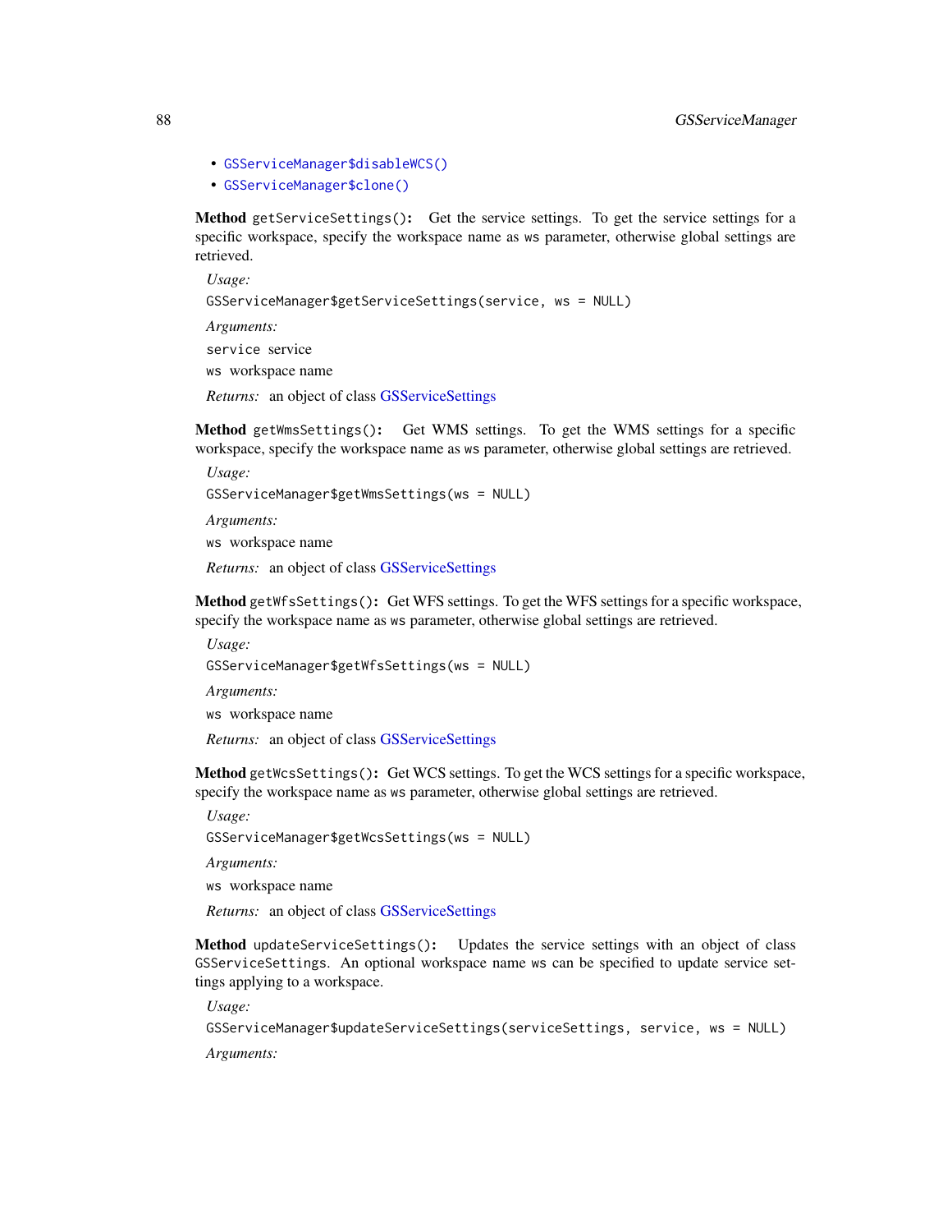- `GSServiceManager$disableWCS()`
- `GSServiceManager$clone()`

**Method** `getServiceSettings()`: Get the service settings. To get the service settings for a specific workspace, specify the workspace name as `ws` parameter, otherwise global settings are retrieved.

*Usage:*

```
GSServiceManager$getServiceSettings(service, ws = NULL)
```

*Arguments:*

`service` service

`ws` workspace name

*Returns:* an object of class GSServiceSettings

**Method** `getWmsSettings()`: Get WMS settings. To get the WMS settings for a specific workspace, specify the workspace name as `ws` parameter, otherwise global settings are retrieved.

*Usage:*

```
GSServiceManager$getWmsSettings(ws = NULL)
```

*Arguments:*

`ws` workspace name

*Returns:* an object of class GSServiceSettings

**Method** `getWfsSettings()`: Get WFS settings. To get the WFS settings for a specific workspace, specify the workspace name as `ws` parameter, otherwise global settings are retrieved.

*Usage:*

```
GSServiceManager$getWfsSettings(ws = NULL)
```

*Arguments:*

`ws` workspace name

*Returns:* an object of class GSServiceSettings

**Method** `getWcsSettings()`: Get WCS settings. To get the WCS settings for a specific workspace, specify the workspace name as `ws` parameter, otherwise global settings are retrieved.

*Usage:*

```
GSServiceManager$getWcsSettings(ws = NULL)
```

*Arguments:*

`ws` workspace name

*Returns:* an object of class GSServiceSettings

**Method** `updateServiceSettings()`: Updates the service settings with an object of class `GSServiceSettings`. An optional workspace name `ws` can be specified to update service settings applying to a workspace.

*Usage:*

```
GSServiceManager$updateServiceSettings(serviceSettings, service, ws = NULL)
```

*Arguments:*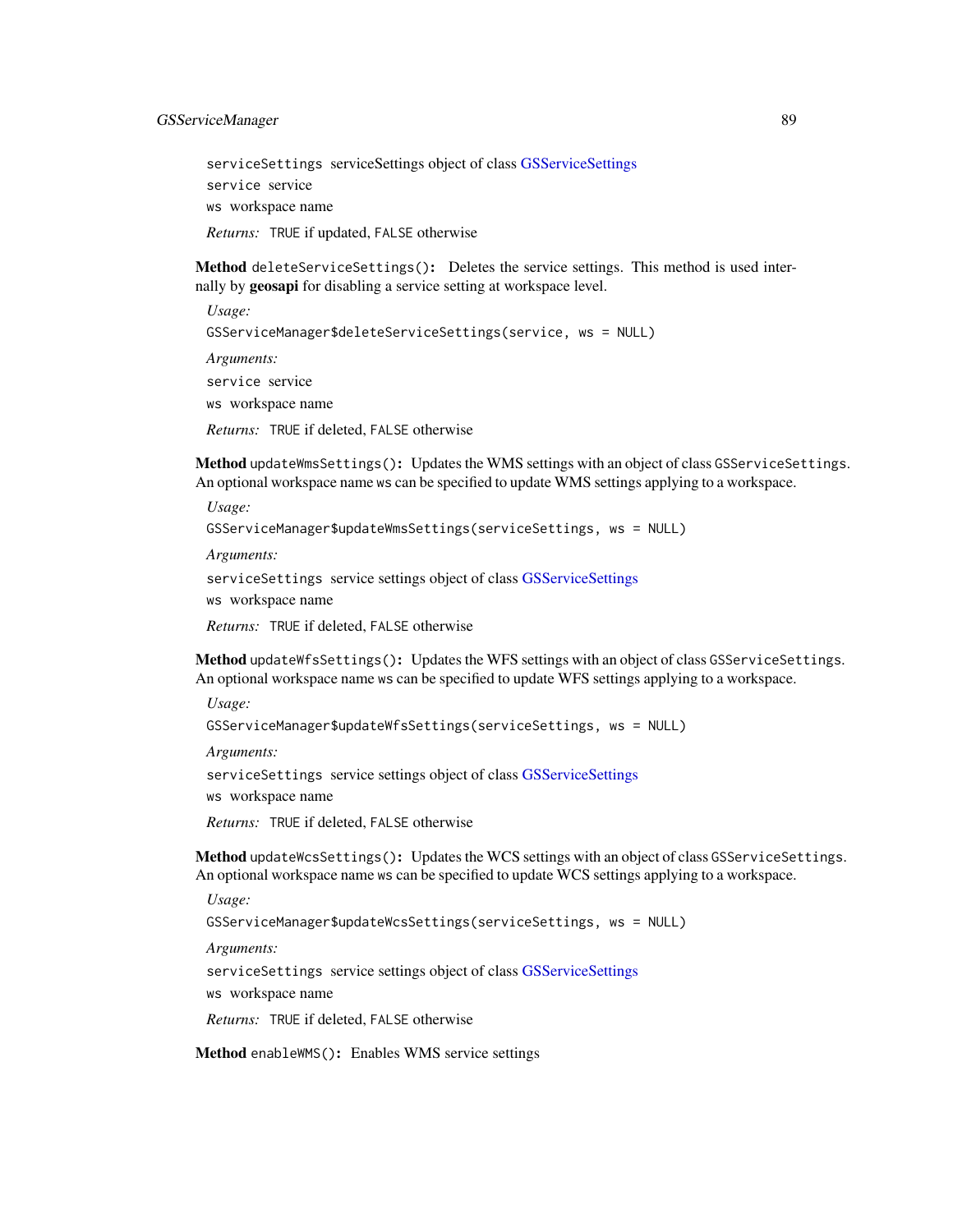`serviceSettings` serviceSettings object of class GSServiceSettings

`service` service

`ws` workspace name

*Returns:* `TRUE` if updated, `FALSE` otherwise

**Method** `deleteServiceSettings()`**:** Deletes the service settings. This method is used internally by **geosapi** for disabling a service setting at workspace level.

*Usage:*

```
GSServiceManager$deleteServiceSettings(service, ws = NULL)
```

*Arguments:*

`service` service

`ws` workspace name

*Returns:* `TRUE` if deleted, `FALSE` otherwise

**Method** `updateWmsSettings()`**:** Updates the WMS settings with an object of class `GSServiceSettings`. An optional workspace name `ws` can be specified to update WMS settings applying to a workspace.

*Usage:*

```
GSServiceManager$updateWmsSettings(serviceSettings, ws = NULL)
```

*Arguments:*

`serviceSettings` service settings object of class GSServiceSettings

`ws` workspace name

*Returns:* `TRUE` if deleted, `FALSE` otherwise

**Method** `updateWfsSettings()`**:** Updates the WFS settings with an object of class `GSServiceSettings`. An optional workspace name `ws` can be specified to update WFS settings applying to a workspace.

*Usage:*

```
GSServiceManager$updateWfsSettings(serviceSettings, ws = NULL)
```

*Arguments:*

`serviceSettings` service settings object of class GSServiceSettings

`ws` workspace name

*Returns:* `TRUE` if deleted, `FALSE` otherwise

**Method** `updateWcsSettings()`**:** Updates the WCS settings with an object of class `GSServiceSettings`. An optional workspace name `ws` can be specified to update WCS settings applying to a workspace.

*Usage:*

```
GSServiceManager$updateWcsSettings(serviceSettings, ws = NULL)
```

*Arguments:*

`serviceSettings` service settings object of class GSServiceSettings

`ws` workspace name

*Returns:* `TRUE` if deleted, `FALSE` otherwise

**Method** `enableWMS()`**:** Enables WMS service settings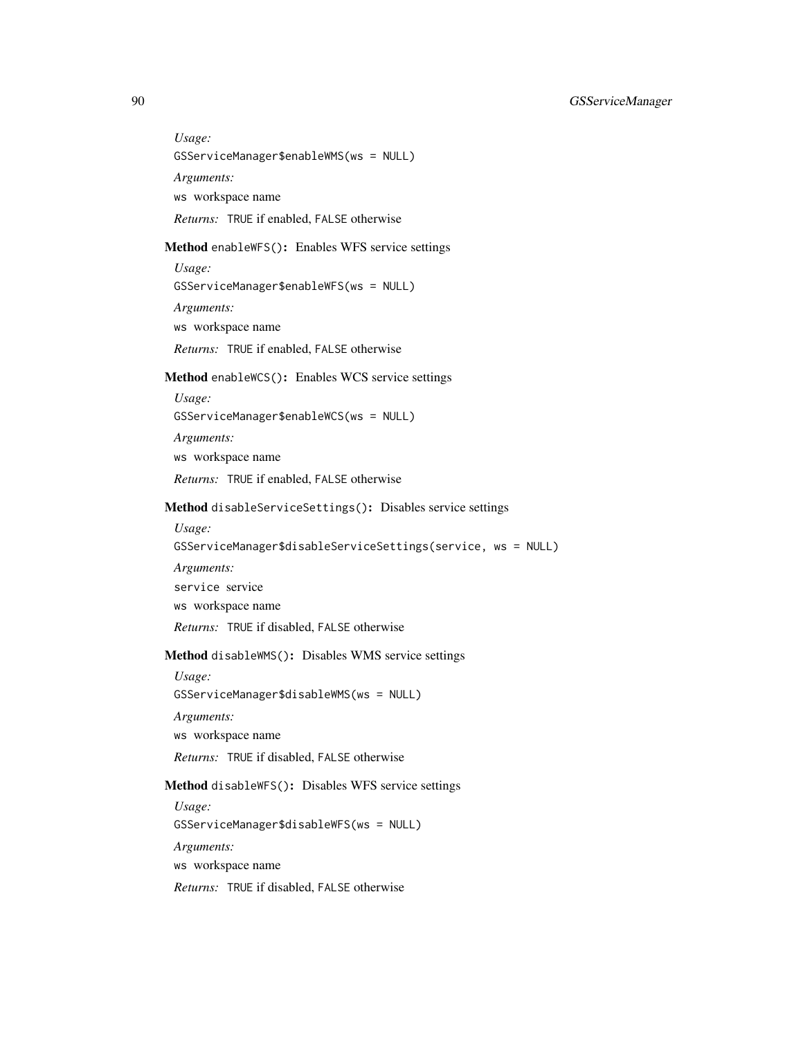*Usage:*

```
GSServiceManager$enableWMS(ws = NULL)
```

*Arguments:*

`ws` workspace name

*Returns:* `TRUE` if enabled, `FALSE` otherwise

**Method** `enableWFS()`**:** Enables WFS service settings

*Usage:*

```
GSServiceManager$enableWFS(ws = NULL)
```

*Arguments:*

`ws` workspace name

*Returns:* `TRUE` if enabled, `FALSE` otherwise

**Method** `enableWCS()`**:** Enables WCS service settings

*Usage:*

```
GSServiceManager$enableWCS(ws = NULL)
```

*Arguments:*

`ws` workspace name

*Returns:* `TRUE` if enabled, `FALSE` otherwise

**Method** `disableServiceSettings()`**:** Disables service settings

*Usage:*

```
GSServiceManager$disableServiceSettings(service, ws = NULL)
```

*Arguments:*

`service` service

`ws` workspace name

*Returns:* `TRUE` if disabled, `FALSE` otherwise

**Method** `disableWMS()`**:** Disables WMS service settings

*Usage:*

```
GSServiceManager$disableWMS(ws = NULL)
```

*Arguments:*

`ws` workspace name

*Returns:* `TRUE` if disabled, `FALSE` otherwise

**Method** `disableWFS()`**:** Disables WFS service settings

*Usage:*

```
GSServiceManager$disableWFS(ws = NULL)
```

*Arguments:*

`ws` workspace name

*Returns:* `TRUE` if disabled, `FALSE` otherwise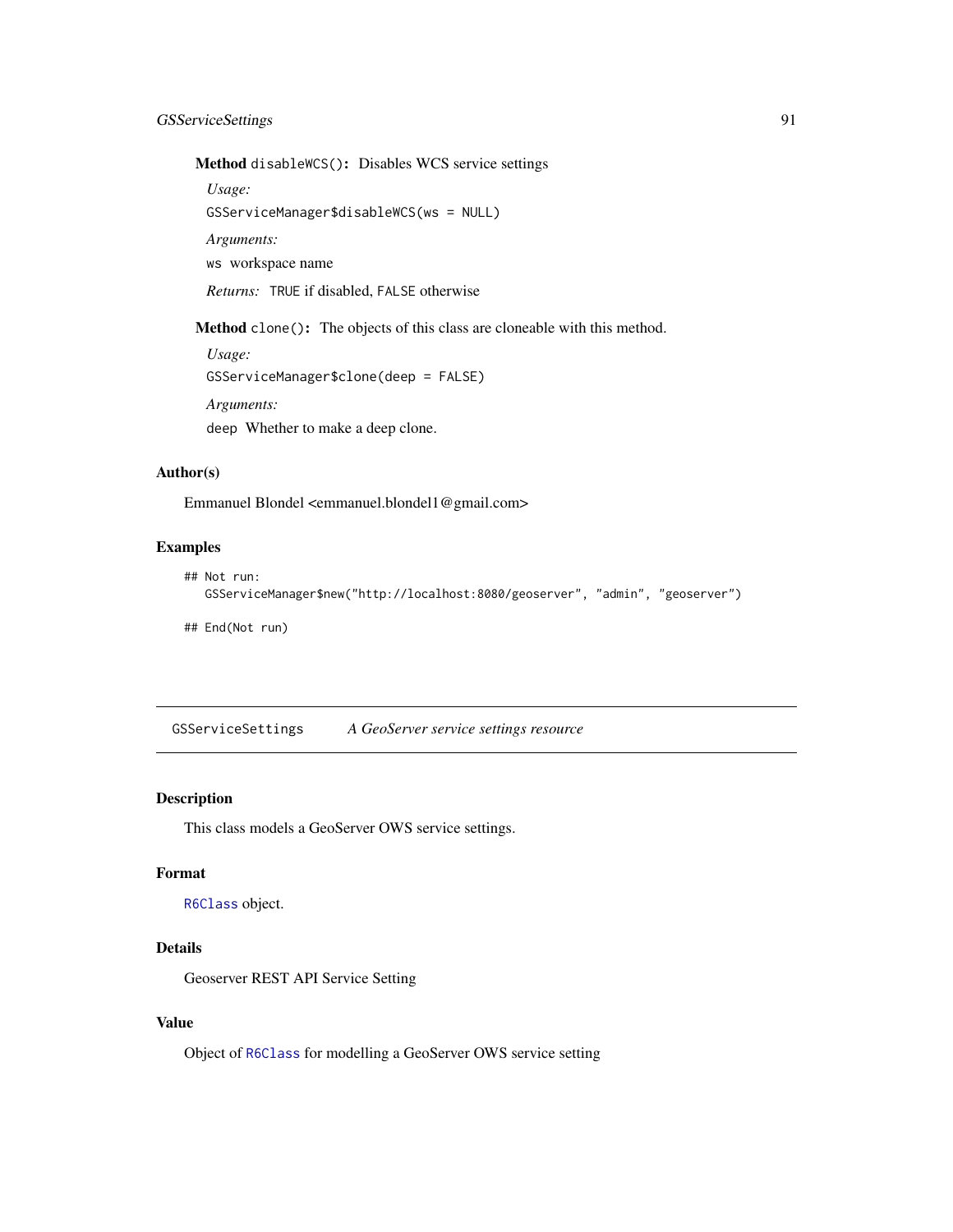**Method** `disableWCS()`: Disables WCS service settings

*Usage:*

```
GSServiceManager$disableWCS(ws = NULL)
```

*Arguments:*

`ws` workspace name

*Returns:* `TRUE` if disabled, `FALSE` otherwise

**Method** `clone()`: The objects of this class are cloneable with this method.

*Usage:*

```
GSServiceManager$clone(deep = FALSE)
```

*Arguments:*

`deep` Whether to make a deep clone.

### Author(s)

Emmanuel Blondel <emmanuel.blondel1@gmail.com>

### Examples

```
## Not run:
   GSServiceManager$new("http://localhost:8080/geoserver", "admin", "geoserver")

## End(Not run)
```

---

## GSServiceSettings *A GeoServer service settings resource*

---

### Description

This class models a GeoServer OWS service settings.

### Format

`R6Class` object.

### Details

Geoserver REST API Service Setting

### Value

Object of `R6Class` for modelling a GeoServer OWS service setting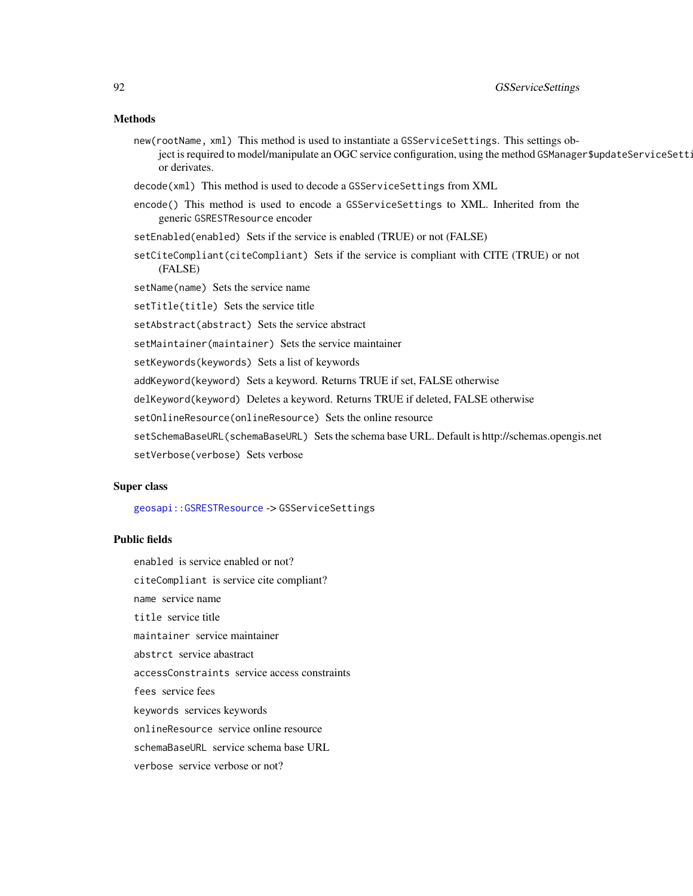### Methods

`new(rootName, xml)` This method is used to instantiate a `GSServiceSettings`. This settings object is required to model/manipulate an OGC service configuration, using the method `GSManager$updateServiceSetti` or derivates.

`decode(xml)` This method is used to decode a `GSServiceSettings` from XML

`encode()` This method is used to encode a `GSServiceSettings` to XML. Inherited from the generic `GSRESTResource` encoder

`setEnabled(enabled)` Sets if the service is enabled (TRUE) or not (FALSE)

`setCiteCompliant(citeCompliant)` Sets if the service is compliant with CITE (TRUE) or not (FALSE)

`setName(name)` Sets the service name

`setTitle(title)` Sets the service title

`setAbstract(abstract)` Sets the service abstract

`setMaintainer(maintainer)` Sets the service maintainer

`setKeywords(keywords)` Sets a list of keywords

`addKeyword(keyword)` Sets a keyword. Returns TRUE if set, FALSE otherwise

`delKeyword(keyword)` Deletes a keyword. Returns TRUE if deleted, FALSE otherwise

`setOnlineResource(onlineResource)` Sets the online resource

`setSchemaBaseURL(schemaBaseURL)` Sets the schema base URL. Default is http://schemas.opengis.net

`setVerbose(verbose)` Sets verbose

### Super class

`geosapi::GSRESTResource` -> `GSServiceSettings`

### Public fields

`enabled` is service enabled or not?

`citeCompliant` is service cite compliant?

`name` service name

`title` service title

`maintainer` service maintainer

`abstrct` service abastract

`accessConstraints` service access constraints

`fees` service fees

`keywords` services keywords

`onlineResource` service online resource

`schemaBaseURL` service schema base URL

`verbose` service verbose or not?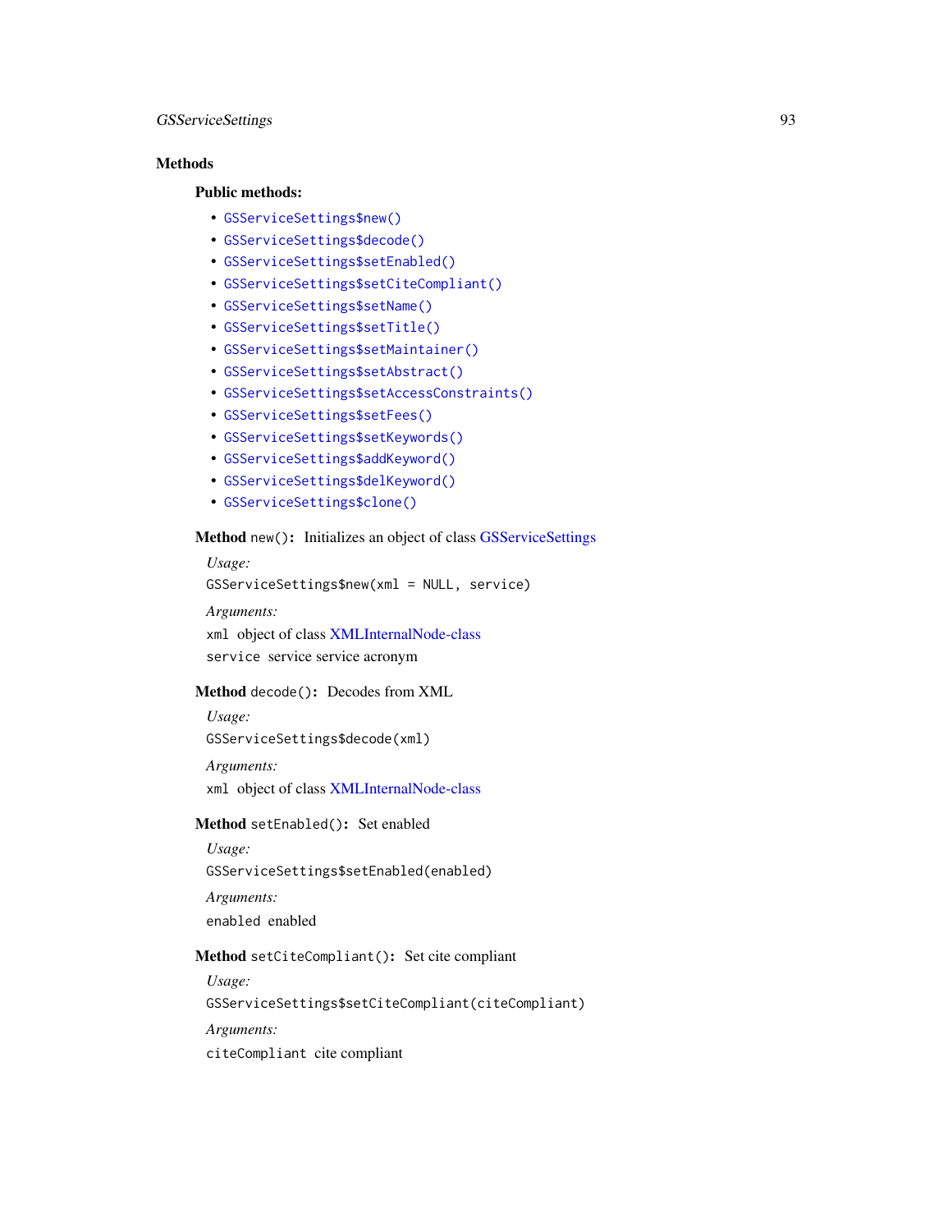### Methods

#### Public methods:

- `GSServiceSettings$new()`
- `GSServiceSettings$decode()`
- `GSServiceSettings$setEnabled()`
- `GSServiceSettings$setCiteCompliant()`
- `GSServiceSettings$setName()`
- `GSServiceSettings$setTitle()`
- `GSServiceSettings$setMaintainer()`
- `GSServiceSettings$setAbstract()`
- `GSServiceSettings$setAccessConstraints()`
- `GSServiceSettings$setFees()`
- `GSServiceSettings$setKeywords()`
- `GSServiceSettings$addKeyword()`
- `GSServiceSettings$delKeyword()`
- `GSServiceSettings$clone()`

**Method** `new()`**:** Initializes an object of class GSServiceSettings

*Usage:*

```
GSServiceSettings$new(xml = NULL, service)
```

*Arguments:*

`xml` object of class XMLInternalNode-class

`service` service service acronym

**Method** `decode()`**:** Decodes from XML

*Usage:*

```
GSServiceSettings$decode(xml)
```

*Arguments:*

`xml` object of class XMLInternalNode-class

**Method** `setEnabled()`**:** Set enabled

*Usage:*

```
GSServiceSettings$setEnabled(enabled)
```

*Arguments:*

`enabled` enabled

**Method** `setCiteCompliant()`**:** Set cite compliant

*Usage:*

```
GSServiceSettings$setCiteCompliant(citeCompliant)
```

*Arguments:*

`citeCompliant` cite compliant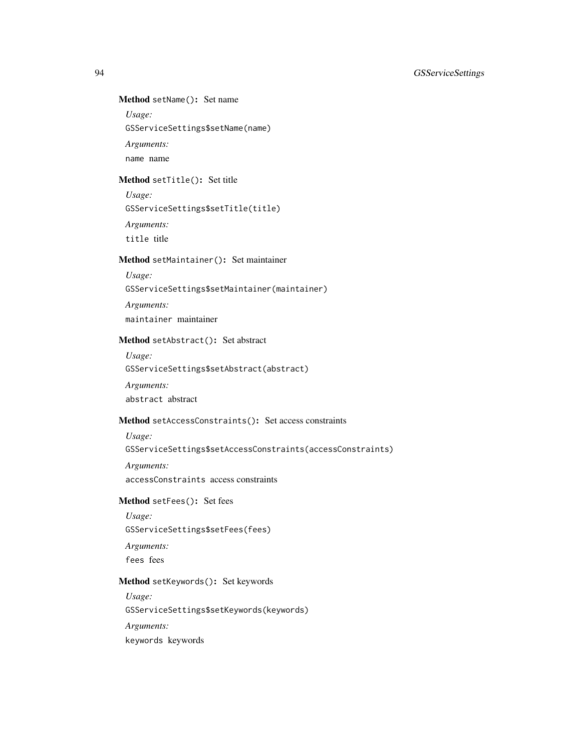**Method** `setName()`: Set name

*Usage:*

```
GSServiceSettings$setName(name)
```

*Arguments:*

`name` name

**Method** `setTitle()`: Set title

*Usage:*

```
GSServiceSettings$setTitle(title)
```

*Arguments:*

`title` title

**Method** `setMaintainer()`: Set maintainer

*Usage:*

```
GSServiceSettings$setMaintainer(maintainer)
```

*Arguments:*

`maintainer` maintainer

**Method** `setAbstract()`: Set abstract

*Usage:*

```
GSServiceSettings$setAbstract(abstract)
```

*Arguments:*

`abstract` abstract

**Method** `setAccessConstraints()`: Set access constraints

*Usage:*

```
GSServiceSettings$setAccessConstraints(accessConstraints)
```

*Arguments:*

`accessConstraints` access constraints

**Method** `setFees()`: Set fees

*Usage:*

```
GSServiceSettings$setFees(fees)
```

*Arguments:*

`fees` fees

**Method** `setKeywords()`: Set keywords

*Usage:*

```
GSServiceSettings$setKeywords(keywords)
```

*Arguments:*

`keywords` keywords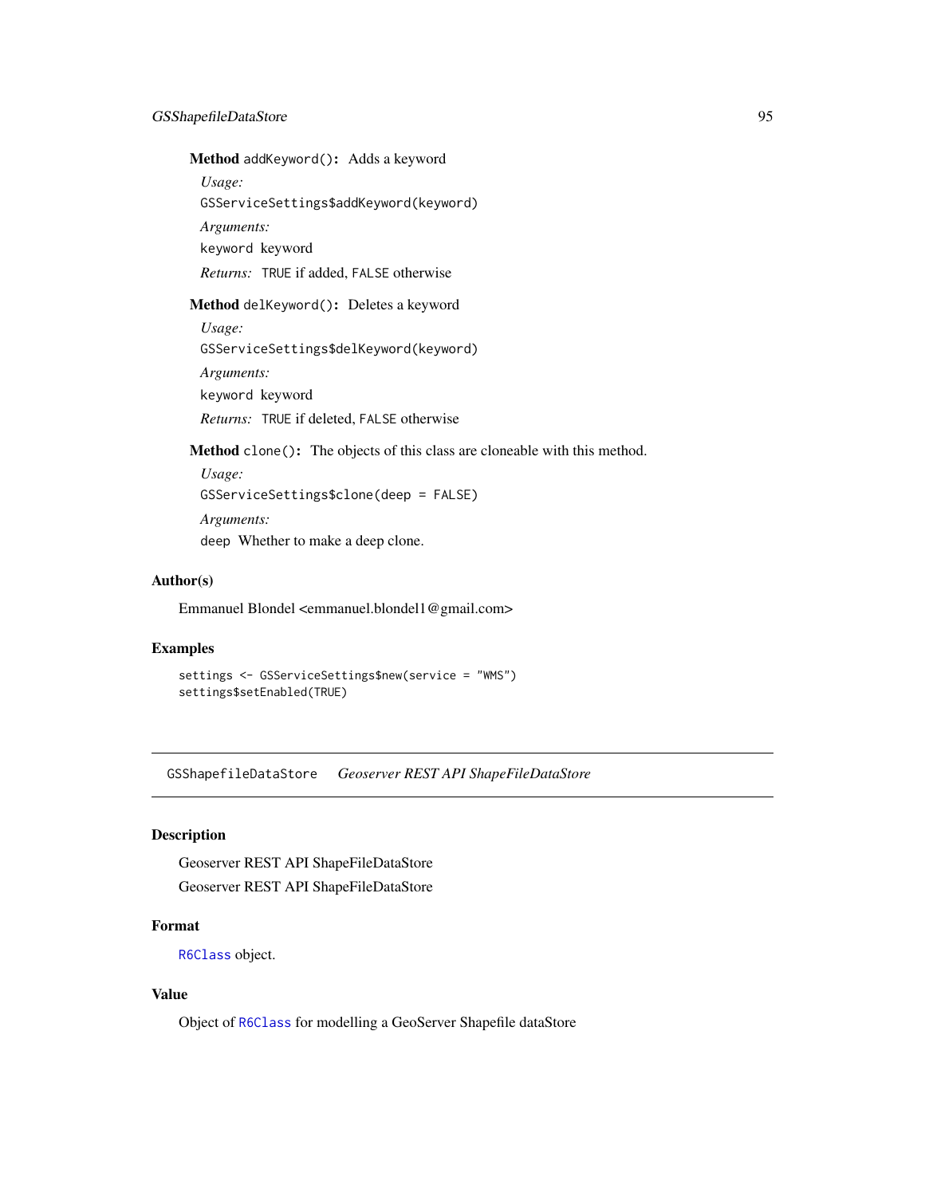**Method** `addKeyword()`**:** Adds a keyword

*Usage:*

```
GSServiceSettings$addKeyword(keyword)
```

*Arguments:*

`keyword` keyword

*Returns:* `TRUE` if added, `FALSE` otherwise

**Method** `delKeyword()`**:** Deletes a keyword

*Usage:*

```
GSServiceSettings$delKeyword(keyword)
```

*Arguments:*

`keyword` keyword

*Returns:* `TRUE` if deleted, `FALSE` otherwise

**Method** `clone()`**:** The objects of this class are cloneable with this method.

*Usage:*

```
GSServiceSettings$clone(deep = FALSE)
```

*Arguments:*

`deep` Whether to make a deep clone.

## Author(s)

Emmanuel Blondel <emmanuel.blondel1@gmail.com>

## Examples

```
settings <- GSServiceSettings$new(service = "WMS")
settings$setEnabled(TRUE)
```

---

# GSShapefileDataStore *Geoserver REST API ShapeFileDataStore*

---

## Description

Geoserver REST API ShapeFileDataStore

Geoserver REST API ShapeFileDataStore

## Format

`R6Class` object.

## Value

Object of `R6Class` for modelling a GeoServer Shapefile dataStore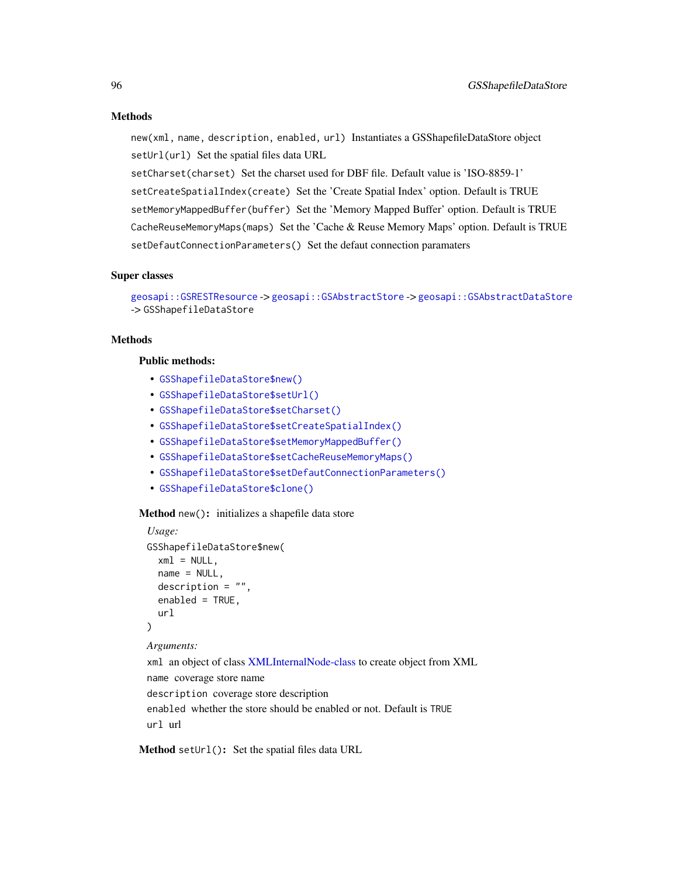## Methods

`new(xml, name, description, enabled, url)` Instantiates a GSShapefileDataStore object

`setUrl(url)` Set the spatial files data URL

`setCharset(charset)` Set the charset used for DBF file. Default value is 'ISO-8859-1'

`setCreateSpatialIndex(create)` Set the 'Create Spatial Index' option. Default is TRUE

`setMemoryMappedBuffer(buffer)` Set the 'Memory Mapped Buffer' option. Default is TRUE

`CacheReuseMemoryMaps(maps)` Set the 'Cache & Reuse Memory Maps' option. Default is TRUE

`setDefautConnectionParameters()` Set the defaut connection paramaters

## Super classes

`geosapi::GSRESTResource` -> `geosapi::GSAbstractStore` -> `geosapi::GSAbstractDataStore` -> `GSShapefileDataStore`

## Methods

### Public methods:

- `GSShapefileDataStore$new()`
- `GSShapefileDataStore$setUrl()`
- `GSShapefileDataStore$setCharset()`
- `GSShapefileDataStore$setCreateSpatialIndex()`
- `GSShapefileDataStore$setMemoryMappedBuffer()`
- `GSShapefileDataStore$setCacheReuseMemoryMaps()`
- `GSShapefileDataStore$setDefautConnectionParameters()`
- `GSShapefileDataStore$clone()`

**Method** `new()`**:** initializes a shapefile data store

*Usage:*

```
GSShapefileDataStore$new(
  xml = NULL,
  name = NULL,
  description = "",
  enabled = TRUE,
  url
)
```

*Arguments:*

`xml` an object of class XMLInternalNode-class to create object from XML

`name` coverage store name

`description` coverage store description

`enabled` whether the store should be enabled or not. Default is `TRUE`

`url` url

**Method** `setUrl()`**:** Set the spatial files data URL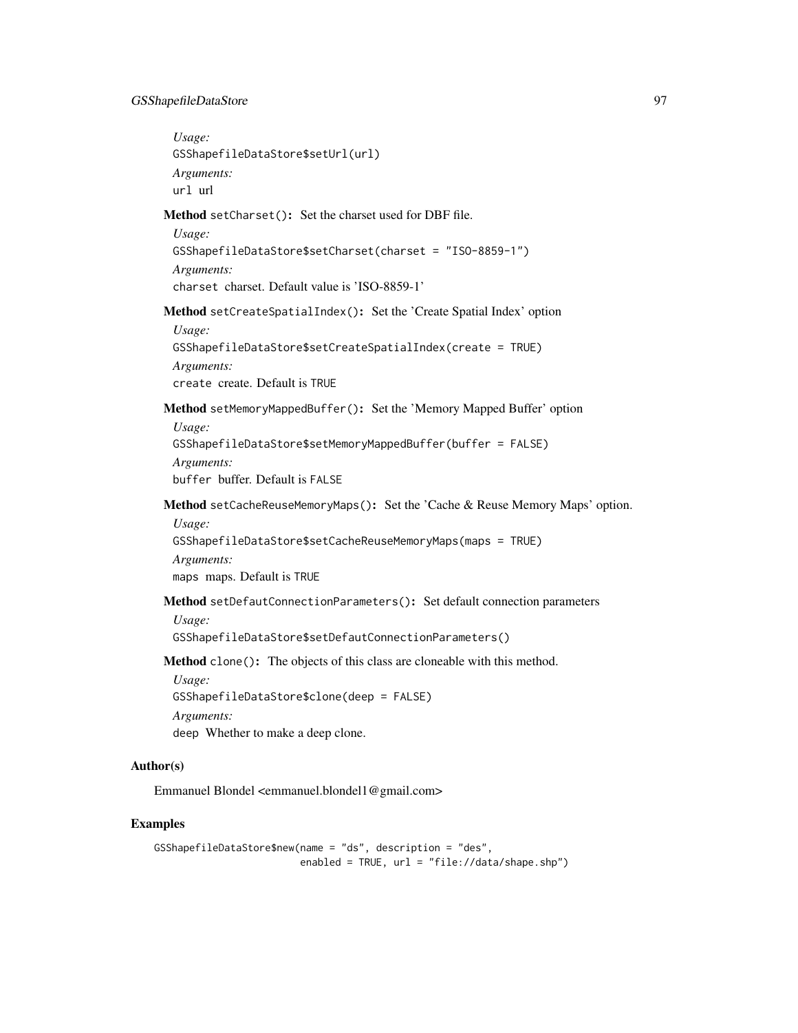*Usage:*

```
GSShapefileDataStore$setUrl(url)
```

*Arguments:*

`url` url

**Method** `setCharset()`: Set the charset used for DBF file.

*Usage:*

```
GSShapefileDataStore$setCharset(charset = "ISO-8859-1")
```

*Arguments:*

`charset` charset. Default value is 'ISO-8859-1'

**Method** `setCreateSpatialIndex()`: Set the 'Create Spatial Index' option

*Usage:*

```
GSShapefileDataStore$setCreateSpatialIndex(create = TRUE)
```

*Arguments:*

`create` create. Default is `TRUE`

**Method** `setMemoryMappedBuffer()`: Set the 'Memory Mapped Buffer' option

*Usage:*

```
GSShapefileDataStore$setMemoryMappedBuffer(buffer = FALSE)
```

*Arguments:*

`buffer` buffer. Default is `FALSE`

**Method** `setCacheReuseMemoryMaps()`: Set the 'Cache & Reuse Memory Maps' option.

*Usage:*

```
GSShapefileDataStore$setCacheReuseMemoryMaps(maps = TRUE)
```

*Arguments:*

`maps` maps. Default is `TRUE`

**Method** `setDefautConnectionParameters()`: Set default connection parameters

*Usage:*

```
GSShapefileDataStore$setDefautConnectionParameters()
```

**Method** `clone()`: The objects of this class are cloneable with this method.

*Usage:*

```
GSShapefileDataStore$clone(deep = FALSE)
```

*Arguments:*

`deep` Whether to make a deep clone.

## Author(s)

Emmanuel Blondel <emmanuel.blondel1@gmail.com>

## Examples

```
GSShapefileDataStore$new(name = "ds", description = "des",
                         enabled = TRUE, url = "file://data/shape.shp")
```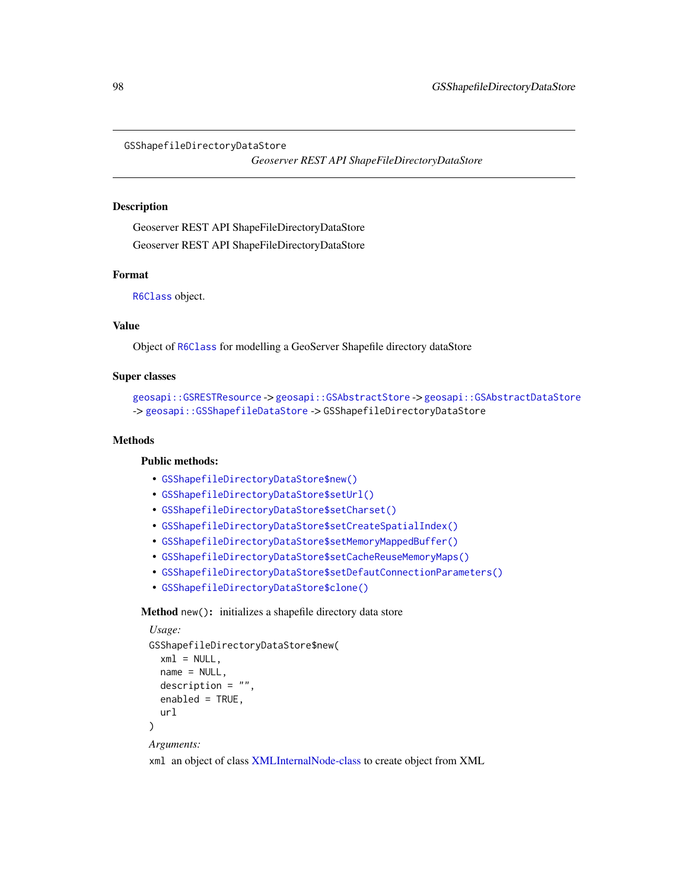GSShapefileDirectoryDataStore

*Geoserver REST API ShapeFileDirectoryDataStore*

## Description

Geoserver REST API ShapeFileDirectoryDataStore

Geoserver REST API ShapeFileDirectoryDataStore

## Format

R6Class object.

## Value

Object of R6Class for modelling a GeoServer Shapefile directory dataStore

## Super classes

geosapi::GSRESTResource -> geosapi::GSAbstractStore -> geosapi::GSAbstractDataStore -> geosapi::GSShapefileDataStore -> GSShapefileDirectoryDataStore

## Methods

### Public methods:

- GSShapefileDirectoryDataStore$new()
- GSShapefileDirectoryDataStore$setUrl()
- GSShapefileDirectoryDataStore$setCharset()
- GSShapefileDirectoryDataStore$setCreateSpatialIndex()
- GSShapefileDirectoryDataStore$setMemoryMappedBuffer()
- GSShapefileDirectoryDataStore$setCacheReuseMemoryMaps()
- GSShapefileDirectoryDataStore$setDefautConnectionParameters()
- GSShapefileDirectoryDataStore$clone()

**Method** `new()`: initializes a shapefile directory data store

*Usage:*

```
GSShapefileDirectoryDataStore$new(
  xml = NULL,
  name = NULL,
  description = "",
  enabled = TRUE,
  url
)
```

*Arguments:*

`xml` an object of class XMLInternalNode-class to create object from XML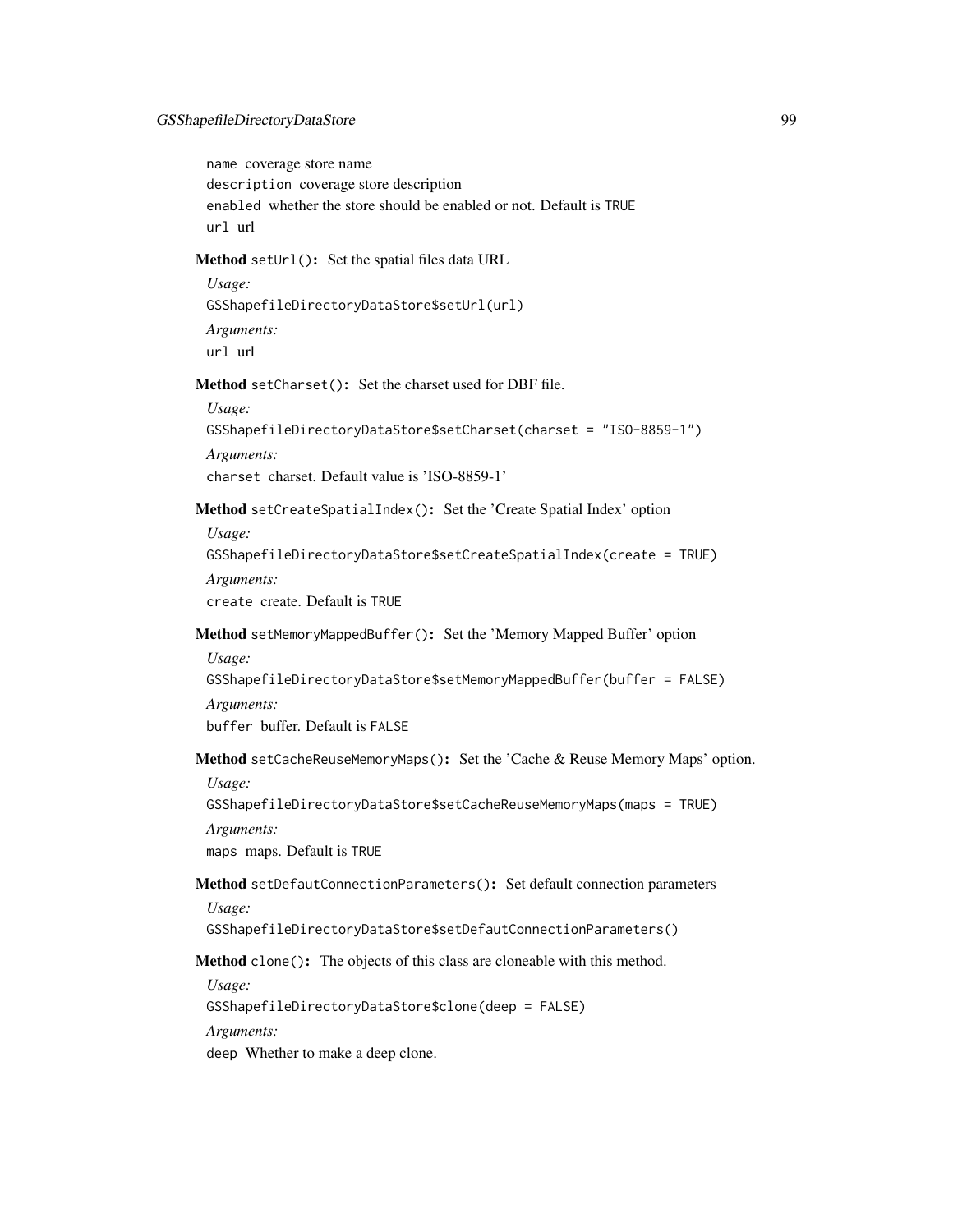`name` coverage store name
`description` coverage store description
`enabled` whether the store should be enabled or not. Default is `TRUE`
`url` url

**Method** `setUrl()`**:** Set the spatial files data URL

*Usage:*

```
GSShapefileDirectoryDataStore$setUrl(url)
```

*Arguments:*

`url` url

**Method** `setCharset()`**:** Set the charset used for DBF file.

*Usage:*

```
GSShapefileDirectoryDataStore$setCharset(charset = "ISO-8859-1")
```

*Arguments:*

`charset` charset. Default value is 'ISO-8859-1'

**Method** `setCreateSpatialIndex()`**:** Set the 'Create Spatial Index' option

*Usage:*

```
GSShapefileDirectoryDataStore$setCreateSpatialIndex(create = TRUE)
```

*Arguments:*

`create` create. Default is `TRUE`

**Method** `setMemoryMappedBuffer()`**:** Set the 'Memory Mapped Buffer' option

*Usage:*

```
GSShapefileDirectoryDataStore$setMemoryMappedBuffer(buffer = FALSE)
```

*Arguments:*

`buffer` buffer. Default is `FALSE`

**Method** `setCacheReuseMemoryMaps()`**:** Set the 'Cache & Reuse Memory Maps' option.

*Usage:*

```
GSShapefileDirectoryDataStore$setCacheReuseMemoryMaps(maps = TRUE)
```

*Arguments:*

`maps` maps. Default is `TRUE`

**Method** `setDefautConnectionParameters()`**:** Set default connection parameters

*Usage:*

```
GSShapefileDirectoryDataStore$setDefautConnectionParameters()
```

**Method** `clone()`**:** The objects of this class are cloneable with this method.

*Usage:*

```
GSShapefileDirectoryDataStore$clone(deep = FALSE)
```

*Arguments:*

`deep` Whether to make a deep clone.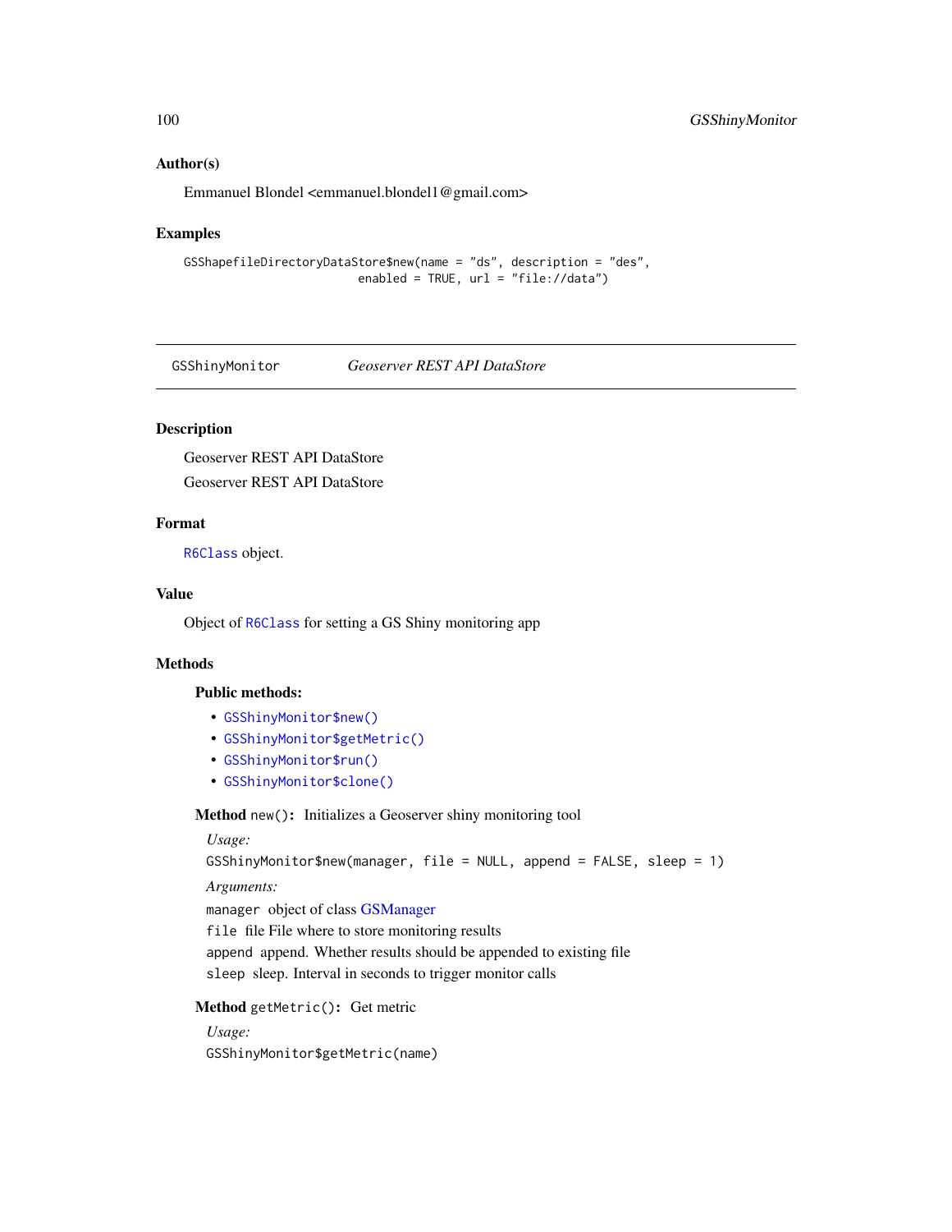### Author(s)

Emmanuel Blondel <emmanuel.blondel1@gmail.com>

### Examples

```
GSShapefileDirectoryDataStore$new(name = "ds", description = "des",
                            enabled = TRUE, url = "file://data")
```

---

## GSShinyMonitor &nbsp;&nbsp;&nbsp; *Geoserver REST API DataStore*

---

### Description

Geoserver REST API DataStore

Geoserver REST API DataStore

### Format

`R6Class` object.

### Value

Object of `R6Class` for setting a GS Shiny monitoring app

### Methods

**Public methods:**

- `GSShinyMonitor$new()`
- `GSShinyMonitor$getMetric()`
- `GSShinyMonitor$run()`
- `GSShinyMonitor$clone()`

**Method** `new()`**:** Initializes a Geoserver shiny monitoring tool

*Usage:*

```
GSShinyMonitor$new(manager, file = NULL, append = FALSE, sleep = 1)
```

*Arguments:*

`manager` object of class GSManager

`file` file File where to store monitoring results

`append` append. Whether results should be appended to existing file

`sleep` sleep. Interval in seconds to trigger monitor calls

**Method** `getMetric()`**:** Get metric

*Usage:*

```
GSShinyMonitor$getMetric(name)
```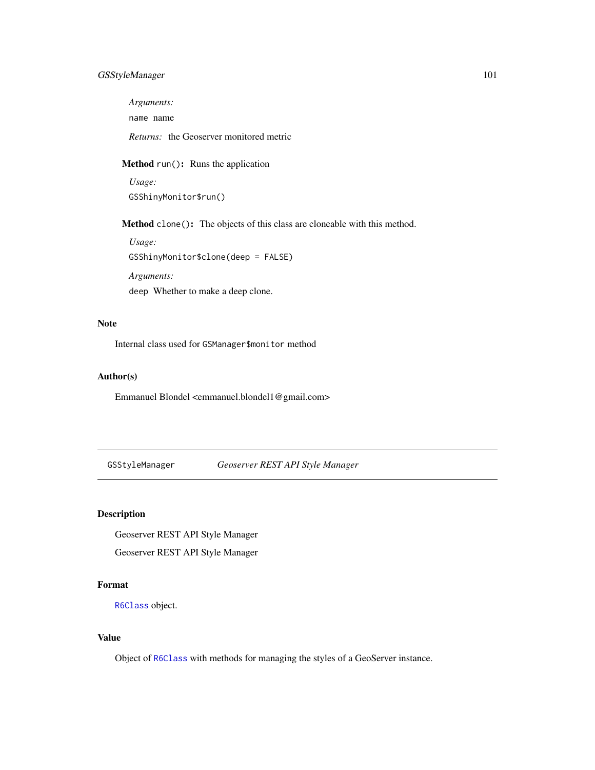*Arguments:*

`name` name

*Returns:* the Geoserver monitored metric

**Method** `run()`**:** Runs the application

*Usage:*

```
GSShinyMonitor$run()
```

**Method** `clone()`**:** The objects of this class are cloneable with this method.

*Usage:*

```
GSShinyMonitor$clone(deep = FALSE)
```

*Arguments:*

`deep` Whether to make a deep clone.

## Note

Internal class used for `GSManager$monitor` method

## Author(s)

Emmanuel Blondel <emmanuel.blondel1@gmail.com>

---

# GSStyleManager *Geoserver REST API Style Manager*

---

## Description

Geoserver REST API Style Manager

Geoserver REST API Style Manager

## Format

`R6Class` object.

## Value

Object of `R6Class` with methods for managing the styles of a GeoServer instance.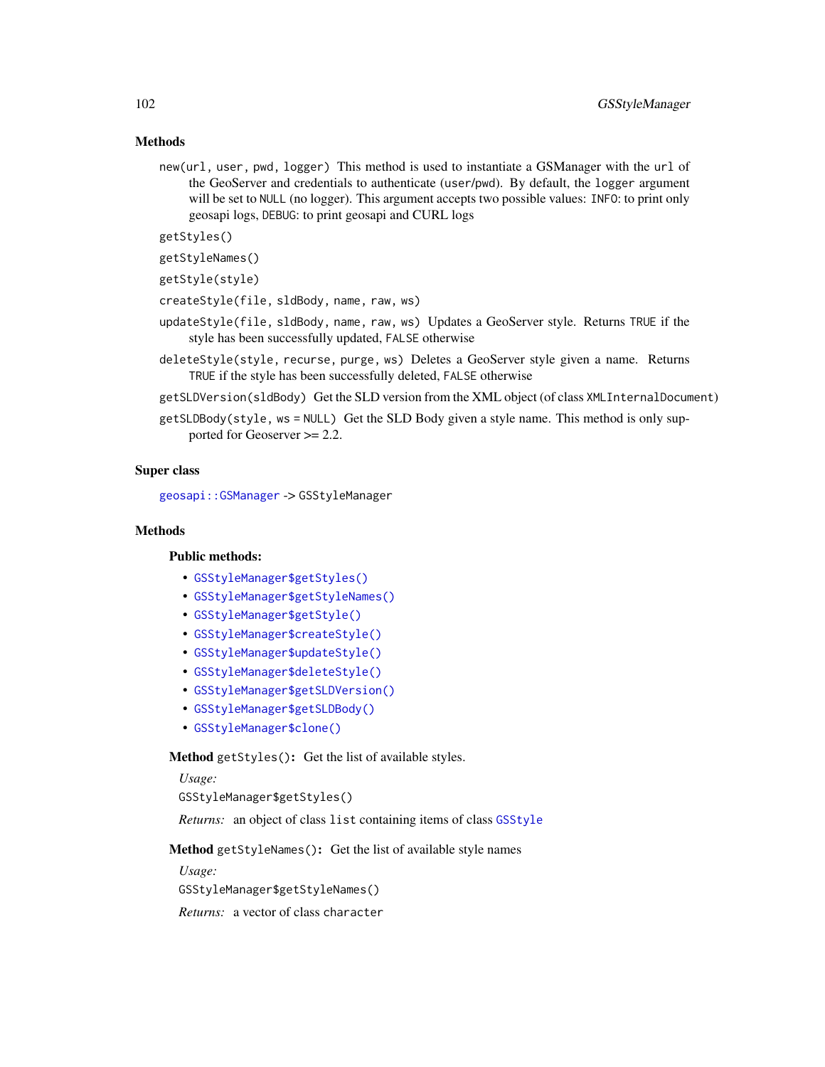## Methods

`new(url, user, pwd, logger)` This method is used to instantiate a GSManager with the `url` of the GeoServer and credentials to authenticate (`user`/`pwd`). By default, the `logger` argument will be set to `NULL` (no logger). This argument accepts two possible values: `INFO`: to print only geosapi logs, `DEBUG`: to print geosapi and CURL logs

`getStyles()`

`getStyleNames()`

`getStyle(style)`

`createStyle(file, sldBody, name, raw, ws)`

`updateStyle(file, sldBody, name, raw, ws)` Updates a GeoServer style. Returns `TRUE` if the style has been successfully updated, `FALSE` otherwise

`deleteStyle(style, recurse, purge, ws)` Deletes a GeoServer style given a name. Returns `TRUE` if the style has been successfully deleted, `FALSE` otherwise

`getSLDVersion(sldBody)` Get the SLD version from the XML object (of class `XMLInternalDocument`)

`getSLDBody(style, ws = NULL)` Get the SLD Body given a style name. This method is only supported for Geoserver >= 2.2.

## Super class

`geosapi::GSManager` -> `GSStyleManager`

## Methods

### Public methods:

- `GSStyleManager$getStyles()`
- `GSStyleManager$getStyleNames()`
- `GSStyleManager$getStyle()`
- `GSStyleManager$createStyle()`
- `GSStyleManager$updateStyle()`
- `GSStyleManager$deleteStyle()`
- `GSStyleManager$getSLDVersion()`
- `GSStyleManager$getSLDBody()`
- `GSStyleManager$clone()`

**Method** `getStyles()`**:** Get the list of available styles.

*Usage:*

```
GSStyleManager$getStyles()
```

*Returns:* an object of class `list` containing items of class `GSStyle`

**Method** `getStyleNames()`**:** Get the list of available style names

*Usage:*

```
GSStyleManager$getStyleNames()
```

*Returns:* a vector of class `character`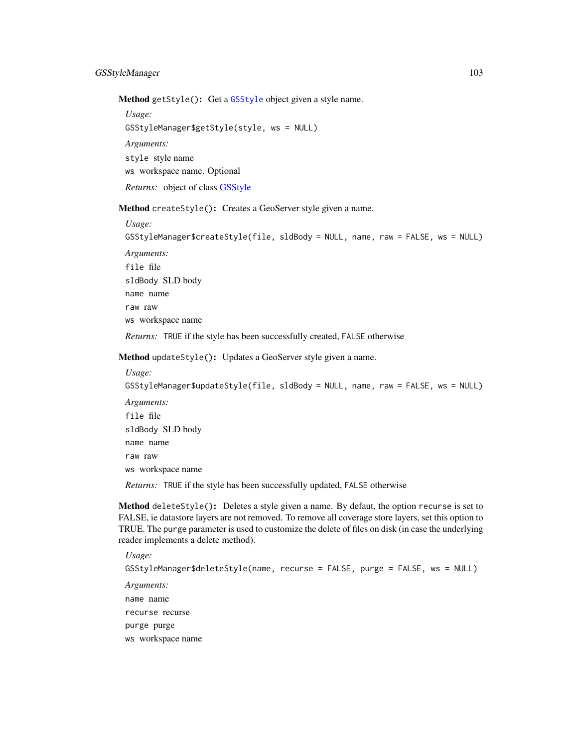**Method** `getStyle()`**:** Get a `GSStyle` object given a style name.

*Usage:*

```
GSStyleManager$getStyle(style, ws = NULL)
```

*Arguments:*

`style` style name

`ws` workspace name. Optional

*Returns:* object of class GSStyle

**Method** `createStyle()`**:** Creates a GeoServer style given a name.

*Usage:*

```
GSStyleManager$createStyle(file, sldBody = NULL, name, raw = FALSE, ws = NULL)
```

*Arguments:*

`file` file

`sldBody` SLD body

`name` name

`raw` raw

`ws` workspace name

*Returns:* `TRUE` if the style has been successfully created, `FALSE` otherwise

**Method** `updateStyle()`**:** Updates a GeoServer style given a name.

*Usage:*

```
GSStyleManager$updateStyle(file, sldBody = NULL, name, raw = FALSE, ws = NULL)
```

*Arguments:*

`file` file

`sldBody` SLD body

`name` name

`raw` raw

`ws` workspace name

*Returns:* `TRUE` if the style has been successfully updated, `FALSE` otherwise

**Method** `deleteStyle()`**:** Deletes a style given a name. By defaut, the option `recurse` is set to FALSE, ie datastore layers are not removed. To remove all coverage store layers, set this option to TRUE. The `purge` parameter is used to customize the delete of files on disk (in case the underlying reader implements a delete method).

*Usage:*

```
GSStyleManager$deleteStyle(name, recurse = FALSE, purge = FALSE, ws = NULL)
```

*Arguments:*

`name` name

`recurse` recurse

`purge` purge

`ws` workspace name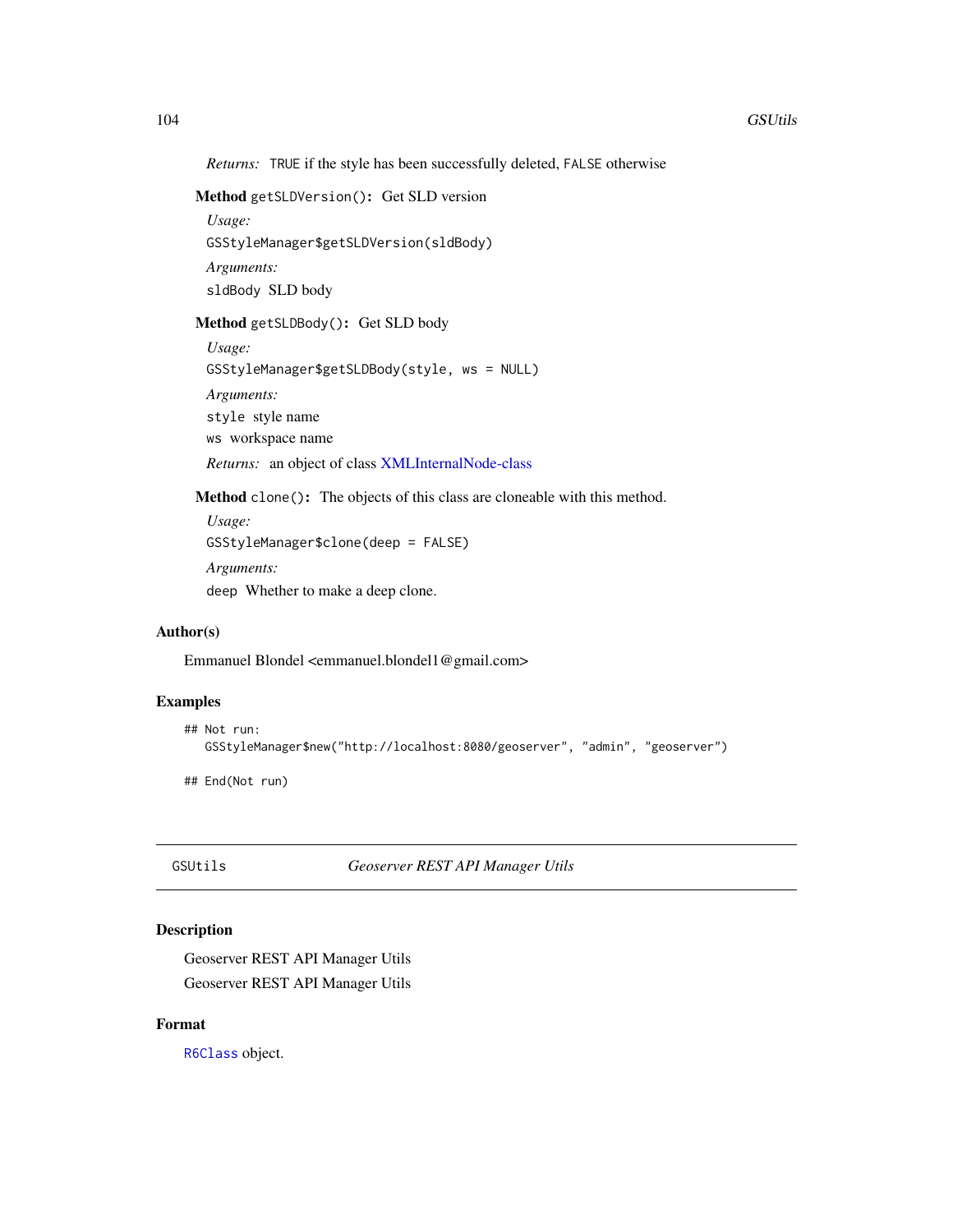*Returns:* `TRUE` if the style has been successfully deleted, `FALSE` otherwise

**Method** `getSLDVersion()`**:** Get SLD version

*Usage:*

```
GSStyleManager$getSLDVersion(sldBody)
```

*Arguments:*

`sldBody` SLD body

**Method** `getSLDBody()`**:** Get SLD body

*Usage:*

```
GSStyleManager$getSLDBody(style, ws = NULL)
```

*Arguments:*

`style` style name

`ws` workspace name

*Returns:* an object of class XMLInternalNode-class

**Method** `clone()`**:** The objects of this class are cloneable with this method.

*Usage:*

```
GSStyleManager$clone(deep = FALSE)
```

*Arguments:*

`deep` Whether to make a deep clone.

## Author(s)

Emmanuel Blondel <emmanuel.blondel1@gmail.com>

## Examples

```
## Not run:
   GSStyleManager$new("http://localhost:8080/geoserver", "admin", "geoserver")

## End(Not run)
```

---

# GSUtils *Geoserver REST API Manager Utils*

## Description

Geoserver REST API Manager Utils

Geoserver REST API Manager Utils

## Format

`R6Class` object.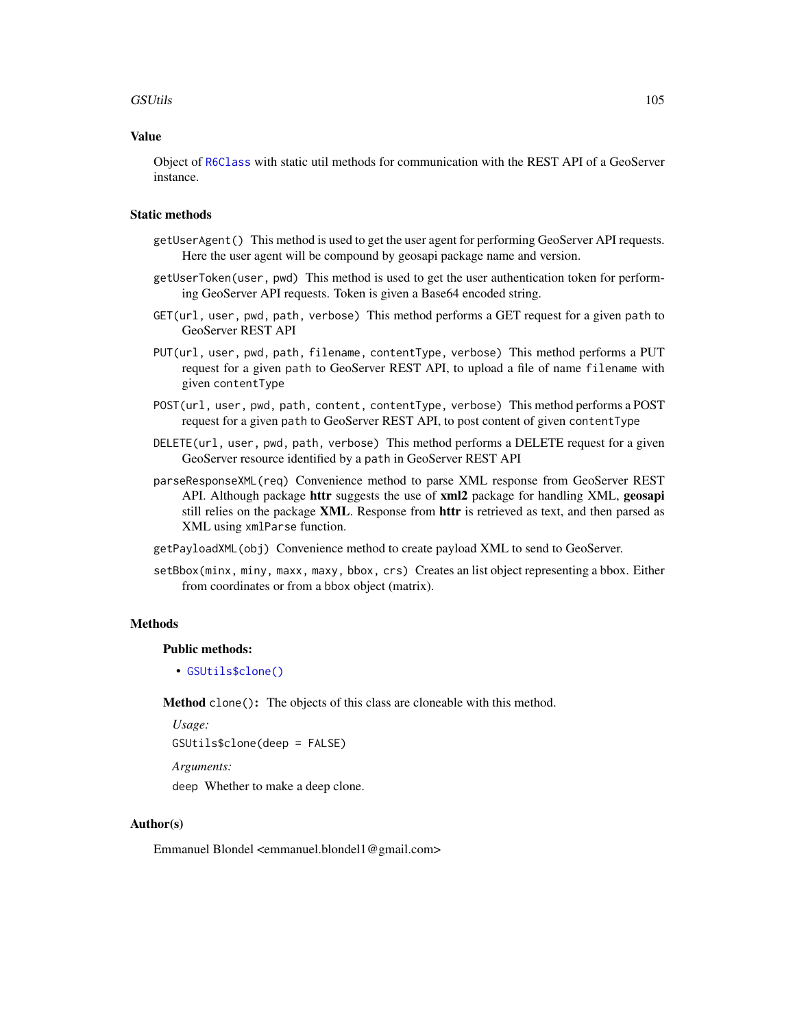### Value

Object of R6Class with static util methods for communication with the REST API of a GeoServer instance.

### Static methods

`getUserAgent()` This method is used to get the user agent for performing GeoServer API requests. Here the user agent will be compound by geosapi package name and version.

`getUserToken(user, pwd)` This method is used to get the user authentication token for performing GeoServer API requests. Token is given a Base64 encoded string.

`GET(url, user, pwd, path, verbose)` This method performs a GET request for a given `path` to GeoServer REST API

`PUT(url, user, pwd, path, filename, contentType, verbose)` This method performs a PUT request for a given `path` to GeoServer REST API, to upload a file of name `filename` with given `contentType`

`POST(url, user, pwd, path, content, contentType, verbose)` This method performs a POST request for a given `path` to GeoServer REST API, to post content of given `contentType`

`DELETE(url, user, pwd, path, verbose)` This method performs a DELETE request for a given GeoServer resource identified by a `path` in GeoServer REST API

`parseResponseXML(req)` Convenience method to parse XML response from GeoServer REST API. Although package **httr** suggests the use of **xml2** package for handling XML, **geosapi** still relies on the package **XML**. Response from **httr** is retrieved as text, and then parsed as XML using `xmlParse` function.

`getPayloadXML(obj)` Convenience method to create payload XML to send to GeoServer.

`setBbox(minx, miny, maxx, maxy, bbox, crs)` Creates an list object representing a bbox. Either from coordinates or from a `bbox` object (matrix).

### Methods

#### Public methods:

- `GSUtils$clone()`

**Method** `clone()`: The objects of this class are cloneable with this method.

*Usage:*

```
GSUtils$clone(deep = FALSE)
```

*Arguments:*

`deep` Whether to make a deep clone.

### Author(s)

Emmanuel Blondel <emmanuel.blondel1@gmail.com>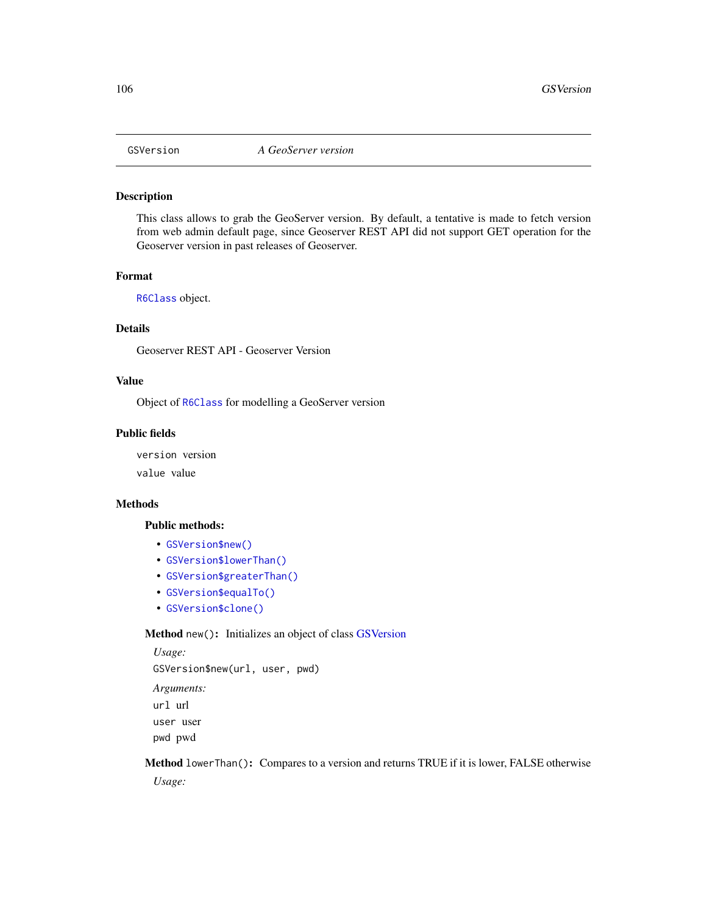| GSVersion | *A GeoServer version* |
|---|---|

## Description

This class allows to grab the GeoServer version. By default, a tentative is made to fetch version from web admin default page, since Geoserver REST API did not support GET operation for the Geoserver version in past releases of Geoserver.

## Format

`R6Class` object.

## Details

Geoserver REST API - Geoserver Version

## Value

Object of `R6Class` for modelling a GeoServer version

## Public fields

`version` version

`value` value

## Methods

### Public methods:

- `GSVersion$new()`
- `GSVersion$lowerThan()`
- `GSVersion$greaterThan()`
- `GSVersion$equalTo()`
- `GSVersion$clone()`

**Method** `new()`**:** Initializes an object of class GSVersion

*Usage:*

```
GSVersion$new(url, user, pwd)
```

*Arguments:*

`url` url

`user` user

`pwd` pwd

**Method** `lowerThan()`**:** Compares to a version and returns TRUE if it is lower, FALSE otherwise

*Usage:*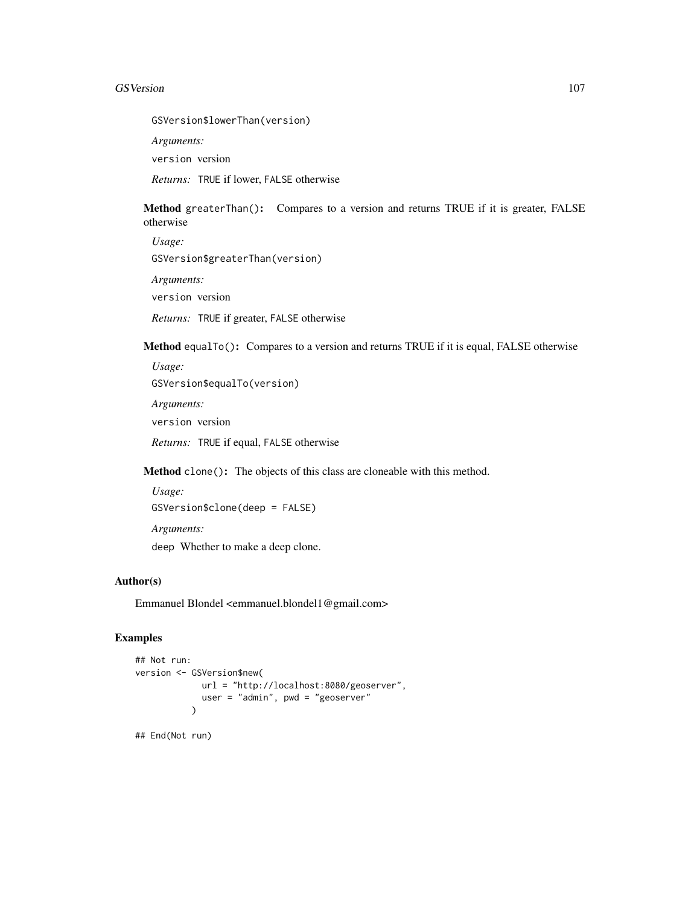```
GSVersion$lowerThan(version)
```

*Arguments:*

`version` version

*Returns:* `TRUE` if lower, `FALSE` otherwise

**Method** `greaterThan()`**:** Compares to a version and returns TRUE if it is greater, FALSE otherwise

*Usage:*

```
GSVersion$greaterThan(version)
```

*Arguments:*

`version` version

*Returns:* `TRUE` if greater, `FALSE` otherwise

**Method** `equalTo()`**:** Compares to a version and returns TRUE if it is equal, FALSE otherwise

*Usage:*

```
GSVersion$equalTo(version)
```

*Arguments:*

`version` version

*Returns:* `TRUE` if equal, `FALSE` otherwise

**Method** `clone()`**:** The objects of this class are cloneable with this method.

*Usage:*

```
GSVersion$clone(deep = FALSE)
```

*Arguments:*

`deep` Whether to make a deep clone.

## Author(s)

Emmanuel Blondel <emmanuel.blondel1@gmail.com>

## Examples

```
## Not run:
version <- GSVersion$new(
            url = "http://localhost:8080/geoserver",
            user = "admin", pwd = "geoserver"
          )

## End(Not run)
```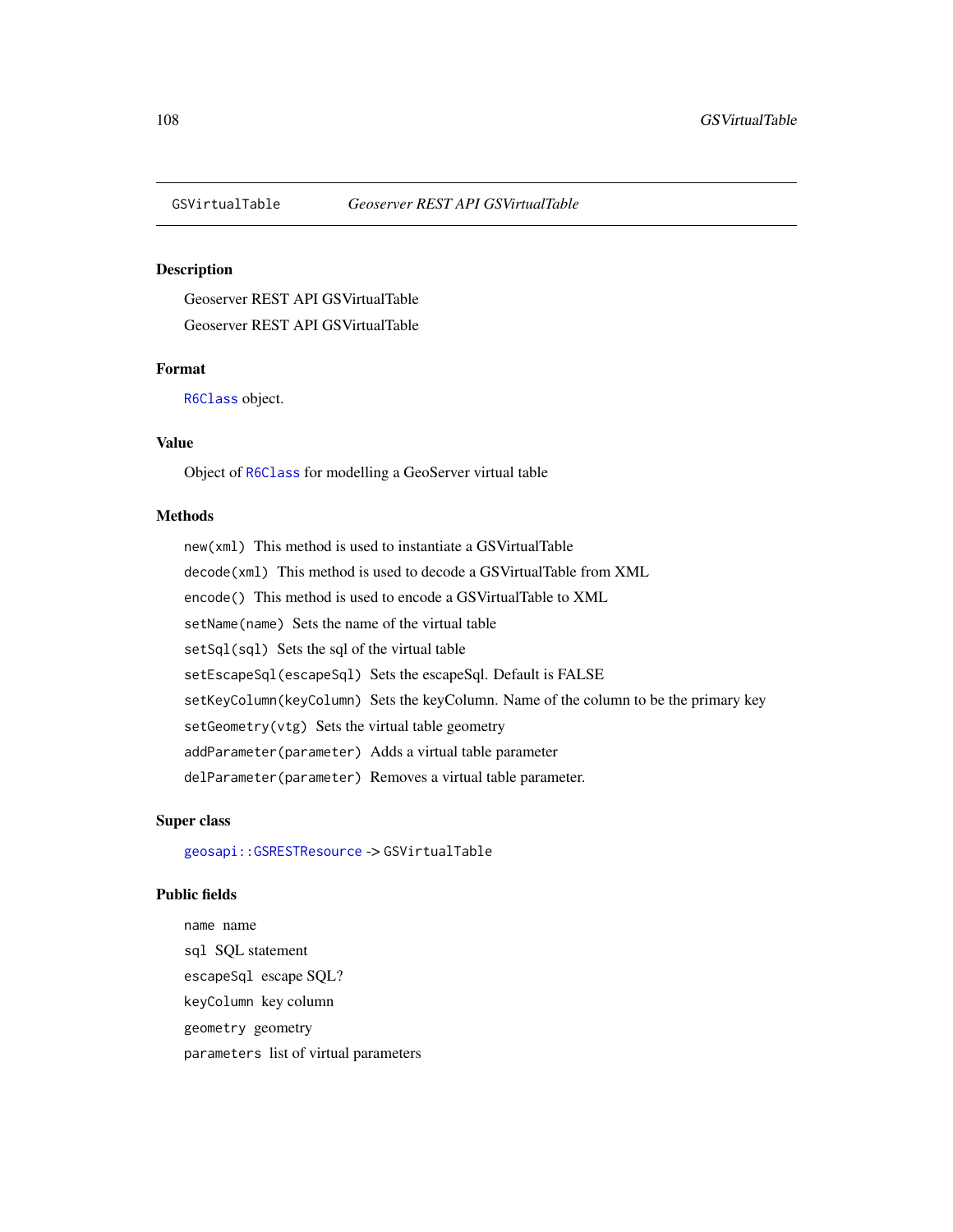GSVirtualTable *Geoserver REST API GSVirtualTable*

## Description

Geoserver REST API GSVirtualTable

Geoserver REST API GSVirtualTable

## Format

R6Class object.

## Value

Object of R6Class for modelling a GeoServer virtual table

## Methods

`new(xml)` This method is used to instantiate a GSVirtualTable

`decode(xml)` This method is used to decode a GSVirtualTable from XML

`encode()` This method is used to encode a GSVirtualTable to XML

`setName(name)` Sets the name of the virtual table

`setSql(sql)` Sets the sql of the virtual table

`setEscapeSql(escapeSql)` Sets the escapeSql. Default is FALSE

`setKeyColumn(keyColumn)` Sets the keyColumn. Name of the column to be the primary key

`setGeometry(vtg)` Sets the virtual table geometry

`addParameter(parameter)` Adds a virtual table parameter

`delParameter(parameter)` Removes a virtual table parameter.

## Super class

`geosapi::GSRESTResource` -> `GSVirtualTable`

## Public fields

`name` name

`sql` SQL statement

`escapeSql` escape SQL?

`keyColumn` key column

`geometry` geometry

`parameters` list of virtual parameters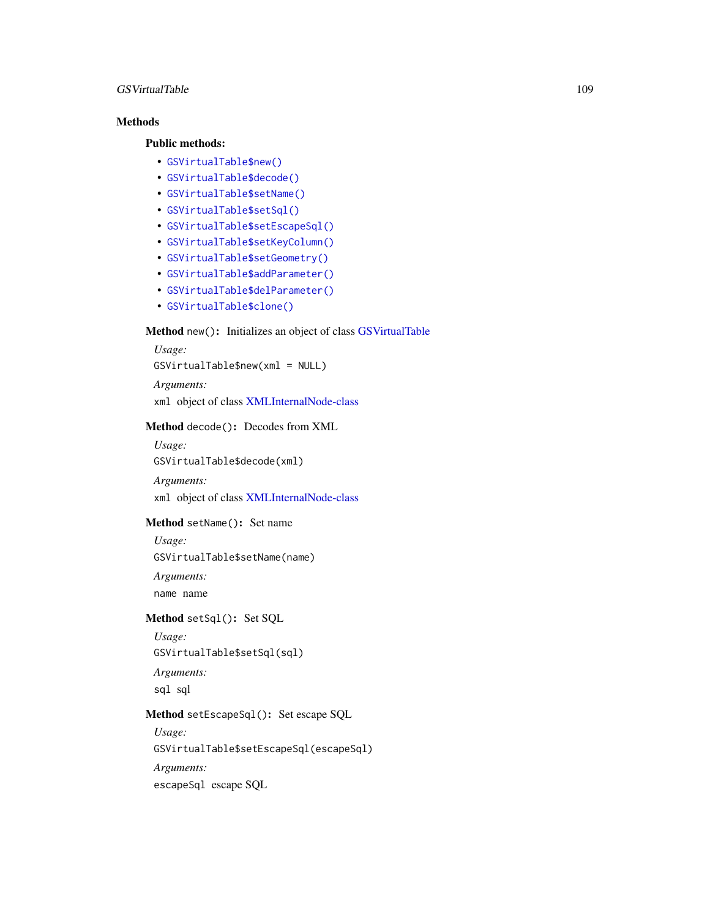## Methods

### Public methods:

- `GSVirtualTable$new()`
- `GSVirtualTable$decode()`
- `GSVirtualTable$setName()`
- `GSVirtualTable$setSql()`
- `GSVirtualTable$setEscapeSql()`
- `GSVirtualTable$setKeyColumn()`
- `GSVirtualTable$setGeometry()`
- `GSVirtualTable$addParameter()`
- `GSVirtualTable$delParameter()`
- `GSVirtualTable$clone()`

**Method** `new()`**:** Initializes an object of class GSVirtualTable

*Usage:*

```
GSVirtualTable$new(xml = NULL)
```

*Arguments:*

`xml` object of class XMLInternalNode-class

**Method** `decode()`**:** Decodes from XML

*Usage:*

```
GSVirtualTable$decode(xml)
```

*Arguments:*

`xml` object of class XMLInternalNode-class

**Method** `setName()`**:** Set name

*Usage:*

```
GSVirtualTable$setName(name)
```

*Arguments:*

`name` name

**Method** `setSql()`**:** Set SQL

*Usage:*

```
GSVirtualTable$setSql(sql)
```

*Arguments:*

`sql` sql

**Method** `setEscapeSql()`**:** Set escape SQL

*Usage:*

```
GSVirtualTable$setEscapeSql(escapeSql)
```

*Arguments:*

`escapeSql` escape SQL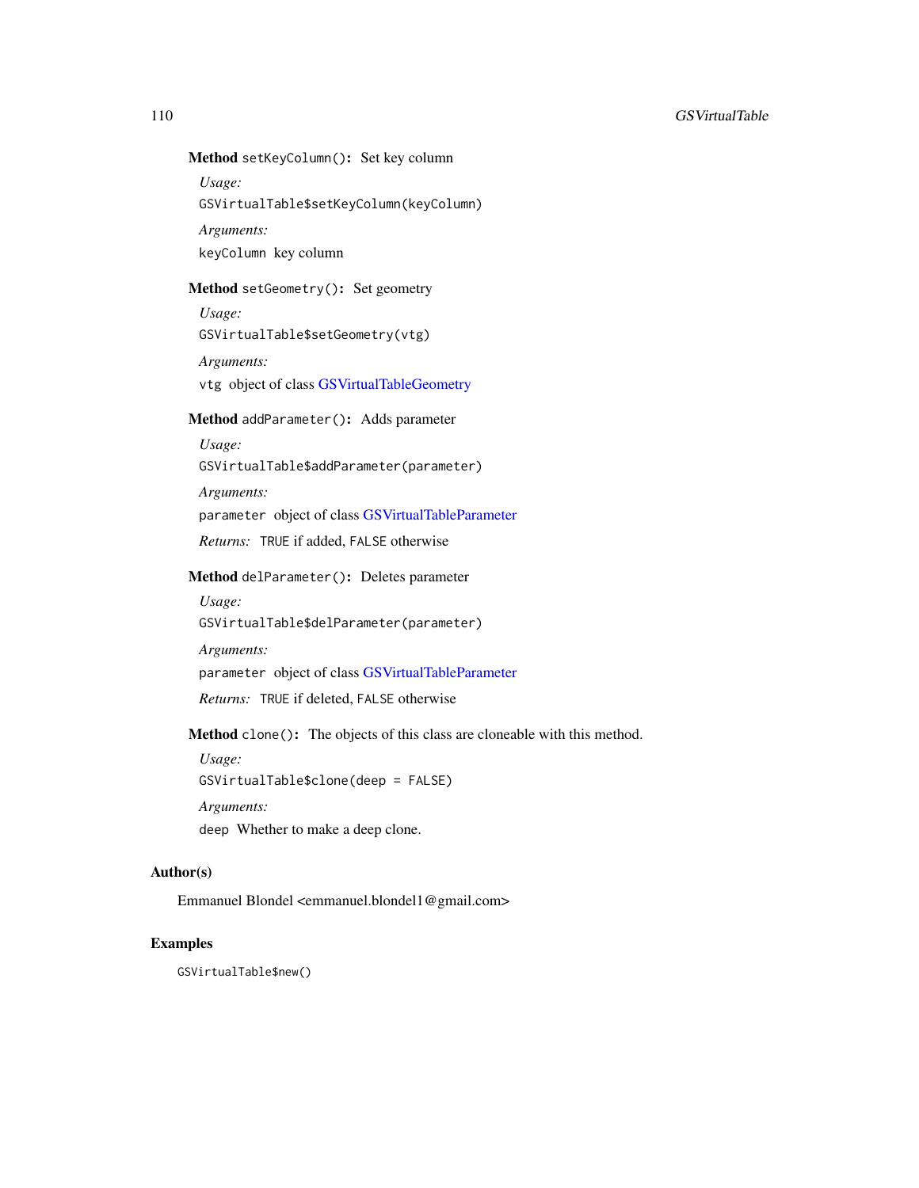**Method** `setKeyColumn()`: Set key column

*Usage:*

```
GSVirtualTable$setKeyColumn(keyColumn)
```

*Arguments:*

`keyColumn` key column

**Method** `setGeometry()`: Set geometry

*Usage:*

```
GSVirtualTable$setGeometry(vtg)
```

*Arguments:*

`vtg` object of class GSVirtualTableGeometry

**Method** `addParameter()`: Adds parameter

*Usage:*

```
GSVirtualTable$addParameter(parameter)
```

*Arguments:*

`parameter` object of class GSVirtualTableParameter

*Returns:* `TRUE` if added, `FALSE` otherwise

**Method** `delParameter()`: Deletes parameter

*Usage:*

```
GSVirtualTable$delParameter(parameter)
```

*Arguments:*

`parameter` object of class GSVirtualTableParameter

*Returns:* `TRUE` if deleted, `FALSE` otherwise

**Method** `clone()`: The objects of this class are cloneable with this method.

*Usage:*

```
GSVirtualTable$clone(deep = FALSE)
```

*Arguments:*

`deep` Whether to make a deep clone.

## Author(s)

Emmanuel Blondel <emmanuel.blondel1@gmail.com>

## Examples

```
GSVirtualTable$new()
```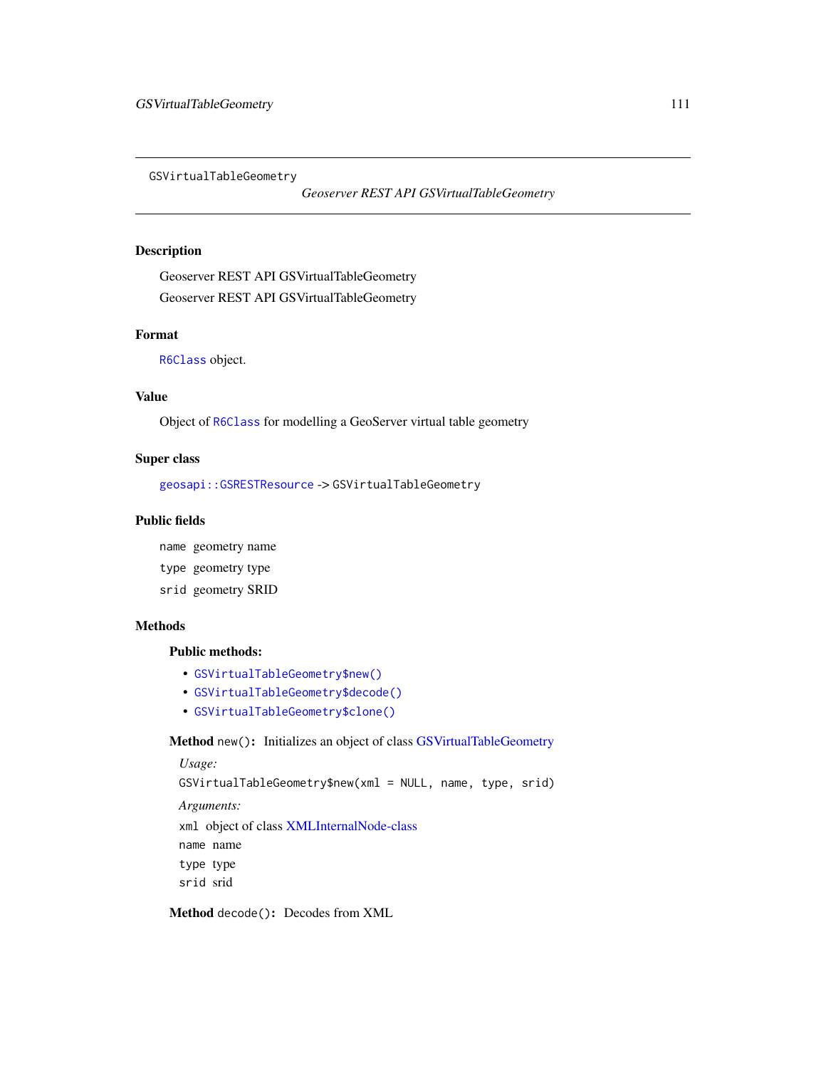GSVirtualTableGeometry

*Geoserver REST API GSVirtualTableGeometry*

## Description

Geoserver REST API GSVirtualTableGeometry

Geoserver REST API GSVirtualTableGeometry

## Format

`R6Class` object.

## Value

Object of `R6Class` for modelling a GeoServer virtual table geometry

## Super class

`geosapi::GSRESTResource` -> `GSVirtualTableGeometry`

## Public fields

`name` geometry name

`type` geometry type

`srid` geometry SRID

## Methods

### Public methods:

- `GSVirtualTableGeometry$new()`
- `GSVirtualTableGeometry$decode()`
- `GSVirtualTableGeometry$clone()`

**Method** `new()`**:** Initializes an object of class GSVirtualTableGeometry

*Usage:*

```
GSVirtualTableGeometry$new(xml = NULL, name, type, srid)
```

*Arguments:*

`xml` object of class XMLInternalNode-class

`name` name

`type` type

`srid` srid

**Method** `decode()`**:** Decodes from XML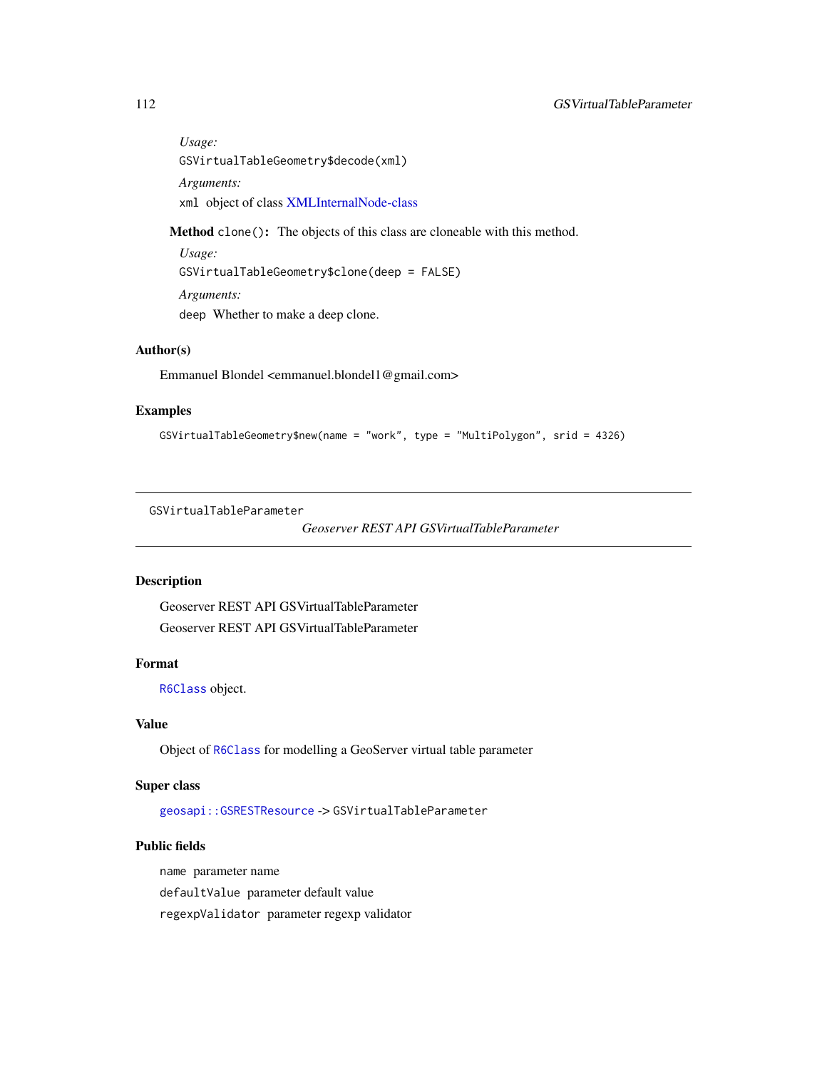*Usage:*

```
GSVirtualTableGeometry$decode(xml)
```

*Arguments:*

`xml` object of class XMLInternalNode-class

**Method** `clone()`**:** The objects of this class are cloneable with this method.

*Usage:*

```
GSVirtualTableGeometry$clone(deep = FALSE)
```

*Arguments:*

`deep` Whether to make a deep clone.

### Author(s)

Emmanuel Blondel <emmanuel.blondel1@gmail.com>

### Examples

```
GSVirtualTableGeometry$new(name = "work", type = "MultiPolygon", srid = 4326)
```

---

## GSVirtualTableParameter

*Geoserver REST API GSVirtualTableParameter*

---

### Description

Geoserver REST API GSVirtualTableParameter

Geoserver REST API GSVirtualTableParameter

### Format

`R6Class` object.

### Value

Object of `R6Class` for modelling a GeoServer virtual table parameter

### Super class

`geosapi::GSRESTResource` -> `GSVirtualTableParameter`

### Public fields

`name` parameter name

`defaultValue` parameter default value

`regexpValidator` parameter regexp validator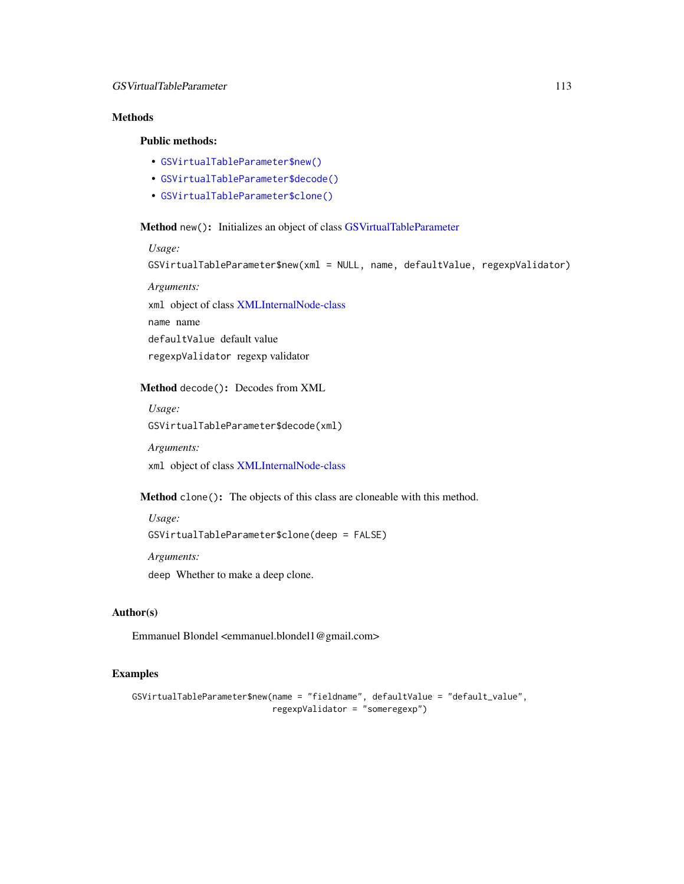## Methods

### Public methods:

- `GSVirtualTableParameter$new()`
- `GSVirtualTableParameter$decode()`
- `GSVirtualTableParameter$clone()`

**Method** `new()`: Initializes an object of class GSVirtualTableParameter

*Usage:*

```
GSVirtualTableParameter$new(xml = NULL, name, defaultValue, regexpValidator)
```

*Arguments:*

`xml` object of class XMLInternalNode-class

`name` name

`defaultValue` default value

`regexpValidator` regexp validator

**Method** `decode()`: Decodes from XML

*Usage:*

```
GSVirtualTableParameter$decode(xml)
```

*Arguments:*

`xml` object of class XMLInternalNode-class

**Method** `clone()`: The objects of this class are cloneable with this method.

*Usage:*

```
GSVirtualTableParameter$clone(deep = FALSE)
```

*Arguments:*

`deep` Whether to make a deep clone.

## Author(s)

Emmanuel Blondel <emmanuel.blondel1@gmail.com>

## Examples

```
GSVirtualTableParameter$new(name = "fieldname", defaultValue = "default_value",
                            regexpValidator = "someregexp")
```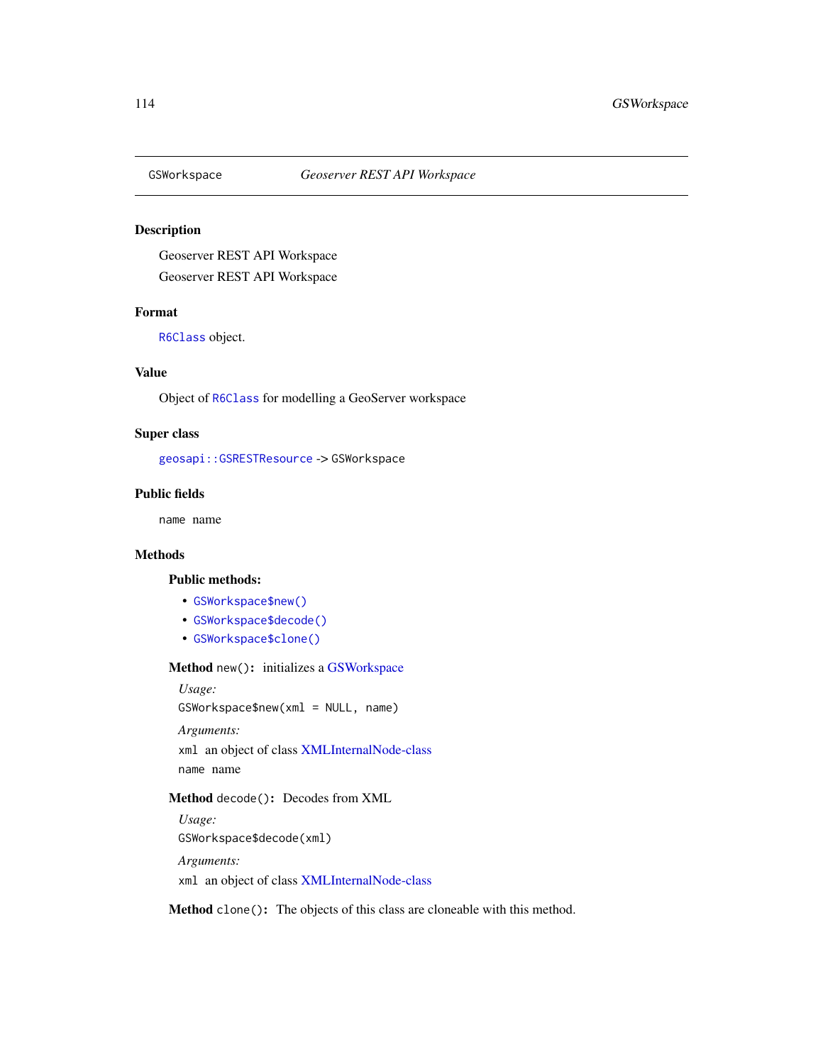GSWorkspace *Geoserver REST API Workspace*

## Description

Geoserver REST API Workspace

Geoserver REST API Workspace

## Format

`R6Class` object.

## Value

Object of `R6Class` for modelling a GeoServer workspace

## Super class

`geosapi::GSRESTResource` -> `GSWorkspace`

## Public fields

`name` name

## Methods

### Public methods:

- `GSWorkspace$new()`
- `GSWorkspace$decode()`
- `GSWorkspace$clone()`

**Method** `new()`: initializes a GSWorkspace

*Usage:*

```
GSWorkspace$new(xml = NULL, name)
```

*Arguments:*

`xml` an object of class XMLInternalNode-class

`name` name

**Method** `decode()`: Decodes from XML

*Usage:*

```
GSWorkspace$decode(xml)
```

*Arguments:*

`xml` an object of class XMLInternalNode-class

**Method** `clone()`: The objects of this class are cloneable with this method.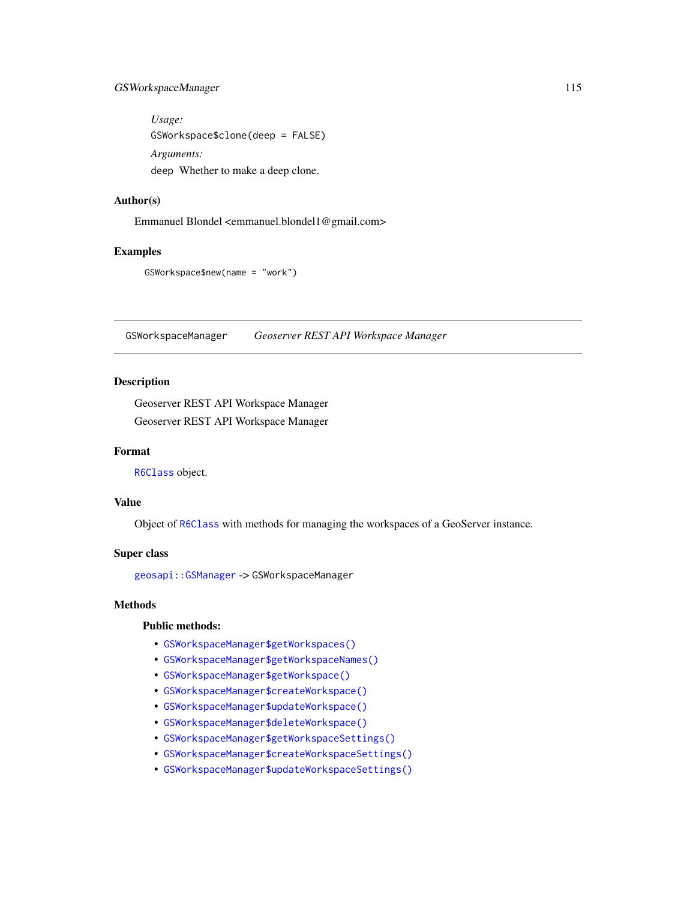*Usage:*

```
GSWorkspace$clone(deep = FALSE)
```

*Arguments:*

deep Whether to make a deep clone.

### Author(s)

Emmanuel Blondel <emmanuel.blondel1@gmail.com>

### Examples

```
GSWorkspace$new(name = "work")
```

---

## GSWorkspaceManager — *Geoserver REST API Workspace Manager*

---

### Description

Geoserver REST API Workspace Manager

Geoserver REST API Workspace Manager

### Format

R6Class object.

### Value

Object of R6Class with methods for managing the workspaces of a GeoServer instance.

### Super class

geosapi::GSManager -> GSWorkspaceManager

### Methods

**Public methods:**

- GSWorkspaceManager$getWorkspaces()
- GSWorkspaceManager$getWorkspaceNames()
- GSWorkspaceManager$getWorkspace()
- GSWorkspaceManager$createWorkspace()
- GSWorkspaceManager$updateWorkspace()
- GSWorkspaceManager$deleteWorkspace()
- GSWorkspaceManager$getWorkspaceSettings()
- GSWorkspaceManager$createWorkspaceSettings()
- GSWorkspaceManager$updateWorkspaceSettings()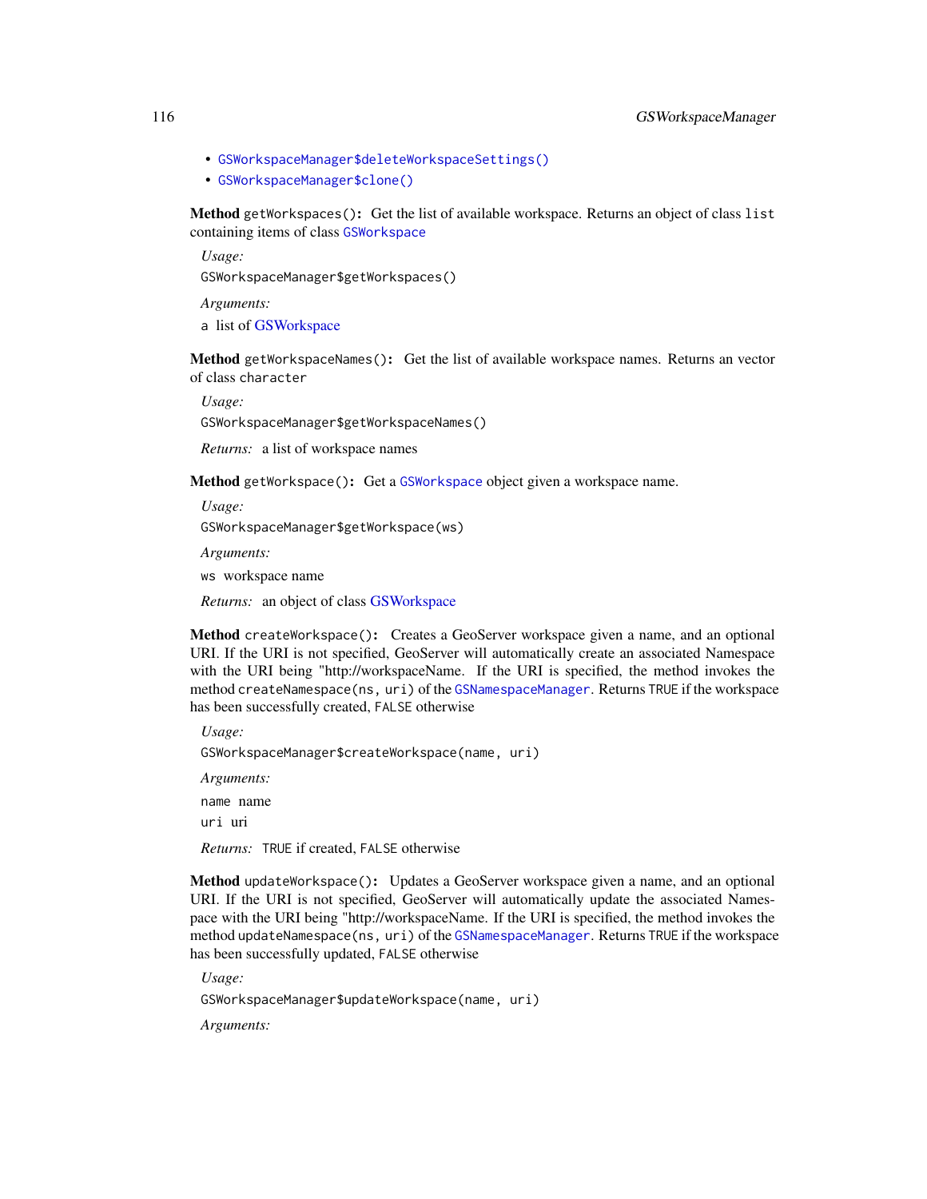- GSWorkspaceManager$deleteWorkspaceSettings()
- GSWorkspaceManager$clone()

**Method** `getWorkspaces()`**:** Get the list of available workspace. Returns an object of class `list` containing items of class `GSWorkspace`

*Usage:*

```
GSWorkspaceManager$getWorkspaces()
```

*Arguments:*

a list of GSWorkspace

**Method** `getWorkspaceNames()`**:** Get the list of available workspace names. Returns an vector of class `character`

*Usage:*

```
GSWorkspaceManager$getWorkspaceNames()
```

*Returns:* a list of workspace names

**Method** `getWorkspace()`**:** Get a `GSWorkspace` object given a workspace name.

*Usage:*

```
GSWorkspaceManager$getWorkspace(ws)
```

*Arguments:*

`ws` workspace name

*Returns:* an object of class GSWorkspace

**Method** `createWorkspace()`**:** Creates a GeoServer workspace given a name, and an optional URI. If the URI is not specified, GeoServer will automatically create an associated Namespace with the URI being "http://workspaceName. If the URI is specified, the method invokes the method `createNamespace(ns, uri)` of the `GSNamespaceManager`. Returns `TRUE` if the workspace has been successfully created, `FALSE` otherwise

*Usage:*

```
GSWorkspaceManager$createWorkspace(name, uri)
```

*Arguments:*

`name` name

`uri` uri

*Returns:* `TRUE` if created, `FALSE` otherwise

**Method** `updateWorkspace()`**:** Updates a GeoServer workspace given a name, and an optional URI. If the URI is not specified, GeoServer will automatically update the associated Namespace with the URI being "http://workspaceName. If the URI is specified, the method invokes the method `updateNamespace(ns, uri)` of the `GSNamespaceManager`. Returns `TRUE` if the workspace has been successfully updated, `FALSE` otherwise

*Usage:*

```
GSWorkspaceManager$updateWorkspace(name, uri)
```

*Arguments:*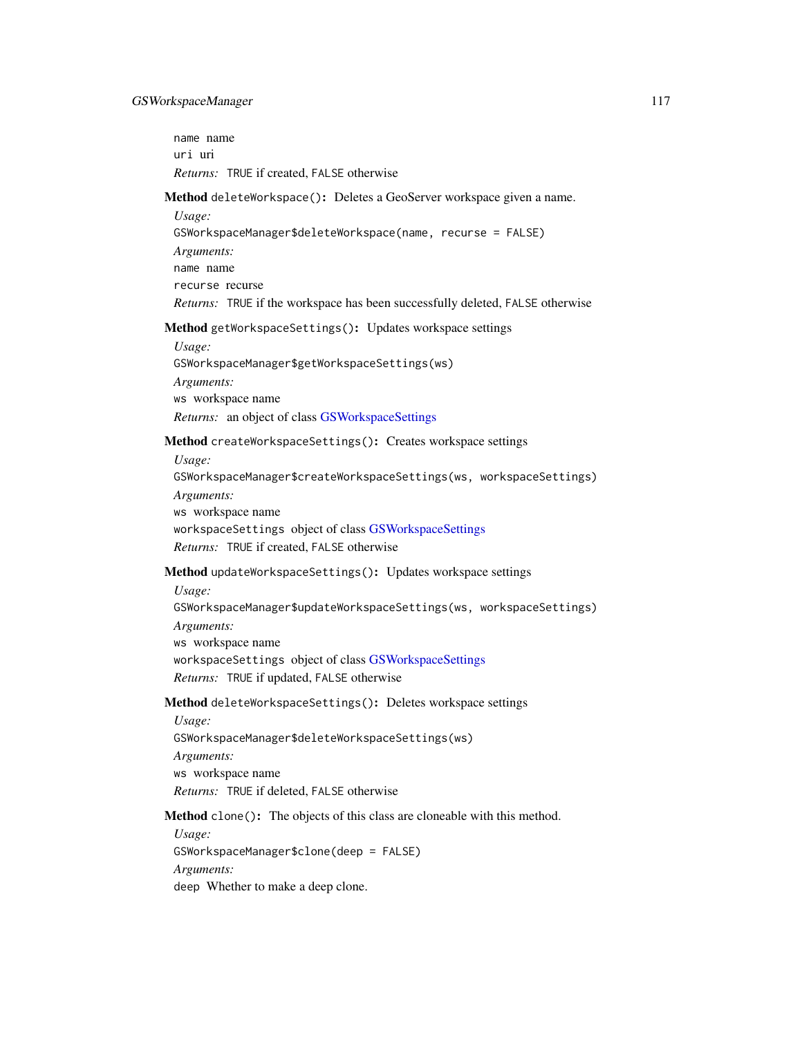`name` name

`uri` uri

*Returns:* `TRUE` if created, `FALSE` otherwise

**Method** `deleteWorkspace()`**:** Deletes a GeoServer workspace given a name.

*Usage:*

```
GSWorkspaceManager$deleteWorkspace(name, recurse = FALSE)
```

*Arguments:*

`name` name

`recurse` recurse

*Returns:* `TRUE` if the workspace has been successfully deleted, `FALSE` otherwise

**Method** `getWorkspaceSettings()`**:** Updates workspace settings

*Usage:*

```
GSWorkspaceManager$getWorkspaceSettings(ws)
```

*Arguments:*

`ws` workspace name

*Returns:* an object of class GSWorkspaceSettings

**Method** `createWorkspaceSettings()`**:** Creates workspace settings

*Usage:*

```
GSWorkspaceManager$createWorkspaceSettings(ws, workspaceSettings)
```

*Arguments:*

`ws` workspace name

`workspaceSettings` object of class GSWorkspaceSettings

*Returns:* `TRUE` if created, `FALSE` otherwise

**Method** `updateWorkspaceSettings()`**:** Updates workspace settings

*Usage:*

```
GSWorkspaceManager$updateWorkspaceSettings(ws, workspaceSettings)
```

*Arguments:*

`ws` workspace name

`workspaceSettings` object of class GSWorkspaceSettings

*Returns:* `TRUE` if updated, `FALSE` otherwise

**Method** `deleteWorkspaceSettings()`**:** Deletes workspace settings

*Usage:*

```
GSWorkspaceManager$deleteWorkspaceSettings(ws)
```

*Arguments:*

`ws` workspace name

*Returns:* `TRUE` if deleted, `FALSE` otherwise

**Method** `clone()`**:** The objects of this class are cloneable with this method.

*Usage:*

```
GSWorkspaceManager$clone(deep = FALSE)
```

*Arguments:*

`deep` Whether to make a deep clone.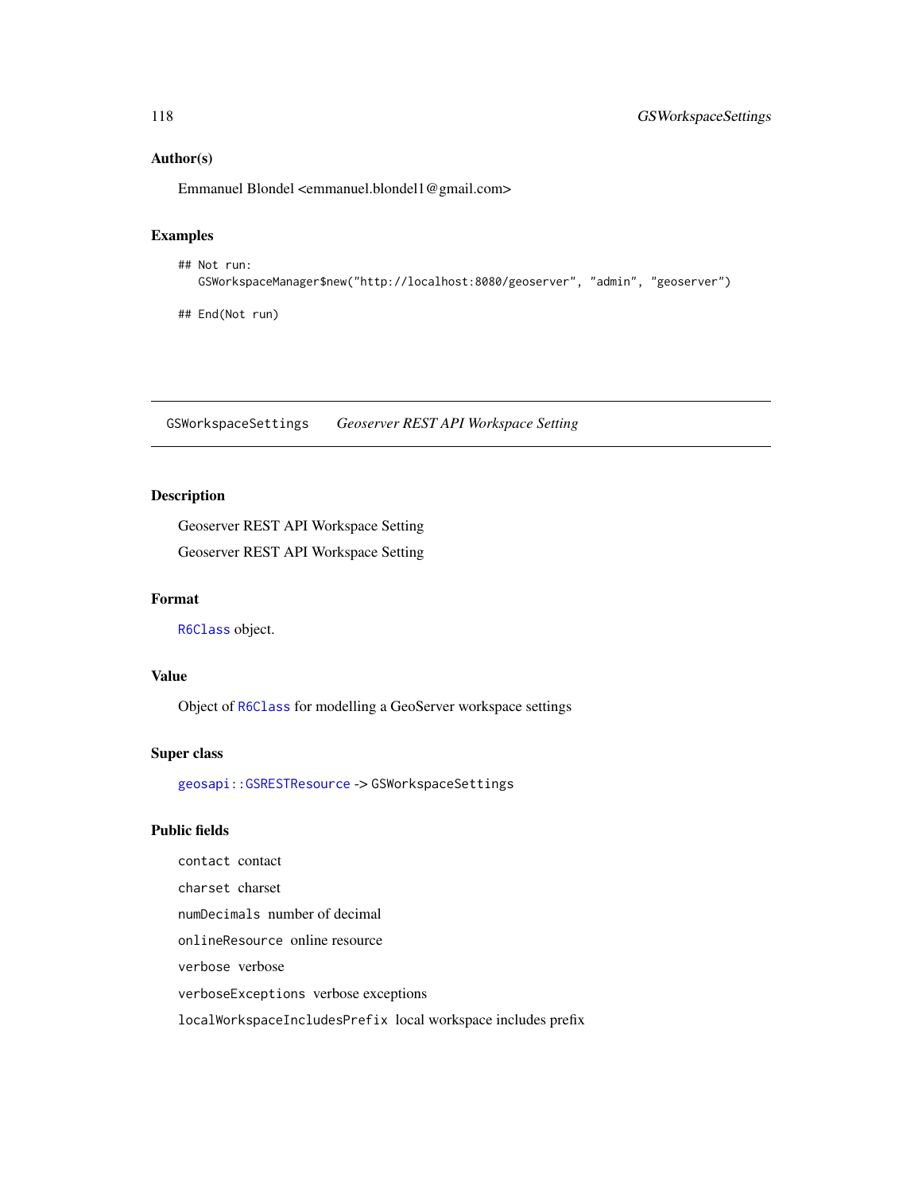### Author(s)

Emmanuel Blondel <emmanuel.blondel1@gmail.com>

### Examples

```
## Not run:
   GSWorkspaceManager$new("http://localhost:8080/geoserver", "admin", "geoserver")

## End(Not run)
```

---

## GSWorkspaceSettings *Geoserver REST API Workspace Setting*

---

### Description

Geoserver REST API Workspace Setting

Geoserver REST API Workspace Setting

### Format

R6Class object.

### Value

Object of R6Class for modelling a GeoServer workspace settings

### Super class

geosapi::GSRESTResource -> GSWorkspaceSettings

### Public fields

`contact` contact

`charset` charset

`numDecimals` number of decimal

`onlineResource` online resource

`verbose` verbose

`verboseExceptions` verbose exceptions

`localWorkspaceIncludesPrefix` local workspace includes prefix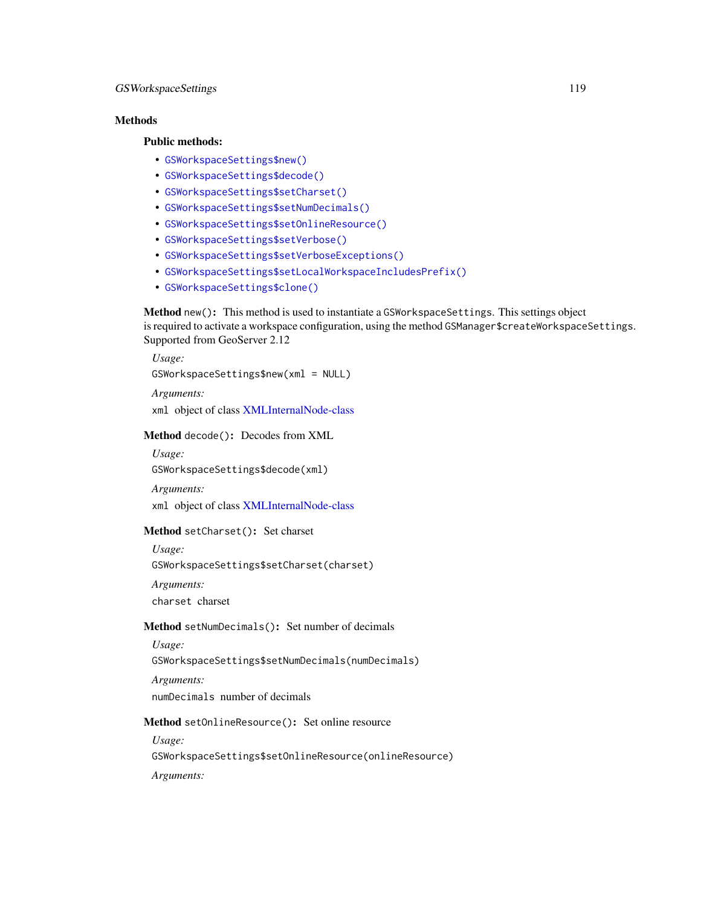### Methods

#### Public methods:

- `GSWorkspaceSettings$new()`
- `GSWorkspaceSettings$decode()`
- `GSWorkspaceSettings$setCharset()`
- `GSWorkspaceSettings$setNumDecimals()`
- `GSWorkspaceSettings$setOnlineResource()`
- `GSWorkspaceSettings$setVerbose()`
- `GSWorkspaceSettings$setVerboseExceptions()`
- `GSWorkspaceSettings$setLocalWorkspaceIncludesPrefix()`
- `GSWorkspaceSettings$clone()`

**Method** `new()`**:** This method is used to instantiate a `GSWorkspaceSettings`. This settings object is required to activate a workspace configuration, using the method `GSManager$createWorkspaceSettings`. Supported from GeoServer 2.12

*Usage:*

```
GSWorkspaceSettings$new(xml = NULL)
```

*Arguments:*

`xml` object of class XMLInternalNode-class

**Method** `decode()`**:** Decodes from XML

*Usage:*

```
GSWorkspaceSettings$decode(xml)
```

*Arguments:*

`xml` object of class XMLInternalNode-class

**Method** `setCharset()`**:** Set charset

*Usage:*

```
GSWorkspaceSettings$setCharset(charset)
```

*Arguments:*

`charset` charset

**Method** `setNumDecimals()`**:** Set number of decimals

*Usage:*

```
GSWorkspaceSettings$setNumDecimals(numDecimals)
```

*Arguments:*

`numDecimals` number of decimals

**Method** `setOnlineResource()`**:** Set online resource

*Usage:*

```
GSWorkspaceSettings$setOnlineResource(onlineResource)
```

*Arguments:*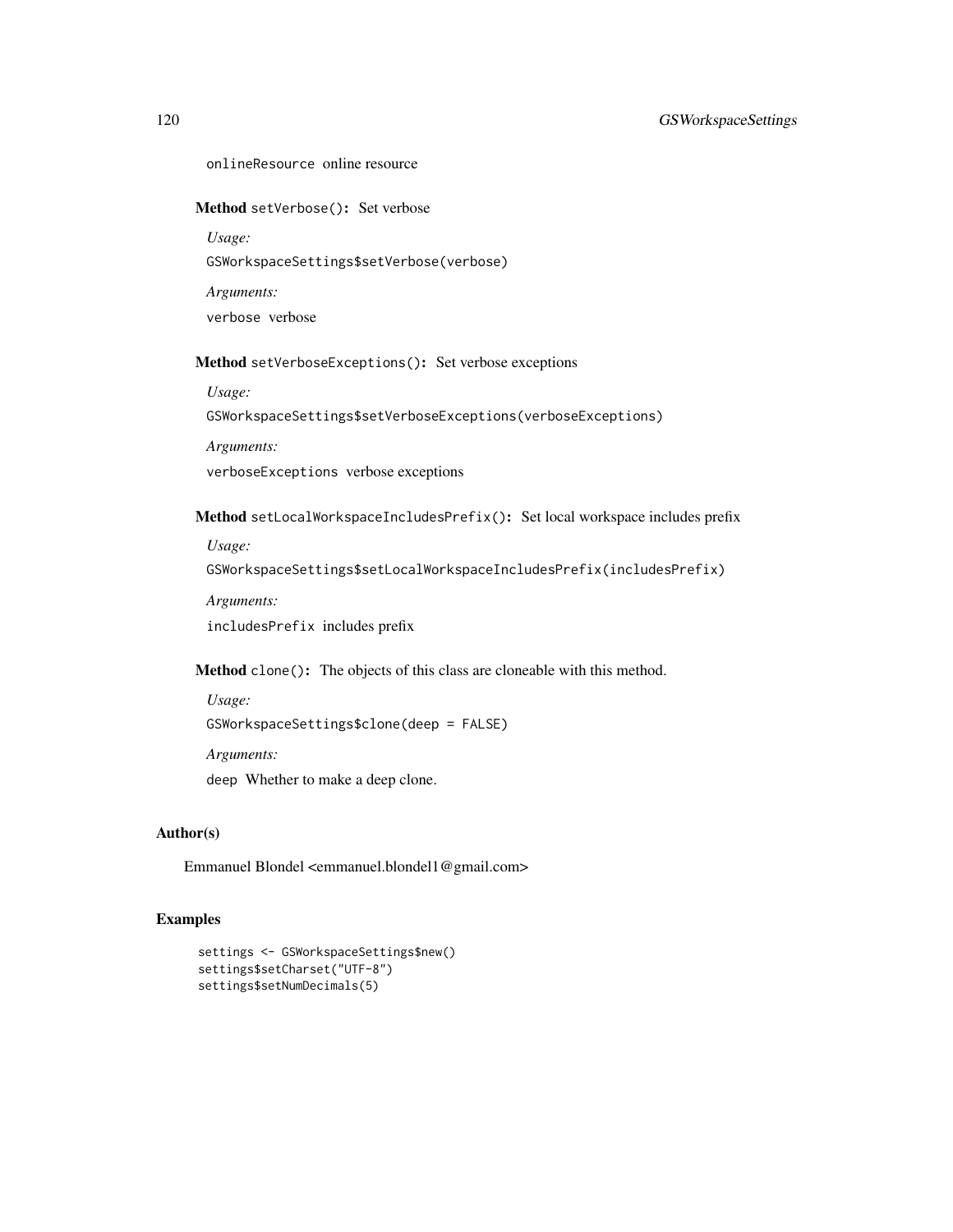`onlineResource` online resource

**Method** `setVerbose()`**:** Set verbose

*Usage:*

```
GSWorkspaceSettings$setVerbose(verbose)
```

*Arguments:*

`verbose` verbose

**Method** `setVerboseExceptions()`**:** Set verbose exceptions

*Usage:*

```
GSWorkspaceSettings$setVerboseExceptions(verboseExceptions)
```

*Arguments:*

`verboseExceptions` verbose exceptions

**Method** `setLocalWorkspaceIncludesPrefix()`**:** Set local workspace includes prefix

*Usage:*

```
GSWorkspaceSettings$setLocalWorkspaceIncludesPrefix(includesPrefix)
```

*Arguments:*

`includesPrefix` includes prefix

**Method** `clone()`**:** The objects of this class are cloneable with this method.

*Usage:*

```
GSWorkspaceSettings$clone(deep = FALSE)
```

*Arguments:*

`deep` Whether to make a deep clone.

## Author(s)

Emmanuel Blondel <emmanuel.blondel1@gmail.com>

## Examples

```
settings <- GSWorkspaceSettings$new()
settings$setCharset("UTF-8")
settings$setNumDecimals(5)
```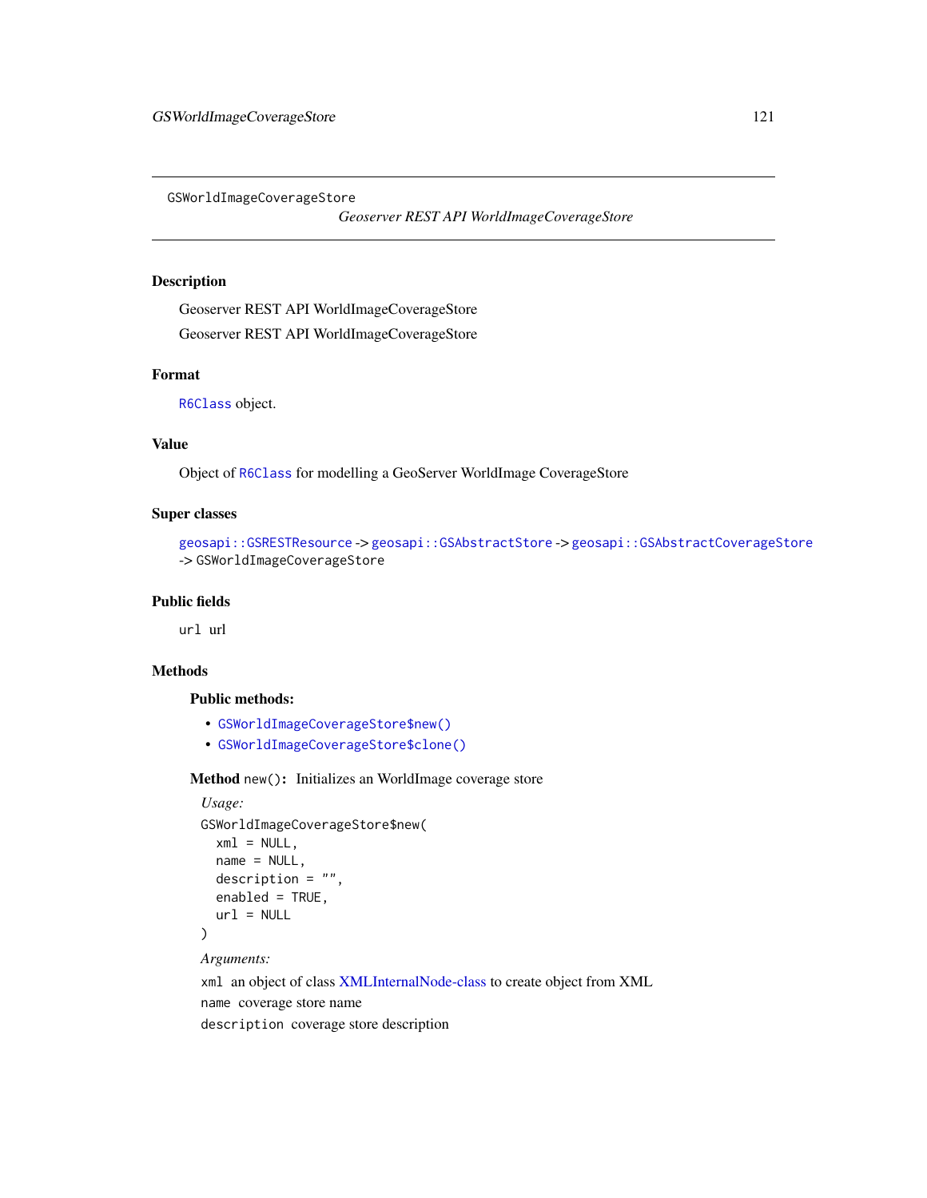GSWorldImageCoverageStore

*Geoserver REST API WorldImageCoverageStore*

## Description

Geoserver REST API WorldImageCoverageStore

Geoserver REST API WorldImageCoverageStore

## Format

`R6Class` object.

## Value

Object of `R6Class` for modelling a GeoServer WorldImage CoverageStore

## Super classes

`geosapi::GSRESTResource` -> `geosapi::GSAbstractStore` -> `geosapi::GSAbstractCoverageStore` -> `GSWorldImageCoverageStore`

## Public fields

`url` url

## Methods

### Public methods:

- `GSWorldImageCoverageStore$new()`
- `GSWorldImageCoverageStore$clone()`

**Method** `new()`**:** Initializes an WorldImage coverage store

*Usage:*

```
GSWorldImageCoverageStore$new(
  xml = NULL,
  name = NULL,
  description = "",
  enabled = TRUE,
  url = NULL
)
```

*Arguments:*

`xml` an object of class XMLInternalNode-class to create object from XML

`name` coverage store name

`description` coverage store description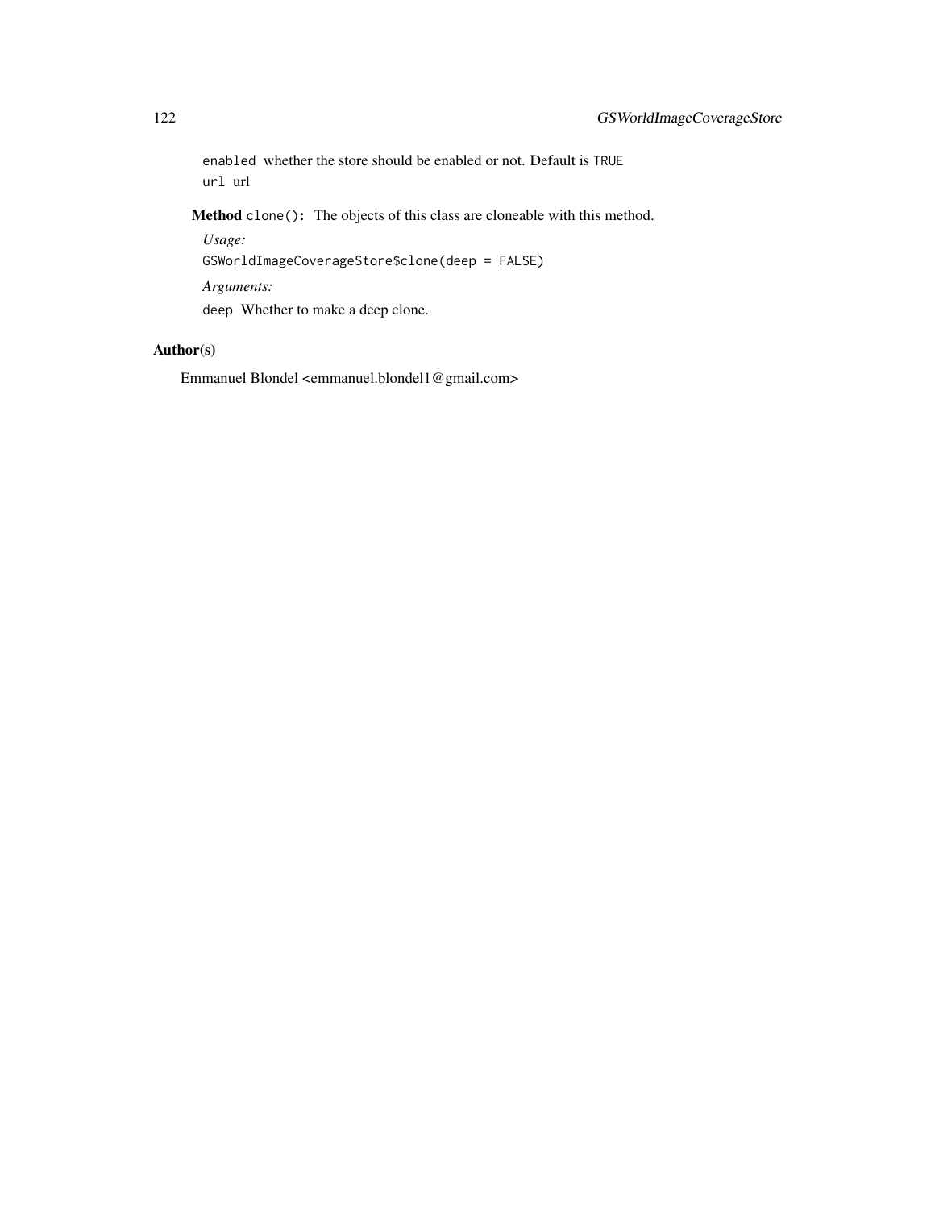`enabled` whether the store should be enabled or not. Default is `TRUE`

`url` url

**Method** `clone()`**:** The objects of this class are cloneable with this method.

*Usage:*

```
GSWorldImageCoverageStore$clone(deep = FALSE)
```

*Arguments:*

`deep` Whether to make a deep clone.

## Author(s)

Emmanuel Blondel <emmanuel.blondel1@gmail.com>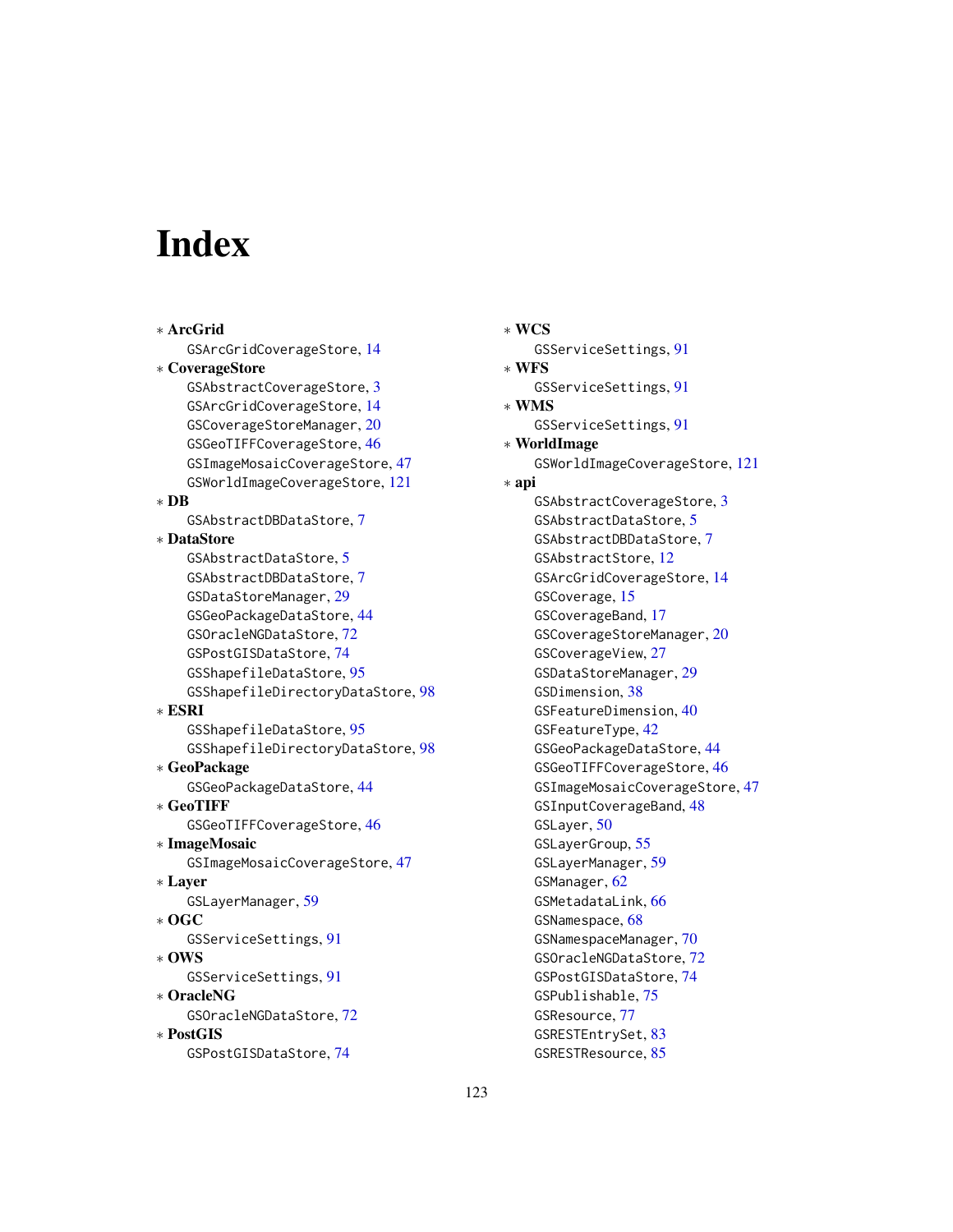# Index

* **ArcGrid**
  - GSArcGridCoverageStore, 14
* **CoverageStore**
  - GSAbstractCoverageStore, 3
  - GSArcGridCoverageStore, 14
  - GSCoverageStoreManager, 20
  - GSGeoTIFFCoverageStore, 46
  - GSImageMosaicCoverageStore, 47
  - GSWorldImageCoverageStore, 121
* **DB**
  - GSAbstractDBDataStore, 7
* **DataStore**
  - GSAbstractDataStore, 5
  - GSAbstractDBDataStore, 7
  - GSDataStoreManager, 29
  - GSGeoPackageDataStore, 44
  - GSOracleNGDataStore, 72
  - GSPostGISDataStore, 74
  - GSShapefileDataStore, 95
  - GSShapefileDirectoryDataStore, 98
* **ESRI**
  - GSShapefileDataStore, 95
  - GSShapefileDirectoryDataStore, 98
* **GeoPackage**
  - GSGeoPackageDataStore, 44
* **GeoTIFF**
  - GSGeoTIFFCoverageStore, 46
* **ImageMosaic**
  - GSImageMosaicCoverageStore, 47
* **Layer**
  - GSLayerManager, 59
* **OGC**
  - GSServiceSettings, 91
* **OWS**
  - GSServiceSettings, 91
* **OracleNG**
  - GSOracleNGDataStore, 72
* **PostGIS**
  - GSPostGISDataStore, 74
* **WCS**
  - GSServiceSettings, 91
* **WFS**
  - GSServiceSettings, 91
* **WMS**
  - GSServiceSettings, 91
* **WorldImage**
  - GSWorldImageCoverageStore, 121
* **api**
  - GSAbstractCoverageStore, 3
  - GSAbstractDataStore, 5
  - GSAbstractDBDataStore, 7
  - GSAbstractStore, 12
  - GSArcGridCoverageStore, 14
  - GSCoverage, 15
  - GSCoverageBand, 17
  - GSCoverageStoreManager, 20
  - GSCoverageView, 27
  - GSDataStoreManager, 29
  - GSDimension, 38
  - GSFeatureDimension, 40
  - GSFeatureType, 42
  - GSGeoPackageDataStore, 44
  - GSGeoTIFFCoverageStore, 46
  - GSImageMosaicCoverageStore, 47
  - GSInputCoverageBand, 48
  - GSLayer, 50
  - GSLayerGroup, 55
  - GSLayerManager, 59
  - GSManager, 62
  - GSMetadataLink, 66
  - GSNamespace, 68
  - GSNamespaceManager, 70
  - GSOracleNGDataStore, 72
  - GSPostGISDataStore, 74
  - GSPublishable, 75
  - GSResource, 77
  - GSRESTEntrySet, 83
  - GSRESTResource, 85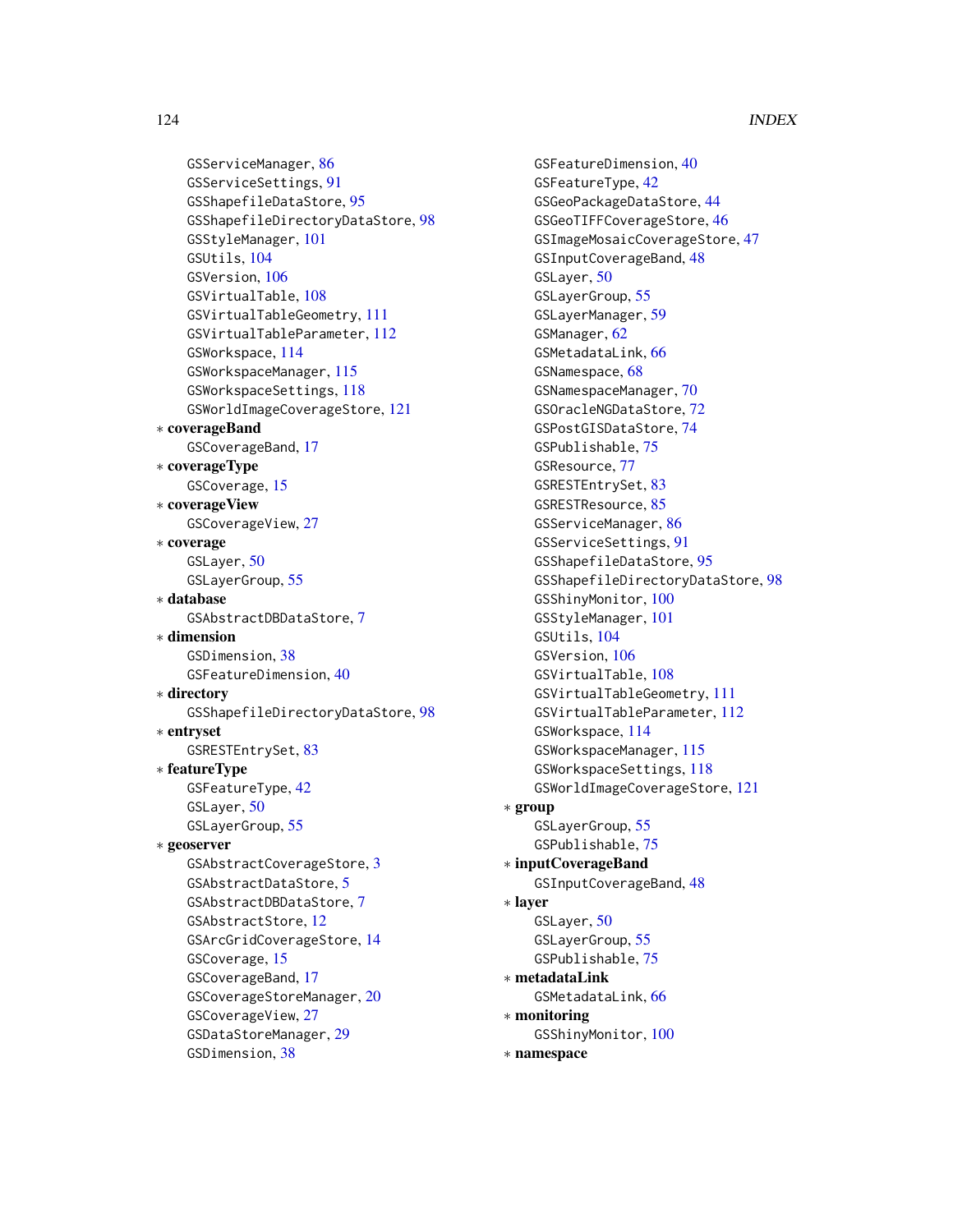GSServiceManager, 86
GSServiceSettings, 91
GSShapefileDataStore, 95
GSShapefileDirectoryDataStore, 98
GSStyleManager, 101
GSUtils, 104
GSVersion, 106
GSVirtualTable, 108
GSVirtualTableGeometry, 111
GSVirtualTableParameter, 112
GSWorkspace, 114
GSWorkspaceManager, 115
GSWorkspaceSettings, 118
GSWorldImageCoverageStore, 121

∗ **coverageBand**
GSCoverageBand, 17

∗ **coverageType**
GSCoverage, 15

∗ **coverageView**
GSCoverageView, 27

∗ **coverage**
GSLayer, 50
GSLayerGroup, 55

∗ **database**
GSAbstractDBDataStore, 7

∗ **dimension**
GSDimension, 38
GSFeatureDimension, 40

∗ **directory**
GSShapefileDirectoryDataStore, 98

∗ **entryset**
GSRESTEntrySet, 83

∗ **featureType**
GSFeatureType, 42
GSLayer, 50
GSLayerGroup, 55

∗ **geoserver**
GSAbstractCoverageStore, 3
GSAbstractDataStore, 5
GSAbstractDBDataStore, 7
GSAbstractStore, 12
GSArcGridCoverageStore, 14
GSCoverage, 15
GSCoverageBand, 17
GSCoverageStoreManager, 20
GSCoverageView, 27
GSDataStoreManager, 29
GSDimension, 38
GSFeatureDimension, 40
GSFeatureType, 42
GSGeoPackageDataStore, 44
GSGeoTIFFCoverageStore, 46
GSImageMosaicCoverageStore, 47
GSInputCoverageBand, 48
GSLayer, 50
GSLayerGroup, 55
GSLayerManager, 59
GSManager, 62
GSMetadataLink, 66
GSNamespace, 68
GSNamespaceManager, 70
GSOracleNGDataStore, 72
GSPostGISDataStore, 74
GSPublishable, 75
GSResource, 77
GSRESTEntrySet, 83
GSRESTResource, 85
GSServiceManager, 86
GSServiceSettings, 91
GSShapefileDataStore, 95
GSShapefileDirectoryDataStore, 98
GSShinyMonitor, 100
GSStyleManager, 101
GSUtils, 104
GSVersion, 106
GSVirtualTable, 108
GSVirtualTableGeometry, 111
GSVirtualTableParameter, 112
GSWorkspace, 114
GSWorkspaceManager, 115
GSWorkspaceSettings, 118
GSWorldImageCoverageStore, 121

∗ **group**
GSLayerGroup, 55
GSPublishable, 75

∗ **inputCoverageBand**
GSInputCoverageBand, 48

∗ **layer**
GSLayer, 50
GSLayerGroup, 55
GSPublishable, 75

∗ **metadataLink**
GSMetadataLink, 66

∗ **monitoring**
GSShinyMonitor, 100

∗ **namespace**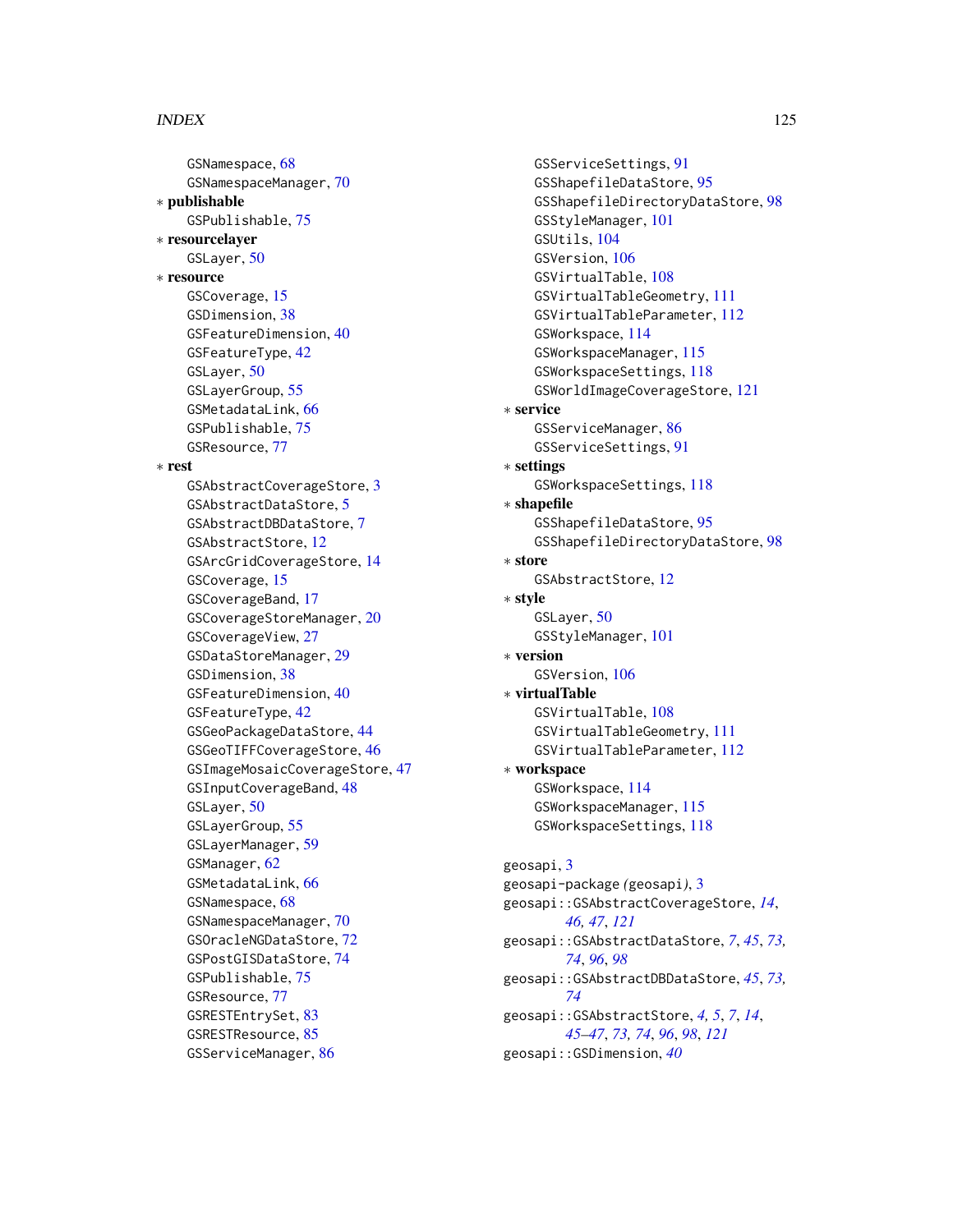GSNamespace, 68
GSNamespaceManager, 70

* **publishable**
  GSPublishable, 75
* **resourcelayer**
  GSLayer, 50
* **resource**
  GSCoverage, 15
  GSDimension, 38
  GSFeatureDimension, 40
  GSFeatureType, 42
  GSLayer, 50
  GSLayerGroup, 55
  GSMetadataLink, 66
  GSPublishable, 75
  GSResource, 77
* **rest**
  GSAbstractCoverageStore, 3
  GSAbstractDataStore, 5
  GSAbstractDBDataStore, 7
  GSAbstractStore, 12
  GSArcGridCoverageStore, 14
  GSCoverage, 15
  GSCoverageBand, 17
  GSCoverageStoreManager, 20
  GSCoverageView, 27
  GSDataStoreManager, 29
  GSDimension, 38
  GSFeatureDimension, 40
  GSFeatureType, 42
  GSGeoPackageDataStore, 44
  GSGeoTIFFCoverageStore, 46
  GSImageMosaicCoverageStore, 47
  GSInputCoverageBand, 48
  GSLayer, 50
  GSLayerGroup, 55
  GSLayerManager, 59
  GSManager, 62
  GSMetadataLink, 66
  GSNamespace, 68
  GSNamespaceManager, 70
  GSOracleNGDataStore, 72
  GSPostGISDataStore, 74
  GSPublishable, 75
  GSResource, 77
  GSRESTEntrySet, 83
  GSRESTResource, 85
  GSServiceManager, 86
  GSServiceSettings, 91
  GSShapefileDataStore, 95
  GSShapefileDirectoryDataStore, 98
  GSStyleManager, 101
  GSUtils, 104
  GSVersion, 106
  GSVirtualTable, 108
  GSVirtualTableGeometry, 111
  GSVirtualTableParameter, 112
  GSWorkspace, 114
  GSWorkspaceManager, 115
  GSWorkspaceSettings, 118
  GSWorldImageCoverageStore, 121
* **service**
  GSServiceManager, 86
  GSServiceSettings, 91
* **settings**
  GSWorkspaceSettings, 118
* **shapefile**
  GSShapefileDataStore, 95
  GSShapefileDirectoryDataStore, 98
* **store**
  GSAbstractStore, 12
* **style**
  GSLayer, 50
  GSStyleManager, 101
* **version**
  GSVersion, 106
* **virtualTable**
  GSVirtualTable, 108
  GSVirtualTableGeometry, 111
  GSVirtualTableParameter, 112
* **workspace**
  GSWorkspace, 114
  GSWorkspaceManager, 115
  GSWorkspaceSettings, 118

geosapi, 3
geosapi-package *(geosapi)*, 3
geosapi::GSAbstractCoverageStore, *14*, *46*, *47*, *121*
geosapi::GSAbstractDataStore, *7*, *45*, *73*, *74*, *96*, *98*
geosapi::GSAbstractDBDataStore, *45*, *73*, *74*
geosapi::GSAbstractStore, *4*, *5*, *7*, *14*, *45–47*, *73*, *74*, *96*, *98*, *121*
geosapi::GSDimension, *40*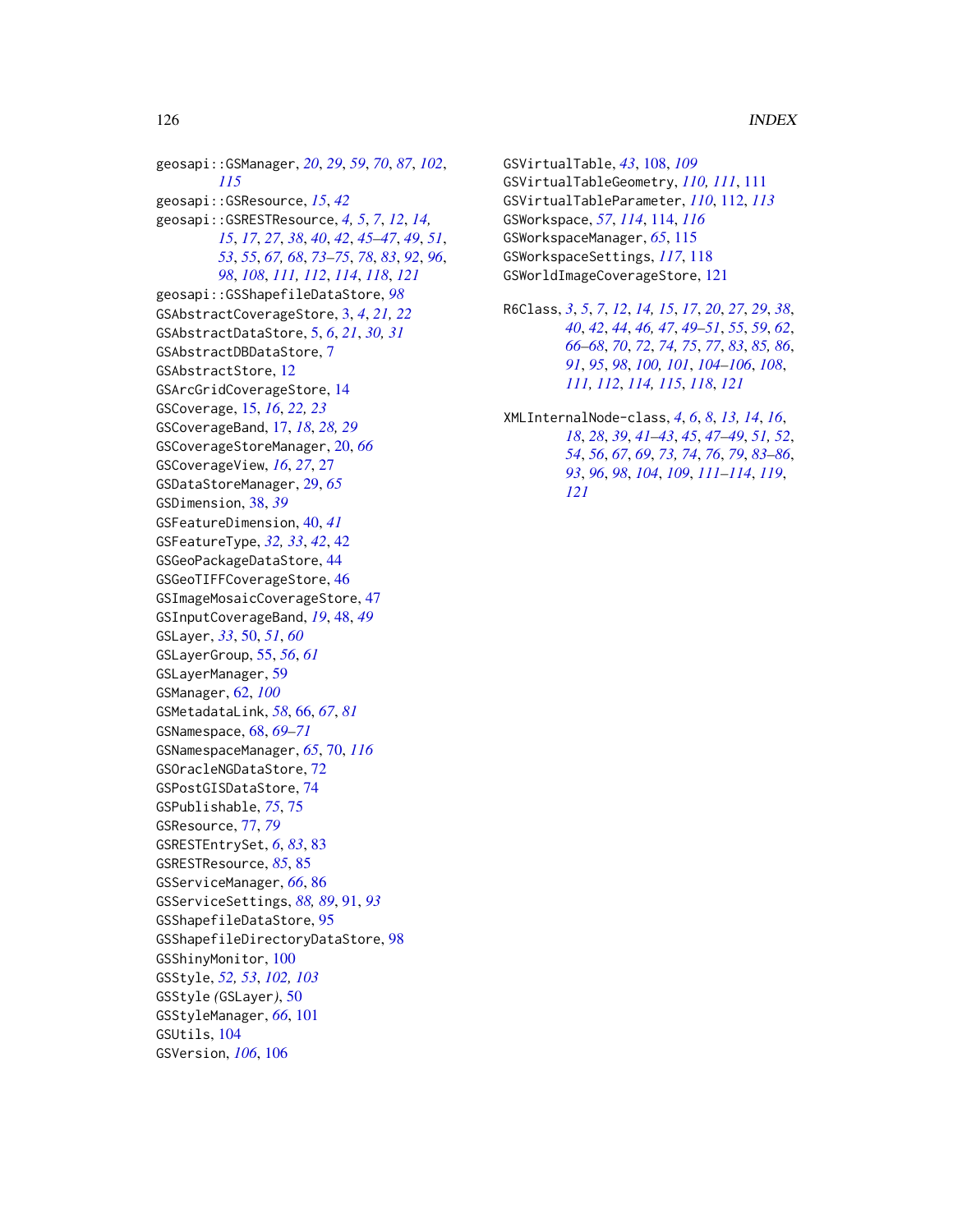geosapi::GSManager, *20*, *29*, *59*, *70*, *87*, *102*, *115*
geosapi::GSResource, *15*, *42*
geosapi::GSRESTResource, *4, 5*, *7*, *12*, *14, 15*, *17*, *27*, *38*, *40*, *42*, *45–47*, *49*, *51*, *53*, *55*, *67, 68*, *73–75*, *78*, *83*, *92*, *96*, *98*, *108*, *111, 112*, *114*, *118*, *121*
geosapi::GSShapefileDataStore, *98*
GSAbstractCoverageStore, 3, *4*, *21, 22*
GSAbstractDataStore, 5, *6*, *21*, *30, 31*
GSAbstractDBDataStore, 7
GSAbstractStore, 12
GSArcGridCoverageStore, 14
GSCoverage, 15, *16*, *22, 23*
GSCoverageBand, 17, *18*, *28, 29*
GSCoverageStoreManager, 20, *66*
GSCoverageView, *16*, *27*, 27
GSDataStoreManager, 29, *65*
GSDimension, 38, *39*
GSFeatureDimension, 40, *41*
GSFeatureType, *32, 33*, *42*, 42
GSGeoPackageDataStore, 44
GSGeoTIFFCoverageStore, 46
GSImageMosaicCoverageStore, 47
GSInputCoverageBand, *19*, 48, *49*
GSLayer, *33*, 50, *51*, *60*
GSLayerGroup, 55, *56*, *61*
GSLayerManager, 59
GSManager, 62, *100*
GSMetadataLink, *58*, 66, *67*, *81*
GSNamespace, 68, *69–71*
GSNamespaceManager, *65*, 70, *116*
GSOracleNGDataStore, 72
GSPostGISDataStore, 74
GSPublishable, *75*, 75
GSResource, 77, *79*
GSRESTEntrySet, *6*, *83*, 83
GSRESTResource, *85*, 85
GSServiceManager, *66*, 86
GSServiceSettings, *88, 89*, 91, *93*
GSShapefileDataStore, 95
GSShapefileDirectoryDataStore, 98
GSShinyMonitor, 100
GSStyle, *52, 53*, *102, 103*
GSStyle *(*GSLayer*)*, 50
GSStyleManager, *66*, 101
GSUtils, 104
GSVersion, *106*, 106
GSVirtualTable, *43*, 108, *109*
GSVirtualTableGeometry, *110, 111*, 111
GSVirtualTableParameter, *110*, 112, *113*
GSWorkspace, *57*, *114*, 114, *116*
GSWorkspaceManager, *65*, 115
GSWorkspaceSettings, *117*, 118
GSWorldImageCoverageStore, 121

R6Class, *3*, *5*, *7*, *12*, *14, 15*, *17*, *20*, *27*, *29*, *38*, *40*, *42*, *44*, *46, 47*, *49–51*, *55*, *59*, *62*, *66–68*, *70*, *72*, *74, 75*, *77*, *83*, *85, 86*, *91*, *95*, *98*, *100, 101*, *104–106*, *108*, *111, 112*, *114, 115*, *118*, *121*

XMLInternalNode-class, *4*, *6*, *8*, *13, 14*, *16*, *18*, *28*, *39*, *41–43*, *45*, *47–49*, *51, 52*, *54*, *56*, *67*, *69*, *73, 74*, *76*, *79*, *83–86*, *93*, *96*, *98*, *104*, *109*, *111–114*, *119*, *121*